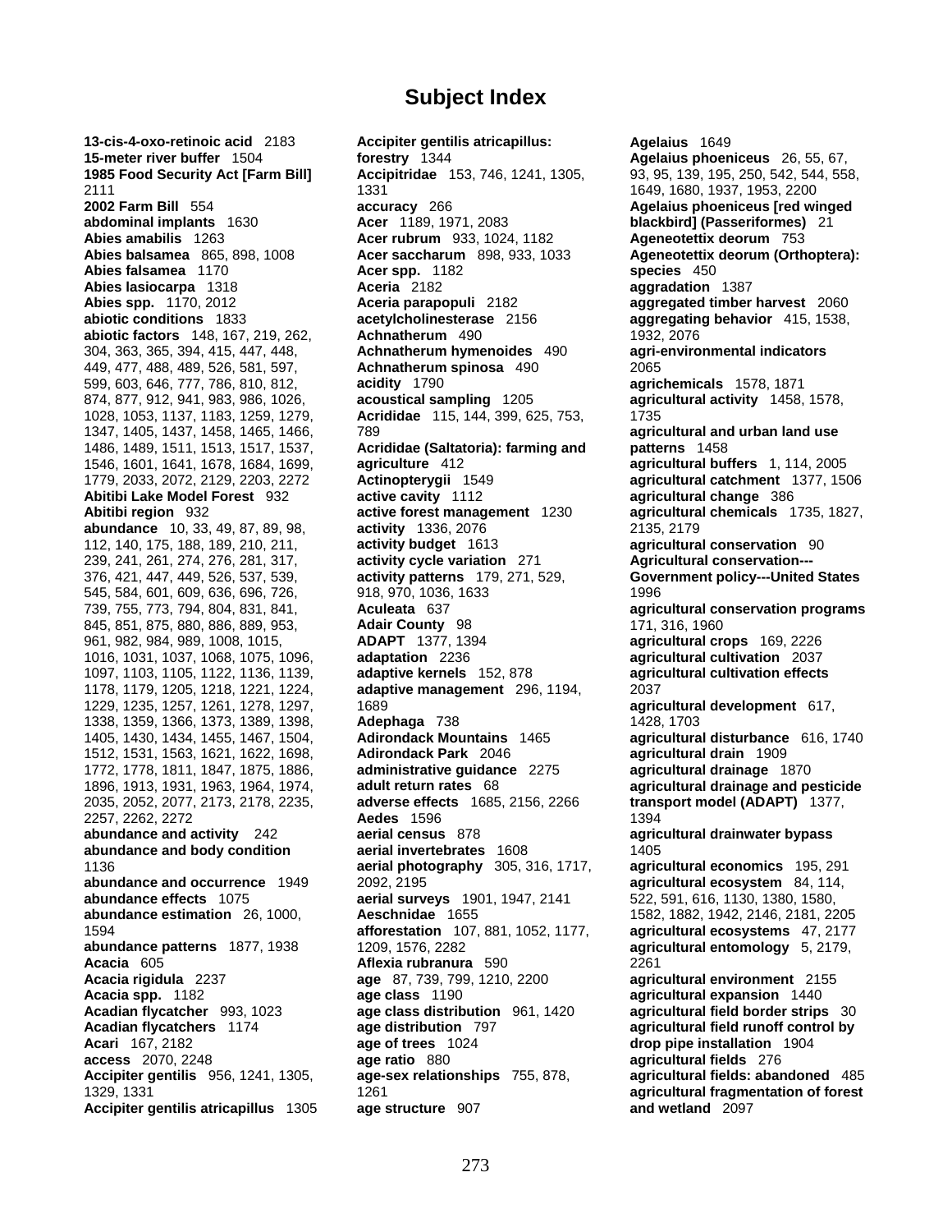# Subject Index

**13-cis-4-oxo-retinoic acid** 2183
**15-meter river buffer** 1504
**1985 Food Security Act [Farm Bill]** 2111
**2002 Farm Bill** 554
**abdominal implants** 1630
**Abies amabilis** 1263
**Abies balsamea** 865, 898, 1008
**Abies falsamea** 1170
**Abies lasiocarpa** 1318
**Abies spp.** 1170, 2012
**abiotic conditions** 1833
**abiotic factors** 148, 167, 219, 262, 304, 363, 365, 394, 415, 447, 448, 449, 477, 488, 489, 526, 581, 597, 599, 603, 646, 777, 786, 810, 812, 874, 877, 912, 941, 983, 986, 1026, 1028, 1053, 1137, 1183, 1259, 1279, 1347, 1405, 1437, 1458, 1465, 1466, 1486, 1489, 1511, 1513, 1517, 1537, 1546, 1601, 1641, 1678, 1684, 1699, 1779, 2033, 2072, 2129, 2203, 2272
**Abitibi Lake Model Forest** 932
**Abitibi region** 932
**abundance** 10, 33, 49, 87, 89, 98, 112, 140, 175, 188, 189, 210, 211, 239, 241, 261, 274, 276, 281, 317, 376, 421, 447, 449, 526, 537, 539, 545, 584, 601, 609, 636, 696, 726, 739, 755, 773, 794, 804, 831, 841, 845, 851, 875, 880, 886, 889, 953, 961, 982, 984, 989, 1008, 1015, 1016, 1031, 1037, 1068, 1075, 1096, 1097, 1103, 1105, 1122, 1136, 1139, 1178, 1179, 1205, 1218, 1221, 1224, 1229, 1235, 1257, 1261, 1278, 1297, 1338, 1359, 1366, 1373, 1389, 1398, 1405, 1430, 1434, 1455, 1467, 1504, 1512, 1531, 1563, 1621, 1622, 1698, 1772, 1778, 1811, 1847, 1875, 1886, 1896, 1913, 1931, 1963, 1964, 1974, 2035, 2052, 2077, 2173, 2178, 2235, 2257, 2262, 2272
**abundance and activity** 242
**abundance and body condition** 1136
**abundance and occurrence** 1949
**abundance effects** 1075
**abundance estimation** 26, 1000, 1594
**abundance patterns** 1877, 1938
**Acacia** 605
**Acacia rigidula** 2237
**Acacia spp.** 1182
**Acadian flycatcher** 993, 1023
**Acadian flycatchers** 1174
**Acari** 167, 2182
**access** 2070, 2248
**Accipiter gentilis** 956, 1241, 1305, 1329, 1331
**Accipiter gentilis atricapillus** 1305
**Accipiter gentilis atricapillus: forestry** 1344
**Accipitridae** 153, 746, 1241, 1305, 1331
**accuracy** 266
**Acer** 1189, 1971, 2083
**Acer rubrum** 933, 1024, 1182
**Acer saccharum** 898, 933, 1033
**Acer spp.** 1182
**Aceria** 2182
**Aceria parapopuli** 2182
**acetylcholinesterase** 2156
**Achnatherum** 490
**Achnatherum hymenoides** 490
**Achnatherum spinosa** 490
**acidity** 1790
**acoustical sampling** 1205
**Acrididae** 115, 144, 399, 625, 753, 789
**Acrididae (Saltatoria): farming and agriculture** 412
**Actinopterygii** 1549
**active cavity** 1112
**active forest management** 1230
**activity** 1336, 2076
**activity budget** 1613
**activity cycle variation** 271
**activity patterns** 179, 271, 529, 918, 970, 1036, 1633
**Aculeata** 637
**Adair County** 98
**ADAPT** 1377, 1394
**adaptation** 2236
**adaptive kernels** 152, 878
**adaptive management** 296, 1194, 1689
**Adephaga** 738
**Adirondack Mountains** 1465
**Adirondack Park** 2046
**administrative guidance** 2275
**adult return rates** 68
**adverse effects** 1685, 2156, 2266
**Aedes** 1596
**aerial census** 878
**aerial invertebrates** 1608
**aerial photography** 305, 316, 1717, 2092, 2195
**aerial surveys** 1901, 1947, 2141
**Aeschnidae** 1655
**afforestation** 107, 881, 1052, 1177, 1209, 1576, 2282
**Aflexia rubranura** 590
**age** 87, 739, 799, 1210, 2200
**age class** 1190
**age class distribution** 961, 1420
**age distribution** 797
**age of trees** 1024
**age ratio** 880
**age-sex relationships** 755, 878, 1261
**age structure** 907
**Agelaius** 1649
**Agelaius phoeniceus** 26, 55, 67, 93, 95, 139, 195, 250, 542, 544, 558, 1649, 1680, 1937, 1953, 2200
**Agelaius phoeniceus [red winged blackbird] (Passeriformes)** 21
**Ageneotettix deorum** 753
**Ageneotettix deorum (Orthoptera): species** 450
**aggradation** 1387
**aggregated timber harvest** 2060
**aggregating behavior** 415, 1538, 1932, 2076
**agri-environmental indicators** 2065
**agrichemicals** 1578, 1871
**agricultural activity** 1458, 1578, 1735
**agricultural and urban land use patterns** 1458
**agricultural buffers** 1, 114, 2005
**agricultural catchment** 1377, 1506
**agricultural change** 386
**agricultural chemicals** 1735, 1827, 2135, 2179
**agricultural conservation** 90
**Agricultural conservation---Government policy---United States** 1996
**agricultural conservation programs** 171, 316, 1960
**agricultural crops** 169, 2226
**agricultural cultivation** 2037
**agricultural cultivation effects** 2037
**agricultural development** 617, 1428, 1703
**agricultural disturbance** 616, 1740
**agricultural drain** 1909
**agricultural drainage** 1870
**agricultural drainage and pesticide transport model (ADAPT)** 1377, 1394
**agricultural drainwater bypass** 1405
**agricultural economics** 195, 291
**agricultural ecosystem** 84, 114, 522, 591, 616, 1130, 1380, 1580, 1582, 1882, 1942, 2146, 2181, 2205
**agricultural ecosystems** 47, 2177
**agricultural entomology** 5, 2179, 2261
**agricultural environment** 2155
**agricultural expansion** 1440
**agricultural field border strips** 30
**agricultural field runoff control by drop pipe installation** 1904
**agricultural fields** 276
**agricultural fields: abandoned** 485
**agricultural fragmentation of forest and wetland** 2097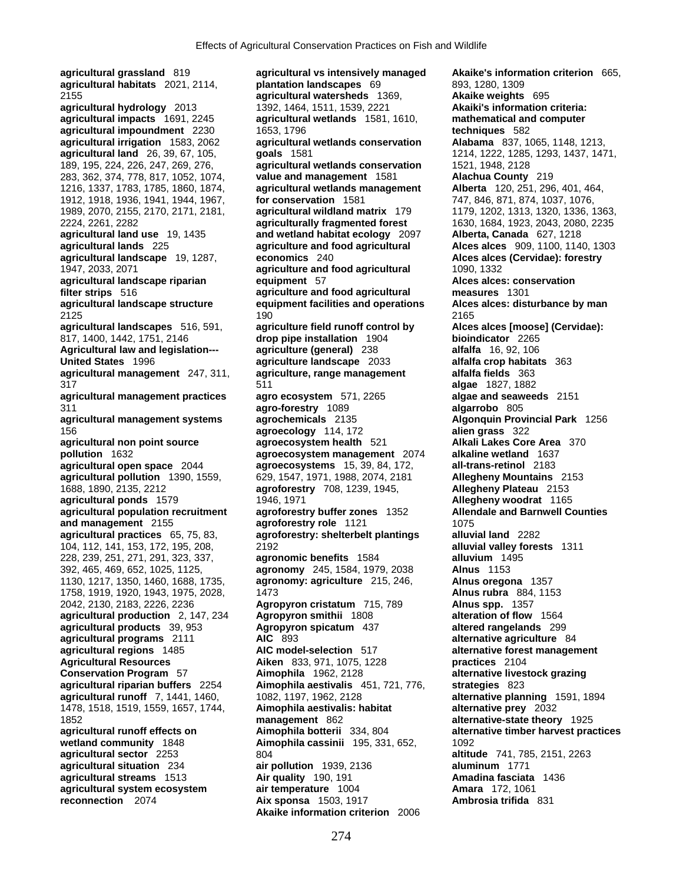**agricultural grassland** 819
**agricultural habitats** 2021, 2114, 2155
**agricultural hydrology** 2013
**agricultural impacts** 1691, 2245
**agricultural impoundment** 2230
**agricultural irrigation** 1583, 2062
**agricultural land** 26, 39, 67, 105, 189, 195, 224, 226, 247, 269, 276, 283, 362, 374, 778, 817, 1052, 1074, 1216, 1337, 1783, 1785, 1860, 1874, 1912, 1918, 1936, 1941, 1944, 1967, 1989, 2070, 2155, 2170, 2171, 2181, 2224, 2261, 2282
**agricultural land use** 19, 1435
**agricultural lands** 225
**agricultural landscape** 19, 1287, 1947, 2033, 2071
**agricultural landscape riparian filter strips** 516
**agricultural landscape structure** 2125
**agricultural landscapes** 516, 591, 817, 1400, 1442, 1751, 2146
**Agricultural law and legislation---United States** 1996
**agricultural management** 247, 311, 317
**agricultural management practices** 311
**agricultural management systems** 156
**agricultural non point source pollution** 1632
**agricultural open space** 2044
**agricultural pollution** 1390, 1559, 1688, 1890, 2135, 2212
**agricultural ponds** 1579
**agricultural population recruitment and management** 2155
**agricultural practices** 65, 75, 83, 104, 112, 141, 153, 172, 195, 208, 228, 239, 251, 271, 291, 323, 337, 392, 465, 469, 652, 1025, 1125, 1130, 1217, 1350, 1460, 1688, 1735, 1758, 1919, 1920, 1943, 1975, 2028, 2042, 2130, 2183, 2226, 2236
**agricultural production** 2, 147, 234
**agricultural products** 39, 953
**agricultural programs** 2111
**agricultural regions** 1485
**Agricultural Resources Conservation Program** 57
**agricultural riparian buffers** 2254
**agricultural runoff** 7, 1441, 1460, 1478, 1518, 1519, 1559, 1657, 1744, 1852
**agricultural runoff effects on wetland community** 1848
**agricultural sector** 2253
**agricultural situation** 234
**agricultural streams** 1513
**agricultural system ecosystem reconnection** 2074
**agricultural vs intensively managed plantation landscapes** 69
**agricultural watersheds** 1369, 1392, 1464, 1511, 1539, 2221
**agricultural wetlands** 1581, 1610, 1653, 1796
**agricultural wetlands conservation goals** 1581
**agricultural wetlands conservation value and management** 1581
**agricultural wetlands management for conservation** 1581
**agricultural wildland matrix** 179
**agriculturally fragmented forest and wetland habitat ecology** 2097
**agriculture and food agricultural economics** 240
**agriculture and food agricultural equipment** 57
**agriculture and food agricultural equipment facilities and operations** 190
**agriculture field runoff control by drop pipe installation** 1904
**agriculture (general)** 238
**agriculture landscape** 2033
**agriculture, range management** 511
**agro ecosystem** 571, 2265
**agro-forestry** 1089
**agrochemicals** 2135
**agroecology** 114, 172
**agroecosystem health** 521
**agroecosystem management** 2074
**agroecosystems** 15, 39, 84, 172, 629, 1547, 1971, 1988, 2074, 2181
**agroforestry** 708, 1239, 1945, 1946, 1971
**agroforestry buffer zones** 1352
**agroforestry role** 1121
**agroforestry: shelterbelt plantings** 2192
**agronomic benefits** 1584
**agronomy** 245, 1584, 1979, 2038
**agronomy: agriculture** 215, 246, 1473
**Agropyron cristatum** 715, 789
**Agropyron smithii** 1808
**Agropyron spicatum** 437
**AIC** 893
**AIC model-selection** 517
**Aiken** 833, 971, 1075, 1228
**Aimophila** 1962, 2128
**Aimophila aestivalis** 451, 721, 776, 1082, 1197, 1962, 2128
**Aimophila aestivalis: habitat management** 862
**Aimophila botterii** 334, 804
**Aimophila cassinii** 195, 331, 652, 804
**air pollution** 1939, 2136
**Air quality** 190, 191
**air temperature** 1004
**Aix sponsa** 1503, 1917
**Akaike information criterion** 2006
**Akaike's information criterion** 665, 893, 1280, 1309
**Akaike weights** 695
**Akaiki's information criteria: mathematical and computer techniques** 582
**Alabama** 837, 1065, 1148, 1213, 1214, 1222, 1285, 1293, 1437, 1471, 1521, 1948, 2128
**Alachua County** 219
**Alberta** 120, 251, 296, 401, 464, 747, 846, 871, 874, 1037, 1076, 1179, 1202, 1313, 1320, 1336, 1363, 1630, 1684, 1923, 2043, 2080, 2235
**Alberta, Canada** 627, 1218
**Alces alces** 909, 1100, 1140, 1303
**Alces alces (Cervidae): forestry** 1090, 1332
**Alces alces: conservation measures** 1301
**Alces alces: disturbance by man** 2165
**Alces alces [moose] (Cervidae): bioindicator** 2265
**alfalfa** 16, 92, 106
**alfalfa crop habitats** 363
**alfalfa fields** 363
**algae** 1827, 1882
**algae and seaweeds** 2151
**algarrobo** 805
**Algonquin Provincial Park** 1256
**alien grass** 322
**Alkali Lakes Core Area** 370
**alkaline wetland** 1637
**all-trans-retinol** 2183
**Allegheny Mountains** 2153
**Allegheny Plateau** 2153
**Allegheny woodrat** 1165
**Allendale and Barnwell Counties** 1075
**alluvial land** 2282
**alluvial valley forests** 1311
**alluvium** 1495
**Alnus** 1153
**Alnus oregona** 1357
**Alnus rubra** 884, 1153
**Alnus spp.** 1357
**alteration of flow** 1564
**altered rangelands** 299
**alternative agriculture** 84
**alternative forest management practices** 2104
**alternative livestock grazing strategies** 823
**alternative planning** 1591, 1894
**alternative prey** 2032
**alternative-state theory** 1925
**alternative timber harvest practices** 1092
**altitude** 741, 785, 2151, 2263
**aluminum** 1771
**Amadina fasciata** 1436
**Amara** 172, 1061
**Ambrosia trifida** 831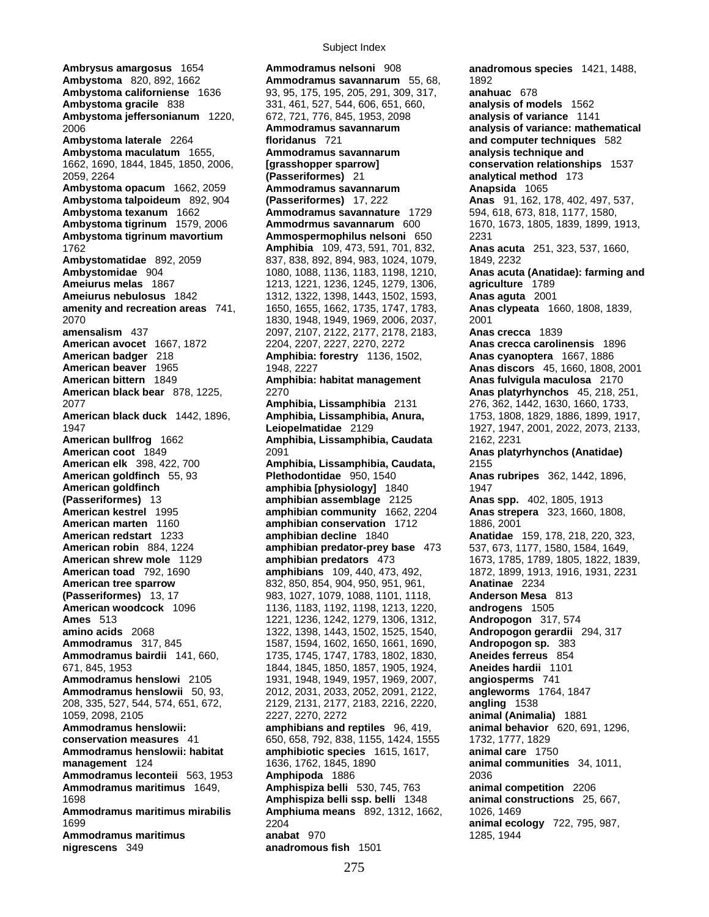# Subject Index

**Ambrysus amargosus** 1654
**Ambystoma** 820, 892, 1662
**Ambystoma californiense** 1636
**Ambystoma gracile** 838
**Ambystoma jeffersonianum** 1220, 2006
**Ambystoma laterale** 2264
**Ambystoma maculatum** 1655, 1662, 1690, 1844, 1845, 1850, 2006, 2059, 2264
**Ambystoma opacum** 1662, 2059
**Ambystoma talpoideum** 892, 904
**Ambystoma texanum** 1662
**Ambystoma tigrinum** 1579, 2006
**Ambystoma tigrinum mavortium** 1762
**Ambystomatidae** 892, 2059
**Ambystomidae** 904
**Ameiurus melas** 1867
**Ameiurus nebulosus** 1842
**amenity and recreation areas** 741, 2070
**amensalism** 437
**American avocet** 1667, 1872
**American badger** 218
**American beaver** 1965
**American bittern** 1849
**American black bear** 878, 1225, 2077
**American black duck** 1442, 1896, 1947
**American bullfrog** 1662
**American coot** 1849
**American elk** 398, 422, 700
**American goldfinch** 55, 93
**American goldfinch (Passeriformes)** 13
**American kestrel** 1995
**American marten** 1160
**American redstart** 1233
**American robin** 884, 1224
**American shrew mole** 1129
**American toad** 792, 1690
**American tree sparrow (Passeriformes)** 13, 17
**American woodcock** 1096
**Ames** 513
**amino acids** 2068
**Ammodramus** 317, 845
**Ammodramus bairdii** 141, 660, 671, 845, 1953
**Ammodramus henslowi** 2105
**Ammodramus henslowii** 50, 93, 208, 335, 527, 544, 574, 651, 672, 1059, 2098, 2105
**Ammodramus henslowii: conservation measures** 41
**Ammodramus henslowii: habitat management** 124
**Ammodramus leconteii** 563, 1953
**Ammodramus maritimus** 1649, 1698
**Ammodramus maritimus mirabilis** 1699
**Ammodramus maritimus nigrescens** 349
**Ammodramus nelsoni** 908
**Ammodramus savannarum** 55, 68, 93, 95, 175, 195, 205, 291, 309, 317, 331, 461, 527, 544, 606, 651, 660, 672, 721, 776, 845, 1953, 2098
**Ammodramus savannarum floridanus** 721
**Ammodramus savannarum [grasshopper sparrow] (Passeriformes)** 21
**Ammodramus savannarum (Passeriformes)** 17, 222
**Ammodramus savannature** 1729
**Ammodrmus savannarum** 600
**Ammospermophilus nelsoni** 650
**Amphibia** 109, 473, 591, 701, 832, 837, 838, 892, 894, 983, 1024, 1079, 1080, 1088, 1136, 1183, 1198, 1210, 1213, 1221, 1236, 1245, 1279, 1306, 1312, 1322, 1398, 1443, 1502, 1593, 1650, 1655, 1662, 1735, 1747, 1783, 1830, 1948, 1949, 1969, 2006, 2037, 2097, 2107, 2122, 2177, 2178, 2183, 2204, 2207, 2227, 2270, 2272
**Amphibia: forestry** 1136, 1502, 1948, 2227
**Amphibia: habitat management** 2270
**Amphibia, Lissamphibia** 2131
**Amphibia, Lissamphibia, Anura, Leiopelmatidae** 2129
**Amphibia, Lissamphibia, Caudata** 2091
**Amphibia, Lissamphibia, Caudata, Plethodontidae** 950, 1540
**amphibia [physiology]** 1840
**amphibian assemblage** 2125
**amphibian community** 1662, 2204
**amphibian conservation** 1712
**amphibian decline** 1840
**amphibian predator-prey base** 473
**amphibian predators** 473
**amphibians** 109, 440, 473, 492, 832, 850, 854, 904, 950, 951, 961, 983, 1027, 1079, 1088, 1101, 1118, 1136, 1183, 1192, 1198, 1213, 1220, 1221, 1236, 1242, 1279, 1306, 1312, 1322, 1398, 1443, 1502, 1525, 1540, 1587, 1594, 1602, 1650, 1661, 1690, 1735, 1745, 1747, 1783, 1802, 1830, 1844, 1845, 1850, 1857, 1905, 1924, 1931, 1948, 1949, 1957, 1969, 2007, 2012, 2031, 2033, 2052, 2091, 2122, 2129, 2131, 2177, 2183, 2216, 2220, 2227, 2270, 2272
**amphibians and reptiles** 96, 419, 650, 658, 792, 838, 1155, 1424, 1555
**amphibiotic species** 1615, 1617, 1636, 1762, 1845, 1890
**Amphipoda** 1886
**Amphispiza belli** 530, 745, 763
**Amphispiza belli ssp. belli** 1348
**Amphiuma means** 892, 1312, 1662, 2204
**anabat** 970
**anadromous fish** 1501
**anadromous species** 1421, 1488, 1892
**anahuac** 678
**analysis of models** 1562
**analysis of variance** 1141
**analysis of variance: mathematical and computer techniques** 582
**analysis technique and conservation relationships** 1537
**analytical method** 173
**Anapsida** 1065
**Anas** 91, 162, 178, 402, 497, 537, 594, 618, 673, 818, 1177, 1580, 1670, 1673, 1805, 1839, 1899, 1913, 2231
**Anas acuta** 251, 323, 537, 1660, 1849, 2232
**Anas acuta (Anatidae): farming and agriculture** 1789
**Anas aguta** 2001
**Anas clypeata** 1660, 1808, 1839, 2001
**Anas crecca** 1839
**Anas crecca carolinensis** 1896
**Anas cyanoptera** 1667, 1886
**Anas discors** 45, 1660, 1808, 2001
**Anas fulvigula maculosa** 2170
**Anas platyrhynchos** 45, 218, 251, 276, 362, 1442, 1630, 1660, 1733, 1753, 1808, 1829, 1886, 1899, 1917, 1927, 1947, 2001, 2022, 2073, 2133, 2162, 2231
**Anas platyrhynchos (Anatidae)** 2155
**Anas rubripes** 362, 1442, 1896, 1947
**Anas spp.** 402, 1805, 1913
**Anas strepera** 323, 1660, 1808, 1886, 2001
**Anatidae** 159, 178, 218, 220, 323, 537, 673, 1177, 1580, 1584, 1649, 1673, 1785, 1789, 1805, 1822, 1839, 1872, 1899, 1913, 1916, 1931, 2231
**Anatinae** 2234
**Anderson Mesa** 813
**androgens** 1505
**Andropogon** 317, 574
**Andropogon gerardii** 294, 317
**Andropogon sp.** 383
**Aneides ferreus** 854
**Aneides hardii** 1101
**angiosperms** 741
**angleworms** 1764, 1847
**angling** 1538
**animal (Animalia)** 1881
**animal behavior** 620, 691, 1296, 1732, 1777, 1829
**animal care** 1750
**animal communities** 34, 1011, 2036
**animal competition** 2206
**animal constructions** 25, 667, 1026, 1469
**animal ecology** 722, 795, 987, 1285, 1944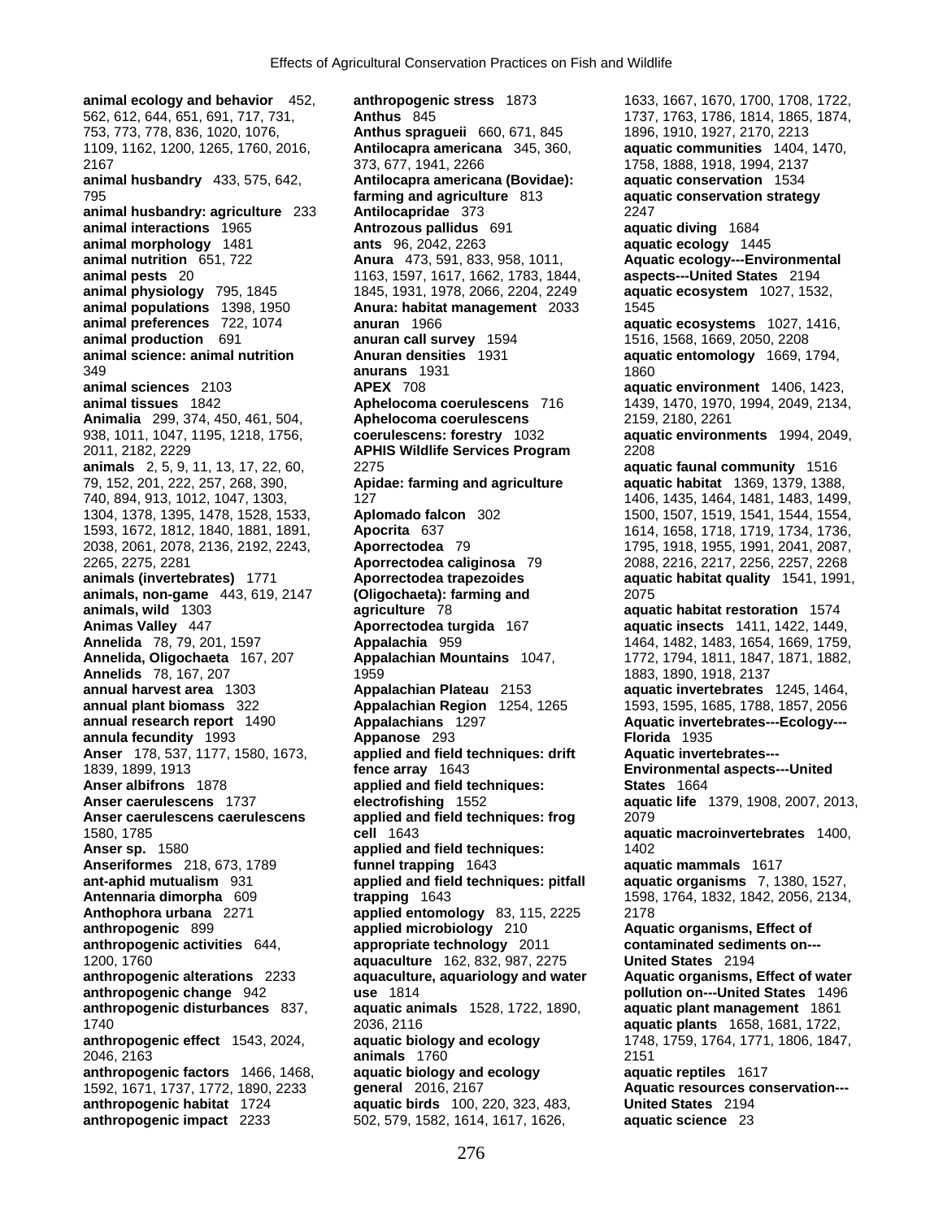**animal ecology and behavior** 452, 562, 612, 644, 651, 691, 717, 731, 753, 773, 778, 836, 1020, 1076, 1109, 1162, 1200, 1265, 1760, 2016, 2167
**animal husbandry** 433, 575, 642, 795
**animal husbandry: agriculture** 233
**animal interactions** 1965
**animal morphology** 1481
**animal nutrition** 651, 722
**animal pests** 20
**animal physiology** 795, 1845
**animal populations** 1398, 1950
**animal preferences** 722, 1074
**animal production** 691
**animal science: animal nutrition** 349
**animal sciences** 2103
**animal tissues** 1842
**Animalia** 299, 374, 450, 461, 504, 938, 1011, 1047, 1195, 1218, 1756, 2011, 2182, 2229
**animals** 2, 5, 9, 11, 13, 17, 22, 60, 79, 152, 201, 222, 257, 268, 390, 740, 894, 913, 1012, 1047, 1303, 1304, 1378, 1395, 1478, 1528, 1533, 1593, 1672, 1812, 1840, 1881, 1891, 2038, 2061, 2078, 2136, 2192, 2243, 2265, 2275, 2281
**animals (invertebrates)** 1771
**animals, non-game** 443, 619, 2147
**animals, wild** 1303
**Animas Valley** 447
**Annelida** 78, 79, 201, 1597
**Annelida, Oligochaeta** 167, 207
**Annelids** 78, 167, 207
**annual harvest area** 1303
**annual plant biomass** 322
**annual research report** 1490
**annula fecundity** 1993
**Anser** 178, 537, 1177, 1580, 1673, 1839, 1899, 1913
**Anser albifrons** 1878
**Anser caerulescens** 1737
**Anser caerulescens caerulescens** 1580, 1785
**Anser sp.** 1580
**Anseriformes** 218, 673, 1789
**ant-aphid mutualism** 931
**Antennaria dimorpha** 609
**Anthophora urbana** 2271
**anthropogenic** 899
**anthropogenic activities** 644, 1200, 1760
**anthropogenic alterations** 2233
**anthropogenic change** 942
**anthropogenic disturbances** 837, 1740
**anthropogenic effect** 1543, 2024, 2046, 2163
**anthropogenic factors** 1466, 1468, 1592, 1671, 1737, 1772, 1890, 2233
**anthropogenic habitat** 1724
**anthropogenic impact** 2233
**anthropogenic stress** 1873
**Anthus** 845
**Anthus spragueii** 660, 671, 845
**Antilocapra americana** 345, 360, 373, 677, 1941, 2266
**Antilocapra americana (Bovidae): farming and agriculture** 813
**Antilocapridae** 373
**Antrozous pallidus** 691
**ants** 96, 2042, 2263
**Anura** 473, 591, 833, 958, 1011, 1163, 1597, 1617, 1662, 1783, 1844, 1845, 1931, 1978, 2066, 2204, 2249
**Anura: habitat management** 2033
**anuran** 1966
**anuran call survey** 1594
**Anuran densities** 1931
**anurans** 1931
**APEX** 708
**Aphelocoma coerulescens** 716
**Aphelocoma coerulescens coerulescens: forestry** 1032
**APHIS Wildlife Services Program** 2275
**Apidae: farming and agriculture** 127
**Aplomado falcon** 302
**Apocrita** 637
**Aporrectodea** 79
**Aporrectodea caliginosa** 79
**Aporrectodea trapezoides (Oligochaeta): farming and agriculture** 78
**Aporrectodea turgida** 167
**Appalachia** 959
**Appalachian Mountains** 1047, 1959
**Appalachian Plateau** 2153
**Appalachian Region** 1254, 1265
**Appalachians** 1297
**Appanose** 293
**applied and field techniques: drift fence array** 1643
**applied and field techniques: electrofishing** 1552
**applied and field techniques: frog cell** 1643
**applied and field techniques: funnel trapping** 1643
**applied and field techniques: pitfall trapping** 1643
**applied entomology** 83, 115, 2225
**applied microbiology** 210
**appropriate technology** 2011
**aquaculture** 162, 832, 987, 2275
**aquaculture, aquariology and water use** 1814
**aquatic animals** 1528, 1722, 1890, 2036, 2116
**aquatic biology and ecology animals** 1760
**aquatic biology and ecology general** 2016, 2167
**aquatic birds** 100, 220, 323, 483, 502, 579, 1582, 1614, 1617, 1626, 1633, 1667, 1670, 1700, 1708, 1722, 1737, 1763, 1786, 1814, 1865, 1874, 1896, 1910, 1927, 2170, 2213
**aquatic communities** 1404, 1470, 1758, 1888, 1918, 1994, 2137
**aquatic conservation** 1534
**aquatic conservation strategy** 2247
**aquatic diving** 1684
**aquatic ecology** 1445
**Aquatic ecology---Environmental aspects---United States** 2194
**aquatic ecosystem** 1027, 1532, 1545
**aquatic ecosystems** 1027, 1416, 1516, 1568, 1669, 2050, 2208
**aquatic entomology** 1669, 1794, 1860
**aquatic environment** 1406, 1423, 1439, 1470, 1970, 1994, 2049, 2134, 2159, 2180, 2261
**aquatic environments** 1994, 2049, 2208
**aquatic faunal community** 1516
**aquatic habitat** 1369, 1379, 1388, 1406, 1435, 1464, 1481, 1483, 1499, 1500, 1507, 1519, 1541, 1544, 1554, 1614, 1658, 1718, 1719, 1734, 1736, 1795, 1918, 1955, 1991, 2041, 2087, 2088, 2216, 2217, 2256, 2257, 2268
**aquatic habitat quality** 1541, 1991, 2075
**aquatic habitat restoration** 1574
**aquatic insects** 1411, 1422, 1449, 1464, 1482, 1483, 1654, 1669, 1759, 1772, 1794, 1811, 1847, 1871, 1882, 1883, 1890, 1918, 2137
**aquatic invertebrates** 1245, 1464, 1593, 1595, 1685, 1788, 1857, 2056
**Aquatic invertebrates---Ecology---Florida** 1935
**Aquatic invertebrates---Environmental aspects---United States** 1664
**aquatic life** 1379, 1908, 2007, 2013, 2079
**aquatic macroinvertebrates** 1400, 1402
**aquatic mammals** 1617
**aquatic organisms** 7, 1380, 1527, 1598, 1764, 1832, 1842, 2056, 2134, 2178
**Aquatic organisms, Effect of contaminated sediments on---United States** 2194
**Aquatic organisms, Effect of water pollution on---United States** 1496
**aquatic plant management** 1861
**aquatic plants** 1658, 1681, 1722, 1748, 1759, 1764, 1771, 1806, 1847, 2151
**aquatic reptiles** 1617
**Aquatic resources conservation---United States** 2194
**aquatic science** 23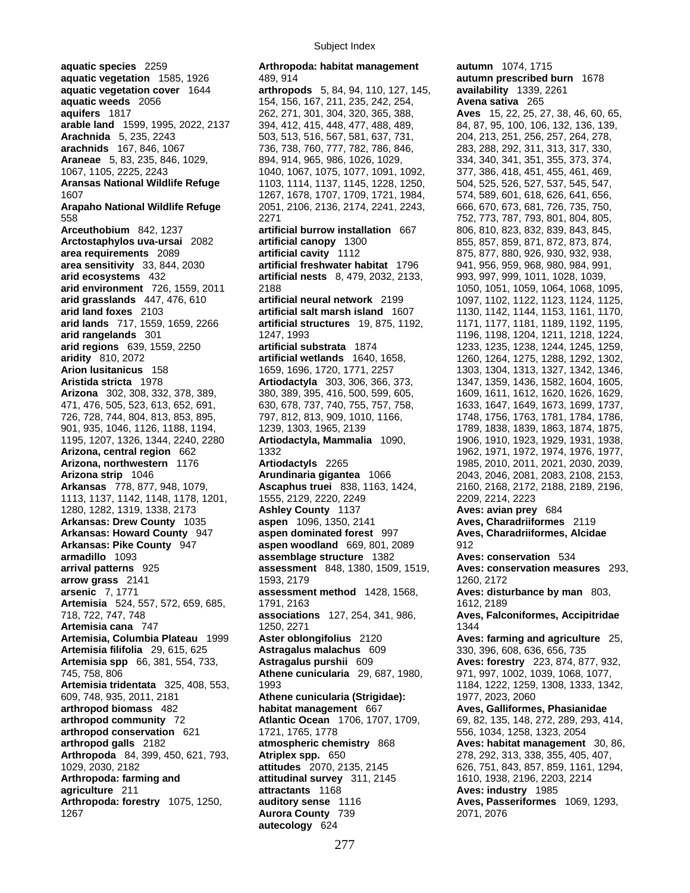**aquatic species** 2259
**aquatic vegetation** 1585, 1926
**aquatic vegetation cover** 1644
**aquatic weeds** 2056
**aquifers** 1817
**arable land** 1599, 1995, 2022, 2137
**Arachnida** 5, 235, 2243
**arachnids** 167, 846, 1067
**Araneae** 5, 83, 235, 846, 1029, 1067, 1105, 2225, 2243
**Aransas National Wildlife Refuge** 1607
**Arapaho National Wildlife Refuge** 558
**Arceuthobium** 842, 1237
**Arctostaphylos uva-ursai** 2082
**area requirements** 2089
**area sensitivity** 33, 844, 2030
**arid ecosystems** 432
**arid environment** 726, 1559, 2011
**arid grasslands** 447, 476, 610
**arid land foxes** 2103
**arid lands** 717, 1559, 1659, 2266
**arid rangelands** 301
**arid regions** 639, 1559, 2250
**aridity** 810, 2072
**Arion lusitanicus** 158
**Aristida stricta** 1978
**Arizona** 302, 308, 332, 378, 389, 471, 476, 505, 523, 613, 652, 691, 726, 728, 744, 804, 813, 853, 895, 901, 935, 1046, 1126, 1188, 1194, 1195, 1207, 1326, 1344, 2240, 2280
**Arizona, central region** 662
**Arizona, northwestern** 1176
**Arizona strip** 1046
**Arkansas** 778, 877, 948, 1079, 1113, 1137, 1142, 1148, 1178, 1201, 1280, 1282, 1319, 1338, 2173
**Arkansas: Drew County** 1035
**Arkansas: Howard County** 947
**Arkansas: Pike County** 947
**armadillo** 1093
**arrival patterns** 925
**arrow grass** 2141
**arsenic** 7, 1771
**Artemisia** 524, 557, 572, 659, 685, 718, 722, 747, 748
**Artemisia cana** 747
**Artemisia, Columbia Plateau** 1999
**Artemisia filifolia** 29, 615, 625
**Artemisia spp** 66, 381, 554, 733, 745, 758, 806
**Artemisia tridentata** 325, 408, 553, 609, 748, 935, 2011, 2181
**arthropod biomass** 482
**arthropod community** 72
**arthropod conservation** 621
**arthropod galls** 2182
**Arthropoda** 84, 399, 450, 621, 793, 1029, 2030, 2182
**Arthropoda: farming and agriculture** 211
**Arthropoda: forestry** 1075, 1250, 1267
**Arthropoda: habitat management** 489, 914
**arthropods** 5, 84, 94, 110, 127, 145, 154, 156, 167, 211, 235, 242, 254, 262, 271, 301, 304, 320, 365, 388, 394, 412, 415, 448, 477, 488, 489, 503, 513, 516, 567, 581, 637, 731, 736, 738, 760, 777, 782, 786, 846, 894, 914, 965, 986, 1026, 1029, 1040, 1067, 1075, 1077, 1091, 1092, 1103, 1114, 1137, 1145, 1228, 1250, 1267, 1678, 1707, 1709, 1721, 1984, 2051, 2106, 2136, 2174, 2241, 2243, 2271
**artificial burrow installation** 667
**artificial canopy** 1300
**artificial cavity** 1112
**artificial freshwater habitat** 1796
**artificial nests** 8, 479, 2032, 2133, 2188
**artificial neural network** 2199
**artificial salt marsh island** 1607
**artificial structures** 19, 875, 1192, 1247, 1993
**artificial substrata** 1874
**artificial wetlands** 1640, 1658, 1659, 1696, 1720, 1771, 2257
**Artiodactyla** 303, 306, 366, 373, 380, 389, 395, 416, 500, 599, 605, 630, 678, 737, 740, 755, 757, 758, 797, 812, 813, 909, 1010, 1166, 1239, 1303, 1965, 2139
**Artiodactyla, Mammalia** 1090, 1332
**Artiodactyls** 2265
**Arundinaria gigantea** 1066
**Ascaphus truei** 838, 1163, 1424, 1555, 2129, 2220, 2249
**Ashley County** 1137
**aspen** 1096, 1350, 2141
**aspen dominated forest** 997
**aspen woodland** 669, 801, 2089
**assemblage structure** 1382
**assessment** 848, 1380, 1509, 1519, 1593, 2179
**assessment method** 1428, 1568, 1791, 2163
**associations** 127, 254, 341, 986, 1250, 2271
**Aster oblongifolius** 2120
**Astragalus malachus** 609
**Astragalus purshii** 609
**Athene cunicularia** 29, 687, 1980, 1993
**Athene cunicularia (Strigidae): habitat management** 667
**Atlantic Ocean** 1706, 1707, 1709, 1721, 1765, 1778
**atmospheric chemistry** 868
**Atriplex spp.** 650
**attitudes** 2070, 2135, 2145
**attitudinal survey** 311, 2145
**attractants** 1168
**auditory sense** 1116
**Aurora County** 739
**autecology** 624
**autumn** 1074, 1715
**autumn prescribed burn** 1678
**availability** 1339, 2261
**Avena sativa** 265
**Aves** 15, 22, 25, 27, 38, 46, 60, 65, 84, 87, 95, 100, 106, 132, 136, 139, 204, 213, 251, 256, 257, 264, 278, 283, 288, 292, 311, 313, 317, 330, 334, 340, 341, 351, 355, 373, 374, 377, 386, 418, 451, 455, 461, 469, 504, 525, 526, 527, 537, 545, 547, 574, 589, 601, 618, 626, 641, 656, 666, 670, 673, 681, 726, 735, 750, 752, 773, 787, 793, 801, 804, 805, 806, 810, 823, 832, 839, 843, 845, 855, 857, 859, 871, 872, 873, 874, 875, 877, 880, 926, 930, 932, 938, 941, 956, 959, 968, 980, 984, 991, 993, 997, 999, 1011, 1028, 1039, 1050, 1051, 1059, 1064, 1068, 1095, 1097, 1102, 1122, 1123, 1124, 1125, 1130, 1142, 1144, 1153, 1161, 1170, 1171, 1177, 1181, 1189, 1192, 1195, 1196, 1198, 1204, 1211, 1218, 1224, 1233, 1235, 1238, 1244, 1245, 1259, 1260, 1264, 1275, 1288, 1292, 1302, 1303, 1304, 1313, 1327, 1342, 1346, 1347, 1359, 1436, 1582, 1604, 1605, 1609, 1611, 1612, 1620, 1626, 1629, 1633, 1647, 1649, 1673, 1699, 1737, 1748, 1756, 1763, 1781, 1784, 1786, 1789, 1838, 1839, 1863, 1874, 1875, 1906, 1910, 1923, 1929, 1931, 1938, 1962, 1971, 1972, 1974, 1976, 1977, 1985, 2010, 2011, 2021, 2030, 2039, 2043, 2046, 2081, 2083, 2108, 2153, 2160, 2168, 2172, 2188, 2189, 2196, 2209, 2214, 2223
**Aves: avian prey** 684
**Aves, Charadriiformes** 2119
**Aves, Charadriiformes, Alcidae** 912
**Aves: conservation** 534
**Aves: conservation measures** 293, 1260, 2172
**Aves: disturbance by man** 803, 1612, 2189
**Aves, Falconiformes, Accipitridae** 1344
**Aves: farming and agriculture** 25, 330, 396, 608, 636, 656, 735
**Aves: forestry** 223, 874, 877, 932, 971, 997, 1002, 1039, 1068, 1077, 1184, 1222, 1259, 1308, 1333, 1342, 1977, 2023, 2060
**Aves, Galliformes, Phasianidae** 69, 82, 135, 148, 272, 289, 293, 414, 556, 1034, 1258, 1323, 2054
**Aves: habitat management** 30, 86, 278, 292, 313, 338, 355, 405, 407, 626, 751, 843, 857, 859, 1161, 1294, 1610, 1938, 2196, 2203, 2214
**Aves: industry** 1985
**Aves, Passeriformes** 1069, 1293, 2071, 2076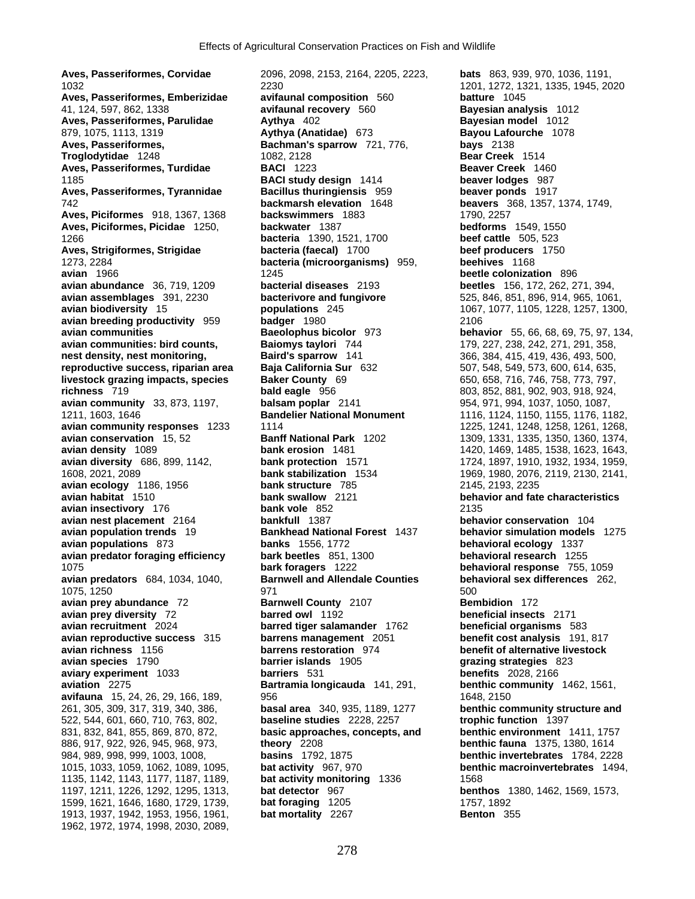**Aves, Passeriformes, Corvidae** 1032
**Aves, Passeriformes, Emberizidae** 41, 124, 597, 862, 1338
**Aves, Passeriformes, Parulidae** 879, 1075, 1113, 1319
**Aves, Passeriformes, Troglodytidae** 1248
**Aves, Passeriformes, Turdidae** 1185
**Aves, Passeriformes, Tyrannidae** 742
**Aves, Piciformes** 918, 1367, 1368
**Aves, Piciformes, Picidae** 1250, 1266
**Aves, Strigiformes, Strigidae** 1273, 2284
**avian** 1966
**avian abundance** 36, 719, 1209
**avian assemblages** 391, 2230
**avian biodiversity** 15
**avian breeding productivity** 959
**avian communities**
**avian communities: bird counts, nest density, nest monitoring, reproductive success, riparian area livestock grazing impacts, species richness** 719
**avian community** 33, 873, 1197, 1211, 1603, 1646
**avian community responses** 1233
**avian conservation** 15, 52
**avian density** 1089
**avian diversity** 686, 899, 1142, 1608, 2021, 2089
**avian ecology** 1186, 1956
**avian habitat** 1510
**avian insectivory** 176
**avian nest placement** 2164
**avian population trends** 19
**avian populations** 873
**avian predator foraging efficiency** 1075
**avian predators** 684, 1034, 1040, 1075, 1250
**avian prey abundance** 72
**avian prey diversity** 72
**avian recruitment** 2024
**avian reproductive success** 315
**avian richness** 1156
**avian species** 1790
**aviary experiment** 1033
**aviation** 2275
**avifauna** 15, 24, 26, 29, 166, 189, 261, 305, 309, 317, 319, 340, 386, 522, 544, 601, 660, 710, 763, 802, 831, 832, 841, 855, 869, 870, 872, 886, 917, 922, 926, 945, 968, 973, 984, 989, 998, 999, 1003, 1008, 1015, 1033, 1059, 1062, 1089, 1095, 1135, 1142, 1143, 1177, 1187, 1189, 1197, 1211, 1226, 1292, 1295, 1313, 1599, 1621, 1646, 1680, 1729, 1739, 1913, 1937, 1942, 1953, 1956, 1961, 1962, 1972, 1974, 1998, 2030, 2089, 2096, 2098, 2153, 2164, 2205, 2223, 2230
**avifaunal composition** 560
**avifaunal recovery** 560
**Aythya** 402
**Aythya (Anatidae)** 673
**Bachman's sparrow** 721, 776, 1082, 2128
**BACI** 1223
**BACI study design** 1414
**Bacillus thuringiensis** 959
**backmarsh elevation** 1648
**backswimmers** 1883
**backwater** 1387
**bacteria** 1390, 1521, 1700
**bacteria (faecal)** 1700
**bacteria (microorganisms)** 959, 1245
**bacterial diseases** 2193
**bacterivore and fungivore populations** 245
**badger** 1980
**Baeolophus bicolor** 973
**Baiomys taylori** 744
**Baird's sparrow** 141
**Baja California Sur** 632
**Baker County** 69
**bald eagle** 956
**balsam poplar** 2141
**Bandelier National Monument** 1114
**Banff National Park** 1202
**bank erosion** 1481
**bank protection** 1571
**bank stabilization** 1534
**bank structure** 785
**bank swallow** 2121
**bank vole** 852
**bankfull** 1387
**Bankhead National Forest** 1437
**banks** 1556, 1772
**bark beetles** 851, 1300
**bark foragers** 1222
**Barnwell and Allendale Counties** 971
**Barnwell County** 2107
**barred owl** 1192
**barred tiger salamander** 1762
**barrens management** 2051
**barrens restoration** 974
**barrier islands** 1905
**barriers** 531
**Bartramia longicauda** 141, 291, 956
**basal area** 340, 935, 1189, 1277
**baseline studies** 2228, 2257
**basic approaches, concepts, and theory** 2208
**basins** 1792, 1875
**bat activity** 967, 970
**bat activity monitoring** 1336
**bat detector** 967
**bat foraging** 1205
**bat mortality** 2267
**bats** 863, 939, 970, 1036, 1191, 1201, 1272, 1321, 1335, 1945, 2020
**batture** 1045
**Bayesian analysis** 1012
**Bayesian model** 1012
**Bayou Lafourche** 1078
**bays** 2138
**Bear Creek** 1514
**Beaver Creek** 1460
**beaver lodges** 987
**beaver ponds** 1917
**beavers** 368, 1357, 1374, 1749, 1790, 2257
**bedforms** 1549, 1550
**beef cattle** 505, 523
**beef producers** 1750
**beehives** 1168
**beetle colonization** 896
**beetles** 156, 172, 262, 271, 394, 525, 846, 851, 896, 914, 965, 1061, 1067, 1077, 1105, 1228, 1257, 1300, 2106
**behavior** 55, 66, 68, 69, 75, 97, 134, 179, 227, 238, 242, 271, 291, 358, 366, 384, 415, 419, 436, 493, 500, 507, 548, 549, 573, 600, 614, 635, 650, 658, 716, 746, 758, 773, 797, 803, 852, 881, 902, 903, 918, 924, 954, 971, 994, 1037, 1050, 1087, 1116, 1124, 1150, 1155, 1176, 1182, 1225, 1241, 1248, 1258, 1261, 1268, 1309, 1331, 1335, 1350, 1360, 1374, 1420, 1469, 1485, 1538, 1623, 1643, 1724, 1897, 1910, 1932, 1934, 1959, 1969, 1980, 2076, 2119, 2130, 2141, 2145, 2193, 2235
**behavior and fate characteristics** 2135
**behavior conservation** 104
**behavior simulation models** 1275
**behavioral ecology** 1337
**behavioral research** 1255
**behavioral response** 755, 1059
**behavioral sex differences** 262, 500
**Bembidion** 172
**beneficial insects** 2171
**beneficial organisms** 583
**benefit cost analysis** 191, 817
**benefit of alternative livestock grazing strategies** 823
**benefits** 2028, 2166
**benthic community** 1462, 1561, 1648, 2150
**benthic community structure and trophic function** 1397
**benthic environment** 1411, 1757
**benthic fauna** 1375, 1380, 1614
**benthic invertebrates** 1784, 2228
**benthic macroinvertebrates** 1494, 1568
**benthos** 1380, 1462, 1569, 1573, 1757, 1892
**Benton** 355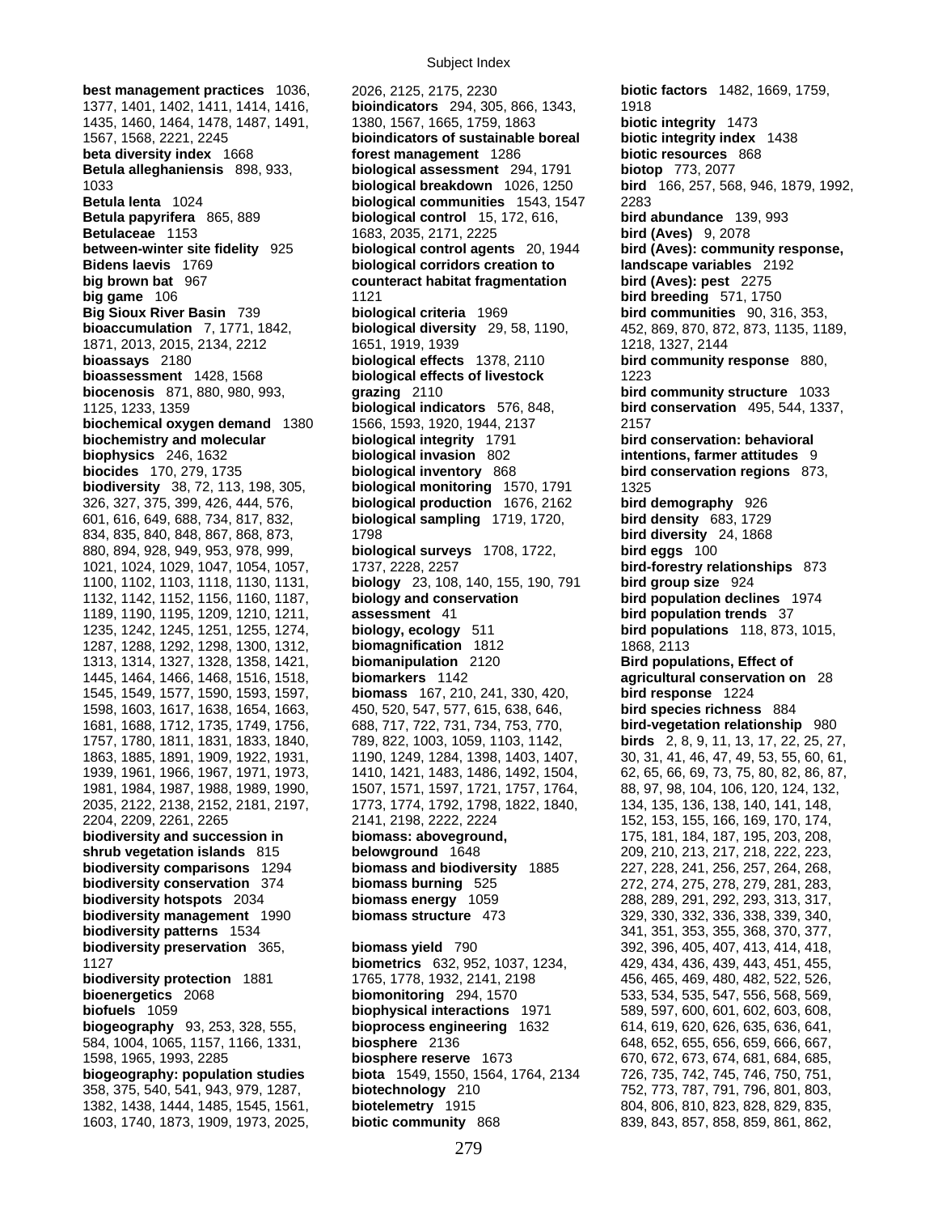**best management practices** 1036, 1377, 1401, 1402, 1411, 1414, 1416, 1435, 1460, 1464, 1478, 1487, 1491, 1567, 1568, 2221, 2245
**beta diversity index** 1668
**Betula alleghaniensis** 898, 933, 1033
**Betula lenta** 1024
**Betula papyrifera** 865, 889
**Betulaceae** 1153
**between-winter site fidelity** 925
**Bidens laevis** 1769
**big brown bat** 967
**big game** 106
**Big Sioux River Basin** 739
**bioaccumulation** 7, 1771, 1842, 1871, 2013, 2015, 2134, 2212
**bioassays** 2180
**bioassessment** 1428, 1568
**biocenosis** 871, 880, 980, 993, 1125, 1233, 1359
**biochemical oxygen demand** 1380
**biochemistry and molecular biophysics** 246, 1632
**biocides** 170, 279, 1735
**biodiversity** 38, 72, 113, 198, 305, 326, 327, 375, 399, 426, 444, 576, 601, 616, 649, 688, 734, 817, 832, 834, 835, 840, 848, 867, 868, 873, 880, 894, 928, 949, 953, 978, 999, 1021, 1024, 1029, 1047, 1054, 1057, 1100, 1102, 1103, 1118, 1130, 1131, 1132, 1142, 1152, 1156, 1160, 1187, 1189, 1190, 1195, 1209, 1210, 1211, 1235, 1242, 1245, 1251, 1255, 1274, 1287, 1288, 1292, 1298, 1300, 1312, 1313, 1314, 1327, 1328, 1358, 1421, 1445, 1464, 1466, 1468, 1516, 1518, 1545, 1549, 1577, 1590, 1593, 1597, 1598, 1603, 1617, 1638, 1654, 1663, 1681, 1688, 1712, 1735, 1749, 1756, 1757, 1780, 1811, 1831, 1833, 1840, 1863, 1885, 1891, 1909, 1922, 1931, 1939, 1961, 1966, 1967, 1971, 1973, 1981, 1984, 1987, 1988, 1989, 1990, 2035, 2122, 2138, 2152, 2181, 2197, 2204, 2209, 2261, 2265
**biodiversity and succession in shrub vegetation islands** 815
**biodiversity comparisons** 1294
**biodiversity conservation** 374
**biodiversity hotspots** 2034
**biodiversity management** 1990
**biodiversity patterns** 1534
**biodiversity preservation** 365, 1127
**biodiversity protection** 1881
**bioenergetics** 2068
**biofuels** 1059
**biogeography** 93, 253, 328, 555, 584, 1004, 1065, 1157, 1166, 1331, 1598, 1965, 1993, 2285
**biogeography: population studies** 358, 375, 540, 541, 943, 979, 1287, 1382, 1438, 1444, 1485, 1545, 1561, 1603, 1740, 1873, 1909, 1973, 2025, 2026, 2125, 2175, 2230
**bioindicators** 294, 305, 866, 1343, 1380, 1567, 1665, 1759, 1863
**bioindicators of sustainable boreal forest management** 1286
**biological assessment** 294, 1791
**biological breakdown** 1026, 1250
**biological communities** 1543, 1547
**biological control** 15, 172, 616, 1683, 2035, 2171, 2225
**biological control agents** 20, 1944
**biological corridors creation to counteract habitat fragmentation** 1121
**biological criteria** 1969
**biological diversity** 29, 58, 1190, 1651, 1919, 1939
**biological effects** 1378, 2110
**biological effects of livestock grazing** 2110
**biological indicators** 576, 848, 1566, 1593, 1920, 1944, 2137
**biological integrity** 1791
**biological invasion** 802
**biological inventory** 868
**biological monitoring** 1570, 1791
**biological production** 1676, 2162
**biological sampling** 1719, 1720, 1798
**biological surveys** 1708, 1722, 1737, 2228, 2257
**biology** 23, 108, 140, 155, 190, 791
**biology and conservation assessment** 41
**biology, ecology** 511
**biomagnification** 1812
**biomanipulation** 2120
**biomarkers** 1142
**biomass** 167, 210, 241, 330, 420, 450, 520, 547, 577, 615, 638, 646, 688, 717, 722, 731, 734, 753, 770, 789, 822, 1003, 1059, 1103, 1142, 1190, 1249, 1284, 1398, 1403, 1407, 1410, 1421, 1483, 1486, 1492, 1504, 1507, 1571, 1597, 1721, 1757, 1764, 1773, 1774, 1792, 1798, 1822, 1840, 2141, 2198, 2222, 2224
**biomass: aboveground, belowground** 1648
**biomass and biodiversity** 1885
**biomass burning** 525
**biomass energy** 1059
**biomass structure** 473
**biomass yield** 790
**biometrics** 632, 952, 1037, 1234, 1765, 1778, 1932, 2141, 2198
**biomonitoring** 294, 1570
**biophysical interactions** 1971
**bioprocess engineering** 1632
**biosphere** 2136
**biosphere reserve** 1673
**biota** 1549, 1550, 1564, 1764, 2134
**biotechnology** 210
**biotelemetry** 1915
**biotic community** 868
**biotic factors** 1482, 1669, 1759, 1918
**biotic integrity** 1473
**biotic integrity index** 1438
**biotic resources** 868
**biotop** 773, 2077
**bird** 166, 257, 568, 946, 1879, 1992, 2283
**bird abundance** 139, 993
**bird (Aves)** 9, 2078
**bird (Aves): community response, landscape variables** 2192
**bird (Aves): pest** 2275
**bird breeding** 571, 1750
**bird communities** 90, 316, 353, 452, 869, 870, 872, 873, 1135, 1189, 1218, 1327, 2144
**bird community response** 880, 1223
**bird community structure** 1033
**bird conservation** 495, 544, 1337, 2157
**bird conservation: behavioral intentions, farmer attitudes** 9
**bird conservation regions** 873, 1325
**bird demography** 926
**bird density** 683, 1729
**bird diversity** 24, 1868
**bird eggs** 100
**bird-forestry relationships** 873
**bird group size** 924
**bird population declines** 1974
**bird population trends** 37
**bird populations** 118, 873, 1015, 1868, 2113
**Bird populations, Effect of agricultural conservation on** 28
**bird response** 1224
**bird species richness** 884
**bird-vegetation relationship** 980
**birds** 2, 8, 9, 11, 13, 17, 22, 25, 27, 30, 31, 41, 46, 47, 49, 53, 55, 60, 61, 62, 65, 66, 69, 73, 75, 80, 82, 86, 87, 88, 97, 98, 104, 106, 120, 124, 132, 134, 135, 136, 138, 140, 141, 148, 152, 153, 155, 166, 169, 170, 174, 175, 181, 184, 187, 195, 203, 208, 209, 210, 213, 217, 218, 222, 223, 227, 228, 241, 256, 257, 264, 268, 272, 274, 275, 278, 279, 281, 283, 288, 289, 291, 292, 293, 313, 317, 329, 330, 332, 336, 338, 339, 340, 341, 351, 353, 355, 368, 370, 377, 392, 396, 405, 407, 413, 414, 418, 429, 434, 436, 439, 443, 451, 455, 456, 465, 469, 480, 482, 522, 526, 533, 534, 535, 547, 556, 568, 569, 589, 597, 600, 601, 602, 603, 608, 614, 619, 620, 626, 635, 636, 641, 648, 652, 655, 656, 659, 666, 667, 670, 672, 673, 674, 681, 684, 685, 726, 735, 742, 745, 746, 750, 751, 752, 773, 787, 791, 796, 801, 803, 804, 806, 810, 823, 828, 829, 835, 839, 843, 857, 858, 859, 861, 862,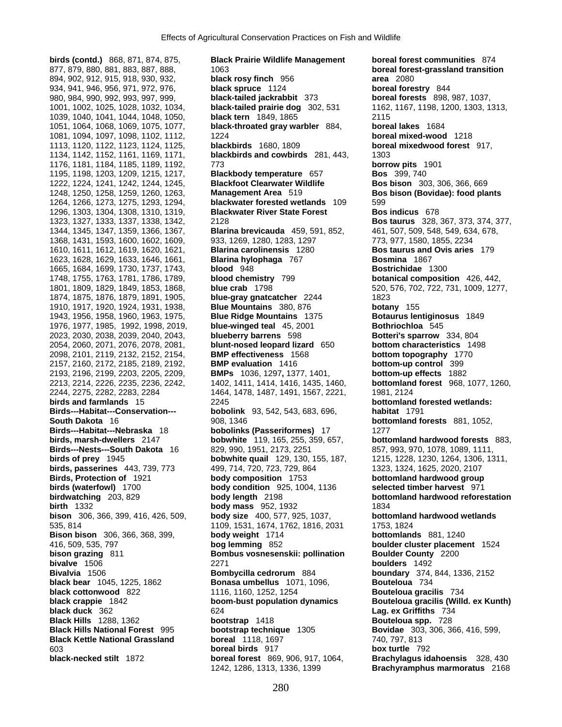**birds (contd.)** 868, 871, 874, 875, 877, 879, 880, 881, 883, 887, 888, 894, 902, 912, 915, 918, 930, 932, 934, 941, 946, 956, 971, 972, 976, 980, 984, 990, 992, 993, 997, 999, 1001, 1002, 1025, 1028, 1032, 1034, 1039, 1040, 1041, 1044, 1048, 1050, 1051, 1064, 1068, 1069, 1075, 1077, 1081, 1094, 1097, 1098, 1102, 1112, 1113, 1120, 1122, 1123, 1124, 1125, 1134, 1142, 1152, 1161, 1169, 1171, 1176, 1181, 1184, 1185, 1189, 1192, 1195, 1198, 1203, 1209, 1215, 1217, 1222, 1224, 1241, 1242, 1244, 1245, 1248, 1250, 1258, 1259, 1260, 1263, 1264, 1266, 1273, 1275, 1293, 1294, 1296, 1303, 1304, 1308, 1310, 1319, 1323, 1327, 1333, 1337, 1338, 1342, 1344, 1345, 1347, 1359, 1366, 1367, 1368, 1431, 1593, 1600, 1602, 1609, 1610, 1611, 1612, 1619, 1620, 1621, 1623, 1628, 1629, 1633, 1646, 1661, 1665, 1684, 1699, 1730, 1737, 1743, 1748, 1755, 1763, 1781, 1786, 1789, 1801, 1809, 1829, 1849, 1853, 1868, 1874, 1875, 1876, 1879, 1891, 1905, 1910, 1917, 1920, 1924, 1931, 1938, 1943, 1956, 1958, 1960, 1963, 1975, 1976, 1977, 1985, 1992, 1998, 2019, 2023, 2030, 2038, 2039, 2040, 2043, 2054, 2060, 2071, 2076, 2078, 2081, 2098, 2101, 2119, 2132, 2152, 2154, 2157, 2160, 2172, 2185, 2189, 2192, 2193, 2196, 2199, 2203, 2205, 2209, 2213, 2214, 2226, 2235, 2236, 2242, 2244, 2275, 2282, 2283, 2284
**birds and farmlands** 15
**Birds---Habitat---Conservation---South Dakota** 16
**Birds---Habitat---Nebraska** 18
**birds, marsh-dwellers** 2147
**Birds---Nests---South Dakota** 16
**birds of prey** 1945
**birds, passerines** 443, 739, 773
**Birds, Protection of** 1921
**birds (waterfowl)** 1700
**birdwatching** 203, 829
**birth** 1332
**bison** 306, 366, 399, 416, 426, 509, 535, 814
**Bison bison** 306, 366, 368, 399, 416, 509, 535, 797
**bison grazing** 811
**bivalve** 1506
**Bivalvia** 1506
**black bear** 1045, 1225, 1862
**black cottonwood** 822
**black crappie** 1842
**black duck** 362
**Black Hills** 1288, 1362
**Black Hills National Forest** 995
**Black Kettle National Grassland** 603
**black-necked stilt** 1872
**Black Prairie Wildlife Management** 1063
**black rosy finch** 956
**black spruce** 1124
**black-tailed jackrabbit** 373
**black-tailed prairie dog** 302, 531
**black tern** 1849, 1865
**black-throated gray warbler** 884, 1224
**blackbirds** 1680, 1809
**blackbirds and cowbirds** 281, 443, 773
**Blackbody temperature** 657
**Blackfoot Clearwater Wildlife Management Area** 519
**blackwater forested wetlands** 109
**Blackwater River State Forest** 2128
**Blarina brevicauda** 459, 591, 852, 933, 1269, 1280, 1283, 1297
**Blarina carolinensis** 1280
**Blarina hylophaga** 767
**blood** 948
**blood chemistry** 799
**blue crab** 1798
**blue-gray gnatcatcher** 2244
**Blue Mountains** 380, 876
**Blue Ridge Mountains** 1375
**blue-winged teal** 45, 2001
**blueberry barrens** 598
**blunt-nosed leopard lizard** 650
**BMP effectiveness** 1568
**BMP evaluation** 1416
**BMPs** 1036, 1297, 1377, 1401, 1402, 1411, 1414, 1416, 1435, 1460, 1464, 1478, 1487, 1491, 1567, 2221, 2245
**bobolink** 93, 542, 543, 683, 696, 908, 1346
**bobolinks (Passeriformes)** 17
**bobwhite** 119, 165, 255, 359, 657, 829, 990, 1951, 2173, 2251
**bobwhite quail** 129, 130, 155, 187, 499, 714, 720, 723, 729, 864
**body composition** 1753
**body condition** 925, 1004, 1136
**body length** 2198
**body mass** 952, 1932
**body size** 400, 577, 925, 1037, 1109, 1531, 1674, 1762, 1816, 2031
**body weight** 1714
**bog lemming** 852
**Bombus vosnesenskii: pollination** 2271
**Bombycilla cedrorum** 884
**Bonasa umbellus** 1071, 1096, 1116, 1160, 1252, 1254
**boom-bust population dynamics** 624
**bootstrap** 1418
**bootstrap technique** 1305
**boreal** 1118, 1697
**boreal birds** 917
**boreal forest** 869, 906, 917, 1064, 1242, 1286, 1313, 1336, 1399
**boreal forest communities** 874
**boreal forest-grassland transition area** 2080
**boreal forestry** 844
**boreal forests** 898, 987, 1037, 1162, 1167, 1198, 1200, 1303, 1313, 2115
**boreal lakes** 1684
**boreal mixed-wood** 1218
**boreal mixedwood forest** 917, 1303
**borrow pits** 1901
**Bos** 399, 740
**Bos bison** 303, 306, 366, 669
**Bos bison (Bovidae): food plants** 599
**Bos indicus** 678
**Bos taurus** 328, 367, 373, 374, 377, 461, 507, 509, 548, 549, 634, 678, 773, 977, 1580, 1855, 2234
**Bos taurus and Ovis aries** 179
**Bosmina** 1867
**Bostrichidae** 1300
**botanical composition** 426, 442, 520, 576, 702, 722, 731, 1009, 1277, 1823
**botany** 155
**Botaurus lentiginosus** 1849
**Bothriochloa** 545
**Botteri's sparrow** 334, 804
**bottom characteristics** 1498
**bottom topography** 1770
**bottom-up control** 399
**bottom-up effects** 1882
**bottomland forest** 968, 1077, 1260, 1981, 2124
**bottomland forested wetlands: habitat** 1791
**bottomland forests** 881, 1052, 1277
**bottomland hardwood forests** 883, 857, 993, 970, 1078, 1089, 1111, 1215, 1228, 1230, 1264, 1306, 1311, 1323, 1324, 1625, 2020, 2107
**bottomland hardwood group selected timber harvest** 971
**bottomland hardwood reforestation** 1834
**bottomland hardwood wetlands** 1753, 1824
**bottomlands** 881, 1240
**boulder cluster placement** 1524
**Boulder County** 2200
**boulders** 1492
**boundary** 374, 844, 1336, 2152
**Bouteloua** 734
**Bouteloua gracilis** 734
**Bouteloua gracilis (Willd. ex Kunth) Lag. ex Griffiths** 734
**Bouteloua spp.** 728
**Bovidae** 303, 306, 366, 416, 599, 740, 797, 813
**box turtle** 792
**Brachylagus idahoensis** 328, 430
**Brachyramphus marmoratus** 2168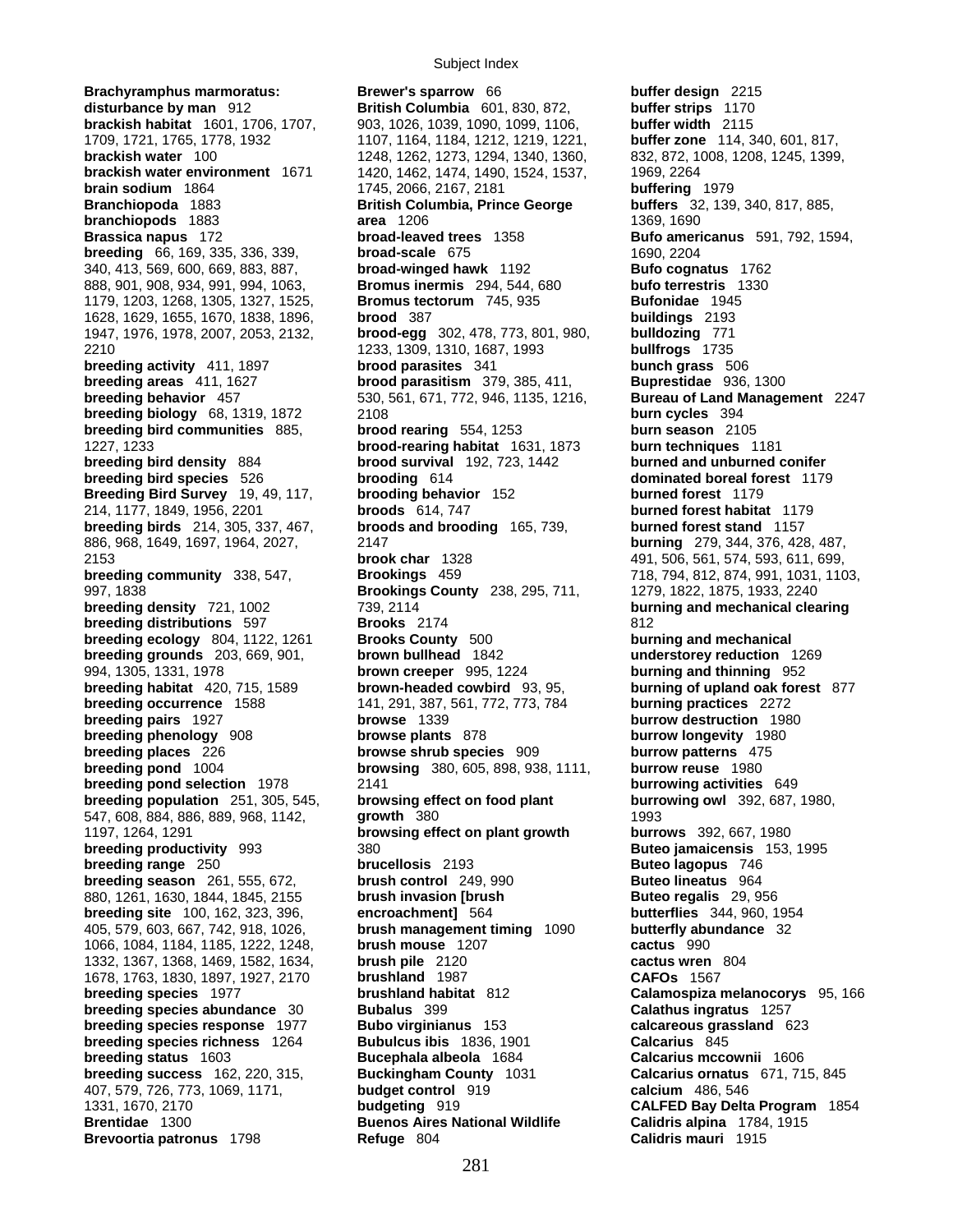**Brachyramphus marmoratus: disturbance by man** 912
**brackish habitat** 1601, 1706, 1707, 1709, 1721, 1765, 1778, 1932
**brackish water** 100
**brackish water environment** 1671
**brain sodium** 1864
**Branchiopoda** 1883
**branchiopods** 1883
**Brassica napus** 172
**breeding** 66, 169, 335, 336, 339, 340, 413, 569, 600, 669, 883, 887, 888, 901, 908, 934, 991, 994, 1063, 1179, 1203, 1268, 1305, 1327, 1525, 1628, 1629, 1655, 1670, 1838, 1896, 1947, 1976, 1978, 2007, 2053, 2132, 2210
**breeding activity** 411, 1897
**breeding areas** 411, 1627
**breeding behavior** 457
**breeding biology** 68, 1319, 1872
**breeding bird communities** 885, 1227, 1233
**breeding bird density** 884
**breeding bird species** 526
**Breeding Bird Survey** 19, 49, 117, 214, 1177, 1849, 1956, 2201
**breeding birds** 214, 305, 337, 467, 886, 968, 1649, 1697, 1964, 2027, 2153
**breeding community** 338, 547, 997, 1838
**breeding density** 721, 1002
**breeding distributions** 597
**breeding ecology** 804, 1122, 1261
**breeding grounds** 203, 669, 901, 994, 1305, 1331, 1978
**breeding habitat** 420, 715, 1589
**breeding occurrence** 1588
**breeding pairs** 1927
**breeding phenology** 908
**breeding places** 226
**breeding pond** 1004
**breeding pond selection** 1978
**breeding population** 251, 305, 545, 547, 608, 884, 886, 889, 968, 1142, 1197, 1264, 1291
**breeding productivity** 993
**breeding range** 250
**breeding season** 261, 555, 672, 880, 1261, 1630, 1844, 1845, 2155
**breeding site** 100, 162, 323, 396, 405, 579, 603, 667, 742, 918, 1026, 1066, 1084, 1184, 1185, 1222, 1248, 1332, 1367, 1368, 1469, 1582, 1634, 1678, 1763, 1830, 1897, 1927, 2170
**breeding species** 1977
**breeding species abundance** 30
**breeding species response** 1977
**breeding species richness** 1264
**breeding status** 1603
**breeding success** 162, 220, 315, 407, 579, 726, 773, 1069, 1171, 1331, 1670, 2170
**Brentidae** 1300
**Brevoortia patronus** 1798
**Brewer's sparrow** 66
**British Columbia** 601, 830, 872, 903, 1026, 1039, 1090, 1099, 1106, 1107, 1164, 1184, 1212, 1219, 1221, 1248, 1262, 1273, 1294, 1340, 1360, 1420, 1462, 1474, 1490, 1524, 1537, 1745, 2066, 2167, 2181
**British Columbia, Prince George area** 1206
**broad-leaved trees** 1358
**broad-scale** 675
**broad-winged hawk** 1192
**Bromus inermis** 294, 544, 680
**Bromus tectorum** 745, 935
**brood** 387
**brood-egg** 302, 478, 773, 801, 980, 1233, 1309, 1310, 1687, 1993
**brood parasites** 341
**brood parasitism** 379, 385, 411, 530, 561, 671, 772, 946, 1135, 1216, 2108
**brood rearing** 554, 1253
**brood-rearing habitat** 1631, 1873
**brood survival** 192, 723, 1442
**brooding** 614
**brooding behavior** 152
**broods** 614, 747
**broods and brooding** 165, 739, 2147
**brook char** 1328
**Brookings** 459
**Brookings County** 238, 295, 711, 739, 2114
**Brooks** 2174
**Brooks County** 500
**brown bullhead** 1842
**brown creeper** 995, 1224
**brown-headed cowbird** 93, 95, 141, 291, 387, 561, 772, 773, 784
**browse** 1339
**browse plants** 878
**browse shrub species** 909
**browsing** 380, 605, 898, 938, 1111, 2141
**browsing effect on food plant growth** 380
**browsing effect on plant growth** 380
**brucellosis** 2193
**brush control** 249, 990
**brush invasion [brush encroachment]** 564
**brush management timing** 1090
**brush mouse** 1207
**brush pile** 2120
**brushland** 1987
**brushland habitat** 812
**Bubalus** 399
**Bubo virginianus** 153
**Bubulcus ibis** 1836, 1901
**Bucephala albeola** 1684
**Buckingham County** 1031
**budget control** 919
**budgeting** 919
**Buenos Aires National Wildlife Refuge** 804
**buffer design** 2215
**buffer strips** 1170
**buffer width** 2115
**buffer zone** 114, 340, 601, 817, 832, 872, 1008, 1208, 1245, 1399, 1969, 2264
**buffering** 1979
**buffers** 32, 139, 340, 817, 885, 1369, 1690
**Bufo americanus** 591, 792, 1594, 1690, 2204
**Bufo cognatus** 1762
**bufo terrestris** 1330
**Bufonidae** 1945
**buildings** 2193
**bulldozing** 771
**bullfrogs** 1735
**bunch grass** 506
**Buprestidae** 936, 1300
**Bureau of Land Management** 2247
**burn cycles** 394
**burn season** 2105
**burn techniques** 1181
**burned and unburned conifer dominated boreal forest** 1179
**burned forest** 1179
**burned forest habitat** 1179
**burned forest stand** 1157
**burning** 279, 344, 376, 428, 487, 491, 506, 561, 574, 593, 611, 699, 718, 794, 812, 874, 991, 1031, 1103, 1279, 1822, 1875, 1933, 2240
**burning and mechanical clearing** 812
**burning and mechanical understorey reduction** 1269
**burning and thinning** 952
**burning of upland oak forest** 877
**burning practices** 2272
**burrow destruction** 1980
**burrow longevity** 1980
**burrow patterns** 475
**burrow reuse** 1980
**burrowing activities** 649
**burrowing owl** 392, 687, 1980, 1993
**burrows** 392, 667, 1980
**Buteo jamaicensis** 153, 1995
**Buteo lagopus** 746
**Buteo lineatus** 964
**Buteo regalis** 29, 956
**butterflies** 344, 960, 1954
**butterfly abundance** 32
**cactus** 990
**cactus wren** 804
**CAFOs** 1567
**Calamospiza melanocorys** 95, 166
**Calathus ingratus** 1257
**calcareous grassland** 623
**Calcarius** 845
**Calcarius mccownii** 1606
**Calcarius ornatus** 671, 715, 845
**calcium** 486, 546
**CALFED Bay Delta Program** 1854
**Calidris alpina** 1784, 1915
**Calidris mauri** 1915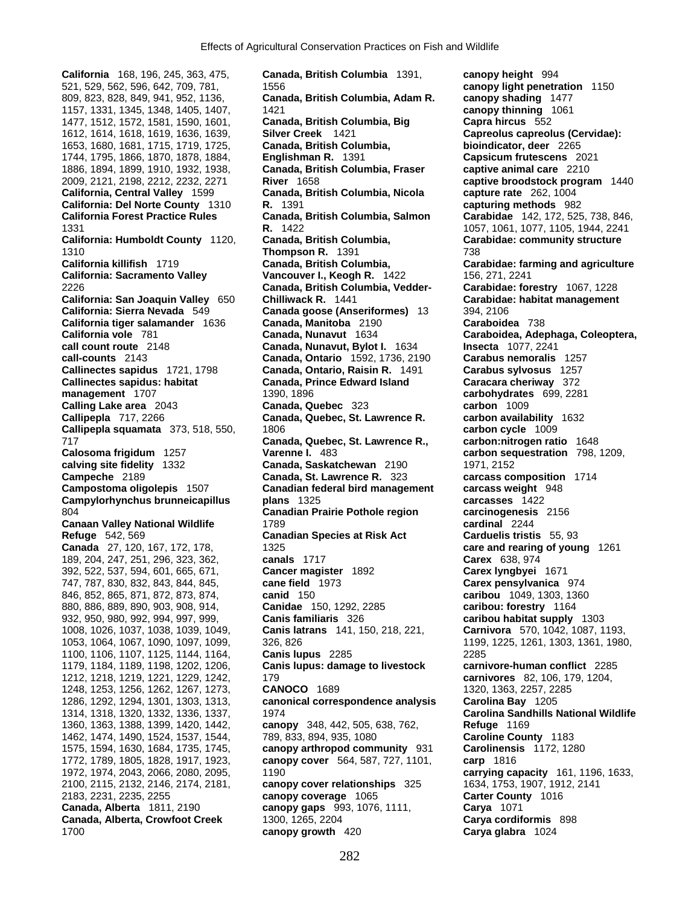**California** 168, 196, 245, 363, 475, 521, 529, 562, 596, 642, 709, 781, 809, 823, 828, 849, 941, 952, 1136, 1157, 1331, 1345, 1348, 1405, 1407, 1477, 1512, 1572, 1581, 1590, 1601, 1612, 1614, 1618, 1619, 1636, 1639, 1653, 1680, 1681, 1715, 1719, 1725, 1744, 1795, 1866, 1870, 1878, 1884, 1886, 1894, 1899, 1910, 1932, 1938, 2009, 2121, 2198, 2212, 2232, 2271
**California, Central Valley** 1599
**California: Del Norte County** 1310
**California Forest Practice Rules** 1331
**California: Humboldt County** 1120, 1310
**California killifish** 1719
**California: Sacramento Valley** 2226
**California: San Joaquin Valley** 650
**California: Sierra Nevada** 549
**California tiger salamander** 1636
**California vole** 781
**call count route** 2148
**call-counts** 2143
**Callinectes sapidus** 1721, 1798
**Callinectes sapidus: habitat management** 1707
**Calling Lake area** 2043
**Callipepla** 717, 2266
**Callipepla squamata** 373, 518, 550, 717
**Calosoma frigidum** 1257
**calving site fidelity** 1332
**Campeche** 2189
**Campostoma oligolepis** 1507
**Campylorhynchus brunneicapillus** 804
**Canaan Valley National Wildlife Refuge** 542, 569
**Canada** 27, 120, 167, 172, 178, 189, 204, 247, 251, 296, 323, 362, 392, 522, 537, 594, 601, 665, 671, 747, 787, 830, 832, 843, 844, 845, 846, 852, 865, 871, 872, 873, 874, 880, 886, 889, 890, 903, 908, 914, 932, 950, 980, 992, 994, 997, 999, 1008, 1026, 1037, 1038, 1039, 1049, 1053, 1064, 1067, 1090, 1097, 1099, 1100, 1106, 1107, 1125, 1144, 1164, 1179, 1184, 1189, 1198, 1202, 1206, 1212, 1218, 1219, 1221, 1229, 1242, 1248, 1253, 1256, 1262, 1267, 1273, 1286, 1292, 1294, 1301, 1303, 1313, 1314, 1318, 1320, 1332, 1336, 1337, 1360, 1363, 1388, 1399, 1420, 1442, 1462, 1474, 1490, 1524, 1537, 1544, 1575, 1594, 1630, 1684, 1735, 1745, 1772, 1789, 1805, 1828, 1917, 1923, 1972, 1974, 2043, 2066, 2080, 2095, 2100, 2115, 2132, 2146, 2174, 2181, 2183, 2231, 2235, 2255
**Canada, Alberta** 1811, 2190
**Canada, Alberta, Crowfoot Creek** 1700
**Canada, British Columbia** 1391, 1556
**Canada, British Columbia, Adam R.** 1421
**Canada, British Columbia, Big Silver Creek** 1421
**Canada, British Columbia, Englishman R.** 1391
**Canada, British Columbia, Fraser River** 1658
**Canada, British Columbia, Nicola R.** 1391
**Canada, British Columbia, Salmon R.** 1422
**Canada, British Columbia, Thompson R.** 1391
**Canada, British Columbia, Vancouver I., Keogh R.** 1422
**Canada, British Columbia, Vedder-Chilliwack R.** 1441
**Canada goose (Anseriformes)** 13
**Canada, Manitoba** 2190
**Canada, Nunavut** 1634
**Canada, Nunavut, Bylot I.** 1634
**Canada, Ontario** 1592, 1736, 2190
**Canada, Ontario, Raisin R.** 1491
**Canada, Prince Edward Island** 1390, 1896
**Canada, Quebec** 323
**Canada, Quebec, St. Lawrence R.** 1806
**Canada, Quebec, St. Lawrence R., Varenne I.** 483
**Canada, Saskatchewan** 2190
**Canada, St. Lawrence R.** 323
**Canadian federal bird management plans** 1325
**Canadian Prairie Pothole region** 1789
**Canadian Species at Risk Act** 1325
**canals** 1717
**Cancer magister** 1892
**cane field** 1973
**canid** 150
**Canidae** 150, 1292, 2285
**Canis familiaris** 326
**Canis latrans** 141, 150, 218, 221, 326, 826
**Canis lupus** 2285
**Canis lupus: damage to livestock** 179
**CANOCO** 1689
**canonical correspondence analysis** 1974
**canopy** 348, 442, 505, 638, 762, 789, 833, 894, 935, 1080
**canopy arthropod community** 931
**canopy cover** 564, 587, 727, 1101, 1190
**canopy cover relationships** 325
**canopy coverage** 1065
**canopy gaps** 993, 1076, 1111, 1300, 1265, 2204
**canopy growth** 420
**canopy height** 994
**canopy light penetration** 1150
**canopy shading** 1477
**canopy thinning** 1061
**Capra hircus** 552
**Capreolus capreolus (Cervidae): bioindicator, deer** 2265
**Capsicum frutescens** 2021
**captive animal care** 2210
**captive broodstock program** 1440
**capture rate** 262, 1004
**capturing methods** 982
**Carabidae** 142, 172, 525, 738, 846, 1057, 1061, 1077, 1105, 1944, 2241
**Carabidae: community structure** 738
**Carabidae: farming and agriculture** 156, 271, 2241
**Carabidae: forestry** 1067, 1228
**Carabidae: habitat management** 394, 2106
**Caraboidea** 738
**Caraboidea, Adephaga, Coleoptera, Insecta** 1077, 2241
**Carabus nemoralis** 1257
**Carabus sylvosus** 1257
**Caracara cheriway** 372
**carbohydrates** 699, 2281
**carbon** 1009
**carbon availability** 1632
**carbon cycle** 1009
**carbon:nitrogen ratio** 1648
**carbon sequestration** 798, 1209, 1971, 2152
**carcass composition** 1714
**carcass weight** 948
**carcasses** 1422
**carcinogenesis** 2156
**cardinal** 2244
**Carduelis tristis** 55, 93
**care and rearing of young** 1261
**Carex** 638, 974
**Carex lyngbyei** 1671
**Carex pensylvanica** 974
**caribou** 1049, 1303, 1360
**caribou: forestry** 1164
**caribou habitat supply** 1303
**Carnivora** 570, 1042, 1087, 1193, 1199, 1225, 1261, 1303, 1361, 1980, 2285
**carnivore-human conflict** 2285
**carnivores** 82, 106, 179, 1204, 1320, 1363, 2257, 2285
**Carolina Bay** 1205
**Carolina Sandhills National Wildlife Refuge** 1169
**Caroline County** 1183
**Carolinensis** 1172, 1280
**carp** 1816
**carrying capacity** 161, 1196, 1633, 1634, 1753, 1907, 1912, 2141
**Carter County** 1016
**Carya** 1071
**Carya cordiformis** 898
**Carya glabra** 1024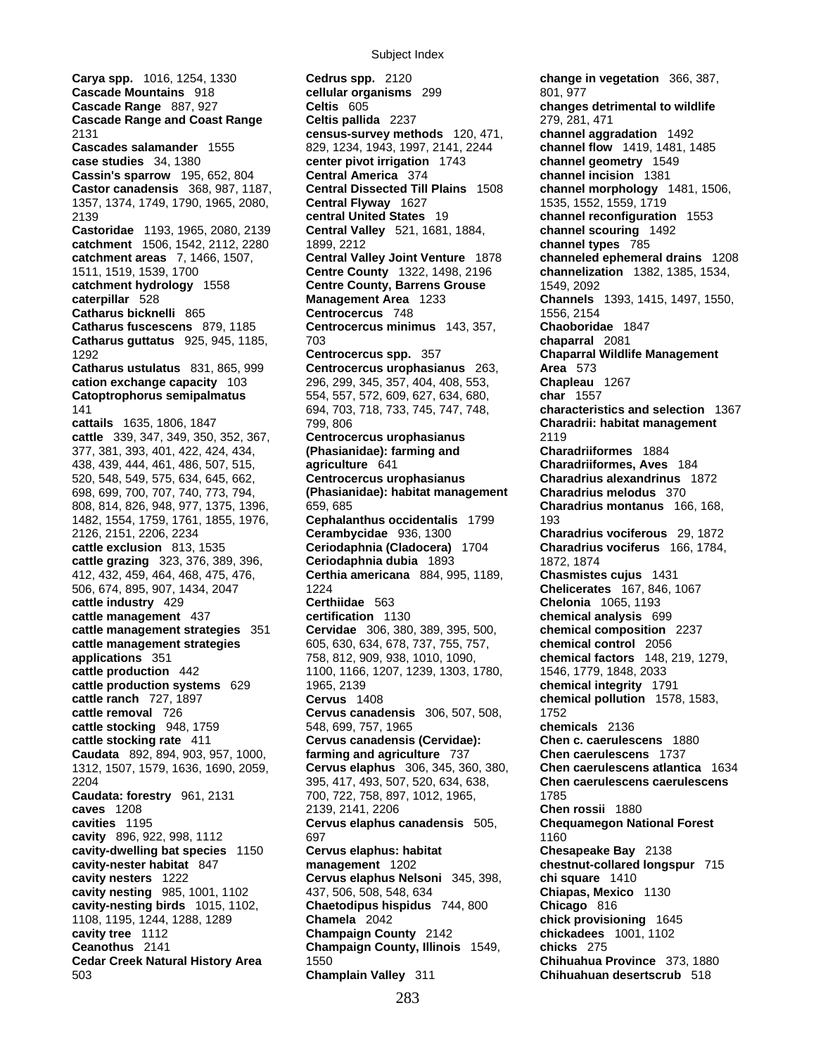**Carya spp.** 1016, 1254, 1330
**Cascade Mountains** 918
**Cascade Range** 887, 927
**Cascade Range and Coast Range** 2131
**Cascades salamander** 1555
**case studies** 34, 1380
**Cassin's sparrow** 195, 652, 804
**Castor canadensis** 368, 987, 1187, 1357, 1374, 1749, 1790, 1965, 2080, 2139
**Castoridae** 1193, 1965, 2080, 2139
**catchment** 1506, 1542, 2112, 2280
**catchment areas** 7, 1466, 1507, 1511, 1519, 1539, 1700
**catchment hydrology** 1558
**caterpillar** 528
**Catharus bicknelli** 865
**Catharus fuscescens** 879, 1185
**Catharus guttatus** 925, 945, 1185, 1292
**Catharus ustulatus** 831, 865, 999
**cation exchange capacity** 103
**Catoptrophorus semipalmatus** 141
**cattails** 1635, 1806, 1847
**cattle** 339, 347, 349, 350, 352, 367, 377, 381, 393, 401, 422, 424, 434, 438, 439, 444, 461, 486, 507, 515, 520, 548, 549, 575, 634, 645, 662, 698, 699, 700, 707, 740, 773, 794, 808, 814, 826, 948, 977, 1375, 1396, 1482, 1554, 1759, 1761, 1855, 1976, 2126, 2151, 2206, 2234
**cattle exclusion** 813, 1535
**cattle grazing** 323, 376, 389, 396, 412, 432, 459, 464, 468, 475, 476, 506, 674, 895, 907, 1434, 2047
**cattle industry** 429
**cattle management** 437
**cattle management strategies** 351
**cattle management strategies applications** 351
**cattle production** 442
**cattle production systems** 629
**cattle ranch** 727, 1897
**cattle removal** 726
**cattle stocking** 948, 1759
**cattle stocking rate** 411
**Caudata** 892, 894, 903, 957, 1000, 1312, 1507, 1579, 1636, 1690, 2059, 2204
**Caudata: forestry** 961, 2131
**caves** 1208
**cavities** 1195
**cavity** 896, 922, 998, 1112
**cavity-dwelling bat species** 1150
**cavity-nester habitat** 847
**cavity nesters** 1222
**cavity nesting** 985, 1001, 1102
**cavity-nesting birds** 1015, 1102, 1108, 1195, 1244, 1288, 1289
**cavity tree** 1112
**Ceanothus** 2141
**Cedar Creek Natural History Area** 503
**Cedrus spp.** 2120
**cellular organisms** 299
**Celtis** 605
**Celtis pallida** 2237
**census-survey methods** 120, 471, 829, 1234, 1943, 1997, 2141, 2244
**center pivot irrigation** 1743
**Central America** 374
**Central Dissected Till Plains** 1508
**Central Flyway** 1627
**central United States** 19
**Central Valley** 521, 1681, 1884, 1899, 2212
**Central Valley Joint Venture** 1878
**Centre County** 1322, 1498, 2196
**Centre County, Barrens Grouse Management Area** 1233
**Centrocercus** 748
**Centrocercus minimus** 143, 357, 703
**Centrocercus spp.** 357
**Centrocercus urophasianus** 263, 296, 299, 345, 357, 404, 408, 553, 554, 557, 572, 609, 627, 634, 680, 694, 703, 718, 733, 745, 747, 748, 799, 806
**Centrocercus urophasianus (Phasianidae): farming and agriculture** 641
**Centrocercus urophasianus (Phasianidae): habitat management** 659, 685
**Cephalanthus occidentalis** 1799
**Cerambycidae** 936, 1300
**Ceriodaphnia (Cladocera)** 1704
**Ceriodaphnia dubia** 1893
**Certhia americana** 884, 995, 1189, 1224
**Certhiidae** 563
**certification** 1130
**Cervidae** 306, 380, 389, 395, 500, 605, 630, 634, 678, 737, 755, 757, 758, 812, 909, 938, 1010, 1090, 1100, 1166, 1207, 1239, 1303, 1780, 1965, 2139
**Cervus** 1408
**Cervus canadensis** 306, 507, 508, 548, 699, 757, 1965
**Cervus canadensis (Cervidae): farming and agriculture** 737
**Cervus elaphus** 306, 345, 360, 380, 395, 417, 493, 507, 520, 634, 638, 700, 722, 758, 897, 1012, 1965, 2139, 2141, 2206
**Cervus elaphus canadensis** 505, 697
**Cervus elaphus: habitat management** 1202
**Cervus elaphus Nelsoni** 345, 398, 437, 506, 508, 548, 634
**Chaetodipus hispidus** 744, 800
**Chamela** 2042
**Champaign County** 2142
**Champaign County, Illinois** 1549, 1550
**Champlain Valley** 311
**change in vegetation** 366, 387, 801, 977
**changes detrimental to wildlife** 279, 281, 471
**channel aggradation** 1492
**channel flow** 1419, 1481, 1485
**channel geometry** 1549
**channel incision** 1381
**channel morphology** 1481, 1506, 1535, 1552, 1559, 1719
**channel reconfiguration** 1553
**channel scouring** 1492
**channel types** 785
**channeled ephemeral drains** 1208
**channelization** 1382, 1385, 1534, 1549, 2092
**Channels** 1393, 1415, 1497, 1550, 1556, 2154
**Chaoboridae** 1847
**chaparral** 2081
**Chaparral Wildlife Management Area** 573
**Chapleau** 1267
**char** 1557
**characteristics and selection** 1367
**Charadrii: habitat management** 2119
**Charadriiformes** 1884
**Charadriiformes, Aves** 184
**Charadrius alexandrinus** 1872
**Charadrius melodus** 370
**Charadrius montanus** 166, 168, 193
**Charadrius vociferous** 29, 1872
**Charadrius vociferus** 166, 1784, 1872, 1874
**Chasmistes cujus** 1431
**Chelicerates** 167, 846, 1067
**Chelonia** 1065, 1193
**chemical analysis** 699
**chemical composition** 2237
**chemical control** 2056
**chemical factors** 148, 219, 1279, 1546, 1779, 1848, 2033
**chemical integrity** 1791
**chemical pollution** 1578, 1583, 1752
**chemicals** 2136
**Chen c. caerulescens** 1880
**Chen caerulescens** 1737
**Chen caerulescens atlantica** 1634
**Chen caerulescens caerulescens** 1785
**Chen rossii** 1880
**Chequamegon National Forest** 1160
**Chesapeake Bay** 2138
**chestnut-collared longspur** 715
**chi square** 1410
**Chiapas, Mexico** 1130
**Chicago** 816
**chick provisioning** 1645
**chickadees** 1001, 1102
**chicks** 275
**Chihuahua Province** 373, 1880
**Chihuahuan desertscrub** 518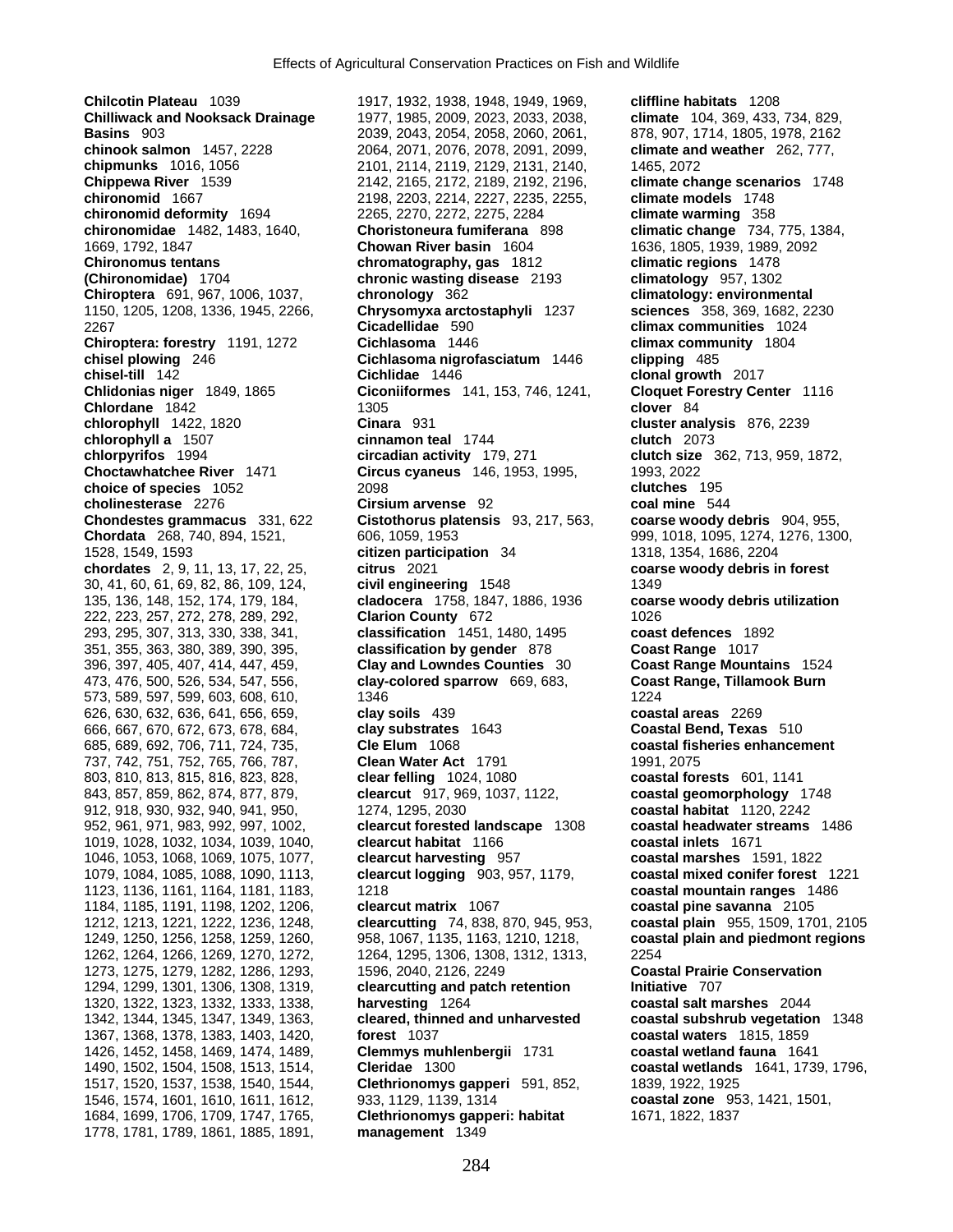**Chilcotin Plateau** 1039
**Chilliwack and Nooksack Drainage Basins** 903
**chinook salmon** 1457, 2228
**chipmunks** 1016, 1056
**Chippewa River** 1539
**chironomid** 1667
**chironomid deformity** 1694
**chironomidae** 1482, 1483, 1640, 1669, 1792, 1847
**Chironomus tentans (Chironomidae)** 1704
**Chiroptera** 691, 967, 1006, 1037, 1150, 1205, 1208, 1336, 1945, 2266, 2267
**Chiroptera: forestry** 1191, 1272
**chisel plowing** 246
**chisel-till** 142
**Chlidonias niger** 1849, 1865
**Chlordane** 1842
**chlorophyll** 1422, 1820
**chlorophyll a** 1507
**chlorpyrifos** 1994
**Choctawhatchee River** 1471
**choice of species** 1052
**cholinesterase** 2276
**Chondestes grammacus** 331, 622
**Chordata** 268, 740, 894, 1521, 1528, 1549, 1593
**chordates** 2, 9, 11, 13, 17, 22, 25, 30, 41, 60, 61, 69, 82, 86, 109, 124, 135, 136, 148, 152, 174, 179, 184, 222, 223, 257, 272, 278, 289, 292, 293, 295, 307, 313, 330, 338, 341, 351, 355, 363, 380, 389, 390, 395, 396, 397, 405, 407, 414, 447, 459, 473, 476, 500, 526, 534, 547, 556, 573, 589, 597, 599, 603, 608, 610, 626, 630, 632, 636, 641, 656, 659, 666, 667, 670, 672, 673, 678, 684, 685, 689, 692, 706, 711, 724, 735, 737, 742, 751, 752, 765, 766, 787, 803, 810, 813, 815, 816, 823, 828, 843, 857, 859, 862, 874, 877, 879, 912, 918, 930, 932, 940, 941, 950, 952, 961, 971, 983, 992, 997, 1002, 1019, 1028, 1032, 1034, 1039, 1040, 1046, 1053, 1068, 1069, 1075, 1077, 1079, 1084, 1085, 1088, 1090, 1113, 1123, 1136, 1161, 1164, 1181, 1183, 1184, 1185, 1191, 1198, 1202, 1206, 1212, 1213, 1221, 1222, 1236, 1248, 1249, 1250, 1256, 1258, 1259, 1260, 1262, 1264, 1266, 1269, 1270, 1272, 1273, 1275, 1279, 1282, 1286, 1293, 1294, 1299, 1301, 1306, 1308, 1319, 1320, 1322, 1323, 1332, 1333, 1338, 1342, 1344, 1345, 1347, 1349, 1363, 1367, 1368, 1378, 1383, 1403, 1420, 1426, 1452, 1458, 1469, 1474, 1489, 1490, 1502, 1504, 1508, 1513, 1514, 1517, 1520, 1537, 1538, 1540, 1544, 1546, 1574, 1601, 1610, 1611, 1612, 1684, 1699, 1706, 1709, 1747, 1765, 1778, 1781, 1789, 1861, 1885, 1891, 1917, 1932, 1938, 1948, 1949, 1969, 1977, 1985, 2009, 2023, 2033, 2038, 2039, 2043, 2054, 2058, 2060, 2061, 2064, 2071, 2076, 2078, 2091, 2099, 2101, 2114, 2119, 2129, 2131, 2140, 2142, 2165, 2172, 2189, 2192, 2196, 2198, 2203, 2214, 2227, 2235, 2255, 2265, 2270, 2272, 2275, 2284
**Choristoneura fumiferana** 898
**Chowan River basin** 1604
**chromatography, gas** 1812
**chronic wasting disease** 2193
**chronology** 362
**Chrysomyxa arctostaphyli** 1237
**Cicadellidae** 590
**Cichlasoma** 1446
**Cichlasoma nigrofasciatum** 1446
**Cichlidae** 1446
**Ciconiiformes** 141, 153, 746, 1241, 1305
**Cinara** 931
**cinnamon teal** 1744
**circadian activity** 179, 271
**Circus cyaneus** 146, 1953, 1995, 2098
**Cirsium arvense** 92
**Cistothorus platensis** 93, 217, 563, 606, 1059, 1953
**citizen participation** 34
**citrus** 2021
**civil engineering** 1548
**cladocera** 1758, 1847, 1886, 1936
**Clarion County** 672
**classification** 1451, 1480, 1495
**classification by gender** 878
**Clay and Lowndes Counties** 30
**clay-colored sparrow** 669, 683, 1346
**clay soils** 439
**clay substrates** 1643
**Cle Elum** 1068
**Clean Water Act** 1791
**clear felling** 1024, 1080
**clearcut** 917, 969, 1037, 1122, 1274, 1295, 2030
**clearcut forested landscape** 1308
**clearcut habitat** 1166
**clearcut harvesting** 957
**clearcut logging** 903, 957, 1179, 1218
**clearcut matrix** 1067
**clearcutting** 74, 838, 870, 945, 953, 958, 1067, 1135, 1163, 1210, 1218, 1264, 1295, 1306, 1308, 1312, 1313, 1596, 2040, 2126, 2249
**clearcutting and patch retention harvesting** 1264
**cleared, thinned and unharvested forest** 1037
**Clemmys muhlenbergii** 1731
**Cleridae** 1300
**Clethrionomys gapperi** 591, 852, 933, 1129, 1139, 1314
**Clethrionomys gapperi: habitat management** 1349
**cliffline habitats** 1208
**climate** 104, 369, 433, 734, 829, 878, 907, 1714, 1805, 1978, 2162
**climate and weather** 262, 777, 1465, 2072
**climate change scenarios** 1748
**climate models** 1748
**climate warming** 358
**climatic change** 734, 775, 1384, 1636, 1805, 1939, 1989, 2092
**climatic regions** 1478
**climatology** 957, 1302
**climatology: environmental sciences** 358, 369, 1682, 2230
**climax communities** 1024
**climax community** 1804
**clipping** 485
**clonal growth** 2017
**Cloquet Forestry Center** 1116
**clover** 84
**cluster analysis** 876, 2239
**clutch** 2073
**clutch size** 362, 713, 959, 1872, 1993, 2022
**clutches** 195
**coal mine** 544
**coarse woody debris** 904, 955, 999, 1018, 1095, 1274, 1276, 1300, 1318, 1354, 1686, 2204
**coarse woody debris in forest** 1349
**coarse woody debris utilization** 1026
**coast defences** 1892
**Coast Range** 1017
**Coast Range Mountains** 1524
**Coast Range, Tillamook Burn** 1224
**coastal areas** 2269
**Coastal Bend, Texas** 510
**coastal fisheries enhancement** 1991, 2075
**coastal forests** 601, 1141
**coastal geomorphology** 1748
**coastal habitat** 1120, 2242
**coastal headwater streams** 1486
**coastal inlets** 1671
**coastal marshes** 1591, 1822
**coastal mixed conifer forest** 1221
**coastal mountain ranges** 1486
**coastal pine savanna** 2105
**coastal plain** 955, 1509, 1701, 2105
**coastal plain and piedmont regions** 2254
**Coastal Prairie Conservation Initiative** 707
**coastal salt marshes** 2044
**coastal subshrub vegetation** 1348
**coastal waters** 1815, 1859
**coastal wetland fauna** 1641
**coastal wetlands** 1641, 1739, 1796, 1839, 1922, 1925
**coastal zone** 953, 1421, 1501, 1671, 1822, 1837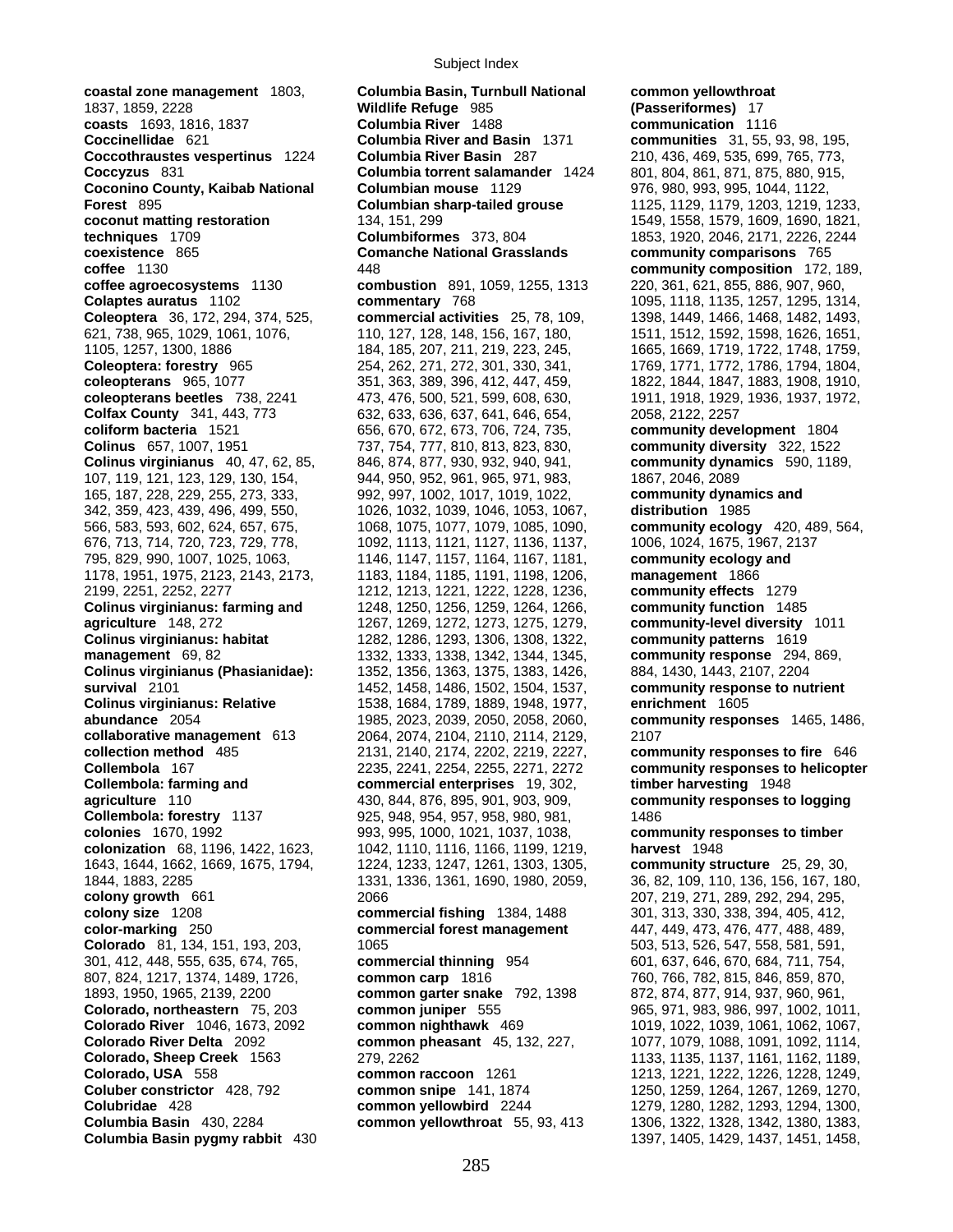**coastal zone management** 1803, 1837, 1859, 2228
**coasts** 1693, 1816, 1837
**Coccinellidae** 621
**Coccothraustes vespertinus** 1224
**Coccyzus** 831
**Coconino County, Kaibab National Forest** 895
**coconut matting restoration techniques** 1709
**coexistence** 865
**coffee** 1130
**coffee agroecosystems** 1130
**Colaptes auratus** 1102
**Coleoptera** 36, 172, 294, 374, 525, 621, 738, 965, 1029, 1061, 1076, 1105, 1257, 1300, 1886
**Coleoptera: forestry** 965
**coleopterans** 965, 1077
**coleopterans beetles** 738, 2241
**Colfax County** 341, 443, 773
**coliform bacteria** 1521
**Colinus** 657, 1007, 1951
**Colinus virginianus** 40, 47, 62, 85, 107, 119, 121, 123, 129, 130, 154, 165, 187, 228, 229, 255, 273, 333, 342, 359, 423, 439, 496, 499, 550, 566, 583, 593, 602, 624, 657, 675, 676, 713, 714, 720, 723, 729, 778, 795, 829, 990, 1007, 1025, 1063, 1178, 1951, 1975, 2123, 2143, 2173, 2199, 2251, 2252, 2277
**Colinus virginianus: farming and agriculture** 148, 272
**Colinus virginianus: habitat management** 69, 82
**Colinus virginianus (Phasianidae): survival** 2101
**Colinus virginianus: Relative abundance** 2054
**collaborative management** 613
**collection method** 485
**Collembola** 167
**Collembola: farming and agriculture** 110
**Collembola: forestry** 1137
**colonies** 1670, 1992
**colonization** 68, 1196, 1422, 1623, 1643, 1644, 1662, 1669, 1675, 1794, 1844, 1883, 2285
**colony growth** 661
**colony size** 1208
**color-marking** 250
**Colorado** 81, 134, 151, 193, 203, 301, 412, 448, 555, 635, 674, 765, 807, 824, 1217, 1374, 1489, 1726, 1893, 1950, 1965, 2139, 2200
**Colorado, northeastern** 75, 203
**Colorado River** 1046, 1673, 2092
**Colorado River Delta** 2092
**Colorado, Sheep Creek** 1563
**Colorado, USA** 558
**Coluber constrictor** 428, 792
**Colubridae** 428
**Columbia Basin** 430, 2284
**Columbia Basin pygmy rabbit** 430
**Columbia Basin, Turnbull National Wildlife Refuge** 985
**Columbia River** 1488
**Columbia River and Basin** 1371
**Columbia River Basin** 287
**Columbia torrent salamander** 1424
**Columbian mouse** 1129
**Columbian sharp-tailed grouse** 134, 151, 299
**Columbiformes** 373, 804
**Comanche National Grasslands** 448
**combustion** 891, 1059, 1255, 1313
**commentary** 768
**commercial activities** 25, 78, 109, 110, 127, 128, 148, 156, 167, 180, 184, 185, 207, 211, 219, 223, 245, 254, 262, 271, 272, 301, 330, 341, 351, 363, 389, 396, 412, 447, 459, 473, 476, 500, 521, 599, 608, 630, 632, 633, 636, 637, 641, 646, 654, 656, 670, 672, 673, 706, 724, 735, 737, 754, 777, 810, 813, 823, 830, 846, 874, 877, 930, 932, 940, 941, 944, 950, 952, 961, 965, 971, 983, 992, 997, 1002, 1017, 1019, 1022, 1026, 1032, 1039, 1046, 1053, 1067, 1068, 1075, 1077, 1079, 1085, 1090, 1092, 1113, 1121, 1127, 1136, 1137, 1146, 1147, 1157, 1164, 1167, 1181, 1183, 1184, 1185, 1191, 1198, 1206, 1212, 1213, 1221, 1222, 1228, 1236, 1248, 1250, 1256, 1259, 1264, 1266, 1267, 1269, 1272, 1273, 1275, 1279, 1282, 1286, 1293, 1306, 1308, 1322, 1332, 1333, 1338, 1342, 1344, 1345, 1352, 1356, 1363, 1375, 1383, 1426, 1452, 1458, 1486, 1502, 1504, 1537, 1538, 1684, 1789, 1889, 1948, 1977, 1985, 2023, 2039, 2050, 2058, 2060, 2064, 2074, 2104, 2110, 2114, 2129, 2131, 2140, 2174, 2202, 2219, 2227, 2235, 2241, 2254, 2255, 2271, 2272
**commercial enterprises** 19, 302, 430, 844, 876, 895, 901, 903, 909, 925, 948, 954, 957, 958, 980, 981, 993, 995, 1000, 1021, 1037, 1038, 1042, 1110, 1116, 1166, 1199, 1219, 1224, 1233, 1247, 1261, 1303, 1305, 1331, 1336, 1361, 1690, 1980, 2059, 2066
**commercial fishing** 1384, 1488
**commercial forest management** 1065
**commercial thinning** 954
**common carp** 1816
**common garter snake** 792, 1398
**common juniper** 555
**common nighthawk** 469
**common pheasant** 45, 132, 227, 279, 2262
**common raccoon** 1261
**common snipe** 141, 1874
**common yellowbird** 2244
**common yellowthroat** 55, 93, 413
**common yellowthroat (Passeriformes)** 17
**communication** 1116
**communities** 31, 55, 93, 98, 195, 210, 436, 469, 535, 699, 765, 773, 801, 804, 861, 871, 875, 880, 915, 976, 980, 993, 995, 1044, 1122, 1125, 1129, 1179, 1203, 1219, 1233, 1549, 1558, 1579, 1609, 1690, 1821, 1853, 1920, 2046, 2171, 2226, 2244
**community comparisons** 765
**community composition** 172, 189, 220, 361, 621, 855, 886, 907, 960, 1095, 1118, 1135, 1257, 1295, 1314, 1398, 1449, 1466, 1468, 1482, 1493, 1511, 1512, 1592, 1598, 1626, 1651, 1665, 1669, 1719, 1722, 1748, 1759, 1769, 1771, 1772, 1786, 1794, 1804, 1822, 1844, 1847, 1883, 1908, 1910, 1911, 1918, 1929, 1936, 1937, 1972, 2058, 2122, 2257
**community development** 1804
**community diversity** 322, 1522
**community dynamics** 590, 1189, 1867, 2046, 2089
**community dynamics and distribution** 1985
**community ecology** 420, 489, 564, 1006, 1024, 1675, 1967, 2137
**community ecology and management** 1866
**community effects** 1279
**community function** 1485
**community-level diversity** 1011
**community patterns** 1619
**community response** 294, 869, 884, 1430, 1443, 2107, 2204
**community response to nutrient enrichment** 1605
**community responses** 1465, 1486, 2107
**community responses to fire** 646
**community responses to helicopter timber harvesting** 1948
**community responses to logging** 1486
**community responses to timber harvest** 1948
**community structure** 25, 29, 30, 36, 82, 109, 110, 136, 156, 167, 180, 207, 219, 271, 289, 292, 294, 295, 301, 313, 330, 338, 394, 405, 412, 447, 449, 473, 476, 477, 488, 489, 503, 513, 526, 547, 558, 581, 591, 601, 637, 646, 670, 684, 711, 754, 760, 766, 782, 815, 846, 859, 870, 872, 874, 877, 914, 937, 960, 961, 965, 971, 983, 986, 997, 1002, 1011, 1019, 1022, 1039, 1061, 1062, 1067, 1077, 1079, 1088, 1091, 1092, 1114, 1133, 1135, 1137, 1161, 1162, 1189, 1213, 1221, 1222, 1226, 1228, 1249, 1250, 1259, 1264, 1267, 1269, 1270, 1279, 1280, 1282, 1293, 1294, 1300, 1306, 1322, 1328, 1342, 1380, 1383, 1397, 1405, 1429, 1437, 1451, 1458,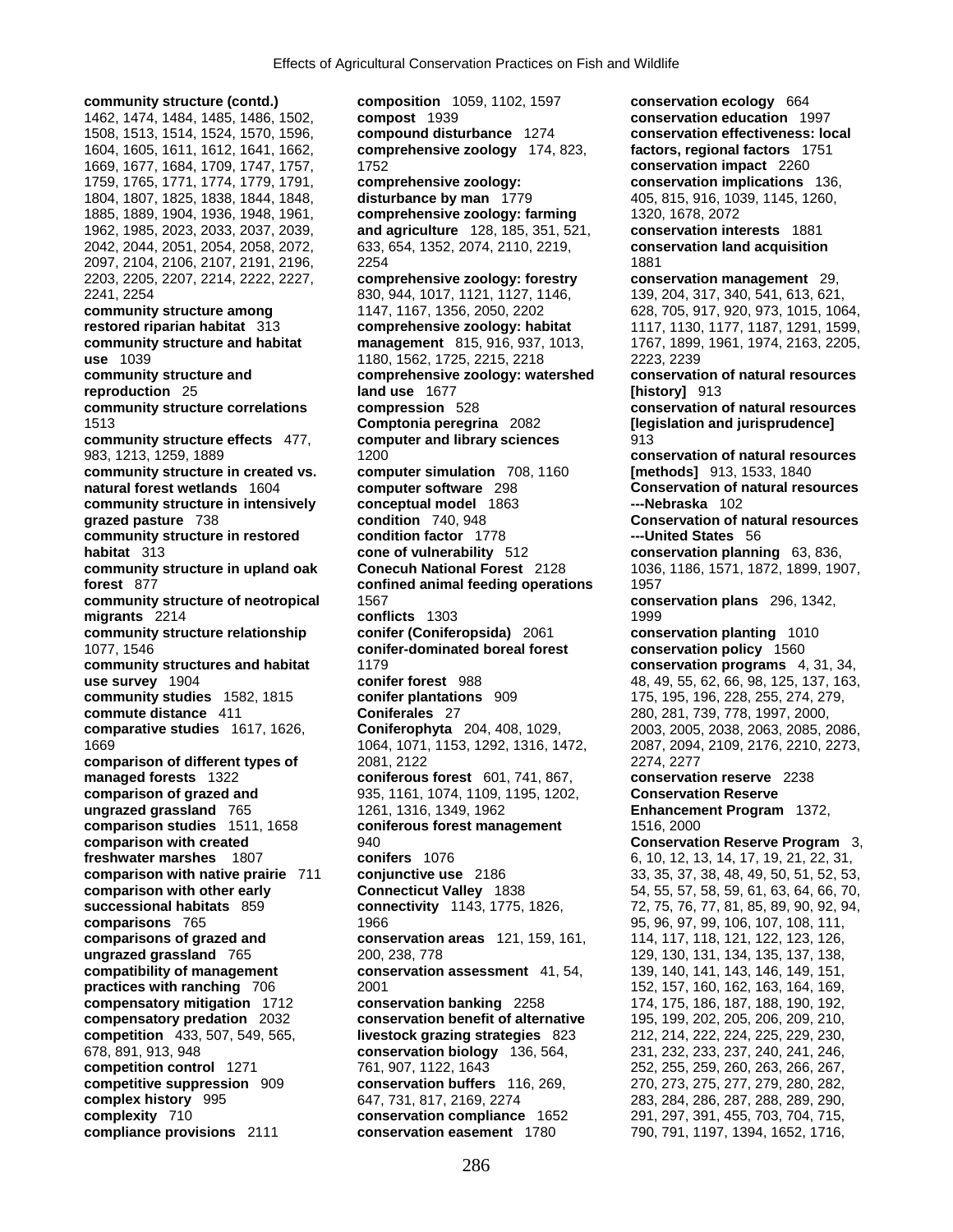**community structure (contd.)** 1462, 1474, 1484, 1485, 1486, 1502, 1508, 1513, 1514, 1524, 1570, 1596, 1604, 1605, 1611, 1612, 1641, 1662, 1669, 1677, 1684, 1709, 1747, 1757, 1759, 1765, 1771, 1774, 1779, 1791, 1804, 1807, 1825, 1838, 1844, 1848, 1885, 1889, 1904, 1936, 1948, 1961, 1962, 1985, 2023, 2033, 2037, 2039, 2042, 2044, 2051, 2054, 2058, 2072, 2097, 2104, 2106, 2107, 2191, 2196, 2203, 2205, 2207, 2214, 2222, 2227, 2241, 2254
**community structure among restored riparian habitat** 313
**community structure and habitat use** 1039
**community structure and reproduction** 25
**community structure correlations** 1513
**community structure effects** 477, 983, 1213, 1259, 1889
**community structure in created vs. natural forest wetlands** 1604
**community structure in intensively grazed pasture** 738
**community structure in restored habitat** 313
**community structure in upland oak forest** 877
**community structure of neotropical migrants** 2214
**community structure relationship** 1077, 1546
**community structures and habitat use survey** 1904
**community studies** 1582, 1815
**commute distance** 411
**comparative studies** 1617, 1626, 1669
**comparison of different types of managed forests** 1322
**comparison of grazed and ungrazed grassland** 765
**comparison studies** 1511, 1658
**comparison with created freshwater marshes** 1807
**comparison with native prairie** 711
**comparison with other early successional habitats** 859
**comparisons** 765
**comparisons of grazed and ungrazed grassland** 765
**compatibility of management practices with ranching** 706
**compensatory mitigation** 1712
**compensatory predation** 2032
**competition** 433, 507, 549, 565, 678, 891, 913, 948
**competition control** 1271
**competitive suppression** 909
**complex history** 995
**complexity** 710
**compliance provisions** 2111
**composition** 1059, 1102, 1597
**compost** 1939
**compound disturbance** 1274
**comprehensive zoology** 174, 823, 1752
**comprehensive zoology: disturbance by man** 1779
**comprehensive zoology: farming and agriculture** 128, 185, 351, 521, 633, 654, 1352, 2074, 2110, 2219, 2254
**comprehensive zoology: forestry** 830, 944, 1017, 1121, 1127, 1146, 1147, 1167, 1356, 2050, 2202
**comprehensive zoology: habitat management** 815, 916, 937, 1013, 1180, 1562, 1725, 2215, 2218
**comprehensive zoology: watershed land use** 1677
**compression** 528
**Comptonia peregrina** 2082
**computer and library sciences** 1200
**computer simulation** 708, 1160
**computer software** 298
**conceptual model** 1863
**condition** 740, 948
**condition factor** 1778
**cone of vulnerability** 512
**Conecuh National Forest** 2128
**confined animal feeding operations** 1567
**conflicts** 1303
**conifer (Coniferopsida)** 2061
**conifer-dominated boreal forest** 1179
**conifer forest** 988
**conifer plantations** 909
**Coniferales** 27
**Coniferophyta** 204, 408, 1029, 1064, 1071, 1153, 1292, 1316, 1472, 2081, 2122
**coniferous forest** 601, 741, 867, 935, 1161, 1074, 1109, 1195, 1202, 1261, 1316, 1349, 1962
**coniferous forest management** 940
**conifers** 1076
**conjunctive use** 2186
**Connecticut Valley** 1838
**connectivity** 1143, 1775, 1826, 1966
**conservation areas** 121, 159, 161, 200, 238, 778
**conservation assessment** 41, 54, 2001
**conservation banking** 2258
**conservation benefit of alternative livestock grazing strategies** 823
**conservation biology** 136, 564, 761, 907, 1122, 1643
**conservation buffers** 116, 269, 647, 731, 817, 2169, 2274
**conservation compliance** 1652
**conservation easement** 1780
**conservation ecology** 664
**conservation education** 1997
**conservation effectiveness: local factors, regional factors** 1751
**conservation impact** 2260
**conservation implications** 136, 405, 815, 916, 1039, 1145, 1260, 1320, 1678, 2072
**conservation interests** 1881
**conservation land acquisition** 1881
**conservation management** 29, 139, 204, 317, 340, 541, 613, 621, 628, 705, 917, 920, 973, 1015, 1064, 1117, 1130, 1177, 1187, 1291, 1599, 1767, 1899, 1961, 1974, 2163, 2205, 2223, 2239
**conservation of natural resources [history]** 913
**conservation of natural resources [legislation and jurisprudence]** 913
**conservation of natural resources [methods]** 913, 1533, 1840
**Conservation of natural resources ---Nebraska** 102
**Conservation of natural resources ---United States** 56
**conservation planning** 63, 836, 1036, 1186, 1571, 1872, 1899, 1907, 1957
**conservation plans** 296, 1342, 1999
**conservation planting** 1010
**conservation policy** 1560
**conservation programs** 4, 31, 34, 48, 49, 55, 62, 66, 98, 125, 137, 163, 175, 195, 196, 228, 255, 274, 279, 280, 281, 739, 778, 1997, 2000, 2003, 2005, 2038, 2063, 2085, 2086, 2087, 2094, 2109, 2176, 2210, 2273, 2274, 2277
**conservation reserve** 2238
**Conservation Reserve Enhancement Program** 1372, 1516, 2000
**Conservation Reserve Program** 3, 6, 10, 12, 13, 14, 17, 19, 21, 22, 31, 33, 35, 37, 38, 48, 49, 50, 51, 52, 53, 54, 55, 57, 58, 59, 61, 63, 64, 66, 70, 72, 75, 76, 77, 81, 85, 89, 90, 92, 94, 95, 96, 97, 99, 106, 107, 108, 111, 114, 117, 118, 121, 122, 123, 126, 129, 130, 131, 134, 135, 137, 138, 139, 140, 141, 143, 146, 149, 151, 152, 157, 160, 162, 163, 164, 169, 174, 175, 186, 187, 188, 190, 192, 195, 199, 202, 205, 206, 209, 210, 212, 214, 222, 224, 225, 229, 230, 231, 232, 233, 237, 240, 241, 246, 252, 255, 259, 260, 263, 266, 267, 270, 273, 275, 277, 279, 280, 282, 283, 284, 286, 287, 288, 289, 290, 291, 297, 391, 455, 703, 704, 715, 790, 791, 1197, 1394, 1652, 1716,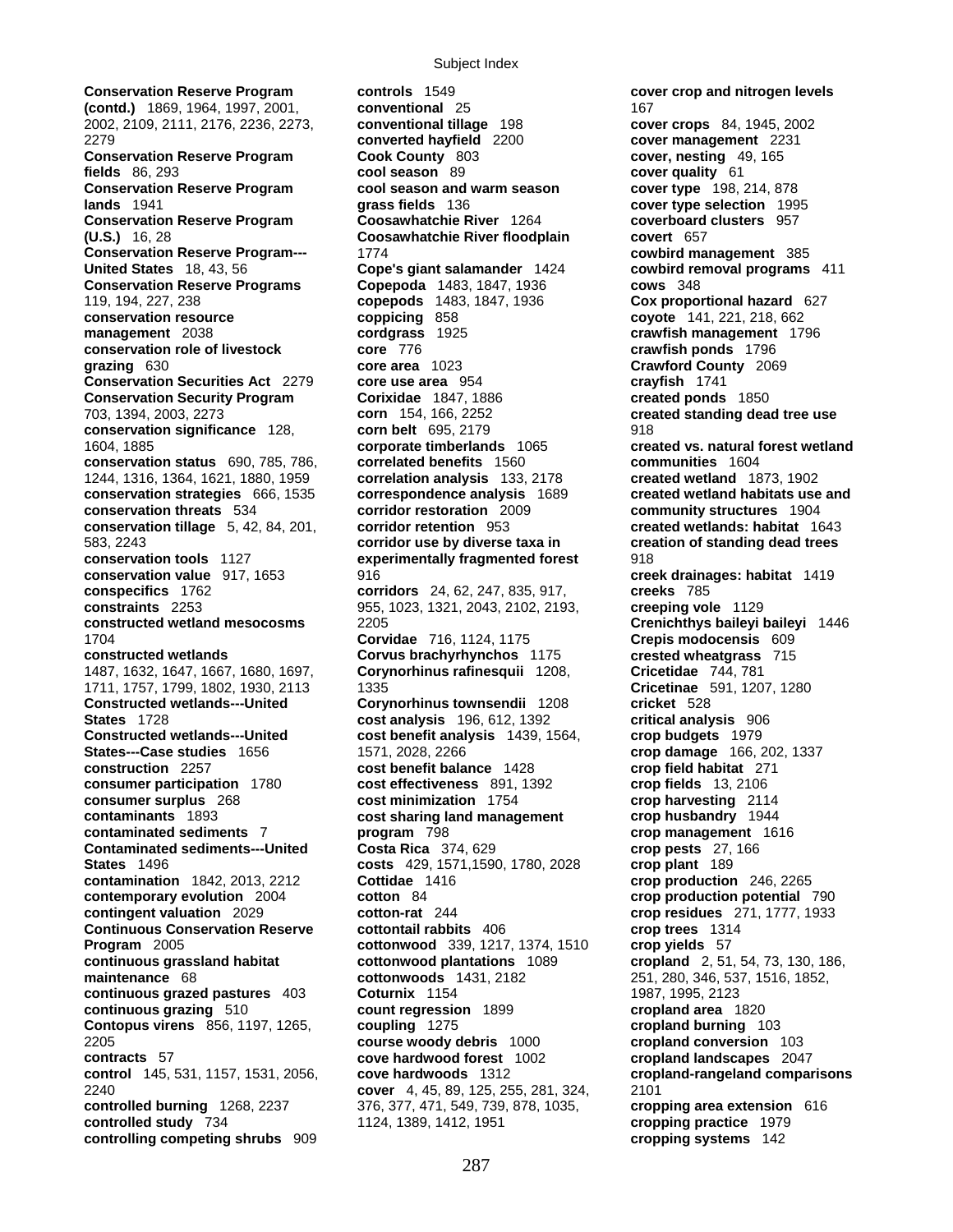**Conservation Reserve Program (contd.)** 1869, 1964, 1997, 2001, 2002, 2109, 2111, 2176, 2236, 2273, 2279
**Conservation Reserve Program fields** 86, 293
**Conservation Reserve Program lands** 1941
**Conservation Reserve Program (U.S.)** 16, 28
**Conservation Reserve Program---United States** 18, 43, 56
**Conservation Reserve Programs** 119, 194, 227, 238
**conservation resource management** 2038
**conservation role of livestock grazing** 630
**Conservation Securities Act** 2279
**Conservation Security Program** 703, 1394, 2003, 2273
**conservation significance** 128, 1604, 1885
**conservation status** 690, 785, 786, 1244, 1316, 1364, 1621, 1880, 1959
**conservation strategies** 666, 1535
**conservation threats** 534
**conservation tillage** 5, 42, 84, 201, 583, 2243
**conservation tools** 1127
**conservation value** 917, 1653
**conspecifics** 1762
**constraints** 2253
**constructed wetland mesocosms** 1704
**constructed wetlands** 1487, 1632, 1647, 1667, 1680, 1697, 1711, 1757, 1799, 1802, 1930, 2113
**Constructed wetlands---United States** 1728
**Constructed wetlands---United States---Case studies** 1656
**construction** 2257
**consumer participation** 1780
**consumer surplus** 268
**contaminants** 1893
**contaminated sediments** 7
**Contaminated sediments---United States** 1496
**contamination** 1842, 2013, 2212
**contemporary evolution** 2004
**contingent valuation** 2029
**Continuous Conservation Reserve Program** 2005
**continuous grassland habitat maintenance** 68
**continuous grazed pastures** 403
**continuous grazing** 510
**Contopus virens** 856, 1197, 1265, 2205
**contracts** 57
**control** 145, 531, 1157, 1531, 2056, 2240
**controlled burning** 1268, 2237
**controlled study** 734
**controlling competing shrubs** 909
**controls** 1549
**conventional** 25
**conventional tillage** 198
**converted hayfield** 2200
**Cook County** 803
**cool season** 89
**cool season and warm season grass fields** 136
**Coosawhatchie River** 1264
**Coosawhatchie River floodplain** 1774
**Cope's giant salamander** 1424
**Copepoda** 1483, 1847, 1936
**copepods** 1483, 1847, 1936
**coppicing** 858
**cordgrass** 1925
**core** 776
**core area** 1023
**core use area** 954
**Corixidae** 1847, 1886
**corn** 154, 166, 2252
**corn belt** 695, 2179
**corporate timberlands** 1065
**correlated benefits** 1560
**correlation analysis** 133, 2178
**correspondence analysis** 1689
**corridor restoration** 2009
**corridor retention** 953
**corridor use by diverse taxa in experimentally fragmented forest** 916
**corridors** 24, 62, 247, 835, 917, 955, 1023, 1321, 2043, 2102, 2193, 2205
**Corvidae** 716, 1124, 1175
**Corvus brachyrhynchos** 1175
**Corynorhinus rafinesquii** 1208, 1335
**Corynorhinus townsendii** 1208
**cost analysis** 196, 612, 1392
**cost benefit analysis** 1439, 1564, 1571, 2028, 2266
**cost benefit balance** 1428
**cost effectiveness** 891, 1392
**cost minimization** 1754
**cost sharing land management program** 798
**Costa Rica** 374, 629
**costs** 429, 1571,1590, 1780, 2028
**Cottidae** 1416
**cotton** 84
**cotton-rat** 244
**cottontail rabbits** 406
**cottonwood** 339, 1217, 1374, 1510
**cottonwood plantations** 1089
**cottonwoods** 1431, 2182
**Coturnix** 1154
**count regression** 1899
**coupling** 1275
**course woody debris** 1000
**cove hardwood forest** 1002
**cove hardwoods** 1312
**cover** 4, 45, 89, 125, 255, 281, 324, 376, 377, 471, 549, 739, 878, 1035, 1124, 1389, 1412, 1951
**cover crop and nitrogen levels** 167
**cover crops** 84, 1945, 2002
**cover management** 2231
**cover, nesting** 49, 165
**cover quality** 61
**cover type** 198, 214, 878
**cover type selection** 1995
**coverboard clusters** 957
**covert** 657
**cowbird management** 385
**cowbird removal programs** 411
**cows** 348
**Cox proportional hazard** 627
**coyote** 141, 221, 218, 662
**crawfish management** 1796
**crawfish ponds** 1796
**Crawford County** 2069
**crayfish** 1741
**created ponds** 1850
**created standing dead tree use** 918
**created vs. natural forest wetland communities** 1604
**created wetland** 1873, 1902
**created wetland habitats use and community structures** 1904
**created wetlands: habitat** 1643
**creation of standing dead trees** 918
**creek drainages: habitat** 1419
**creeks** 785
**creeping vole** 1129
**Crenichthys baileyi baileyi** 1446
**Crepis modocensis** 609
**crested wheatgrass** 715
**Cricetidae** 744, 781
**Cricetinae** 591, 1207, 1280
**cricket** 528
**critical analysis** 906
**crop budgets** 1979
**crop damage** 166, 202, 1337
**crop field habitat** 271
**crop fields** 13, 2106
**crop harvesting** 2114
**crop husbandry** 1944
**crop management** 1616
**crop pests** 27, 166
**crop plant** 189
**crop production** 246, 2265
**crop production potential** 790
**crop residues** 271, 1777, 1933
**crop trees** 1314
**crop yields** 57
**cropland** 2, 51, 54, 73, 130, 186, 251, 280, 346, 537, 1516, 1852, 1987, 1995, 2123
**cropland area** 1820
**cropland burning** 103
**cropland conversion** 103
**cropland landscapes** 2047
**cropland-rangeland comparisons** 2101
**cropping area extension** 616
**cropping practice** 1979
**cropping systems** 142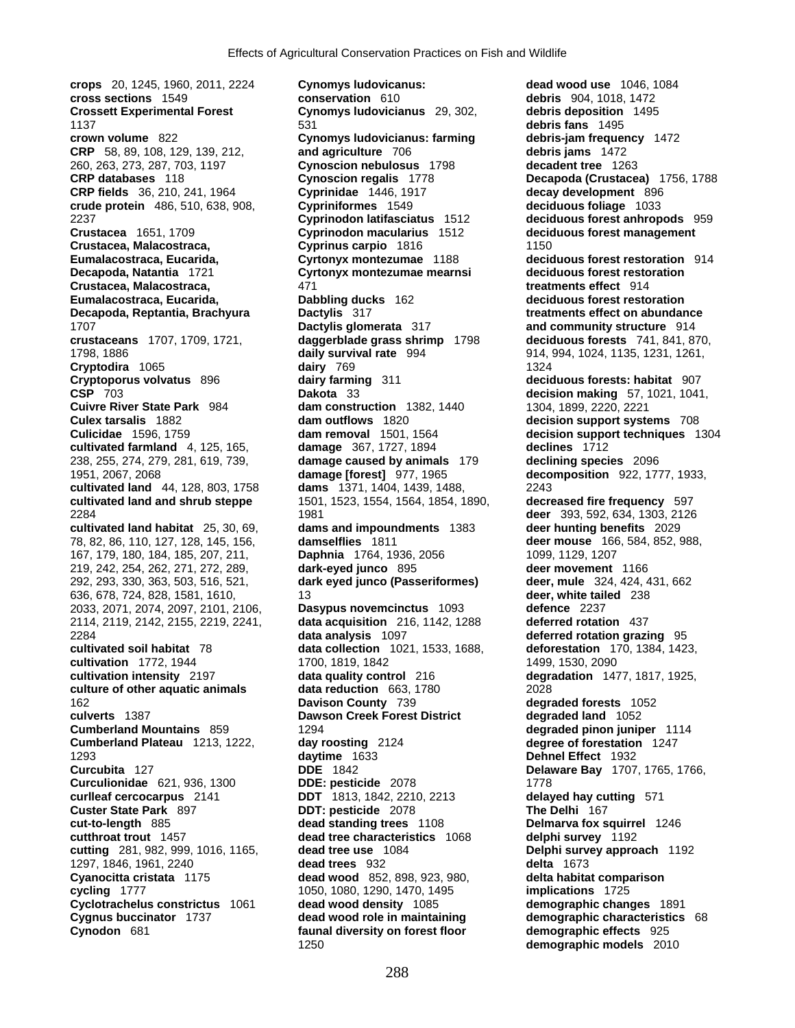**crops** 20, 1245, 1960, 2011, 2224
**cross sections** 1549
**Crossett Experimental Forest** 1137
**crown volume** 822
**CRP** 58, 89, 108, 129, 139, 212, 260, 263, 273, 287, 703, 1197
**CRP databases** 118
**CRP fields** 36, 210, 241, 1964
**crude protein** 486, 510, 638, 908, 2237
**Crustacea** 1651, 1709
**Crustacea, Malacostraca, Eumalacostraca, Eucarida, Decapoda, Natantia** 1721
**Crustacea, Malacostraca, Eumalacostraca, Eucarida, Decapoda, Reptantia, Brachyura** 1707
**crustaceans** 1707, 1709, 1721, 1798, 1886
**Cryptodira** 1065
**Cryptoporus volvatus** 896
**CSP** 703
**Cuivre River State Park** 984
**Culex tarsalis** 1882
**Culicidae** 1596, 1759
**cultivated farmland** 4, 125, 165, 238, 255, 274, 279, 281, 619, 739, 1951, 2067, 2068
**cultivated land** 44, 128, 803, 1758
**cultivated land and shrub steppe** 2284
**cultivated land habitat** 25, 30, 69, 78, 82, 86, 110, 127, 128, 145, 156, 167, 179, 180, 184, 185, 207, 211, 219, 242, 254, 262, 271, 272, 289, 292, 293, 330, 363, 503, 516, 521, 636, 678, 724, 828, 1581, 1610, 2033, 2071, 2074, 2097, 2101, 2106, 2114, 2119, 2142, 2155, 2219, 2241, 2284
**cultivated soil habitat** 78
**cultivation** 1772, 1944
**cultivation intensity** 2197
**culture of other aquatic animals** 162
**culverts** 1387
**Cumberland Mountains** 859
**Cumberland Plateau** 1213, 1222, 1293
**Curcubita** 127
**Curculionidae** 621, 936, 1300
**curlleaf cercocarpus** 2141
**Custer State Park** 897
**cut-to-length** 885
**cutthroat trout** 1457
**cutting** 281, 982, 999, 1016, 1165, 1297, 1846, 1961, 2240
**Cyanocitta cristata** 1175
**cycling** 1777
**Cyclotrachelus constrictus** 1061
**Cygnus buccinator** 1737
**Cynodon** 681
**Cynomys ludovicanus: conservation** 610
**Cynomys ludovicianus** 29, 302, 531
**Cynomys ludovicianus: farming and agriculture** 706
**Cynoscion nebulosus** 1798
**Cynoscion regalis** 1778
**Cyprinidae** 1446, 1917
**Cypriniformes** 1549
**Cyprinodon latifasciatus** 1512
**Cyprinodon macularius** 1512
**Cyprinus carpio** 1816
**Cyrtonyx montezumae** 1188
**Cyrtonyx montezumae mearnsi** 471
**Dabbling ducks** 162
**Dactylis** 317
**Dactylis glomerata** 317
**daggerblade grass shrimp** 1798
**daily survival rate** 994
**dairy** 769
**dairy farming** 311
**Dakota** 33
**dam construction** 1382, 1440
**dam outflows** 1820
**dam removal** 1501, 1564
**damage** 367, 1727, 1894
**damage caused by animals** 179
**damage [forest]** 977, 1965
**dams** 1371, 1404, 1439, 1488, 1501, 1523, 1554, 1564, 1854, 1890, 1981
**dams and impoundments** 1383
**damselflies** 1811
**Daphnia** 1764, 1936, 2056
**dark-eyed junco** 895
**dark eyed junco (Passeriformes)** 13
**Dasypus novemcinctus** 1093
**data acquisition** 216, 1142, 1288
**data analysis** 1097
**data collection** 1021, 1533, 1688, 1700, 1819, 1842
**data quality control** 216
**data reduction** 663, 1780
**Davison County** 739
**Dawson Creek Forest District** 1294
**day roosting** 2124
**daytime** 1633
**DDE** 1842
**DDE: pesticide** 2078
**DDT** 1813, 1842, 2210, 2213
**DDT: pesticide** 2078
**dead standing trees** 1108
**dead tree characteristics** 1068
**dead tree use** 1084
**dead trees** 932
**dead wood** 852, 898, 923, 980, 1050, 1080, 1290, 1470, 1495
**dead wood density** 1085
**dead wood role in maintaining faunal diversity on forest floor** 1250
**dead wood use** 1046, 1084
**debris** 904, 1018, 1472
**debris deposition** 1495
**debris fans** 1495
**debris-jam frequency** 1472
**debris jams** 1472
**decadent tree** 1263
**Decapoda (Crustacea)** 1756, 1788
**decay development** 896
**deciduous foliage** 1033
**deciduous forest anhropods** 959
**deciduous forest management** 1150
**deciduous forest restoration** 914
**deciduous forest restoration treatments effect** 914
**deciduous forest restoration treatments effect on abundance and community structure** 914
**deciduous forests** 741, 841, 870, 914, 994, 1024, 1135, 1231, 1261, 1324
**deciduous forests: habitat** 907
**decision making** 57, 1021, 1041, 1304, 1899, 2220, 2221
**decision support systems** 708
**decision support techniques** 1304
**declines** 1712
**declining species** 2096
**decomposition** 922, 1777, 1933, 2243
**decreased fire frequency** 597
**deer** 393, 592, 634, 1303, 2126
**deer hunting benefits** 2029
**deer mouse** 166, 584, 852, 988, 1099, 1129, 1207
**deer movement** 1166
**deer, mule** 324, 424, 431, 662
**deer, white tailed** 238
**defence** 2237
**deferred rotation** 437
**deferred rotation grazing** 95
**deforestation** 170, 1384, 1423, 1499, 1530, 2090
**degradation** 1477, 1817, 1925, 2028
**degraded forests** 1052
**degraded land** 1052
**degraded pinon juniper** 1114
**degree of forestation** 1247
**Dehnel Effect** 1932
**Delaware Bay** 1707, 1765, 1766, 1778
**delayed hay cutting** 571
**The Delhi** 167
**Delmarva fox squirrel** 1246
**delphi survey** 1192
**Delphi survey approach** 1192
**delta** 1673
**delta habitat comparison implications** 1725
**demographic changes** 1891
**demographic characteristics** 68
**demographic effects** 925
**demographic models** 2010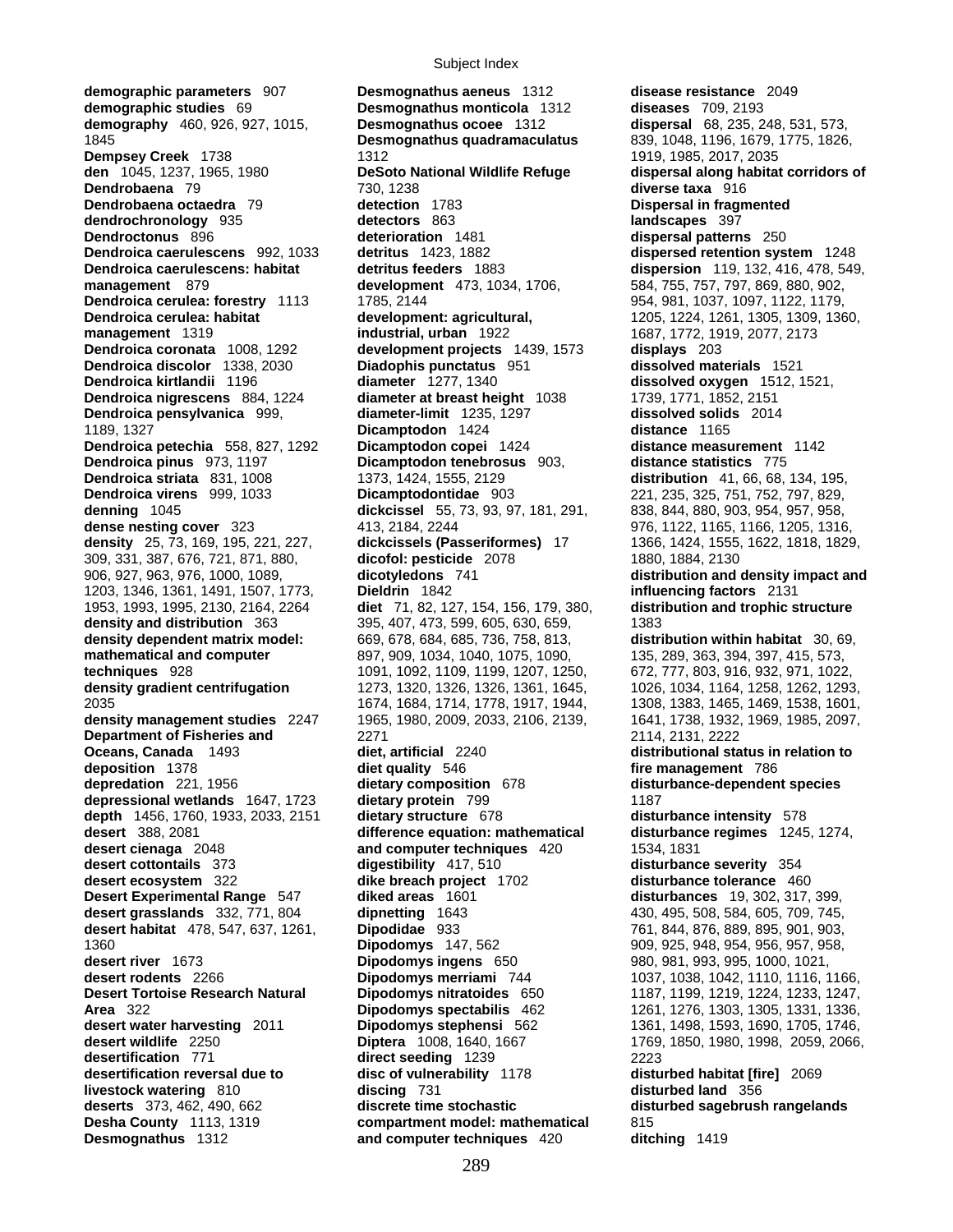**demographic parameters** 907
**demographic studies** 69
**demography** 460, 926, 927, 1015, 1845
**Dempsey Creek** 1738
**den** 1045, 1237, 1965, 1980
**Dendrobaena** 79
**Dendrobaena octaedra** 79
**dendrochronology** 935
**Dendroctonus** 896
**Dendroica caerulescens** 992, 1033
**Dendroica caerulescens: habitat management** 879
**Dendroica cerulea: forestry** 1113
**Dendroica cerulea: habitat management** 1319
**Dendroica coronata** 1008, 1292
**Dendroica discolor** 1338, 2030
**Dendroica kirtlandii** 1196
**Dendroica nigrescens** 884, 1224
**Dendroica pensylvanica** 999, 1189, 1327
**Dendroica petechia** 558, 827, 1292
**Dendroica pinus** 973, 1197
**Dendroica striata** 831, 1008
**Dendroica virens** 999, 1033
**denning** 1045
**dense nesting cover** 323
**density** 25, 73, 169, 195, 221, 227, 309, 331, 387, 676, 721, 871, 880, 906, 927, 963, 976, 1000, 1089, 1203, 1346, 1361, 1491, 1507, 1773, 1953, 1993, 1995, 2130, 2164, 2264
**density and distribution** 363
**density dependent matrix model: mathematical and computer techniques** 928
**density gradient centrifugation** 2035
**density management studies** 2247
**Department of Fisheries and Oceans, Canada** 1493
**deposition** 1378
**depredation** 221, 1956
**depressional wetlands** 1647, 1723
**depth** 1456, 1760, 1933, 2033, 2151
**desert** 388, 2081
**desert cienaga** 2048
**desert cottontails** 373
**desert ecosystem** 322
**Desert Experimental Range** 547
**desert grasslands** 332, 771, 804
**desert habitat** 478, 547, 637, 1261, 1360
**desert river** 1673
**desert rodents** 2266
**Desert Tortoise Research Natural Area** 322
**desert water harvesting** 2011
**desert wildlife** 2250
**desertification** 771
**desertification reversal due to livestock watering** 810
**deserts** 373, 462, 490, 662
**Desha County** 1113, 1319
**Desmognathus** 1312
**Desmognathus aeneus** 1312
**Desmognathus monticola** 1312
**Desmognathus ocoee** 1312
**Desmognathus quadramaculatus** 1312
**DeSoto National Wildlife Refuge** 730, 1238
**detection** 1783
**detectors** 863
**deterioration** 1481
**detritus** 1423, 1882
**detritus feeders** 1883
**development** 473, 1034, 1706, 1785, 2144
**development: agricultural, industrial, urban** 1922
**development projects** 1439, 1573
**Diadophis punctatus** 951
**diameter** 1277, 1340
**diameter at breast height** 1038
**diameter-limit** 1235, 1297
**Dicamptodon** 1424
**Dicamptodon copei** 1424
**Dicamptodon tenebrosus** 903, 1373, 1424, 1555, 2129
**Dicamptodontidae** 903
**dickcissel** 55, 73, 93, 97, 181, 291, 413, 2184, 2244
**dickcissels (Passeriformes)** 17
**dicofol: pesticide** 2078
**dicotyledons** 741
**Dieldrin** 1842
**diet** 71, 82, 127, 154, 156, 179, 380, 395, 407, 473, 599, 605, 630, 659, 669, 678, 684, 685, 736, 758, 813, 897, 909, 1034, 1040, 1075, 1090, 1091, 1092, 1109, 1199, 1207, 1250, 1273, 1320, 1326, 1326, 1361, 1645, 1674, 1684, 1714, 1778, 1917, 1944, 1965, 1980, 2009, 2033, 2106, 2139, 2271
**diet, artificial** 2240
**diet quality** 546
**dietary composition** 678
**dietary protein** 799
**dietary structure** 678
**difference equation: mathematical and computer techniques** 420
**digestibility** 417, 510
**dike breach project** 1702
**diked areas** 1601
**dipnetting** 1643
**Dipodidae** 933
**Dipodomys** 147, 562
**Dipodomys ingens** 650
**Dipodomys merriami** 744
**Dipodomys nitratoides** 650
**Dipodomys spectabilis** 462
**Dipodomys stephensi** 562
**Diptera** 1008, 1640, 1667
**direct seeding** 1239
**disc of vulnerability** 1178
**discing** 731
**discrete time stochastic compartment model: mathematical and computer techniques** 420
**disease resistance** 2049
**diseases** 709, 2193
**dispersal** 68, 235, 248, 531, 573, 839, 1048, 1196, 1679, 1775, 1826, 1919, 1985, 2017, 2035
**dispersal along habitat corridors of diverse taxa** 916
**Dispersal in fragmented landscapes** 397
**dispersal patterns** 250
**dispersed retention system** 1248
**dispersion** 119, 132, 416, 478, 549, 584, 755, 757, 797, 869, 880, 902, 954, 981, 1037, 1097, 1122, 1179, 1205, 1224, 1261, 1305, 1309, 1360, 1687, 1772, 1919, 2077, 2173
**displays** 203
**dissolved materials** 1521
**dissolved oxygen** 1512, 1521, 1739, 1771, 1852, 2151
**dissolved solids** 2014
**distance** 1165
**distance measurement** 1142
**distance statistics** 775
**distribution** 41, 66, 68, 134, 195, 221, 235, 325, 751, 752, 797, 829, 838, 844, 880, 903, 954, 957, 958, 976, 1122, 1165, 1166, 1205, 1316, 1366, 1424, 1555, 1622, 1818, 1829, 1880, 1884, 2130
**distribution and density impact and influencing factors** 2131
**distribution and trophic structure** 1383
**distribution within habitat** 30, 69, 135, 289, 363, 394, 397, 415, 573, 672, 777, 803, 916, 932, 971, 1022, 1026, 1034, 1164, 1258, 1262, 1293, 1308, 1383, 1465, 1469, 1538, 1601, 1641, 1738, 1932, 1969, 1985, 2097, 2114, 2131, 2222
**distributional status in relation to fire management** 786
**disturbance-dependent species** 1187
**disturbance intensity** 578
**disturbance regimes** 1245, 1274, 1534, 1831
**disturbance severity** 354
**disturbance tolerance** 460
**disturbances** 19, 302, 317, 399, 430, 495, 508, 584, 605, 709, 745, 761, 844, 876, 889, 895, 901, 903, 909, 925, 948, 954, 956, 957, 958, 980, 981, 993, 995, 1000, 1021, 1037, 1038, 1042, 1110, 1116, 1166, 1187, 1199, 1219, 1224, 1233, 1247, 1261, 1276, 1303, 1305, 1331, 1336, 1361, 1498, 1593, 1690, 1705, 1746, 1769, 1850, 1980, 1998, 2059, 2066, 2223
**disturbed habitat [fire]** 2069
**disturbed land** 356
**disturbed sagebrush rangelands** 815
**ditching** 1419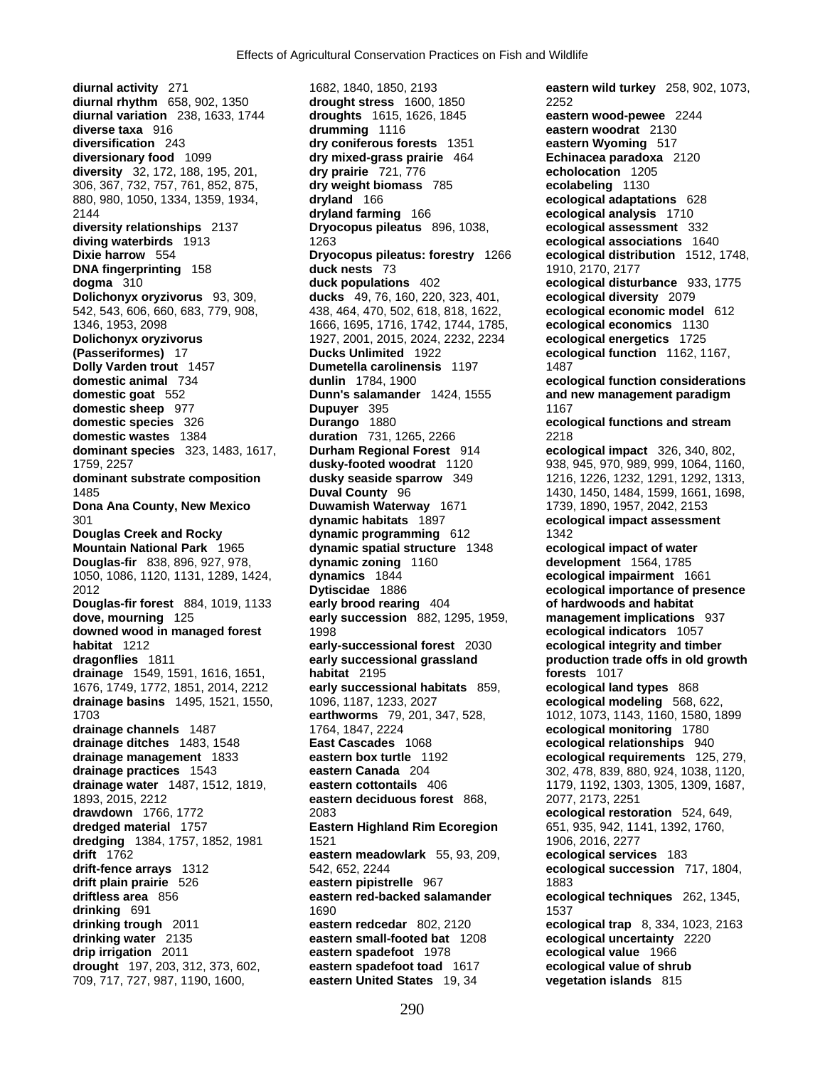**diurnal activity** 271
**diurnal rhythm** 658, 902, 1350
**diurnal variation** 238, 1633, 1744
**diverse taxa** 916
**diversification** 243
**diversionary food** 1099
**diversity** 32, 172, 188, 195, 201, 306, 367, 732, 757, 761, 852, 875, 880, 980, 1050, 1334, 1359, 1934, 2144
**diversity relationships** 2137
**diving waterbirds** 1913
**Dixie harrow** 554
**DNA fingerprinting** 158
**dogma** 310
**Dolichonyx oryzivorus** 93, 309, 542, 543, 606, 660, 683, 779, 908, 1346, 1953, 2098
**Dolichonyx oryzivorus (Passeriformes)** 17
**Dolly Varden trout** 1457
**domestic animal** 734
**domestic goat** 552
**domestic sheep** 977
**domestic species** 326
**domestic wastes** 1384
**dominant species** 323, 1483, 1617, 1759, 2257
**dominant substrate composition** 1485
**Dona Ana County, New Mexico** 301
**Douglas Creek and Rocky Mountain National Park** 1965
**Douglas-fir** 838, 896, 927, 978, 1050, 1086, 1120, 1131, 1289, 1424, 2012
**Douglas-fir forest** 884, 1019, 1133
**dove, mourning** 125
**downed wood in managed forest habitat** 1212
**dragonflies** 1811
**drainage** 1549, 1591, 1616, 1651, 1676, 1749, 1772, 1851, 2014, 2212
**drainage basins** 1495, 1521, 1550, 1703
**drainage channels** 1487
**drainage ditches** 1483, 1548
**drainage management** 1833
**drainage practices** 1543
**drainage water** 1487, 1512, 1819, 1893, 2015, 2212
**drawdown** 1766, 1772
**dredged material** 1757
**dredging** 1384, 1757, 1852, 1981
**drift** 1762
**drift-fence arrays** 1312
**drift plain prairie** 526
**driftless area** 856
**drinking** 691
**drinking trough** 2011
**drinking water** 2135
**drip irrigation** 2011
**drought** 197, 203, 312, 373, 602, 709, 717, 727, 987, 1190, 1600, 1682, 1840, 1850, 2193
**drought stress** 1600, 1850
**droughts** 1615, 1626, 1845
**drumming** 1116
**dry coniferous forests** 1351
**dry mixed-grass prairie** 464
**dry prairie** 721, 776
**dry weight biomass** 785
**dryland** 166
**dryland farming** 166
**Dryocopus pileatus** 896, 1038, 1263
**Dryocopus pileatus: forestry** 1266
**duck nests** 73
**duck populations** 402
**ducks** 49, 76, 160, 220, 323, 401, 438, 464, 470, 502, 618, 818, 1622, 1666, 1695, 1716, 1742, 1744, 1785, 1927, 2001, 2015, 2024, 2232, 2234
**Ducks Unlimited** 1922
**Dumetella carolinensis** 1197
**dunlin** 1784, 1900
**Dunn's salamander** 1424, 1555
**Dupuyer** 395
**Durango** 1880
**duration** 731, 1265, 2266
**Durham Regional Forest** 914
**dusky-footed woodrat** 1120
**dusky seaside sparrow** 349
**Duval County** 96
**Duwamish Waterway** 1671
**dynamic habitats** 1897
**dynamic programming** 612
**dynamic spatial structure** 1348
**dynamic zoning** 1160
**dynamics** 1844
**Dytiscidae** 1886
**early brood rearing** 404
**early succession** 882, 1295, 1959, 1998
**early-successional forest** 2030
**early successional grassland habitat** 2195
**early successional habitats** 859, 1096, 1187, 1233, 2027
**earthworms** 79, 201, 347, 528, 1764, 1847, 2224
**East Cascades** 1068
**eastern box turtle** 1192
**eastern Canada** 204
**eastern cottontails** 406
**eastern deciduous forest** 868, 2083
**Eastern Highland Rim Ecoregion** 1521
**eastern meadowlark** 55, 93, 209, 542, 652, 2244
**eastern pipistrelle** 967
**eastern red-backed salamander** 1690
**eastern redcedar** 802, 2120
**eastern small-footed bat** 1208
**eastern spadefoot** 1978
**eastern spadefoot toad** 1617
**eastern United States** 19, 34
**eastern wild turkey** 258, 902, 1073, 2252
**eastern wood-pewee** 2244
**eastern woodrat** 2130
**eastern Wyoming** 517
**Echinacea paradoxa** 2120
**echolocation** 1205
**ecolabeling** 1130
**ecological adaptations** 628
**ecological analysis** 1710
**ecological assessment** 332
**ecological associations** 1640
**ecological distribution** 1512, 1748, 1910, 2170, 2177
**ecological disturbance** 933, 1775
**ecological diversity** 2079
**ecological economic model** 612
**ecological economics** 1130
**ecological energetics** 1725
**ecological function** 1162, 1167, 1487
**ecological function considerations and new management paradigm** 1167
**ecological functions and stream** 2218
**ecological impact** 326, 340, 802, 938, 945, 970, 989, 999, 1064, 1160, 1216, 1226, 1232, 1291, 1292, 1313, 1430, 1450, 1484, 1599, 1661, 1698, 1739, 1890, 1957, 2042, 2153
**ecological impact assessment** 1342
**ecological impact of water development** 1564, 1785
**ecological impairment** 1661
**ecological importance of presence of hardwoods and habitat management implications** 937
**ecological indicators** 1057
**ecological integrity and timber production trade offs in old growth forests** 1017
**ecological land types** 868
**ecological modeling** 568, 622, 1012, 1073, 1143, 1160, 1580, 1899
**ecological monitoring** 1780
**ecological relationships** 940
**ecological requirements** 125, 279, 302, 478, 839, 880, 924, 1038, 1120, 1179, 1192, 1303, 1305, 1309, 1687, 2077, 2173, 2251
**ecological restoration** 524, 649, 651, 935, 942, 1141, 1392, 1760, 1906, 2016, 2277
**ecological services** 183
**ecological succession** 717, 1804, 1883
**ecological techniques** 262, 1345, 1537
**ecological trap** 8, 334, 1023, 2163
**ecological uncertainty** 2220
**ecological value** 1966
**ecological value of shrub vegetation islands** 815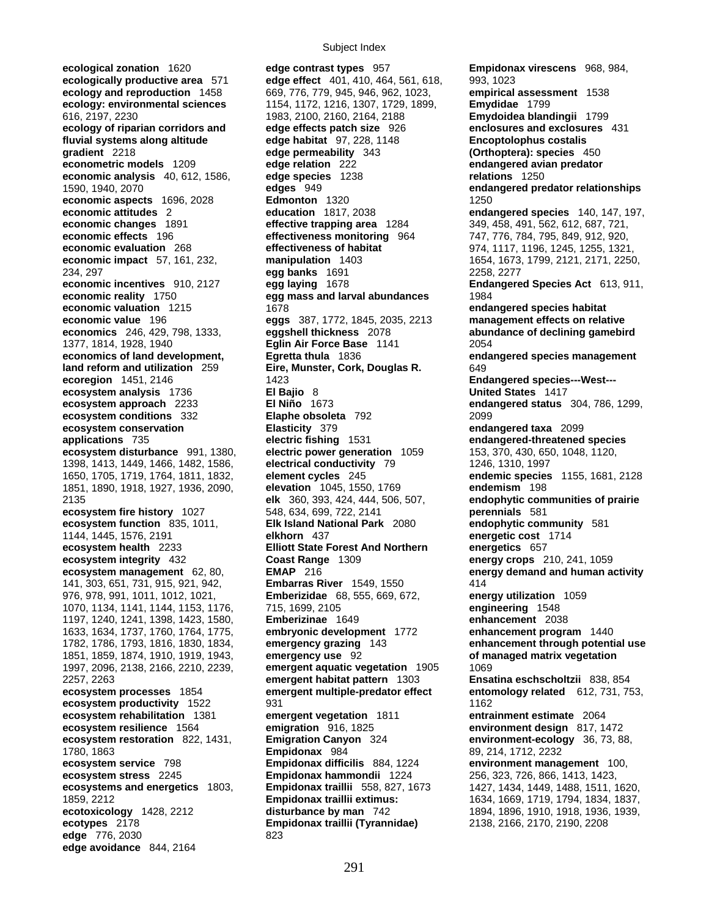**ecological zonation** 1620
**ecologically productive area** 571
**ecology and reproduction** 1458
**ecology: environmental sciences** 616, 2197, 2230
**ecology of riparian corridors and fluvial systems along altitude gradient** 2218
**econometric models** 1209
**economic analysis** 40, 612, 1586, 1590, 1940, 2070
**economic aspects** 1696, 2028
**economic attitudes** 2
**economic changes** 1891
**economic effects** 196
**economic evaluation** 268
**economic impact** 57, 161, 232, 234, 297
**economic incentives** 910, 2127
**economic reality** 1750
**economic valuation** 1215
**economic value** 196
**economics** 246, 429, 798, 1333, 1377, 1814, 1928, 1940
**economics of land development, land reform and utilization** 259
**ecoregion** 1451, 2146
**ecosystem analysis** 1736
**ecosystem approach** 2233
**ecosystem conditions** 332
**ecosystem conservation applications** 735
**ecosystem disturbance** 991, 1380, 1398, 1413, 1449, 1466, 1482, 1586, 1650, 1705, 1719, 1764, 1811, 1832, 1851, 1890, 1918, 1927, 1936, 2090, 2135
**ecosystem fire history** 1027
**ecosystem function** 835, 1011, 1144, 1445, 1576, 2191
**ecosystem health** 2233
**ecosystem integrity** 432
**ecosystem management** 62, 80, 141, 303, 651, 731, 915, 921, 942, 976, 978, 991, 1011, 1012, 1021, 1070, 1134, 1141, 1144, 1153, 1176, 1197, 1240, 1241, 1398, 1423, 1580, 1633, 1634, 1737, 1760, 1764, 1775, 1782, 1786, 1793, 1816, 1830, 1834, 1851, 1859, 1874, 1910, 1919, 1943, 1997, 2096, 2138, 2166, 2210, 2239, 2257, 2263
**ecosystem processes** 1854
**ecosystem productivity** 1522
**ecosystem rehabilitation** 1381
**ecosystem resilience** 1564
**ecosystem restoration** 822, 1431, 1780, 1863
**ecosystem service** 798
**ecosystem stress** 2245
**ecosystems and energetics** 1803, 1859, 2212
**ecotoxicology** 1428, 2212
**ecotypes** 2178
**edge** 776, 2030
**edge avoidance** 844, 2164
**edge contrast types** 957
**edge effect** 401, 410, 464, 561, 618, 669, 776, 779, 945, 946, 962, 1023, 1154, 1172, 1216, 1307, 1729, 1899, 1983, 2100, 2160, 2164, 2188
**edge effects patch size** 926
**edge habitat** 97, 228, 1148
**edge permeability** 343
**edge relation** 222
**edge species** 1238
**edges** 949
**Edmonton** 1320
**education** 1817, 2038
**effective trapping area** 1284
**effectiveness monitoring** 964
**effectiveness of habitat manipulation** 1403
**egg banks** 1691
**egg laying** 1678
**egg mass and larval abundances** 1678
**eggs** 387, 1772, 1845, 2035, 2213
**eggshell thickness** 2078
**Eglin Air Force Base** 1141
**Egretta thula** 1836
**Eire, Munster, Cork, Douglas R.** 1423
**El Bajio** 8
**El Niño** 1673
**Elaphe obsoleta** 792
**Elasticity** 379
**electric fishing** 1531
**electric power generation** 1059
**electrical conductivity** 79
**element cycles** 245
**elevation** 1045, 1550, 1769
**elk** 360, 393, 424, 444, 506, 507, 548, 634, 699, 722, 2141
**Elk Island National Park** 2080
**elkhorn** 437
**Elliott State Forest And Northern Coast Range** 1309
**EMAP** 216
**Embarras River** 1549, 1550
**Emberizidae** 68, 555, 669, 672, 715, 1699, 2105
**Emberizinae** 1649
**embryonic development** 1772
**emergency grazing** 143
**emergency use** 92
**emergent aquatic vegetation** 1905
**emergent habitat pattern** 1303
**emergent multiple-predator effect** 931
**emergent vegetation** 1811
**emigration** 916, 1825
**Emigration Canyon** 324
**Empidonax** 984
**Empidonax difficilis** 884, 1224
**Empidonax hammondii** 1224
**Empidonax traillii** 558, 827, 1673
**Empidonax traillii extimus: disturbance by man** 742
**Empidonax traillii (Tyrannidae)** 823
**Empidonax virescens** 968, 984, 993, 1023
**empirical assessment** 1538
**Emydidae** 1799
**Emydoidea blandingii** 1799
**enclosures and exclosures** 431
**Encoptolophus costalis (Orthoptera): species** 450
**endangered avian predator relations** 1250
**endangered predator relationships** 1250
**endangered species** 140, 147, 197, 349, 458, 491, 562, 612, 687, 721, 747, 776, 784, 795, 849, 912, 920, 974, 1117, 1196, 1245, 1255, 1321, 1654, 1673, 1799, 2121, 2171, 2250, 2258, 2277
**Endangered Species Act** 613, 911, 1984
**endangered species habitat management effects on relative abundance of declining gamebird** 2054
**endangered species management** 649
**Endangered species---West---United States** 1417
**endangered status** 304, 786, 1299, 2099
**endangered taxa** 2099
**endangered-threatened species** 153, 370, 430, 650, 1048, 1120, 1246, 1310, 1997
**endemic species** 1155, 1681, 2128
**endemism** 198
**endophytic communities of prairie perennials** 581
**endophytic community** 581
**energetic cost** 1714
**energetics** 657
**energy crops** 210, 241, 1059
**energy demand and human activity** 414
**energy utilization** 1059
**engineering** 1548
**enhancement** 2038
**enhancement program** 1440
**enhancement through potential use of managed matrix vegetation** 1069
**Ensatina eschscholtzii** 838, 854
**entomology related** 612, 731, 753, 1162
**entrainment estimate** 2064
**environment design** 817, 1472
**environment-ecology** 36, 73, 88, 89, 214, 1712, 2232
**environment management** 100, 256, 323, 726, 866, 1413, 1423, 1427, 1434, 1449, 1488, 1511, 1620, 1634, 1669, 1719, 1794, 1834, 1837, 1894, 1896, 1910, 1918, 1936, 1939, 2138, 2166, 2170, 2190, 2208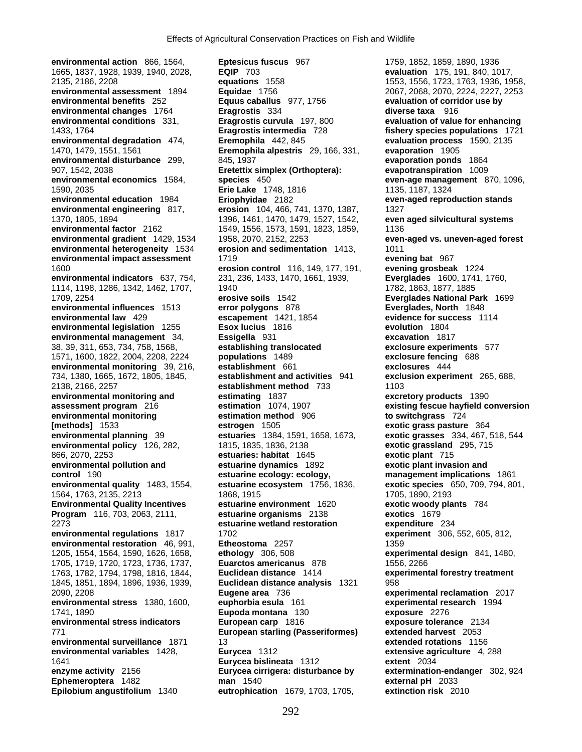**environmental action** 866, 1564, 1665, 1837, 1928, 1939, 1940, 2028, 2135, 2186, 2208
**environmental assessment** 1894
**environmental benefits** 252
**environmental changes** 1764
**environmental conditions** 331, 1433, 1764
**environmental degradation** 474, 1470, 1479, 1551, 1561
**environmental disturbance** 299, 907, 1542, 2038
**environmental economics** 1584, 1590, 2035
**environmental education** 1984
**environmental engineering** 817, 1370, 1805, 1894
**environmental factor** 2162
**environmental gradient** 1429, 1534
**environmental heterogeneity** 1534
**environmental impact assessment** 1600
**environmental indicators** 637, 754, 1114, 1198, 1286, 1342, 1462, 1707, 1709, 2254
**environmental influences** 1513
**environmental law** 429
**environmental legislation** 1255
**environmental management** 34, 38, 39, 311, 653, 734, 758, 1568, 1571, 1600, 1822, 2004, 2208, 2224
**environmental monitoring** 39, 216, 734, 1380, 1665, 1672, 1805, 1845, 2138, 2166, 2257
**environmental monitoring and assessment program** 216
**environmental monitoring [methods]** 1533
**environmental planning** 39
**environmental policy** 126, 282, 866, 2070, 2253
**environmental pollution and control** 190
**environmental quality** 1483, 1554, 1564, 1763, 2135, 2213
**Environmental Quality Incentives Program** 116, 703, 2063, 2111, 2273
**environmental regulations** 1817
**environmental restoration** 46, 991, 1205, 1554, 1564, 1590, 1626, 1658, 1705, 1719, 1720, 1723, 1736, 1737, 1763, 1782, 1794, 1798, 1816, 1844, 1845, 1851, 1894, 1896, 1936, 1939, 2090, 2208
**environmental stress** 1380, 1600, 1741, 1890
**environmental stress indicators** 771
**environmental surveillance** 1871
**environmental variables** 1428, 1641
**enzyme activity** 2156
**Ephemeroptera** 1482
**Epilobium angustifolium** 1340
**Eptesicus fuscus** 967
**EQIP** 703
**equations** 1558
**Equidae** 1756
**Equus caballus** 977, 1756
**Eragrostis** 334
**Eragrostis curvula** 197, 800
**Eragrostis intermedia** 728
**Eremophila** 442, 845
**Eremophila alpestris** 29, 166, 331, 845, 1937
**Eretettix simplex (Orthoptera): species** 450
**Erie Lake** 1748, 1816
**Eriophyidae** 2182
**erosion** 104, 466, 741, 1370, 1387, 1396, 1461, 1470, 1479, 1527, 1542, 1549, 1556, 1573, 1591, 1823, 1859, 1958, 2070, 2152, 2253
**erosion and sedimentation** 1413, 1719
**erosion control** 116, 149, 177, 191, 231, 236, 1433, 1470, 1661, 1939, 1940
**erosive soils** 1542
**error polygons** 878
**escapement** 1421, 1854
**Esox lucius** 1816
**Essigella** 931
**establishing translocated populations** 1489
**establishment** 661
**establishment and activities** 941
**establishment method** 733
**estimating** 1837
**estimation** 1074, 1907
**estimation method** 906
**estrogen** 1505
**estuaries** 1384, 1591, 1658, 1673, 1815, 1835, 1836, 2138
**estuaries: habitat** 1645
**estuarine dynamics** 1892
**estuarine ecology: ecology,**
**estuarine ecosystem** 1756, 1836, 1868, 1915
**estuarine environment** 1620
**estuarine organisms** 2138
**estuarine wetland restoration** 1702
**Etheostoma** 2257
**ethology** 306, 508
**Euarctos americanus** 878
**Euclidean distance** 1414
**Euclidean distance analysis** 1321
**Eugene area** 736
**euphorbia esula** 161
**Eupoda montana** 130
**European carp** 1816
**European starling (Passeriformes)** 13
**Eurycea** 1312
**Eurycea bislineata** 1312
**Eurycea cirrigera: disturbance by man** 1540
**eutrophication** 1679, 1703, 1705, 1759, 1852, 1859, 1890, 1936
**evaluation** 175, 191, 840, 1017, 1553, 1556, 1723, 1763, 1936, 1958, 2067, 2068, 2070, 2224, 2227, 2253
**evaluation of corridor use by diverse taxa** 916
**evaluation of value for enhancing fishery species populations** 1721
**evaluation process** 1590, 2135
**evaporation** 1905
**evaporation ponds** 1864
**evapotranspiration** 1009
**even-age management** 870, 1096, 1135, 1187, 1324
**even-aged reproduction stands** 1327
**even aged silvicultural systems** 1136
**even-aged vs. uneven-aged forest** 1011
**evening bat** 967
**evening grosbeak** 1224
**Everglades** 1600, 1741, 1760, 1782, 1863, 1877, 1885
**Everglades National Park** 1699
**Everglades, North** 1848
**evidence for success** 1114
**evolution** 1804
**excavation** 1817
**exclosure experiments** 577
**exclosure fencing** 688
**exclosures** 444
**exclusion experiment** 265, 688, 1103
**excretory products** 1390
**existing fescue hayfield conversion to switchgrass** 724
**exotic grass pasture** 364
**exotic grasses** 334, 467, 518, 544
**exotic grassland** 295, 715
**exotic plant** 715
**exotic plant invasion and management implications** 1861
**exotic species** 650, 709, 794, 801, 1705, 1890, 2193
**exotic woody plants** 784
**exotics** 1679
**expenditure** 234
**experiment** 306, 552, 605, 812, 1359
**experimental design** 841, 1480, 1556, 2266
**experimental forestry treatment** 958
**experimental reclamation** 2017
**experimental research** 1994
**exposure** 2276
**exposure tolerance** 2134
**extended harvest** 2053
**extended rotations** 1156
**extensive agriculture** 4, 288
**extent** 2034
**extermination-endanger** 302, 924
**external pH** 2033
**extinction risk** 2010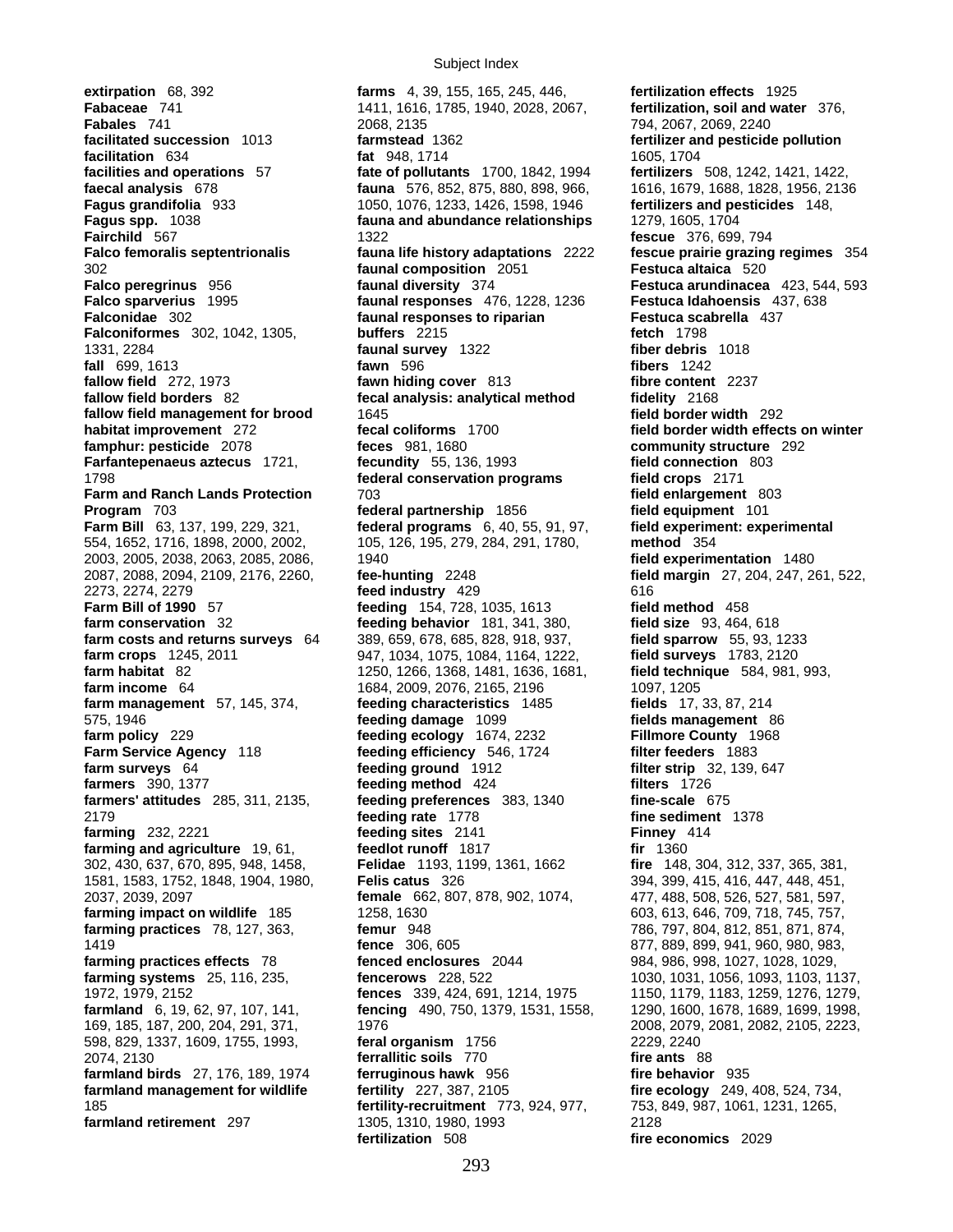**extirpation** 68, 392
**Fabaceae** 741
**Fabales** 741
**facilitated succession** 1013
**facilitation** 634
**facilities and operations** 57
**faecal analysis** 678
**Fagus grandifolia** 933
**Fagus spp.** 1038
**Fairchild** 567
**Falco femoralis septentrionalis** 302
**Falco peregrinus** 956
**Falco sparverius** 1995
**Falconidae** 302
**Falconiformes** 302, 1042, 1305, 1331, 2284
**fall** 699, 1613
**fallow field** 272, 1973
**fallow field borders** 82
**fallow field management for brood habitat improvement** 272
**famphur: pesticide** 2078
**Farfantepenaeus aztecus** 1721, 1798
**Farm and Ranch Lands Protection Program** 703
**Farm Bill** 63, 137, 199, 229, 321, 554, 1652, 1716, 1898, 2000, 2002, 2003, 2005, 2038, 2063, 2085, 2086, 2087, 2088, 2094, 2109, 2176, 2260, 2273, 2274, 2279
**Farm Bill of 1990** 57
**farm conservation** 32
**farm costs and returns surveys** 64
**farm crops** 1245, 2011
**farm habitat** 82
**farm income** 64
**farm management** 57, 145, 374, 575, 1946
**farm policy** 229
**Farm Service Agency** 118
**farm surveys** 64
**farmers** 390, 1377
**farmers' attitudes** 285, 311, 2135, 2179
**farming** 232, 2221
**farming and agriculture** 19, 61, 302, 430, 637, 670, 895, 948, 1458, 1581, 1583, 1752, 1848, 1904, 1980, 2037, 2039, 2097
**farming impact on wildlife** 185
**farming practices** 78, 127, 363, 1419
**farming practices effects** 78
**farming systems** 25, 116, 235, 1972, 1979, 2152
**farmland** 6, 19, 62, 97, 107, 141, 169, 185, 187, 200, 204, 291, 371, 598, 829, 1337, 1609, 1755, 1993, 2074, 2130
**farmland birds** 27, 176, 189, 1974
**farmland management for wildlife** 185
**farmland retirement** 297
**farms** 4, 39, 155, 165, 245, 446, 1411, 1616, 1785, 1940, 2028, 2067, 2068, 2135
**farmstead** 1362
**fat** 948, 1714
**fate of pollutants** 1700, 1842, 1994
**fauna** 576, 852, 875, 880, 898, 966, 1050, 1076, 1233, 1426, 1598, 1946
**fauna and abundance relationships** 1322
**fauna life history adaptations** 2222
**faunal composition** 2051
**faunal diversity** 374
**faunal responses** 476, 1228, 1236
**faunal responses to riparian buffers** 2215
**faunal survey** 1322
**fawn** 596
**fawn hiding cover** 813
**fecal analysis: analytical method** 1645
**fecal coliforms** 1700
**feces** 981, 1680
**fecundity** 55, 136, 1993
**federal conservation programs** 703
**federal partnership** 1856
**federal programs** 6, 40, 55, 91, 97, 105, 126, 195, 279, 284, 291, 1780, 1940
**fee-hunting** 2248
**feed industry** 429
**feeding** 154, 728, 1035, 1613
**feeding behavior** 181, 341, 380, 389, 659, 678, 685, 828, 918, 937, 947, 1034, 1075, 1084, 1164, 1222, 1250, 1266, 1368, 1481, 1636, 1681, 1684, 2009, 2076, 2165, 2196
**feeding characteristics** 1485
**feeding damage** 1099
**feeding ecology** 1674, 2232
**feeding efficiency** 546, 1724
**feeding ground** 1912
**feeding method** 424
**feeding preferences** 383, 1340
**feeding rate** 1778
**feeding sites** 2141
**feedlot runoff** 1817
**Felidae** 1193, 1199, 1361, 1662
**Felis catus** 326
**female** 662, 807, 878, 902, 1074, 1258, 1630
**femur** 948
**fence** 306, 605
**fenced enclosures** 2044
**fencerows** 228, 522
**fences** 339, 424, 691, 1214, 1975
**fencing** 490, 750, 1379, 1531, 1558, 1976
**feral organism** 1756
**ferrallitic soils** 770
**ferruginous hawk** 956
**fertility** 227, 387, 2105
**fertility-recruitment** 773, 924, 977, 1305, 1310, 1980, 1993
**fertilization** 508
**fertilization effects** 1925
**fertilization, soil and water** 376, 794, 2067, 2069, 2240
**fertilizer and pesticide pollution** 1605, 1704
**fertilizers** 508, 1242, 1421, 1422, 1616, 1679, 1688, 1828, 1956, 2136
**fertilizers and pesticides** 148, 1279, 1605, 1704
**fescue** 376, 699, 794
**fescue prairie grazing regimes** 354
**Festuca altaica** 520
**Festuca arundinacea** 423, 544, 593
**Festuca Idahoensis** 437, 638
**Festuca scabrella** 437
**fetch** 1798
**fiber debris** 1018
**fibers** 1242
**fibre content** 2237
**fidelity** 2168
**field border width** 292
**field border width effects on winter community structure** 292
**field connection** 803
**field crops** 2171
**field enlargement** 803
**field equipment** 101
**field experiment: experimental method** 354
**field experimentation** 1480
**field margin** 27, 204, 247, 261, 522, 616
**field method** 458
**field size** 93, 464, 618
**field sparrow** 55, 93, 1233
**field surveys** 1783, 2120
**field technique** 584, 981, 993, 1097, 1205
**fields** 17, 33, 87, 214
**fields management** 86
**Fillmore County** 1968
**filter feeders** 1883
**filter strip** 32, 139, 647
**filters** 1726
**fine-scale** 675
**fine sediment** 1378
**Finney** 414
**fir** 1360
**fire** 148, 304, 312, 337, 365, 381, 394, 399, 415, 416, 447, 448, 451, 477, 488, 508, 526, 527, 581, 597, 603, 613, 646, 709, 718, 745, 757, 786, 797, 804, 812, 851, 871, 874, 877, 889, 899, 941, 960, 980, 983, 984, 986, 998, 1027, 1028, 1029, 1030, 1031, 1056, 1093, 1103, 1137, 1150, 1179, 1183, 1259, 1276, 1279, 1290, 1600, 1678, 1689, 1699, 1998, 2008, 2079, 2081, 2082, 2105, 2223, 2229, 2240
**fire ants** 88
**fire behavior** 935
**fire ecology** 249, 408, 524, 734, 753, 849, 987, 1061, 1231, 1265, 2128
**fire economics** 2029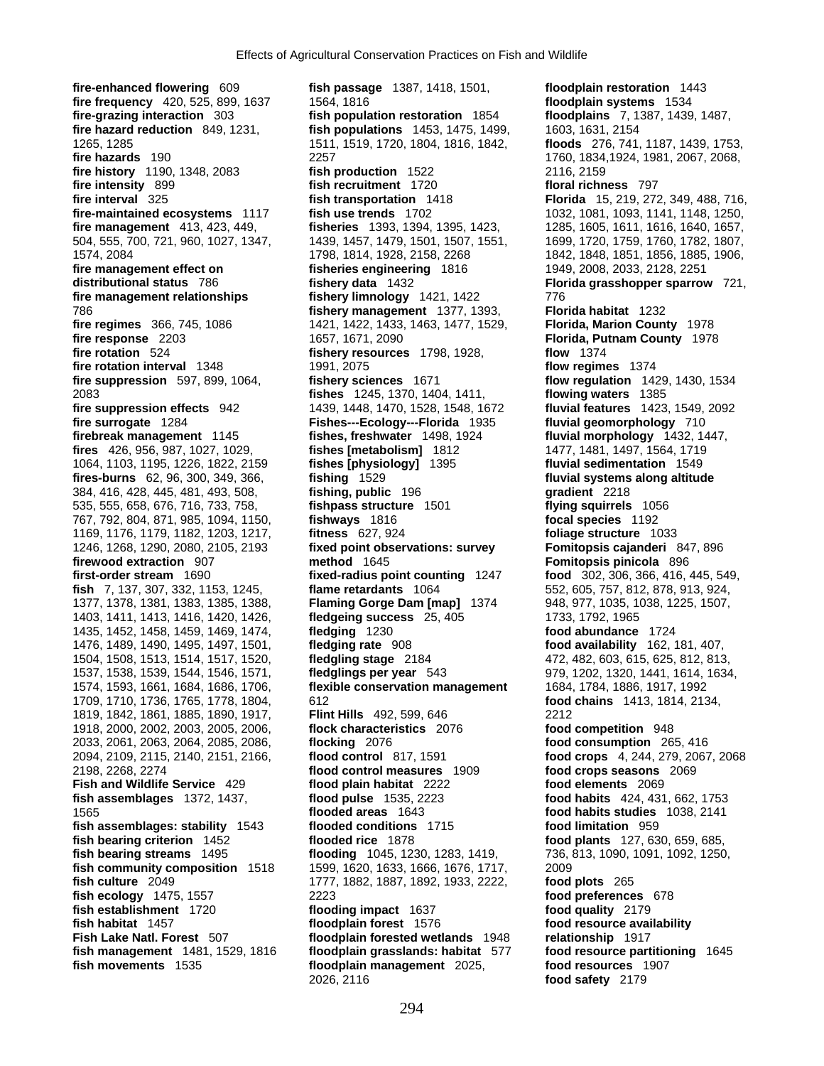**fire-enhanced flowering** 609
**fire frequency** 420, 525, 899, 1637
**fire-grazing interaction** 303
**fire hazard reduction** 849, 1231, 1265, 1285
**fire hazards** 190
**fire history** 1190, 1348, 2083
**fire intensity** 899
**fire interval** 325
**fire-maintained ecosystems** 1117
**fire management** 413, 423, 449, 504, 555, 700, 721, 960, 1027, 1347, 1574, 2084
**fire management effect on distributional status** 786
**fire management relationships** 786
**fire regimes** 366, 745, 1086
**fire response** 2203
**fire rotation** 524
**fire rotation interval** 1348
**fire suppression** 597, 899, 1064, 2083
**fire suppression effects** 942
**fire surrogate** 1284
**firebreak management** 1145
**fires** 426, 956, 987, 1027, 1029, 1064, 1103, 1195, 1226, 1822, 2159
**fires-burns** 62, 96, 300, 349, 366, 384, 416, 428, 445, 481, 493, 508, 535, 555, 658, 676, 716, 733, 758, 767, 792, 804, 871, 985, 1094, 1150, 1169, 1176, 1179, 1182, 1203, 1217, 1246, 1268, 1290, 2080, 2105, 2193
**firewood extraction** 907
**first-order stream** 1690
**fish** 7, 137, 307, 332, 1153, 1245, 1377, 1378, 1381, 1383, 1385, 1388, 1403, 1411, 1413, 1416, 1420, 1426, 1435, 1452, 1458, 1459, 1469, 1474, 1476, 1489, 1490, 1495, 1497, 1501, 1504, 1508, 1513, 1514, 1517, 1520, 1537, 1538, 1539, 1544, 1546, 1571, 1574, 1593, 1661, 1684, 1686, 1706, 1709, 1710, 1736, 1765, 1778, 1804, 1819, 1842, 1861, 1885, 1890, 1917, 1918, 2000, 2002, 2003, 2005, 2006, 2033, 2061, 2063, 2064, 2085, 2086, 2094, 2109, 2115, 2140, 2151, 2166, 2198, 2268, 2274
**Fish and Wildlife Service** 429
**fish assemblages** 1372, 1437, 1565
**fish assemblages: stability** 1543
**fish bearing criterion** 1452
**fish bearing streams** 1495
**fish community composition** 1518
**fish culture** 2049
**fish ecology** 1475, 1557
**fish establishment** 1720
**fish habitat** 1457
**Fish Lake Natl. Forest** 507
**fish management** 1481, 1529, 1816
**fish movements** 1535
**fish passage** 1387, 1418, 1501, 1564, 1816
**fish population restoration** 1854
**fish populations** 1453, 1475, 1499, 1511, 1519, 1720, 1804, 1816, 1842, 2257
**fish production** 1522
**fish recruitment** 1720
**fish transportation** 1418
**fish use trends** 1702
**fisheries** 1393, 1394, 1395, 1423, 1439, 1457, 1479, 1501, 1507, 1551, 1798, 1814, 1928, 2158, 2268
**fisheries engineering** 1816
**fishery data** 1432
**fishery limnology** 1421, 1422
**fishery management** 1377, 1393, 1421, 1422, 1433, 1463, 1477, 1529, 1657, 1671, 2090
**fishery resources** 1798, 1928, 1991, 2075
**fishery sciences** 1671
**fishes** 1245, 1370, 1404, 1411, 1439, 1448, 1470, 1528, 1548, 1672
**Fishes---Ecology---Florida** 1935
**fishes, freshwater** 1498, 1924
**fishes [metabolism]** 1812
**fishes [physiology]** 1395
**fishing** 1529
**fishing, public** 196
**fishpass structure** 1501
**fishways** 1816
**fitness** 627, 924
**fixed point observations: survey method** 1645
**fixed-radius point counting** 1247
**flame retardants** 1064
**Flaming Gorge Dam [map]** 1374
**fledgeing success** 25, 405
**fledging** 1230
**fledging rate** 908
**fledgling stage** 2184
**fledglings per year** 543
**flexible conservation management** 612
**Flint Hills** 492, 599, 646
**flock characteristics** 2076
**flocking** 2076
**flood control** 817, 1591
**flood control measures** 1909
**flood plain habitat** 2222
**flood pulse** 1535, 2223
**flooded areas** 1643
**flooded conditions** 1715
**flooded rice** 1878
**flooding** 1045, 1230, 1283, 1419, 1599, 1620, 1633, 1666, 1676, 1717, 1777, 1882, 1887, 1892, 1933, 2222, 2223
**flooding impact** 1637
**floodplain forest** 1576
**floodplain forested wetlands** 1948
**floodplain grasslands: habitat** 577
**floodplain management** 2025, 2026, 2116
**floodplain restoration** 1443
**floodplain systems** 1534
**floodplains** 7, 1387, 1439, 1487, 1603, 1631, 2154
**floods** 276, 741, 1187, 1439, 1753, 1760, 1834,1924, 1981, 2067, 2068, 2116, 2159
**floral richness** 797
**Florida** 15, 219, 272, 349, 488, 716, 1032, 1081, 1093, 1141, 1148, 1250, 1285, 1605, 1611, 1616, 1640, 1657, 1699, 1720, 1759, 1760, 1782, 1807, 1842, 1848, 1851, 1856, 1885, 1906, 1949, 2008, 2033, 2128, 2251
**Florida grasshopper sparrow** 721, 776
**Florida habitat** 1232
**Florida, Marion County** 1978
**Florida, Putnam County** 1978
**flow** 1374
**flow regimes** 1374
**flow regulation** 1429, 1430, 1534
**flowing waters** 1385
**fluvial features** 1423, 1549, 2092
**fluvial geomorphology** 710
**fluvial morphology** 1432, 1447, 1477, 1481, 1497, 1564, 1719
**fluvial sedimentation** 1549
**fluvial systems along altitude gradient** 2218
**flying squirrels** 1056
**focal species** 1192
**foliage structure** 1033
**Fomitopsis cajanderi** 847, 896
**Fomitopsis pinicola** 896
**food** 302, 306, 366, 416, 445, 549, 552, 605, 757, 812, 878, 913, 924, 948, 977, 1035, 1038, 1225, 1507, 1733, 1792, 1965
**food abundance** 1724
**food availability** 162, 181, 407, 472, 482, 603, 615, 625, 812, 813, 979, 1202, 1320, 1441, 1614, 1634, 1684, 1784, 1886, 1917, 1992
**food chains** 1413, 1814, 2134, 2212
**food competition** 948
**food consumption** 265, 416
**food crops** 4, 244, 279, 2067, 2068
**food crops seasons** 2069
**food elements** 2069
**food habits** 424, 431, 662, 1753
**food habits studies** 1038, 2141
**food limitation** 959
**food plants** 127, 630, 659, 685, 736, 813, 1090, 1091, 1092, 1250, 2009
**food plots** 265
**food preferences** 678
**food quality** 2179
**food resource availability relationship** 1917
**food resource partitioning** 1645
**food resources** 1907
**food safety** 2179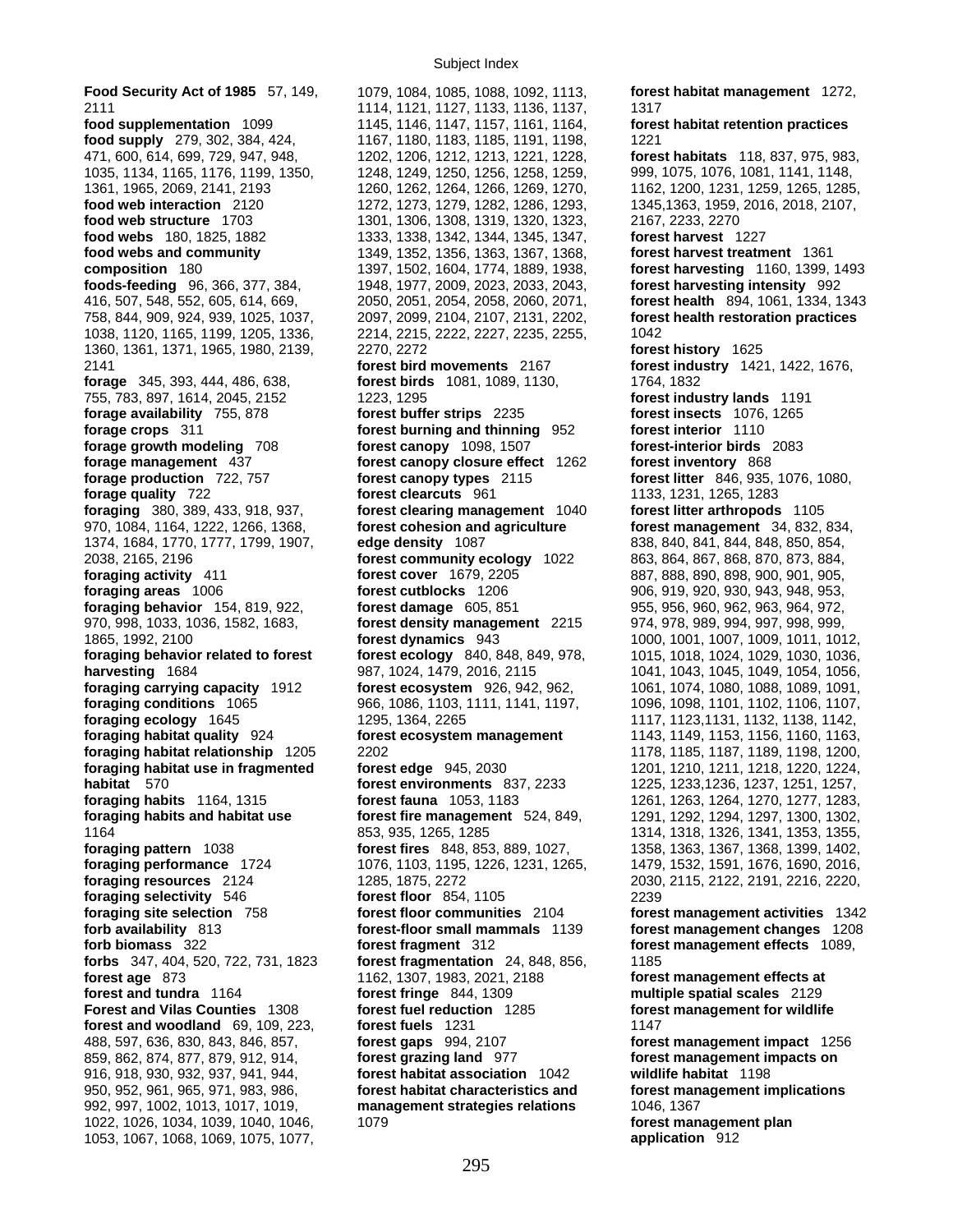**Food Security Act of 1985** 57, 149, 2111
**food supplementation** 1099
**food supply** 279, 302, 384, 424, 471, 600, 614, 699, 729, 947, 948, 1035, 1134, 1165, 1176, 1199, 1350, 1361, 1965, 2069, 2141, 2193
**food web interaction** 2120
**food web structure** 1703
**food webs** 180, 1825, 1882
**food webs and community composition** 180
**foods-feeding** 96, 366, 377, 384, 416, 507, 548, 552, 605, 614, 669, 758, 844, 909, 924, 939, 1025, 1037, 1038, 1120, 1165, 1199, 1205, 1336, 1360, 1361, 1371, 1965, 1980, 2139, 2141
**forage** 345, 393, 444, 486, 638, 755, 783, 897, 1614, 2045, 2152
**forage availability** 755, 878
**forage crops** 311
**forage growth modeling** 708
**forage management** 437
**forage production** 722, 757
**forage quality** 722
**foraging** 380, 389, 433, 918, 937, 970, 1084, 1164, 1222, 1266, 1368, 1374, 1684, 1770, 1777, 1799, 1907, 2038, 2165, 2196
**foraging activity** 411
**foraging areas** 1006
**foraging behavior** 154, 819, 922, 970, 998, 1033, 1036, 1582, 1683, 1865, 1992, 2100
**foraging behavior related to forest harvesting** 1684
**foraging carrying capacity** 1912
**foraging conditions** 1065
**foraging ecology** 1645
**foraging habitat quality** 924
**foraging habitat relationship** 1205
**foraging habitat use in fragmented habitat** 570
**foraging habits** 1164, 1315
**foraging habits and habitat use** 1164
**foraging pattern** 1038
**foraging performance** 1724
**foraging resources** 2124
**foraging selectivity** 546
**foraging site selection** 758
**forb availability** 813
**forb biomass** 322
**forbs** 347, 404, 520, 722, 731, 1823
**forest age** 873
**forest and tundra** 1164
**Forest and Vilas Counties** 1308
**forest and woodland** 69, 109, 223, 488, 597, 636, 830, 843, 846, 857, 859, 862, 874, 877, 879, 912, 914, 916, 918, 930, 932, 937, 941, 944, 950, 952, 961, 965, 971, 983, 986, 992, 997, 1002, 1013, 1017, 1019, 1022, 1026, 1034, 1039, 1040, 1046, 1053, 1067, 1068, 1069, 1075, 1077, 1079, 1084, 1085, 1088, 1092, 1113, 1114, 1121, 1127, 1133, 1136, 1137, 1145, 1146, 1147, 1157, 1161, 1164, 1167, 1180, 1183, 1185, 1191, 1198, 1202, 1206, 1212, 1213, 1221, 1228, 1248, 1249, 1250, 1256, 1258, 1259, 1260, 1262, 1264, 1266, 1269, 1270, 1272, 1273, 1279, 1282, 1286, 1293, 1301, 1306, 1308, 1319, 1320, 1323, 1333, 1338, 1342, 1344, 1345, 1347, 1349, 1352, 1356, 1363, 1367, 1368, 1397, 1502, 1604, 1774, 1889, 1938, 1948, 1977, 2009, 2023, 2033, 2043, 2050, 2051, 2054, 2058, 2060, 2071, 2097, 2099, 2104, 2107, 2131, 2202, 2214, 2215, 2222, 2227, 2235, 2255, 2270, 2272
**forest bird movements** 2167
**forest birds** 1081, 1089, 1130, 1223, 1295
**forest buffer strips** 2235
**forest burning and thinning** 952
**forest canopy** 1098, 1507
**forest canopy closure effect** 1262
**forest canopy types** 2115
**forest clearcuts** 961
**forest clearing management** 1040
**forest cohesion and agriculture edge density** 1087
**forest community ecology** 1022
**forest cover** 1679, 2205
**forest cutblocks** 1206
**forest damage** 605, 851
**forest density management** 2215
**forest dynamics** 943
**forest ecology** 840, 848, 849, 978, 987, 1024, 1479, 2016, 2115
**forest ecosystem** 926, 942, 962, 966, 1086, 1103, 1111, 1141, 1197, 1295, 1364, 2265
**forest ecosystem management** 2202
**forest edge** 945, 2030
**forest environments** 837, 2233
**forest fauna** 1053, 1183
**forest fire management** 524, 849, 853, 935, 1265, 1285
**forest fires** 848, 853, 889, 1027, 1076, 1103, 1195, 1226, 1231, 1265, 1285, 1875, 2272
**forest floor** 854, 1105
**forest floor communities** 2104
**forest-floor small mammals** 1139
**forest fragment** 312
**forest fragmentation** 24, 848, 856, 1162, 1307, 1983, 2021, 2188
**forest fringe** 844, 1309
**forest fuel reduction** 1285
**forest fuels** 1231
**forest gaps** 994, 2107
**forest grazing land** 977
**forest habitat association** 1042
**forest habitat characteristics and management strategies relations** 1079
**forest habitat management** 1272, 1317
**forest habitat retention practices** 1221
**forest habitats** 118, 837, 975, 983, 999, 1075, 1076, 1081, 1141, 1148, 1162, 1200, 1231, 1259, 1265, 1285, 1345,1363, 1959, 2016, 2018, 2107, 2167, 2233, 2270
**forest harvest** 1227
**forest harvest treatment** 1361
**forest harvesting** 1160, 1399, 1493
**forest harvesting intensity** 992
**forest health** 894, 1061, 1334, 1343
**forest health restoration practices** 1042
**forest history** 1625
**forest industry** 1421, 1422, 1676, 1764, 1832
**forest industry lands** 1191
**forest insects** 1076, 1265
**forest interior** 1110
**forest-interior birds** 2083
**forest inventory** 868
**forest litter** 846, 935, 1076, 1080, 1133, 1231, 1265, 1283
**forest litter arthropods** 1105
**forest management** 34, 832, 834, 838, 840, 841, 844, 848, 850, 854, 863, 864, 867, 868, 870, 873, 884, 887, 888, 890, 898, 900, 901, 905, 906, 919, 920, 930, 943, 948, 953, 955, 956, 960, 962, 963, 964, 972, 974, 978, 989, 994, 997, 998, 999, 1000, 1001, 1007, 1009, 1011, 1012, 1015, 1018, 1024, 1029, 1030, 1036, 1041, 1043, 1045, 1049, 1054, 1056, 1061, 1074, 1080, 1088, 1089, 1091, 1096, 1098, 1101, 1102, 1106, 1107, 1117, 1123,1131, 1132, 1138, 1142, 1143, 1149, 1153, 1156, 1160, 1163, 1178, 1185, 1187, 1189, 1198, 1200, 1201, 1210, 1211, 1218, 1220, 1224, 1225, 1233,1236, 1237, 1251, 1257, 1261, 1263, 1264, 1270, 1277, 1283, 1291, 1292, 1294, 1297, 1300, 1302, 1314, 1318, 1326, 1341, 1353, 1355, 1358, 1363, 1367, 1368, 1399, 1402, 1479, 1532, 1591, 1676, 1690, 2016, 2030, 2115, 2122, 2191, 2216, 2220, 2239
**forest management activities** 1342
**forest management changes** 1208
**forest management effects** 1089, 1185
**forest management effects at multiple spatial scales** 2129
**forest management for wildlife** 1147
**forest management impact** 1256
**forest management impacts on wildlife habitat** 1198
**forest management implications** 1046, 1367
**forest management plan application** 912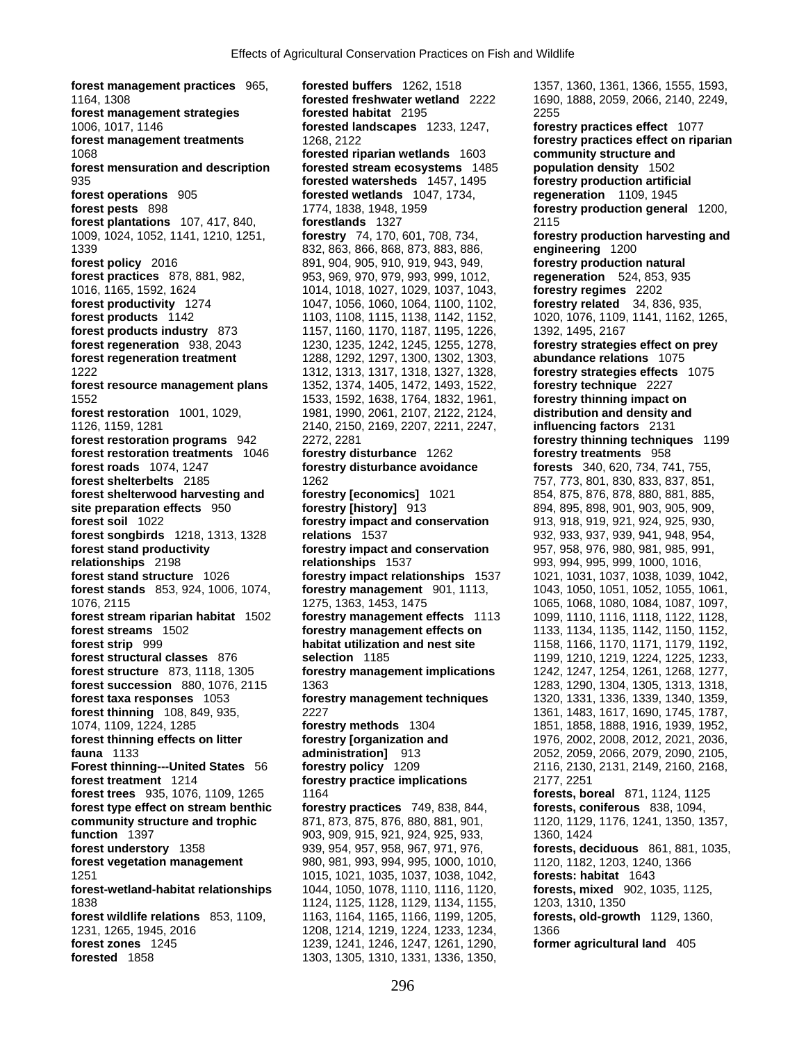**forest management practices** 965, 1164, 1308
**forest management strategies** 1006, 1017, 1146
**forest management treatments** 1068
**forest mensuration and description** 935
**forest operations** 905
**forest pests** 898
**forest plantations** 107, 417, 840, 1009, 1024, 1052, 1141, 1210, 1251, 1339
**forest policy** 2016
**forest practices** 878, 881, 982, 1016, 1165, 1592, 1624
**forest productivity** 1274
**forest products** 1142
**forest products industry** 873
**forest regeneration** 938, 2043
**forest regeneration treatment** 1222
**forest resource management plans** 1552
**forest restoration** 1001, 1029, 1126, 1159, 1281
**forest restoration programs** 942
**forest restoration treatments** 1046
**forest roads** 1074, 1247
**forest shelterbelts** 2185
**forest shelterwood harvesting and site preparation effects** 950
**forest soil** 1022
**forest songbirds** 1218, 1313, 1328
**forest stand productivity relationships** 2198
**forest stand structure** 1026
**forest stands** 853, 924, 1006, 1074, 1076, 2115
**forest stream riparian habitat** 1502
**forest streams** 1502
**forest strip** 999
**forest structural classes** 876
**forest structure** 873, 1118, 1305
**forest succession** 880, 1076, 2115
**forest taxa responses** 1053
**forest thinning** 108, 849, 935, 1074, 1109, 1224, 1285
**forest thinning effects on litter fauna** 1133
**Forest thinning---United States** 56
**forest treatment** 1214
**forest trees** 935, 1076, 1109, 1265
**forest type effect on stream benthic community structure and trophic function** 1397
**forest understory** 1358
**forest vegetation management** 1251
**forest-wetland-habitat relationships** 1838
**forest wildlife relations** 853, 1109, 1231, 1265, 1945, 2016
**forest zones** 1245
**forested** 1858
**forested buffers** 1262, 1518
**forested freshwater wetland** 2222
**forested habitat** 2195
**forested landscapes** 1233, 1247, 1268, 2122
**forested riparian wetlands** 1603
**forested stream ecosystems** 1485
**forested watersheds** 1457, 1495
**forested wetlands** 1047, 1734, 1774, 1838, 1948, 1959
**forestlands** 1327
**forestry** 74, 170, 601, 708, 734, 832, 863, 866, 868, 873, 883, 886, 891, 904, 905, 910, 919, 943, 949, 953, 969, 970, 979, 993, 999, 1012, 1014, 1018, 1027, 1029, 1037, 1043, 1047, 1056, 1060, 1064, 1100, 1102, 1103, 1108, 1115, 1138, 1142, 1152, 1157, 1160, 1170, 1187, 1195, 1226, 1230, 1235, 1242, 1245, 1255, 1278, 1288, 1292, 1297, 1300, 1302, 1303, 1312, 1313, 1317, 1318, 1327, 1328, 1352, 1374, 1405, 1472, 1493, 1522, 1533, 1592, 1638, 1764, 1832, 1961, 1981, 1990, 2061, 2107, 2122, 2124, 2140, 2150, 2169, 2207, 2211, 2247, 2272, 2281
**forestry disturbance** 1262
**forestry disturbance avoidance** 1262
**forestry [economics]** 1021
**forestry [history]** 913
**forestry impact and conservation relations** 1537
**forestry impact and conservation relationships** 1537
**forestry impact relationships** 1537
**forestry management** 901, 1113, 1275, 1363, 1453, 1475
**forestry management effects** 1113
**forestry management effects on habitat utilization and nest site selection** 1185
**forestry management implications** 1363
**forestry management techniques** 2227
**forestry methods** 1304
**forestry [organization and administration]** 913
**forestry policy** 1209
**forestry practice implications** 1164
**forestry practices** 749, 838, 844, 871, 873, 875, 876, 880, 881, 901, 903, 909, 915, 921, 924, 925, 933, 939, 954, 957, 958, 967, 971, 976, 980, 981, 993, 994, 995, 1000, 1010, 1015, 1021, 1035, 1037, 1038, 1042, 1044, 1050, 1078, 1110, 1116, 1120, 1124, 1125, 1128, 1129, 1134, 1155, 1163, 1164, 1165, 1166, 1199, 1205, 1208, 1214, 1219, 1224, 1233, 1234, 1239, 1241, 1246, 1247, 1261, 1290, 1303, 1305, 1310, 1331, 1336, 1350, 1357, 1360, 1361, 1366, 1555, 1593, 1690, 1888, 2059, 2066, 2140, 2249, 2255
**forestry practices effect** 1077
**forestry practices effect on riparian community structure and population density** 1502
**forestry production artificial regeneration** 1109, 1945
**forestry production general** 1200, 2115
**forestry production harvesting and engineering** 1200
**forestry production natural regeneration** 524, 853, 935
**forestry regimes** 2202
**forestry related** 34, 836, 935, 1020, 1076, 1109, 1141, 1162, 1265, 1392, 1495, 2167
**forestry strategies effect on prey abundance relations** 1075
**forestry strategies effects** 1075
**forestry technique** 2227
**forestry thinning impact on distribution and density and influencing factors** 2131
**forestry thinning techniques** 1199
**forestry treatments** 958
**forests** 340, 620, 734, 741, 755, 757, 773, 801, 830, 833, 837, 851, 854, 875, 876, 878, 880, 881, 885, 894, 895, 898, 901, 903, 905, 909, 913, 918, 919, 921, 924, 925, 930, 932, 933, 937, 939, 941, 948, 954, 957, 958, 976, 980, 981, 985, 991, 993, 994, 995, 999, 1000, 1016, 1021, 1031, 1037, 1038, 1039, 1042, 1043, 1050, 1051, 1052, 1055, 1061, 1065, 1068, 1080, 1084, 1087, 1097, 1099, 1110, 1116, 1118, 1122, 1128, 1133, 1134, 1135, 1142, 1150, 1152, 1158, 1166, 1170, 1171, 1179, 1192, 1199, 1210, 1219, 1224, 1225, 1233, 1242, 1247, 1254, 1261, 1268, 1277, 1283, 1290, 1304, 1305, 1313, 1318, 1320, 1331, 1336, 1339, 1340, 1359, 1361, 1483, 1617, 1690, 1745, 1787, 1851, 1858, 1888, 1916, 1939, 1952, 1976, 2002, 2008, 2012, 2021, 2036, 2052, 2059, 2066, 2079, 2090, 2105, 2116, 2130, 2131, 2149, 2160, 2168, 2177, 2251
**forests, boreal** 871, 1124, 1125
**forests, coniferous** 838, 1094, 1120, 1129, 1176, 1241, 1350, 1357, 1360, 1424
**forests, deciduous** 861, 881, 1035, 1120, 1182, 1203, 1240, 1366
**forests: habitat** 1643
**forests, mixed** 902, 1035, 1125, 1203, 1310, 1350
**forests, old-growth** 1129, 1360, 1366
**former agricultural land** 405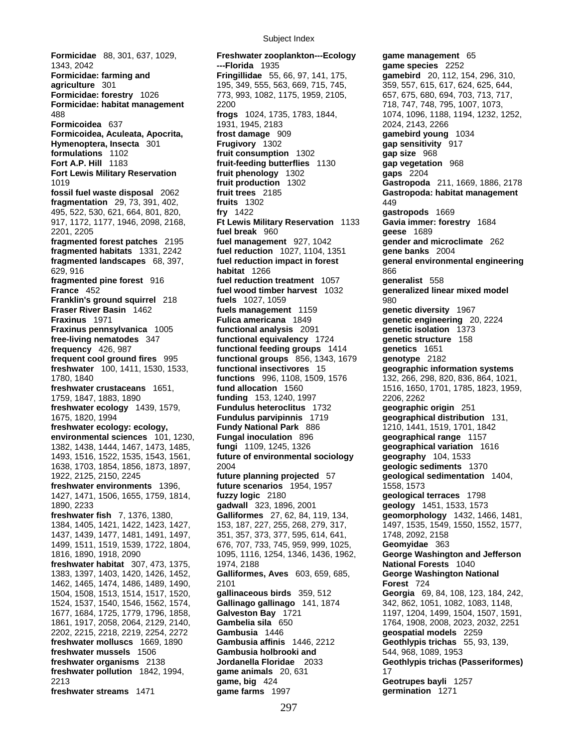**Formicidae** 88, 301, 637, 1029, 1343, 2042
**Formicidae: farming and agriculture** 301
**Formicidae: forestry** 1026
**Formicidae: habitat management** 488
**Formicoidea** 637
**Formicoidea, Aculeata, Apocrita, Hymenoptera, Insecta** 301
**formulations** 1102
**Fort A.P. Hill** 1183
**Fort Lewis Military Reservation** 1019
**fossil fuel waste disposal** 2062
**fragmentation** 29, 73, 391, 402, 495, 522, 530, 621, 664, 801, 820, 917, 1172, 1177, 1946, 2098, 2168, 2201, 2205
**fragmented forest patches** 2195
**fragmented habitats** 1331, 2242
**fragmented landscapes** 68, 397, 629, 916
**fragmented pine forest** 916
**France** 452
**Franklin's ground squirrel** 218
**Fraser River Basin** 1462
**Fraxinus** 1971
**Fraxinus pennsylvanica** 1005
**free-living nematodes** 347
**frequency** 426, 987
**frequent cool ground fires** 995
**freshwater** 100, 1411, 1530, 1533, 1780, 1840
**freshwater crustaceans** 1651, 1759, 1847, 1883, 1890
**freshwater ecology** 1439, 1579, 1675, 1820, 1994
**freshwater ecology: ecology, environmental sciences** 101, 1230, 1382, 1438, 1444, 1467, 1473, 1485, 1493, 1516, 1522, 1535, 1543, 1561, 1638, 1703, 1854, 1856, 1873, 1897, 1922, 2125, 2150, 2245
**freshwater environments** 1396, 1427, 1471, 1506, 1655, 1759, 1814, 1890, 2233
**freshwater fish** 7, 1376, 1380, 1384, 1405, 1421, 1422, 1423, 1427, 1437, 1439, 1477, 1481, 1491, 1497, 1499, 1511, 1519, 1539, 1722, 1804, 1816, 1890, 1918, 2090
**freshwater habitat** 307, 473, 1375, 1383, 1397, 1403, 1420, 1426, 1452, 1462, 1465, 1474, 1486, 1489, 1490, 1504, 1508, 1513, 1514, 1517, 1520, 1524, 1537, 1540, 1546, 1562, 1574, 1677, 1684, 1725, 1779, 1796, 1858, 1861, 1917, 2058, 2064, 2129, 2140, 2202, 2215, 2218, 2219, 2254, 2272
**freshwater molluscs** 1669, 1890
**freshwater mussels** 1506
**freshwater organisms** 2138
**freshwater pollution** 1842, 1994, 2213
**freshwater streams** 1471
**Freshwater zooplankton---Ecology ---Florida** 1935
**Fringillidae** 55, 66, 97, 141, 175, 195, 349, 555, 563, 669, 715, 745, 773, 993, 1082, 1175, 1959, 2105, 2200
**frogs** 1024, 1735, 1783, 1844, 1931, 1945, 2183
**frost damage** 909
**Frugivory** 1302
**fruit consumption** 1302
**fruit-feeding butterflies** 1130
**fruit phenology** 1302
**fruit production** 1302
**fruit trees** 2185
**fruits** 1302
**fry** 1422
**Ft Lewis Military Reservation** 1133
**fuel break** 960
**fuel management** 927, 1042
**fuel reduction** 1027, 1104, 1351
**fuel reduction impact in forest habitat** 1266
**fuel reduction treatment** 1057
**fuel wood timber harvest** 1032
**fuels** 1027, 1059
**fuels management** 1159
**Fulica americana** 1849
**functional analysis** 2091
**functional equivalency** 1724
**functional feeding groups** 1414
**functional groups** 856, 1343, 1679
**functional insectivores** 15
**functions** 996, 1108, 1509, 1576
**fund allocation** 1560
**funding** 153, 1240, 1997
**Fundulus heteroclitus** 1732
**Fundulus parvipinnis** 1719
**Fundy National Park** 886
**Fungal inoculation** 896
**fungi** 1109, 1245, 1326
**future of environmental sociology** 2004
**future planning projected** 57
**future scenarios** 1954, 1957
**fuzzy logic** 2180
**gadwall** 323, 1896, 2001
**Galliformes** 27, 62, 84, 119, 134, 153, 187, 227, 255, 268, 279, 317, 351, 357, 373, 377, 595, 614, 641, 676, 707, 733, 745, 959, 999, 1025, 1095, 1116, 1254, 1346, 1436, 1962, 1974, 2188
**Galliformes, Aves** 603, 659, 685, 2101
**gallinaceous birds** 359, 512
**Gallinago gallinago** 141, 1874
**Galveston Bay** 1721
**Gambelia sila** 650
**Gambusia** 1446
**Gambusia affinis** 1446, 2212
**Gambusia holbrooki and Jordanella Floridae** 2033
**game animals** 20, 631
**game, big** 424
**game farms** 1997
**game management** 65
**game species** 2252
**gamebird** 20, 112, 154, 296, 310, 359, 557, 615, 617, 624, 625, 644, 657, 675, 680, 694, 703, 713, 717, 718, 747, 748, 795, 1007, 1073, 1074, 1096, 1188, 1194, 1232, 1252, 2024, 2143, 2266
**gamebird young** 1034
**gap sensitivity** 917
**gap size** 968
**gap vegetation** 968
**gaps** 2204
**Gastropoda** 211, 1669, 1886, 2178
**Gastropoda: habitat management** 449
**gastropods** 1669
**Gavia immer: forestry** 1684
**geese** 1689
**gender and microclimate** 262
**gene banks** 2004
**general environmental engineering** 866
**generalist** 558
**generalized linear mixed model** 980
**genetic diversity** 1967
**genetic engineering** 20, 2224
**genetic isolation** 1373
**genetic structure** 158
**genetics** 1651
**genotype** 2182
**geographic information systems** 132, 266, 298, 820, 836, 864, 1021, 1516, 1650, 1701, 1785, 1823, 1959, 2206, 2262
**geographic origin** 251
**geographical distribution** 131, 1210, 1441, 1519, 1701, 1842
**geographical range** 1157
**geographical variation** 1616
**geography** 104, 1533
**geologic sediments** 1370
**geological sedimentation** 1404, 1558, 1573
**geological terraces** 1798
**geology** 1451, 1533, 1573
**geomorphology** 1432, 1466, 1481, 1497, 1535, 1549, 1550, 1552, 1577, 1748, 2092, 2158
**Geomyidae** 363
**George Washington and Jefferson National Forests** 1040
**George Washington National Forest** 724
**Georgia** 69, 84, 108, 123, 184, 242, 342, 862, 1051, 1082, 1083, 1148, 1197, 1204, 1499, 1504, 1507, 1591, 1764, 1908, 2008, 2023, 2032, 2251
**geospatial models** 2259
**Geothlypis trichas** 55, 93, 139, 544, 968, 1089, 1953
**Geothlypis trichas (Passeriformes)** 17
**Geotrupes bayli** 1257
**germination** 1271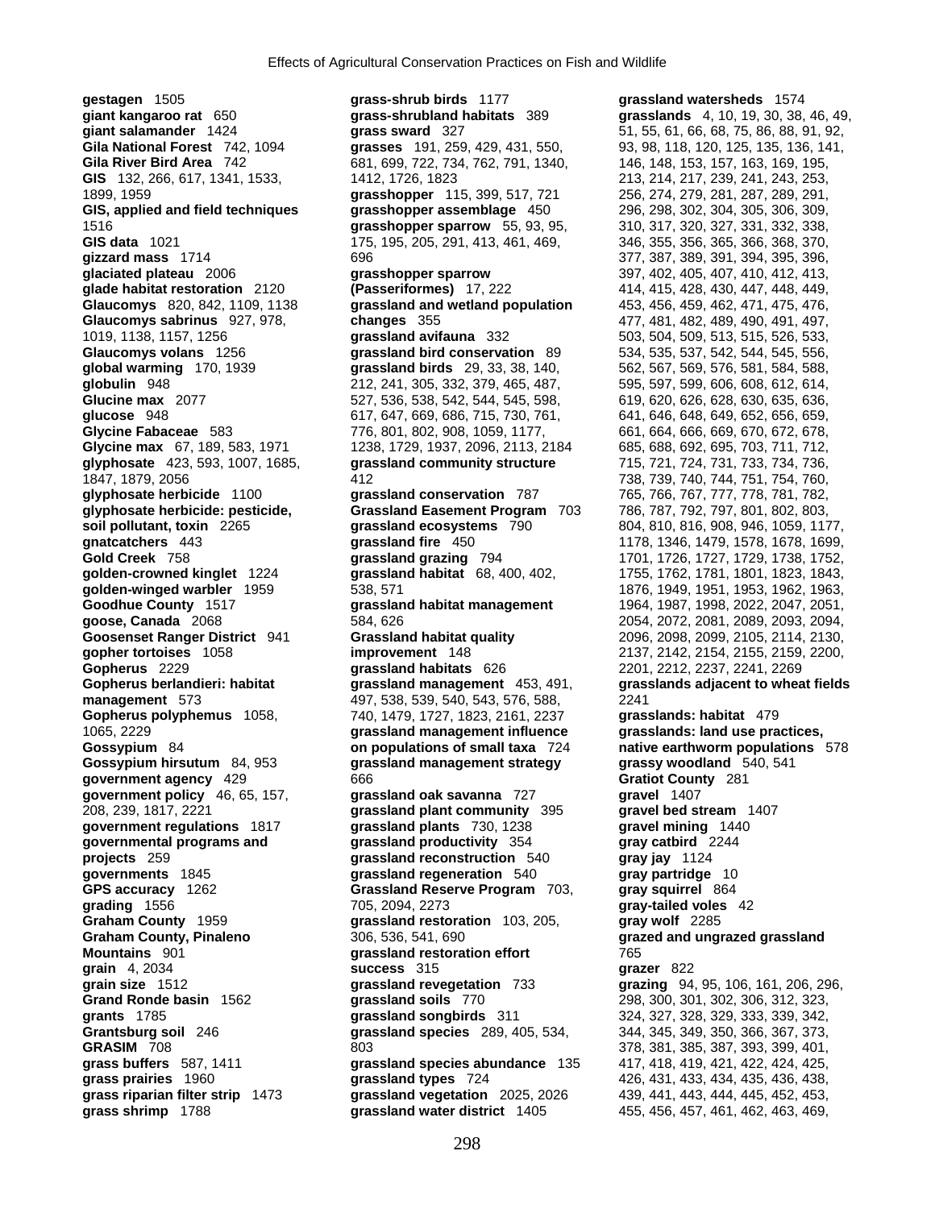**gestagen** 1505
**giant kangaroo rat** 650
**giant salamander** 1424
**Gila National Forest** 742, 1094
**Gila River Bird Area** 742
**GIS** 132, 266, 617, 1341, 1533, 1899, 1959
**GIS, applied and field techniques** 1516
**GIS data** 1021
**gizzard mass** 1714
**glaciated plateau** 2006
**glade habitat restoration** 2120
**Glaucomys** 820, 842, 1109, 1138
**Glaucomys sabrinus** 927, 978, 1019, 1138, 1157, 1256
**Glaucomys volans** 1256
**global warming** 170, 1939
**globulin** 948
**Glucine max** 2077
**glucose** 948
**Glycine Fabaceae** 583
**Glycine max** 67, 189, 583, 1971
**glyphosate** 423, 593, 1007, 1685, 1847, 1879, 2056
**glyphosate herbicide** 1100
**glyphosate herbicide: pesticide, soil pollutant, toxin** 2265
**gnatcatchers** 443
**Gold Creek** 758
**golden-crowned kinglet** 1224
**golden-winged warbler** 1959
**Goodhue County** 1517
**goose, Canada** 2068
**Goosenset Ranger District** 941
**gopher tortoises** 1058
**Gopherus** 2229
**Gopherus berlandieri: habitat management** 573
**Gopherus polyphemus** 1058, 1065, 2229
**Gossypium** 84
**Gossypium hirsutum** 84, 953
**government agency** 429
**government policy** 46, 65, 157, 208, 239, 1817, 2221
**government regulations** 1817
**governmental programs and projects** 259
**governments** 1845
**GPS accuracy** 1262
**grading** 1556
**Graham County** 1959
**Graham County, Pinaleno Mountains** 901
**grain** 4, 2034
**grain size** 1512
**Grand Ronde basin** 1562
**grants** 1785
**Grantsburg soil** 246
**GRASIM** 708
**grass buffers** 587, 1411
**grass prairies** 1960
**grass riparian filter strip** 1473
**grass shrimp** 1788
**grass-shrub birds** 1177
**grass-shrubland habitats** 389
**grass sward** 327
**grasses** 191, 259, 429, 431, 550, 681, 699, 722, 734, 762, 791, 1340, 1412, 1726, 1823
**grasshopper** 115, 399, 517, 721
**grasshopper assemblage** 450
**grasshopper sparrow** 55, 93, 95, 175, 195, 205, 291, 413, 461, 469, 696
**grasshopper sparrow (Passeriformes)** 17, 222
**grassland and wetland population changes** 355
**grassland avifauna** 332
**grassland bird conservation** 89
**grassland birds** 29, 33, 38, 140, 212, 241, 305, 332, 379, 465, 487, 527, 536, 538, 542, 544, 545, 598, 617, 647, 669, 686, 715, 730, 761, 776, 801, 802, 908, 1059, 1177, 1238, 1729, 1937, 2096, 2113, 2184
**grassland community structure** 412
**grassland conservation** 787
**Grassland Easement Program** 703
**grassland ecosystems** 790
**grassland fire** 450
**grassland grazing** 794
**grassland habitat** 68, 400, 402, 538, 571
**grassland habitat management** 584, 626
**Grassland habitat quality improvement** 148
**grassland habitats** 626
**grassland management** 453, 491, 497, 538, 539, 540, 543, 576, 588, 740, 1479, 1727, 1823, 2161, 2237
**grassland management influence on populations of small taxa** 724
**grassland management strategy** 666
**grassland oak savanna** 727
**grassland plant community** 395
**grassland plants** 730, 1238
**grassland productivity** 354
**grassland reconstruction** 540
**grassland regeneration** 540
**Grassland Reserve Program** 703, 705, 2094, 2273
**grassland restoration** 103, 205, 306, 536, 541, 690
**grassland restoration effort success** 315
**grassland revegetation** 733
**grassland soils** 770
**grassland songbirds** 311
**grassland species** 289, 405, 534, 803
**grassland species abundance** 135
**grassland types** 724
**grassland vegetation** 2025, 2026
**grassland water district** 1405
**grassland watersheds** 1574
**grasslands** 4, 10, 19, 30, 38, 46, 49, 51, 55, 61, 66, 68, 75, 86, 88, 91, 92, 93, 98, 118, 120, 125, 135, 136, 141, 146, 148, 153, 157, 163, 169, 195, 213, 214, 217, 239, 241, 243, 253, 256, 274, 279, 281, 287, 289, 291, 296, 298, 302, 304, 305, 306, 309, 310, 317, 320, 327, 331, 332, 338, 346, 355, 356, 365, 366, 368, 370, 377, 387, 389, 391, 394, 395, 396, 397, 402, 405, 407, 410, 412, 413, 414, 415, 428, 430, 447, 448, 449, 453, 456, 459, 462, 471, 475, 476, 477, 481, 482, 489, 490, 491, 497, 503, 504, 509, 513, 515, 526, 533, 534, 535, 537, 542, 544, 545, 556, 562, 567, 569, 576, 581, 584, 588, 595, 597, 599, 606, 608, 612, 614, 619, 620, 626, 628, 630, 635, 636, 641, 646, 648, 649, 652, 656, 659, 661, 664, 666, 669, 670, 672, 678, 685, 688, 692, 695, 703, 711, 712, 715, 721, 724, 731, 733, 734, 736, 738, 739, 740, 744, 751, 754, 760, 765, 766, 767, 777, 778, 781, 782, 786, 787, 792, 797, 801, 802, 803, 804, 810, 816, 908, 946, 1059, 1177, 1178, 1346, 1479, 1578, 1678, 1699, 1701, 1726, 1727, 1729, 1738, 1752, 1755, 1762, 1781, 1801, 1823, 1843, 1876, 1949, 1951, 1953, 1962, 1963, 1964, 1987, 1998, 2022, 2047, 2051, 2054, 2072, 2081, 2089, 2093, 2094, 2096, 2098, 2099, 2105, 2114, 2130, 2137, 2142, 2154, 2155, 2159, 2200, 2201, 2212, 2237, 2241, 2269
**grasslands adjacent to wheat fields** 2241
**grasslands: habitat** 479
**grasslands: land use practices, native earthworm populations** 578
**grassy woodland** 540, 541
**Gratiot County** 281
**gravel** 1407
**gravel bed stream** 1407
**gravel mining** 1440
**gray catbird** 2244
**gray jay** 1124
**gray partridge** 10
**gray squirrel** 864
**gray-tailed voles** 42
**gray wolf** 2285
**grazed and ungrazed grassland** 765
**grazer** 822
**grazing** 94, 95, 106, 161, 206, 296, 298, 300, 301, 302, 306, 312, 323, 324, 327, 328, 329, 333, 339, 342, 344, 345, 349, 350, 366, 367, 373, 378, 381, 385, 387, 393, 399, 401, 417, 418, 419, 421, 422, 424, 425, 426, 431, 433, 434, 435, 436, 438, 439, 441, 443, 444, 445, 452, 453, 455, 456, 457, 461, 462, 463, 469,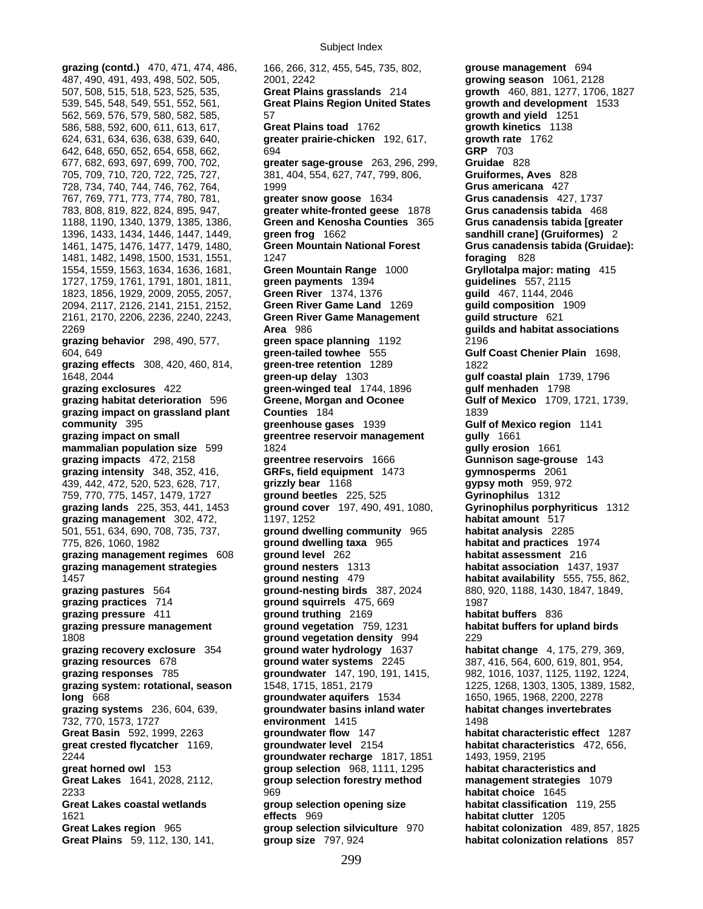**grazing (contd.)** 470, 471, 474, 486, 487, 490, 491, 493, 498, 502, 505, 507, 508, 515, 518, 523, 525, 535, 539, 545, 548, 549, 551, 552, 561, 562, 569, 576, 579, 580, 582, 585, 586, 588, 592, 600, 611, 613, 617, 624, 631, 634, 636, 638, 639, 640, 642, 648, 650, 652, 654, 658, 662, 677, 682, 693, 697, 699, 700, 702, 705, 709, 710, 720, 722, 725, 727, 728, 734, 740, 744, 746, 762, 764, 767, 769, 771, 773, 774, 780, 781, 783, 808, 819, 822, 824, 895, 947, 1188, 1190, 1340, 1379, 1385, 1386, 1396, 1433, 1434, 1446, 1447, 1449, 1461, 1475, 1476, 1477, 1479, 1480, 1481, 1482, 1498, 1500, 1531, 1551, 1554, 1559, 1563, 1634, 1636, 1681, 1727, 1759, 1761, 1791, 1801, 1811, 1823, 1856, 1929, 2009, 2055, 2057, 2094, 2117, 2126, 2141, 2151, 2152, 2161, 2170, 2206, 2236, 2240, 2243, 2269
**grazing behavior** 298, 490, 577, 604, 649
**grazing effects** 308, 420, 460, 814, 1648, 2044
**grazing exclosures** 422
**grazing habitat deterioration** 596
**grazing impact on grassland plant community** 395
**grazing impact on small mammalian population size** 599
**grazing impacts** 472, 2158
**grazing intensity** 348, 352, 416, 439, 442, 472, 520, 523, 628, 717, 759, 770, 775, 1457, 1479, 1727
**grazing lands** 225, 353, 441, 1453
**grazing management** 302, 472, 501, 551, 634, 690, 708, 735, 737, 775, 826, 1060, 1982
**grazing management regimes** 608
**grazing management strategies** 1457
**grazing pastures** 564
**grazing practices** 714
**grazing pressure** 411
**grazing pressure management** 1808
**grazing recovery exclosure** 354
**grazing resources** 678
**grazing responses** 785
**grazing system: rotational, season long** 668
**grazing systems** 236, 604, 639, 732, 770, 1573, 1727
**Great Basin** 592, 1999, 2263
**great crested flycatcher** 1169, 2244
**great horned owl** 153
**Great Lakes** 1641, 2028, 2112, 2233
**Great Lakes coastal wetlands** 1621
**Great Lakes region** 965
**Great Plains** 59, 112, 130, 141, 166, 266, 312, 455, 545, 735, 802, 2001, 2242
**Great Plains grasslands** 214
**Great Plains Region United States** 57
**Great Plains toad** 1762
**greater prairie-chicken** 192, 617, 694
**greater sage-grouse** 263, 296, 299, 381, 404, 554, 627, 747, 799, 806, 1999
**greater snow goose** 1634
**greater white-fronted geese** 1878
**Green and Kenosha Counties** 365
**green frog** 1662
**Green Mountain National Forest** 1247
**Green Mountain Range** 1000
**green payments** 1394
**Green River** 1374, 1376
**Green River Game Land** 1269
**Green River Game Management Area** 986
**green space planning** 1192
**green-tailed towhee** 555
**green-tree retention** 1289
**green-up delay** 1303
**green-winged teal** 1744, 1896
**Greene, Morgan and Oconee Counties** 184
**greenhouse gases** 1939
**greentree reservoir management** 1824
**greentree reservoirs** 1666
**GRFs, field equipment** 1473
**grizzly bear** 1168
**ground beetles** 225, 525
**ground cover** 197, 490, 491, 1080, 1197, 1252
**ground dwelling community** 965
**ground dwelling taxa** 965
**ground level** 262
**ground nesters** 1313
**ground nesting** 479
**ground-nesting birds** 387, 2024
**ground squirrels** 475, 669
**ground truthing** 2169
**ground vegetation** 759, 1231
**ground vegetation density** 994
**ground water hydrology** 1637
**ground water systems** 2245
**groundwater** 147, 190, 191, 1415, 1548, 1715, 1851, 2179
**groundwater aquifers** 1534
**groundwater basins inland water environment** 1415
**groundwater flow** 147
**groundwater level** 2154
**groundwater recharge** 1817, 1851
**group selection** 968, 1111, 1295
**group selection forestry method** 969
**group selection opening size effects** 969
**group selection silviculture** 970
**group size** 797, 924
**grouse management** 694
**growing season** 1061, 2128
**growth** 460, 881, 1277, 1706, 1827
**growth and development** 1533
**growth and yield** 1251
**growth kinetics** 1138
**growth rate** 1762
**GRP** 703
**Gruidae** 828
**Gruiformes, Aves** 828
**Grus americana** 427
**Grus canadensis** 427, 1737
**Grus canadensis tabida** 468
**Grus canadensis tabida [greater sandhill crane] (Gruiformes)** 2
**Grus canadensis tabida (Gruidae): foraging** 828
**Gryllotalpa major: mating** 415
**guidelines** 557, 2115
**guild** 467, 1144, 2046
**guild composition** 1909
**guild structure** 621
**guilds and habitat associations** 2196
**Gulf Coast Chenier Plain** 1698, 1822
**gulf coastal plain** 1739, 1796
**gulf menhaden** 1798
**Gulf of Mexico** 1709, 1721, 1739, 1839
**Gulf of Mexico region** 1141
**gully** 1661
**gully erosion** 1661
**Gunnison sage-grouse** 143
**gymnosperms** 2061
**gypsy moth** 959, 972
**Gyrinophilus** 1312
**Gyrinophilus porphyriticus** 1312
**habitat amount** 517
**habitat analysis** 2285
**habitat and practices** 1974
**habitat assessment** 216
**habitat association** 1437, 1937
**habitat availability** 555, 755, 862, 880, 920, 1188, 1430, 1847, 1849, 1987
**habitat buffers** 836
**habitat buffers for upland birds** 229
**habitat change** 4, 175, 279, 369, 387, 416, 564, 600, 619, 801, 954, 982, 1016, 1037, 1125, 1192, 1224, 1225, 1268, 1303, 1305, 1389, 1582, 1650, 1965, 1968, 2200, 2278
**habitat changes invertebrates** 1498
**habitat characteristic effect** 1287
**habitat characteristics** 472, 656, 1493, 1959, 2195
**habitat characteristics and management strategies** 1079
**habitat choice** 1645
**habitat classification** 119, 255
**habitat clutter** 1205
**habitat colonization** 489, 857, 1825
**habitat colonization relations** 857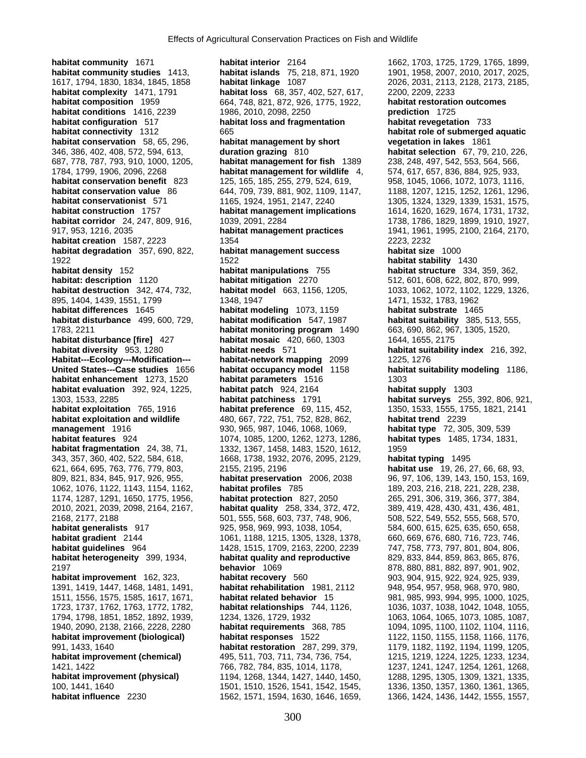**habitat community** 1671
**habitat community studies** 1413, 1617, 1794, 1830, 1834, 1845, 1858
**habitat complexity** 1471, 1791
**habitat composition** 1959
**habitat conditions** 1416, 2239
**habitat configuration** 517
**habitat connectivity** 1312
**habitat conservation** 58, 65, 296, 346, 386, 402, 408, 572, 594, 613, 687, 778, 787, 793, 910, 1000, 1205, 1784, 1799, 1906, 2096, 2268
**habitat conservation benefit** 823
**habitat conservation value** 86
**habitat conservationist** 571
**habitat construction** 1757
**habitat corridor** 24, 247, 809, 916, 917, 953, 1216, 2035
**habitat creation** 1587, 2223
**habitat degradation** 357, 690, 822, 1922
**habitat density** 152
**habitat: description** 1120
**habitat destruction** 342, 474, 732, 895, 1404, 1439, 1551, 1799
**habitat differences** 1645
**habitat disturbance** 499, 600, 729, 1783, 2211
**habitat disturbance [fire]** 427
**habitat diversity** 953, 1280
**Habitat---Ecology---Modification---United States---Case studies** 1656
**habitat enhancement** 1273, 1520
**habitat evaluation** 392, 924, 1225, 1303, 1533, 2285
**habitat exploitation** 765, 1916
**habitat exploitation and wildlife management** 1916
**habitat features** 924
**habitat fragmentation** 24, 38, 71, 343, 357, 360, 402, 522, 584, 618, 621, 664, 695, 763, 776, 779, 803, 809, 821, 834, 845, 917, 926, 955, 1062, 1076, 1122, 1143, 1154, 1162, 1174, 1287, 1291, 1650, 1775, 1956, 2010, 2021, 2039, 2098, 2164, 2167, 2168, 2177, 2188
**habitat generalists** 917
**habitat gradient** 2144
**habitat guidelines** 964
**habitat heterogeneity** 399, 1934, 2197
**habitat improvement** 162, 323, 1391, 1419, 1447, 1468, 1481, 1491, 1511, 1556, 1575, 1585, 1617, 1671, 1723, 1737, 1762, 1763, 1772, 1782, 1794, 1798, 1851, 1852, 1892, 1939, 1940, 2090, 2138, 2166, 2228, 2280
**habitat improvement (biological)** 991, 1433, 1640
**habitat improvement (chemical)** 1421, 1422
**habitat improvement (physical)** 100, 1441, 1640
**habitat influence** 2230
**habitat interior** 2164
**habitat islands** 75, 218, 871, 1920
**habitat linkage** 1087
**habitat loss** 68, 357, 402, 527, 617, 664, 748, 821, 872, 926, 1775, 1922, 1986, 2010, 2098, 2250
**habitat loss and fragmentation** 665
**habitat management by short duration grazing** 810
**habitat management for fish** 1389
**habitat management for wildlife** 4, 125, 165, 185, 255, 279, 524, 619, 644, 709, 739, 881, 902, 1109, 1147, 1165, 1924, 1951, 2147, 2240
**habitat management implications** 1039, 2091, 2284
**habitat management practices** 1354
**habitat management success** 1522
**habitat manipulations** 755
**habitat mitigation** 2270
**habitat model** 663, 1156, 1205, 1348, 1947
**habitat modeling** 1073, 1159
**habitat modification** 547, 1987
**habitat monitoring program** 1490
**habitat mosaic** 420, 660, 1303
**habitat needs** 571
**habitat-network mapping** 2099
**habitat occupancy model** 1158
**habitat parameters** 1516
**habitat patch** 924, 2164
**habitat patchiness** 1791
**habitat preference** 69, 115, 452, 480, 667, 722, 751, 752, 828, 862, 930, 965, 987, 1046, 1068, 1069, 1074, 1085, 1200, 1262, 1273, 1286, 1332, 1367, 1458, 1483, 1520, 1612, 1668, 1738, 1932, 2076, 2095, 2129, 2155, 2195, 2196
**habitat preservation** 2006, 2038
**habitat profiles** 785
**habitat protection** 827, 2050
**habitat quality** 258, 334, 372, 472, 501, 555, 568, 603, 737, 748, 906, 925, 958, 969, 993, 1038, 1054, 1061, 1188, 1215, 1305, 1328, 1378, 1428, 1515, 1709, 2163, 2200, 2239
**habitat quality and reproductive behavior** 1069
**habitat recovery** 560
**habitat rehabilitation** 1981, 2112
**habitat related behavior** 15
**habitat relationships** 744, 1126, 1234, 1326, 1729, 1932
**habitat requirements** 368, 785
**habitat responses** 1522
**habitat restoration** 287, 299, 379, 495, 511, 703, 711, 734, 736, 754, 766, 782, 784, 835, 1014, 1178, 1194, 1268, 1344, 1427, 1440, 1450, 1501, 1510, 1526, 1541, 1542, 1545, 1562, 1571, 1594, 1630, 1646, 1659, 1662, 1703, 1725, 1729, 1765, 1899, 1901, 1958, 2007, 2010, 2017, 2025, 2026, 2031, 2113, 2128, 2173, 2185, 2200, 2209, 2233
**habitat restoration outcomes prediction** 1725
**habitat revegetation** 733
**habitat role of submerged aquatic vegetation in lakes** 1861
**habitat selection** 67, 79, 210, 226, 238, 248, 497, 542, 553, 564, 566, 574, 617, 657, 836, 884, 925, 933, 958, 1045, 1066, 1072, 1073, 1116, 1188, 1207, 1215, 1252, 1261, 1296, 1305, 1324, 1329, 1339, 1531, 1575, 1614, 1620, 1629, 1674, 1731, 1732, 1738, 1786, 1829, 1899, 1910, 1927, 1941, 1961, 1995, 2100, 2164, 2170, 2223, 2232
**habitat size** 1000
**habitat stability** 1430
**habitat structure** 334, 359, 362, 512, 601, 608, 622, 802, 870, 999, 1033, 1062, 1072, 1102, 1229, 1326, 1471, 1532, 1783, 1962
**habitat substrate** 1465
**habitat suitability** 385, 513, 555, 663, 690, 862, 967, 1305, 1520, 1644, 1655, 2175
**habitat suitability index** 216, 392, 1225, 1276
**habitat suitability modeling** 1186, 1303
**habitat supply** 1303
**habitat surveys** 255, 392, 806, 921, 1350, 1533, 1555, 1755, 1821, 2141
**habitat trend** 2239
**habitat type** 72, 305, 309, 539
**habitat types** 1485, 1734, 1831, 1959
**habitat typing** 1495
**habitat use** 19, 26, 27, 66, 68, 93, 96, 97, 106, 139, 143, 150, 153, 169, 189, 203, 216, 218, 221, 228, 238, 265, 291, 306, 319, 366, 377, 384, 389, 419, 428, 430, 431, 436, 481, 508, 522, 549, 552, 555, 568, 570, 584, 600, 615, 625, 635, 650, 658, 660, 669, 676, 680, 716, 723, 746, 747, 758, 773, 797, 801, 804, 806, 829, 833, 844, 859, 863, 865, 876, 878, 880, 881, 882, 897, 901, 902, 903, 904, 915, 922, 924, 925, 939, 948, 954, 957, 958, 968, 970, 980, 981, 985, 993, 994, 995, 1000, 1025, 1036, 1037, 1038, 1042, 1048, 1055, 1063, 1064, 1065, 1073, 1085, 1087, 1094, 1095, 1100, 1102, 1104, 1116, 1122, 1150, 1155, 1158, 1166, 1176, 1179, 1182, 1192, 1194, 1199, 1205, 1215, 1219, 1224, 1225, 1233, 1234, 1237, 1241, 1247, 1254, 1261, 1268, 1288, 1295, 1305, 1309, 1321, 1335, 1336, 1350, 1357, 1360, 1361, 1365, 1366, 1424, 1436, 1442, 1555, 1557,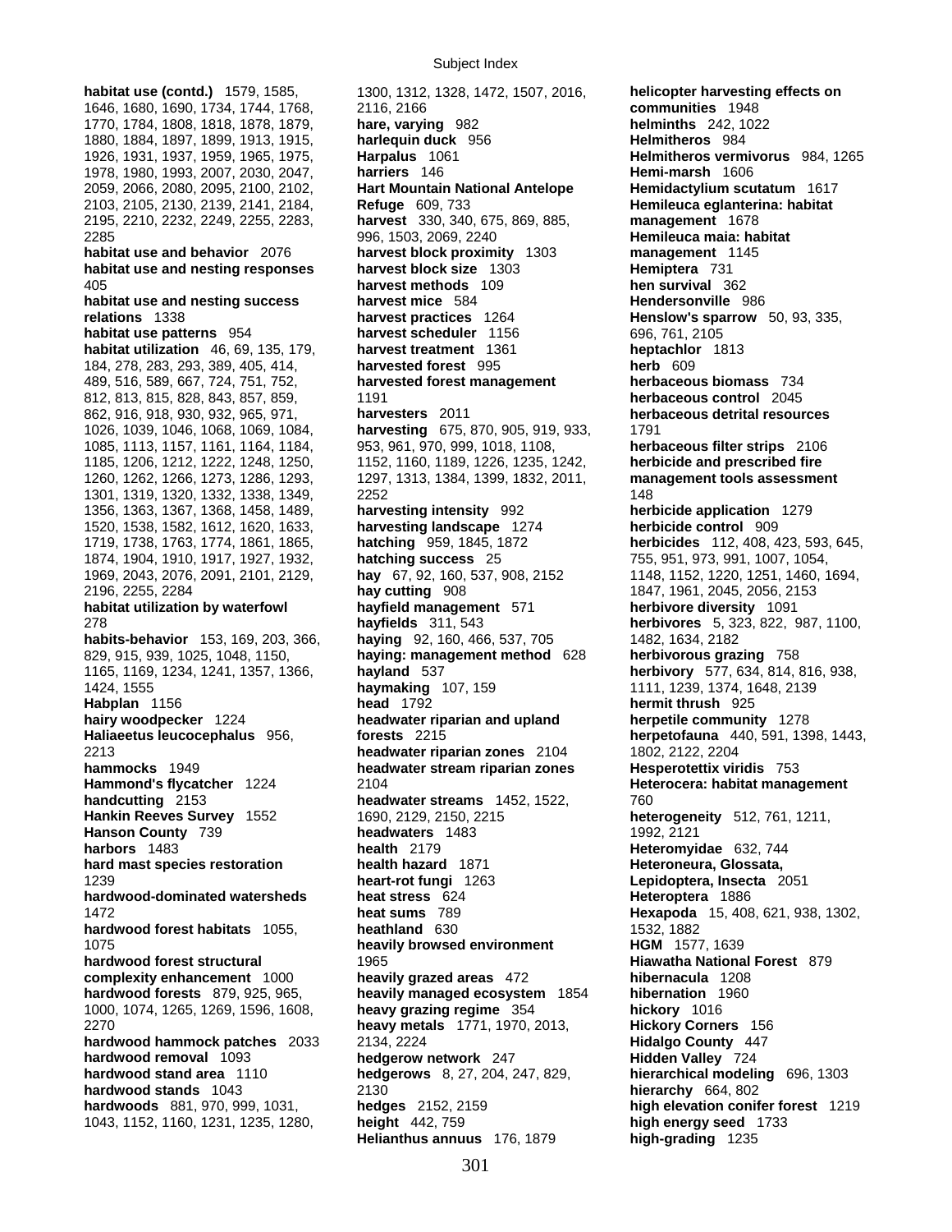**habitat use (contd.)** 1579, 1585, 1646, 1680, 1690, 1734, 1744, 1768, 1770, 1784, 1808, 1818, 1878, 1879, 1880, 1884, 1897, 1899, 1913, 1915, 1926, 1931, 1937, 1959, 1965, 1975, 1978, 1980, 1993, 2007, 2030, 2047, 2059, 2066, 2080, 2095, 2100, 2102, 2103, 2105, 2130, 2139, 2141, 2184, 2195, 2210, 2232, 2249, 2255, 2283, 2285
**habitat use and behavior** 2076
**habitat use and nesting responses** 405
**habitat use and nesting success relations** 1338
**habitat use patterns** 954
**habitat utilization** 46, 69, 135, 179, 184, 278, 283, 293, 389, 405, 414, 489, 516, 589, 667, 724, 751, 752, 812, 813, 815, 828, 843, 857, 859, 862, 916, 918, 930, 932, 965, 971, 1026, 1039, 1046, 1068, 1069, 1084, 1085, 1113, 1157, 1161, 1164, 1184, 1185, 1206, 1212, 1222, 1248, 1250, 1260, 1262, 1266, 1273, 1286, 1293, 1301, 1319, 1320, 1332, 1338, 1349, 1356, 1363, 1367, 1368, 1458, 1489, 1520, 1538, 1582, 1612, 1620, 1633, 1719, 1738, 1763, 1774, 1861, 1865, 1874, 1904, 1910, 1917, 1927, 1932, 1969, 2043, 2076, 2091, 2101, 2129, 2196, 2255, 2284
**habitat utilization by waterfowl** 278
**habits-behavior** 153, 169, 203, 366, 829, 915, 939, 1025, 1048, 1150, 1165, 1169, 1234, 1241, 1357, 1366, 1424, 1555
**Habplan** 1156
**hairy woodpecker** 1224
**Haliaeetus leucocephalus** 956, 2213
**hammocks** 1949
**Hammond's flycatcher** 1224
**handcutting** 2153
**Hankin Reeves Survey** 1552
**Hanson County** 739
**harbors** 1483
**hard mast species restoration** 1239
**hardwood-dominated watersheds** 1472
**hardwood forest habitats** 1055, 1075
**hardwood forest structural complexity enhancement** 1000
**hardwood forests** 879, 925, 965, 1000, 1074, 1265, 1269, 1596, 1608, 2270
**hardwood hammock patches** 2033
**hardwood removal** 1093
**hardwood stand area** 1110
**hardwood stands** 1043
**hardwoods** 881, 970, 999, 1031, 1043, 1152, 1160, 1231, 1235, 1280, 1300, 1312, 1328, 1472, 1507, 2016, 2116, 2166
**hare, varying** 982
**harlequin duck** 956
**Harpalus** 1061
**harriers** 146
**Hart Mountain National Antelope Refuge** 609, 733
**harvest** 330, 340, 675, 869, 885, 996, 1503, 2069, 2240
**harvest block proximity** 1303
**harvest block size** 1303
**harvest methods** 109
**harvest mice** 584
**harvest practices** 1264
**harvest scheduler** 1156
**harvest treatment** 1361
**harvested forest** 995
**harvested forest management** 1191
**harvesters** 2011
**harvesting** 675, 870, 905, 919, 933, 953, 961, 970, 999, 1018, 1108, 1152, 1160, 1189, 1226, 1235, 1242, 1297, 1313, 1384, 1399, 1832, 2011, 2252
**harvesting intensity** 992
**harvesting landscape** 1274
**hatching** 959, 1845, 1872
**hatching success** 25
**hay** 67, 92, 160, 537, 908, 2152
**hay cutting** 908
**hayfield management** 571
**hayfields** 311, 543
**haying** 92, 160, 466, 537, 705
**haying: management method** 628
**hayland** 537
**haymaking** 107, 159
**head** 1792
**headwater riparian and upland forests** 2215
**headwater riparian zones** 2104
**headwater stream riparian zones** 2104
**headwater streams** 1452, 1522, 1690, 2129, 2150, 2215
**headwaters** 1483
**health** 2179
**health hazard** 1871
**heart-rot fungi** 1263
**heat stress** 624
**heat sums** 789
**heathland** 630
**heavily browsed environment** 1965
**heavily grazed areas** 472
**heavily managed ecosystem** 1854
**heavy grazing regime** 354
**heavy metals** 1771, 1970, 2013, 2134, 2224
**hedgerow network** 247
**hedgerows** 8, 27, 204, 247, 829, 2130
**hedges** 2152, 2159
**height** 442, 759
**Helianthus annuus** 176, 1879
**helicopter harvesting effects on communities** 1948
**helminths** 242, 1022
**Helmitheros** 984
**Helmitheros vermivorus** 984, 1265
**Hemi-marsh** 1606
**Hemidactylium scutatum** 1617
**Hemileuca eglanterina: habitat management** 1678
**Hemileuca maia: habitat management** 1145
**Hemiptera** 731
**hen survival** 362
**Hendersonville** 986
**Henslow's sparrow** 50, 93, 335, 696, 761, 2105
**heptachlor** 1813
**herb** 609
**herbaceous biomass** 734
**herbaceous control** 2045
**herbaceous detrital resources** 1791
**herbaceous filter strips** 2106
**herbicide and prescribed fire management tools assessment** 148
**herbicide application** 1279
**herbicide control** 909
**herbicides** 112, 408, 423, 593, 645, 755, 951, 973, 991, 1007, 1054, 1148, 1152, 1220, 1251, 1460, 1694, 1847, 1961, 2045, 2056, 2153
**herbivore diversity** 1091
**herbivores** 5, 323, 822, 987, 1100, 1482, 1634, 2182
**herbivorous grazing** 758
**herbivory** 577, 634, 814, 816, 938, 1111, 1239, 1374, 1648, 2139
**hermit thrush** 925
**herpetile community** 1278
**herpetofauna** 440, 591, 1398, 1443, 1802, 2122, 2204
**Hesperotettix viridis** 753
**Heterocera: habitat management** 760
**heterogeneity** 512, 761, 1211, 1992, 2121
**Heteromyidae** 632, 744
**Heteroneura, Glossata, Lepidoptera, Insecta** 2051
**Heteroptera** 1886
**Hexapoda** 15, 408, 621, 938, 1302, 1532, 1882
**HGM** 1577, 1639
**Hiawatha National Forest** 879
**hibernacula** 1208
**hibernation** 1960
**hickory** 1016
**Hickory Corners** 156
**Hidalgo County** 447
**Hidden Valley** 724
**hierarchical modeling** 696, 1303
**hierarchy** 664, 802
**high elevation conifer forest** 1219
**high energy seed** 1733
**high-grading** 1235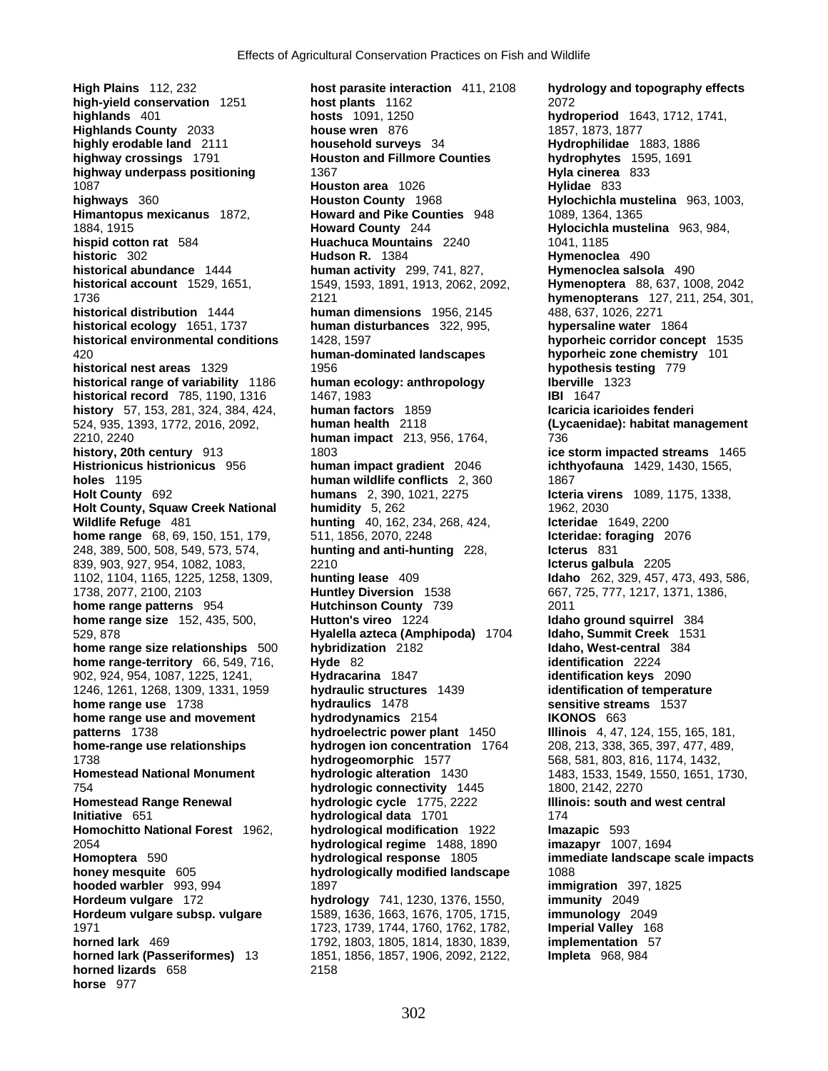**High Plains** 112, 232
**high-yield conservation** 1251
**highlands** 401
**Highlands County** 2033
**highly erodable land** 2111
**highway crossings** 1791
**highway underpass positioning** 1087
**highways** 360
**Himantopus mexicanus** 1872, 1884, 1915
**hispid cotton rat** 584
**historic** 302
**historical abundance** 1444
**historical account** 1529, 1651, 1736
**historical distribution** 1444
**historical ecology** 1651, 1737
**historical environmental conditions** 420
**historical nest areas** 1329
**historical range of variability** 1186
**historical record** 785, 1190, 1316
**history** 57, 153, 281, 324, 384, 424, 524, 935, 1393, 1772, 2016, 2092, 2210, 2240
**history, 20th century** 913
**Histrionicus histrionicus** 956
**holes** 1195
**Holt County** 692
**Holt County, Squaw Creek National Wildlife Refuge** 481
**home range** 68, 69, 150, 151, 179, 248, 389, 500, 508, 549, 573, 574, 839, 903, 927, 954, 1082, 1083, 1102, 1104, 1165, 1225, 1258, 1309, 1738, 2077, 2100, 2103
**home range patterns** 954
**home range size** 152, 435, 500, 529, 878
**home range size relationships** 500
**home range-territory** 66, 549, 716, 902, 924, 954, 1087, 1225, 1241, 1246, 1261, 1268, 1309, 1331, 1959
**home range use** 1738
**home range use and movement patterns** 1738
**home-range use relationships** 1738
**Homestead National Monument** 754
**Homestead Range Renewal Initiative** 651
**Homochitto National Forest** 1962, 2054
**Homoptera** 590
**honey mesquite** 605
**hooded warbler** 993, 994
**Hordeum vulgare** 172
**Hordeum vulgare subsp. vulgare** 1971
**horned lark** 469
**horned lark (Passeriformes)** 13
**horned lizards** 658
**horse** 977
**host parasite interaction** 411, 2108
**host plants** 1162
**hosts** 1091, 1250
**house wren** 876
**household surveys** 34
**Houston and Fillmore Counties** 1367
**Houston area** 1026
**Houston County** 1968
**Howard and Pike Counties** 948
**Howard County** 244
**Huachuca Mountains** 2240
**Hudson R.** 1384
**human activity** 299, 741, 827, 1549, 1593, 1891, 1913, 2062, 2092, 2121
**human dimensions** 1956, 2145
**human disturbances** 322, 995, 1428, 1597
**human-dominated landscapes** 1956
**human ecology: anthropology** 1467, 1983
**human factors** 1859
**human health** 2118
**human impact** 213, 956, 1764, 1803
**human impact gradient** 2046
**human wildlife conflicts** 2, 360
**humans** 2, 390, 1021, 2275
**humidity** 5, 262
**hunting** 40, 162, 234, 268, 424, 511, 1856, 2070, 2248
**hunting and anti-hunting** 228, 2210
**hunting lease** 409
**Huntley Diversion** 1538
**Hutchinson County** 739
**Hutton's vireo** 1224
**Hyalella azteca (Amphipoda)** 1704
**hybridization** 2182
**Hyde** 82
**Hydracarina** 1847
**hydraulic structures** 1439
**hydraulics** 1478
**hydrodynamics** 2154
**hydroelectric power plant** 1450
**hydrogen ion concentration** 1764
**hydrogeomorphic** 1577
**hydrologic alteration** 1430
**hydrologic connectivity** 1445
**hydrologic cycle** 1775, 2222
**hydrological data** 1701
**hydrological modification** 1922
**hydrological regime** 1488, 1890
**hydrological response** 1805
**hydrologically modified landscape** 1897
**hydrology** 741, 1230, 1376, 1550, 1589, 1636, 1663, 1676, 1705, 1715, 1723, 1739, 1744, 1760, 1762, 1782, 1792, 1803, 1805, 1814, 1830, 1839, 1851, 1856, 1857, 1906, 2092, 2122, 2158
**hydrology and topography effects** 2072
**hydroperiod** 1643, 1712, 1741, 1857, 1873, 1877
**Hydrophilidae** 1883, 1886
**hydrophytes** 1595, 1691
**Hyla cinerea** 833
**Hylidae** 833
**Hylochichla mustelina** 963, 1003, 1089, 1364, 1365
**Hylocichla mustelina** 963, 984, 1041, 1185
**Hymenoclea** 490
**Hymenoclea salsola** 490
**Hymenoptera** 88, 637, 1008, 2042
**hymenopterans** 127, 211, 254, 301, 488, 637, 1026, 2271
**hypersaline water** 1864
**hyporheic corridor concept** 1535
**hyporheic zone chemistry** 101
**hypothesis testing** 779
**Iberville** 1323
**IBI** 1647
**Icaricia icarioides fenderi (Lycaenidae): habitat management** 736
**ice storm impacted streams** 1465
**ichthyofauna** 1429, 1430, 1565, 1867
**Icteria virens** 1089, 1175, 1338, 1962, 2030
**Icteridae** 1649, 2200
**Icteridae: foraging** 2076
**Icterus** 831
**Icterus galbula** 2205
**Idaho** 262, 329, 457, 473, 493, 586, 667, 725, 777, 1217, 1371, 1386, 2011
**Idaho ground squirrel** 384
**Idaho, Summit Creek** 1531
**Idaho, West-central** 384
**identification** 2224
**identification keys** 2090
**identification of temperature sensitive streams** 1537
**IKONOS** 663
**Illinois** 4, 47, 124, 155, 165, 181, 208, 213, 338, 365, 397, 477, 489, 568, 581, 803, 816, 1174, 1432, 1483, 1533, 1549, 1550, 1651, 1730, 1800, 2142, 2270
**Illinois: south and west central** 174
**Imazapic** 593
**imazapyr** 1007, 1694
**immediate landscape scale impacts** 1088
**immigration** 397, 1825
**immunity** 2049
**immunology** 2049
**Imperial Valley** 168
**implementation** 57
**Impleta** 968, 984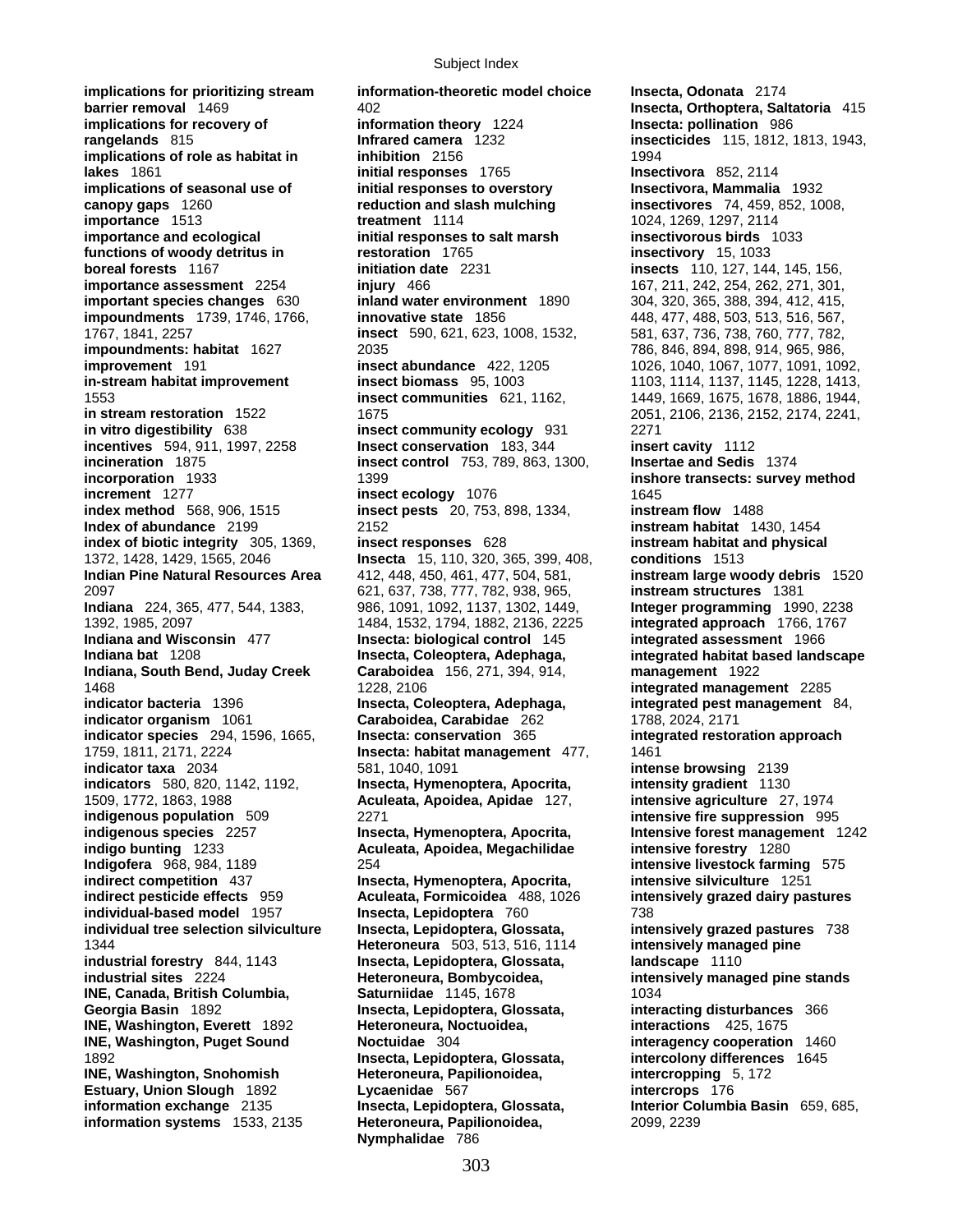**implications for prioritizing stream barrier removal** 1469
**implications for recovery of rangelands** 815
**implications of role as habitat in lakes** 1861
**implications of seasonal use of canopy gaps** 1260
**importance** 1513
**importance and ecological functions of woody detritus in boreal forests** 1167
**importance assessment** 2254
**important species changes** 630
**impoundments** 1739, 1746, 1766, 1767, 1841, 2257
**impoundments: habitat** 1627
**improvement** 191
**in-stream habitat improvement** 1553
**in stream restoration** 1522
**in vitro digestibility** 638
**incentives** 594, 911, 1997, 2258
**incineration** 1875
**incorporation** 1933
**increment** 1277
**index method** 568, 906, 1515
**Index of abundance** 2199
**index of biotic integrity** 305, 1369, 1372, 1428, 1429, 1565, 2046
**Indian Pine Natural Resources Area** 2097
**Indiana** 224, 365, 477, 544, 1383, 1392, 1985, 2097
**Indiana and Wisconsin** 477
**Indiana bat** 1208
**Indiana, South Bend, Juday Creek** 1468
**indicator bacteria** 1396
**indicator organism** 1061
**indicator species** 294, 1596, 1665, 1759, 1811, 2171, 2224
**indicator taxa** 2034
**indicators** 580, 820, 1142, 1192, 1509, 1772, 1863, 1988
**indigenous population** 509
**indigenous species** 2257
**indigo bunting** 1233
**Indigofera** 968, 984, 1189
**indirect competition** 437
**indirect pesticide effects** 959
**individual-based model** 1957
**individual tree selection silviculture** 1344
**industrial forestry** 844, 1143
**industrial sites** 2224
**INE, Canada, British Columbia, Georgia Basin** 1892
**INE, Washington, Everett** 1892
**INE, Washington, Puget Sound** 1892
**INE, Washington, Snohomish Estuary, Union Slough** 1892
**information exchange** 2135
**information systems** 1533, 2135
**information-theoretic model choice** 402
**information theory** 1224
**Infrared camera** 1232
**inhibition** 2156
**initial responses** 1765
**initial responses to overstory reduction and slash mulching treatment** 1114
**initial responses to salt marsh restoration** 1765
**initiation date** 2231
**injury** 466
**inland water environment** 1890
**innovative state** 1856
**insect** 590, 621, 623, 1008, 1532, 2035
**insect abundance** 422, 1205
**insect biomass** 95, 1003
**insect communities** 621, 1162, 1675
**insect community ecology** 931
**Insect conservation** 183, 344
**insect control** 753, 789, 863, 1300, 1399
**insect ecology** 1076
**insect pests** 20, 753, 898, 1334, 2152
**insect responses** 628
**Insecta** 15, 110, 320, 365, 399, 408, 412, 448, 450, 461, 477, 504, 581, 621, 637, 738, 777, 782, 938, 965, 986, 1091, 1092, 1137, 1302, 1449, 1484, 1532, 1794, 1882, 2136, 2225
**Insecta: biological control** 145
**Insecta, Coleoptera, Adephaga, Caraboidea** 156, 271, 394, 914, 1228, 2106
**Insecta, Coleoptera, Adephaga, Caraboidea, Carabidae** 262
**Insecta: conservation** 365
**Insecta: habitat management** 477, 581, 1040, 1091
**Insecta, Hymenoptera, Apocrita, Aculeata, Apoidea, Apidae** 127, 2271
**Insecta, Hymenoptera, Apocrita, Aculeata, Apoidea, Megachilidae** 254
**Insecta, Hymenoptera, Apocrita, Aculeata, Formicoidea** 488, 1026
**Insecta, Lepidoptera** 760
**Insecta, Lepidoptera, Glossata, Heteroneura** 503, 513, 516, 1114
**Insecta, Lepidoptera, Glossata, Heteroneura, Bombycoidea, Saturniidae** 1145, 1678
**Insecta, Lepidoptera, Glossata, Heteroneura, Noctuoidea, Noctuidae** 304
**Insecta, Lepidoptera, Glossata, Heteroneura, Papilionoidea, Lycaenidae** 567
**Insecta, Lepidoptera, Glossata, Heteroneura, Papilionoidea, Nymphalidae** 786
**Insecta, Odonata** 2174
**Insecta, Orthoptera, Saltatoria** 415
**Insecta: pollination** 986
**insecticides** 115, 1812, 1813, 1943, 1994
**Insectivora** 852, 2114
**Insectivora, Mammalia** 1932
**insectivores** 74, 459, 852, 1008, 1024, 1269, 1297, 2114
**insectivorous birds** 1033
**insectivory** 15, 1033
**insects** 110, 127, 144, 145, 156, 167, 211, 242, 254, 262, 271, 301, 304, 320, 365, 388, 394, 412, 415, 448, 477, 488, 503, 513, 516, 567, 581, 637, 736, 738, 760, 777, 782, 786, 846, 894, 898, 914, 965, 986, 1026, 1040, 1067, 1077, 1091, 1092, 1103, 1114, 1137, 1145, 1228, 1413, 1449, 1669, 1675, 1678, 1886, 1944, 2051, 2106, 2136, 2152, 2174, 2241, 2271
**insert cavity** 1112
**Insertae and Sedis** 1374
**inshore transects: survey method** 1645
**instream flow** 1488
**instream habitat** 1430, 1454
**instream habitat and physical conditions** 1513
**instream large woody debris** 1520
**instream structures** 1381
**Integer programming** 1990, 2238
**integrated approach** 1766, 1767
**integrated assessment** 1966
**integrated habitat based landscape management** 1922
**integrated management** 2285
**integrated pest management** 84, 1788, 2024, 2171
**integrated restoration approach** 1461
**intense browsing** 2139
**intensity gradient** 1130
**intensive agriculture** 27, 1974
**intensive fire suppression** 995
**Intensive forest management** 1242
**intensive forestry** 1280
**intensive livestock farming** 575
**intensive silviculture** 1251
**intensively grazed dairy pastures** 738
**intensively grazed pastures** 738
**intensively managed pine landscape** 1110
**intensively managed pine stands** 1034
**interacting disturbances** 366
**interactions** 425, 1675
**interagency cooperation** 1460
**intercolony differences** 1645
**intercropping** 5, 172
**intercrops** 176
**Interior Columbia Basin** 659, 685, 2099, 2239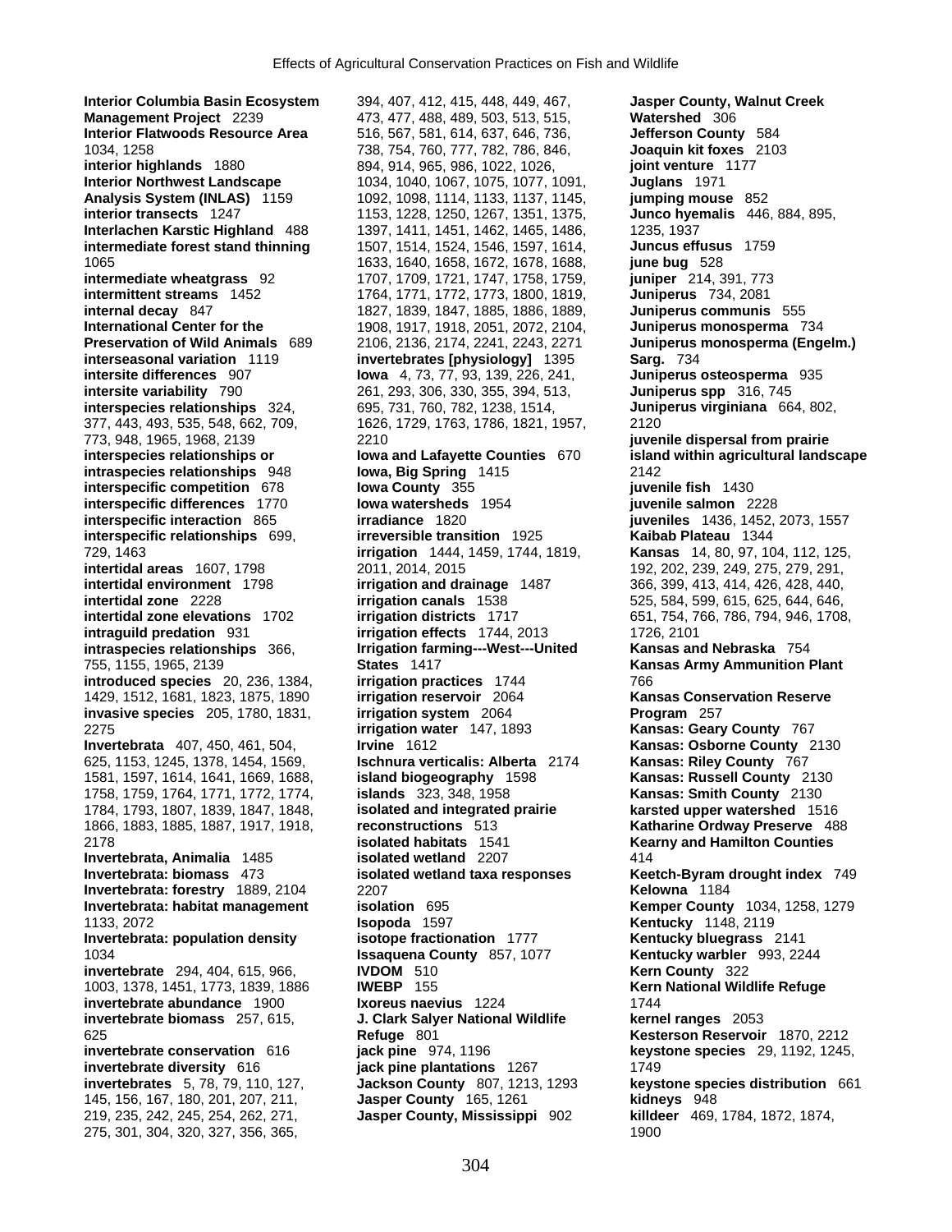**Interior Columbia Basin Ecosystem Management Project** 2239
**Interior Flatwoods Resource Area** 1034, 1258
**interior highlands** 1880
**Interior Northwest Landscape Analysis System (INLAS)** 1159
**interior transects** 1247
**Interlachen Karstic Highland** 488
**intermediate forest stand thinning** 1065
**intermediate wheatgrass** 92
**intermittent streams** 1452
**internal decay** 847
**International Center for the Preservation of Wild Animals** 689
**interseasonal variation** 1119
**intersite differences** 907
**intersite variability** 790
**interspecies relationships** 324, 377, 443, 493, 535, 548, 662, 709, 773, 948, 1965, 1968, 2139
**interspecies relationships or intraspecies relationships** 948
**interspecific competition** 678
**interspecific differences** 1770
**interspecific interaction** 865
**interspecific relationships** 699, 729, 1463
**intertidal areas** 1607, 1798
**intertidal environment** 1798
**intertidal zone** 2228
**intertidal zone elevations** 1702
**intraguild predation** 931
**intraspecies relationships** 366, 755, 1155, 1965, 2139
**introduced species** 20, 236, 1384, 1429, 1512, 1681, 1823, 1875, 1890
**invasive species** 205, 1780, 1831, 2275
**Invertebrata** 407, 450, 461, 504, 625, 1153, 1245, 1378, 1454, 1569, 1581, 1597, 1614, 1641, 1669, 1688, 1758, 1759, 1764, 1771, 1772, 1774, 1784, 1793, 1807, 1839, 1847, 1848, 1866, 1883, 1885, 1887, 1917, 1918, 2178
**Invertebrata, Animalia** 1485
**Invertebrata: biomass** 473
**Invertebrata: forestry** 1889, 2104
**Invertebrata: habitat management** 1133, 2072
**Invertebrata: population density** 1034
**invertebrate** 294, 404, 615, 966, 1003, 1378, 1451, 1773, 1839, 1886
**invertebrate abundance** 1900
**invertebrate biomass** 257, 615, 625
**invertebrate conservation** 616
**invertebrate diversity** 616
**invertebrates** 5, 78, 79, 110, 127, 145, 156, 167, 180, 201, 207, 211, 219, 235, 242, 245, 254, 262, 271, 275, 301, 304, 320, 327, 356, 365, 394, 407, 412, 415, 448, 449, 467, 473, 477, 488, 489, 503, 513, 515, 516, 567, 581, 614, 637, 646, 736, 738, 754, 760, 777, 782, 786, 846, 894, 914, 965, 986, 1022, 1026, 1034, 1040, 1067, 1075, 1077, 1091, 1092, 1098, 1114, 1133, 1137, 1145, 1153, 1228, 1250, 1267, 1351, 1375, 1397, 1411, 1451, 1462, 1465, 1486, 1507, 1514, 1524, 1546, 1597, 1614, 1633, 1640, 1658, 1672, 1678, 1688, 1707, 1709, 1721, 1747, 1758, 1759, 1764, 1771, 1772, 1773, 1800, 1819, 1827, 1839, 1847, 1885, 1886, 1889, 1908, 1917, 1918, 2051, 2072, 2104, 2106, 2136, 2174, 2241, 2243, 2271
**invertebrates [physiology]** 1395
**Iowa** 4, 73, 77, 93, 139, 226, 241, 261, 293, 306, 330, 355, 394, 513, 695, 731, 760, 782, 1238, 1514, 1626, 1729, 1763, 1786, 1821, 1957, 2210
**Iowa and Lafayette Counties** 670
**Iowa, Big Spring** 1415
**Iowa County** 355
**Iowa watersheds** 1954
**irradiance** 1820
**irreversible transition** 1925
**irrigation** 1444, 1459, 1744, 1819, 2011, 2014, 2015
**irrigation and drainage** 1487
**irrigation canals** 1538
**irrigation districts** 1717
**irrigation effects** 1744, 2013
**Irrigation farming---West---United States** 1417
**irrigation practices** 1744
**irrigation reservoir** 2064
**irrigation system** 2064
**irrigation water** 147, 1893
**Irvine** 1612
**Ischnura verticalis: Alberta** 2174
**island biogeography** 1598
**islands** 323, 348, 1958
**isolated and integrated prairie reconstructions** 513
**isolated habitats** 1541
**isolated wetland** 2207
**isolated wetland taxa responses** 2207
**isolation** 695
**Isopoda** 1597
**isotope fractionation** 1777
**Issaquena County** 857, 1077
**IVDOM** 510
**IWEBP** 155
**Ixoreus naevius** 1224
**J. Clark Salyer National Wildlife Refuge** 801
**jack pine** 974, 1196
**jack pine plantations** 1267
**Jackson County** 807, 1213, 1293
**Jasper County** 165, 1261
**Jasper County, Mississippi** 902
**Jasper County, Walnut Creek Watershed** 306
**Jefferson County** 584
**Joaquin kit foxes** 2103
**joint venture** 1177
**Juglans** 1971
**jumping mouse** 852
**Junco hyemalis** 446, 884, 895, 1235, 1937
**Juncus effusus** 1759
**june bug** 528
**juniper** 214, 391, 773
**Juniperus** 734, 2081
**Juniperus communis** 555
**Juniperus monosperma** 734
**Juniperus monosperma (Engelm.) Sarg.** 734
**Juniperus osteosperma** 935
**Juniperus spp** 316, 745
**Juniperus virginiana** 664, 802, 2120
**juvenile dispersal from prairie island within agricultural landscape** 2142
**juvenile fish** 1430
**juvenile salmon** 2228
**juveniles** 1436, 1452, 2073, 1557
**Kaibab Plateau** 1344
**Kansas** 14, 80, 97, 104, 112, 125, 192, 202, 239, 249, 275, 279, 291, 366, 399, 413, 414, 426, 428, 440, 525, 584, 599, 615, 625, 644, 646, 651, 754, 766, 786, 794, 946, 1708, 1726, 2101
**Kansas and Nebraska** 754
**Kansas Army Ammunition Plant** 766
**Kansas Conservation Reserve Program** 257
**Kansas: Geary County** 767
**Kansas: Osborne County** 2130
**Kansas: Riley County** 767
**Kansas: Russell County** 2130
**Kansas: Smith County** 2130
**karsted upper watershed** 1516
**Katharine Ordway Preserve** 488
**Kearny and Hamilton Counties** 414
**Keetch-Byram drought index** 749
**Kelowna** 1184
**Kemper County** 1034, 1258, 1279
**Kentucky** 1148, 2119
**Kentucky bluegrass** 2141
**Kentucky warbler** 993, 2244
**Kern County** 322
**Kern National Wildlife Refuge** 1744
**kernel ranges** 2053
**Kesterson Reservoir** 1870, 2212
**keystone species** 29, 1192, 1245, 1749
**keystone species distribution** 661
**kidneys** 948
**killdeer** 469, 1784, 1872, 1874, 1900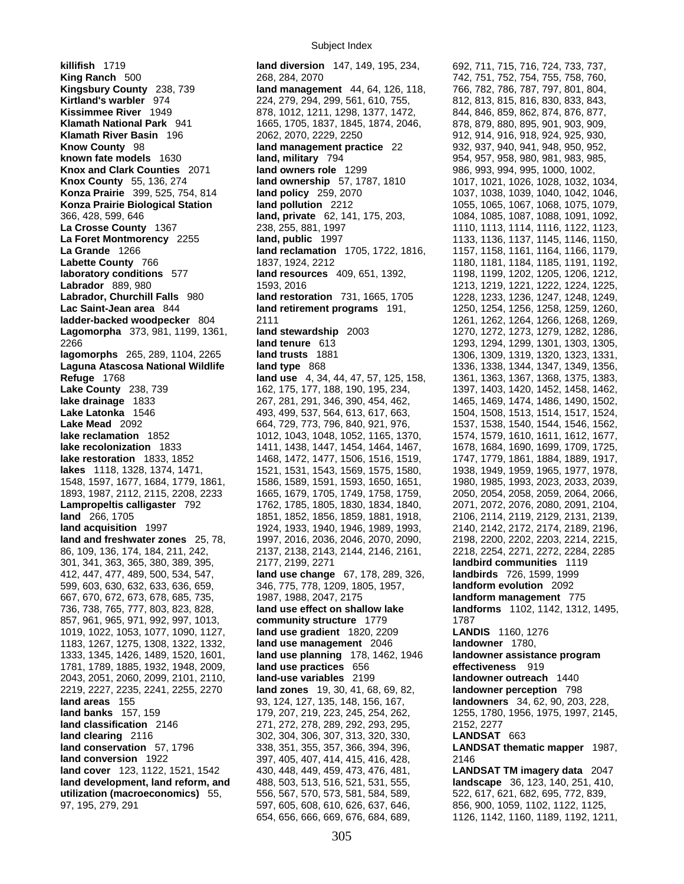**killifish** 1719
**King Ranch** 500
**Kingsbury County** 238, 739
**Kirtland's warbler** 974
**Kissimmee River** 1949
**Klamath National Park** 941
**Klamath River Basin** 196
**Know County** 98
**known fate models** 1630
**Knox and Clark Counties** 2071
**Knox County** 55, 136, 274
**Konza Prairie** 399, 525, 754, 814
**Konza Prairie Biological Station** 366, 428, 599, 646
**La Crosse County** 1367
**La Foret Montmorency** 2255
**La Grande** 1266
**Labette County** 766
**laboratory conditions** 577
**Labrador** 889, 980
**Labrador, Churchill Falls** 980
**Lac Saint-Jean area** 844
**ladder-backed woodpecker** 804
**Lagomorpha** 373, 981, 1199, 1361, 2266
**lagomorphs** 265, 289, 1104, 2265
**Laguna Atascosa National Wildlife Refuge** 1768
**Lake County** 238, 739
**lake drainage** 1833
**Lake Latonka** 1546
**Lake Mead** 2092
**lake reclamation** 1852
**lake recolonization** 1833
**lake restoration** 1833, 1852
**lakes** 1118, 1328, 1374, 1471, 1548, 1597, 1677, 1684, 1779, 1861, 1893, 1987, 2112, 2115, 2208, 2233
**Lampropeltis calligaster** 792
**land** 266, 1705
**land acquisition** 1997
**land and freshwater zones** 25, 78, 86, 109, 136, 174, 184, 211, 242, 301, 341, 363, 365, 380, 389, 395, 412, 447, 477, 489, 500, 534, 547, 599, 603, 630, 632, 633, 636, 659, 667, 670, 672, 673, 678, 685, 735, 736, 738, 765, 777, 803, 823, 828, 857, 961, 965, 971, 992, 997, 1013, 1019, 1022, 1053, 1077, 1090, 1127, 1183, 1267, 1275, 1308, 1322, 1332, 1333, 1345, 1426, 1489, 1520, 1601, 1781, 1789, 1885, 1932, 1948, 2009, 2043, 2051, 2060, 2099, 2101, 2110, 2219, 2227, 2235, 2241, 2255, 2270
**land areas** 155
**land banks** 157, 159
**land classification** 2146
**land clearing** 2116
**land conservation** 57, 1796
**land conversion** 1922
**land cover** 123, 1122, 1521, 1542
**land development, land reform, and utilization (macroeconomics)** 55, 97, 195, 279, 291
**land diversion** 147, 149, 195, 234, 268, 284, 2070
**land management** 44, 64, 126, 118, 224, 279, 294, 299, 561, 610, 755, 878, 1012, 1211, 1298, 1377, 1472, 1665, 1705, 1837, 1845, 1874, 2046, 2062, 2070, 2229, 2250
**land management practice** 22
**land, military** 794
**land owners role** 1299
**land ownership** 57, 1787, 1810
**land policy** 259, 2070
**land pollution** 2212
**land, private** 62, 141, 175, 203, 238, 255, 881, 1997
**land, public** 1997
**land reclamation** 1705, 1722, 1816, 1837, 1924, 2212
**land resources** 409, 651, 1392, 1593, 2016
**land restoration** 731, 1665, 1705
**land retirement programs** 191, 2111
**land stewardship** 2003
**land tenure** 613
**land trusts** 1881
**land type** 868
**land use** 4, 34, 44, 47, 57, 125, 158, 162, 175, 177, 188, 190, 195, 234, 267, 281, 291, 346, 390, 454, 462, 493, 499, 537, 564, 613, 617, 663, 664, 729, 773, 796, 840, 921, 976, 1012, 1043, 1048, 1052, 1165, 1370, 1411, 1438, 1447, 1454, 1464, 1467, 1468, 1472, 1477, 1506, 1516, 1519, 1521, 1531, 1543, 1569, 1575, 1580, 1586, 1589, 1591, 1593, 1650, 1651, 1665, 1679, 1705, 1749, 1758, 1759, 1762, 1785, 1805, 1830, 1834, 1840, 1851, 1852, 1856, 1859, 1881, 1918, 1924, 1933, 1940, 1946, 1989, 1993, 1997, 2016, 2036, 2046, 2070, 2090, 2137, 2138, 2143, 2144, 2146, 2161, 2177, 2199, 2271
**land use change** 67, 178, 289, 326, 346, 775, 778, 1209, 1805, 1957, 1987, 1988, 2047, 2175
**land use effect on shallow lake community structure** 1779
**land use gradient** 1820, 2209
**land use management** 2046
**land use planning** 178, 1462, 1946
**land use practices** 656
**land-use variables** 2199
**land zones** 19, 30, 41, 68, 69, 82, 93, 124, 127, 135, 148, 156, 167, 179, 207, 219, 223, 245, 254, 262, 271, 272, 278, 289, 292, 293, 295, 302, 304, 306, 307, 313, 320, 330, 338, 351, 355, 357, 366, 394, 396, 397, 405, 407, 414, 415, 416, 428, 430, 448, 449, 459, 473, 476, 481, 488, 503, 513, 516, 521, 531, 555, 556, 567, 570, 573, 581, 584, 589, 597, 605, 608, 610, 626, 637, 646, 654, 656, 666, 669, 676, 684, 689, 692, 711, 715, 716, 724, 733, 737, 742, 751, 752, 754, 755, 758, 760, 766, 782, 786, 787, 797, 801, 804, 812, 813, 815, 816, 830, 833, 843, 844, 846, 859, 862, 874, 876, 877, 878, 879, 880, 895, 901, 903, 909, 912, 914, 916, 918, 924, 925, 930, 932, 937, 940, 941, 948, 950, 952, 954, 957, 958, 980, 981, 983, 985, 986, 993, 994, 995, 1000, 1002, 1017, 1021, 1026, 1028, 1032, 1034, 1037, 1038, 1039, 1040, 1042, 1046, 1055, 1065, 1067, 1068, 1075, 1079, 1084, 1085, 1087, 1088, 1091, 1092, 1110, 1113, 1114, 1116, 1122, 1123, 1133, 1136, 1137, 1145, 1146, 1150, 1157, 1158, 1161, 1164, 1166, 1179, 1180, 1181, 1184, 1185, 1191, 1192, 1198, 1199, 1202, 1205, 1206, 1212, 1213, 1219, 1221, 1222, 1224, 1225, 1228, 1233, 1236, 1247, 1248, 1249, 1250, 1254, 1256, 1258, 1259, 1260, 1261, 1262, 1264, 1266, 1268, 1269, 1270, 1272, 1273, 1279, 1282, 1286, 1293, 1294, 1299, 1301, 1303, 1305, 1306, 1309, 1319, 1320, 1323, 1331, 1336, 1338, 1344, 1347, 1349, 1356, 1361, 1363, 1367, 1368, 1375, 1383, 1397, 1403, 1420, 1452, 1458, 1462, 1465, 1469, 1474, 1486, 1490, 1502, 1504, 1508, 1513, 1514, 1517, 1524, 1537, 1538, 1540, 1544, 1546, 1562, 1574, 1579, 1610, 1611, 1612, 1677, 1678, 1684, 1690, 1699, 1709, 1725, 1747, 1779, 1861, 1884, 1889, 1917, 1938, 1949, 1959, 1965, 1977, 1978, 1980, 1985, 1993, 2023, 2033, 2039, 2050, 2054, 2058, 2059, 2064, 2066, 2071, 2072, 2076, 2080, 2091, 2104, 2106, 2114, 2119, 2129, 2131, 2139, 2140, 2142, 2172, 2174, 2189, 2196, 2198, 2200, 2202, 2203, 2214, 2215, 2218, 2254, 2271, 2272, 2284, 2285
**landbird communities** 1119
**landbirds** 726, 1599, 1999
**landform evolution** 2092
**landform management** 775
**landforms** 1102, 1142, 1312, 1495, 1787
**LANDIS** 1160, 1276
**landowner** 1780,
**landowner assistance program effectiveness** 919
**landowner outreach** 1440
**landowner perception** 798
**landowners** 34, 62, 90, 203, 228, 1255, 1780, 1956, 1975, 1997, 2145, 2152, 2277
**LANDSAT** 663
**LANDSAT thematic mapper** 1987, 2146
**LANDSAT TM imagery data** 2047
**landscape** 36, 123, 140, 251, 410, 522, 617, 621, 682, 695, 772, 839, 856, 900, 1059, 1102, 1122, 1125, 1126, 1142, 1160, 1189, 1192, 1211,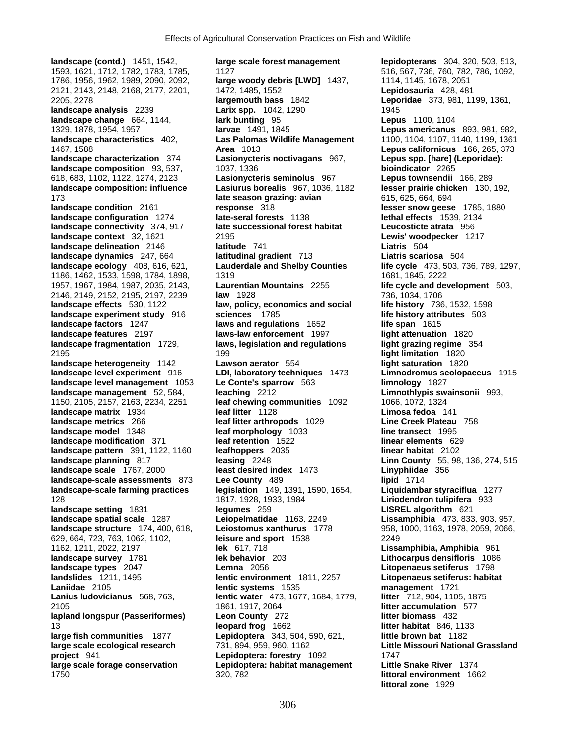**landscape (contd.)** 1451, 1542, 1593, 1621, 1712, 1782, 1783, 1785, 1786, 1956, 1962, 1989, 2090, 2092, 2121, 2143, 2148, 2168, 2177, 2201, 2205, 2278
**landscape analysis** 2239
**landscape change** 664, 1144, 1329, 1878, 1954, 1957
**landscape characteristics** 402, 1467, 1588
**landscape characterization** 374
**landscape composition** 93, 537, 618, 683, 1102, 1122, 1274, 2123
**landscape composition: influence** 173
**landscape condition** 2161
**landscape configuration** 1274
**landscape connectivity** 374, 917
**landscape context** 32, 1621
**landscape delineation** 2146
**landscape dynamics** 247, 664
**landscape ecology** 408, 616, 621, 1186, 1462, 1533, 1598, 1784, 1898, 1957, 1967, 1984, 1987, 2035, 2143, 2146, 2149, 2152, 2195, 2197, 2239
**landscape effects** 530, 1122
**landscape experiment study** 916
**landscape factors** 1247
**landscape features** 2197
**landscape fragmentation** 1729, 2195
**landscape heterogeneity** 1142
**landscape level experiment** 916
**landscape level management** 1053
**landscape management** 52, 584, 1150, 2105, 2157, 2163, 2234, 2251
**landscape matrix** 1934
**landscape metrics** 266
**landscape model** 1348
**landscape modification** 371
**landscape pattern** 391, 1122, 1160
**landscape planning** 817
**landscape scale** 1767, 2000
**landscape-scale assessments** 873
**landscape-scale farming practices** 128
**landscape setting** 1831
**landscape spatial scale** 1287
**landscape structure** 174, 400, 618, 629, 664, 723, 763, 1062, 1102, 1162, 1211, 2022, 2197
**landscape survey** 1781
**landscape types** 2047
**landslides** 1211, 1495
**Laniidae** 2105
**Lanius ludovicianus** 568, 763, 2105
**lapland longspur (Passeriformes)** 13
**large fish communities** 1877
**large scale ecological research project** 941
**large scale forage conservation** 1750
**large scale forest management** 1127
**large woody debris [LWD]** 1437, 1472, 1485, 1552
**largemouth bass** 1842
**Larix spp.** 1042, 1290
**lark bunting** 95
**larvae** 1491, 1845
**Las Palomas Wildlife Management Area** 1013
**Lasionycteris noctivagans** 967, 1037, 1336
**Lasionycteris seminolus** 967
**Lasiurus borealis** 967, 1036, 1182
**late season grazing: avian response** 318
**late-seral forests** 1138
**late successional forest habitat** 2195
**latitude** 741
**latitudinal gradient** 713
**Lauderdale and Shelby Counties** 1319
**Laurentian Mountains** 2255
**law** 1928
**law, policy, economics and social sciences** 1785
**laws and regulations** 1652
**laws-law enforcement** 1997
**laws, legislation and regulations** 199
**Lawson aerator** 554
**LDI, laboratory techniques** 1473
**Le Conte's sparrow** 563
**leaching** 2212
**leaf chewing communities** 1092
**leaf litter** 1128
**leaf litter arthropods** 1029
**leaf morphology** 1033
**leaf retention** 1522
**leafhoppers** 2035
**leasing** 2248
**least desired index** 1473
**Lee County** 489
**legislation** 149, 1391, 1590, 1654, 1817, 1928, 1933, 1984
**legumes** 259
**Leiopelmatidae** 1163, 2249
**Leiostomus xanthurus** 1778
**leisure and sport** 1538
**lek** 617, 718
**lek behavior** 203
**Lemna** 2056
**lentic environment** 1811, 2257
**lentic systems** 1535
**lentic water** 473, 1677, 1684, 1779, 1861, 1917, 2064
**Leon County** 272
**leopard frog** 1662
**Lepidoptera** 343, 504, 590, 621, 731, 894, 959, 960, 1162
**Lepidoptera: forestry** 1092
**Lepidoptera: habitat management** 320, 782
**lepidopterans** 304, 320, 503, 513, 516, 567, 736, 760, 782, 786, 1092, 1114, 1145, 1678, 2051
**Lepidosauria** 428, 481
**Leporidae** 373, 981, 1199, 1361, 1945
**Lepus** 1100, 1104
**Lepus americanus** 893, 981, 982, 1100, 1104, 1107, 1140, 1199, 1361
**Lepus californicus** 166, 265, 373
**Lepus spp. [hare] (Leporidae): bioindicator** 2265
**Lepus townsendii** 166, 289
**lesser prairie chicken** 130, 192, 615, 625, 664, 694
**lesser snow geese** 1785, 1880
**lethal effects** 1539, 2134
**Leucosticte atrata** 956
**Lewis' woodpecker** 1217
**Liatris** 504
**Liatris scariosa** 504
**life cycle** 473, 503, 736, 789, 1297, 1681, 1845, 2222
**life cycle and development** 503, 736, 1034, 1706
**life history** 736, 1532, 1598
**life history attributes** 503
**life span** 1615
**light attenuation** 1820
**light grazing regime** 354
**light limitation** 1820
**light saturation** 1820
**Limnodromus scolopaceus** 1915
**limnology** 1827
**Limnothlypis swainsonii** 993, 1066, 1072, 1324
**Limosa fedoa** 141
**Line Creek Plateau** 758
**line transect** 1995
**linear elements** 629
**linear habitat** 2102
**Linn County** 55, 98, 136, 274, 515
**Linyphiidae** 356
**lipid** 1714
**Liquidambar styraciflua** 1277
**Liriodendron tulipifera** 933
**LISREL algorithm** 621
**Lissamphibia** 473, 833, 903, 957, 958, 1000, 1163, 1978, 2059, 2066, 2249
**Lissamphibia, Amphibia** 961
**Lithocarpus densifloris** 1086
**Litopenaeus setiferus** 1798
**Litopenaeus setiferus: habitat management** 1721
**litter** 712, 904, 1105, 1875
**litter accumulation** 577
**litter biomass** 432
**litter habitat** 846, 1133
**little brown bat** 1182
**Little Missouri National Grassland** 1747
**Little Snake River** 1374
**littoral environment** 1662
**littoral zone** 1929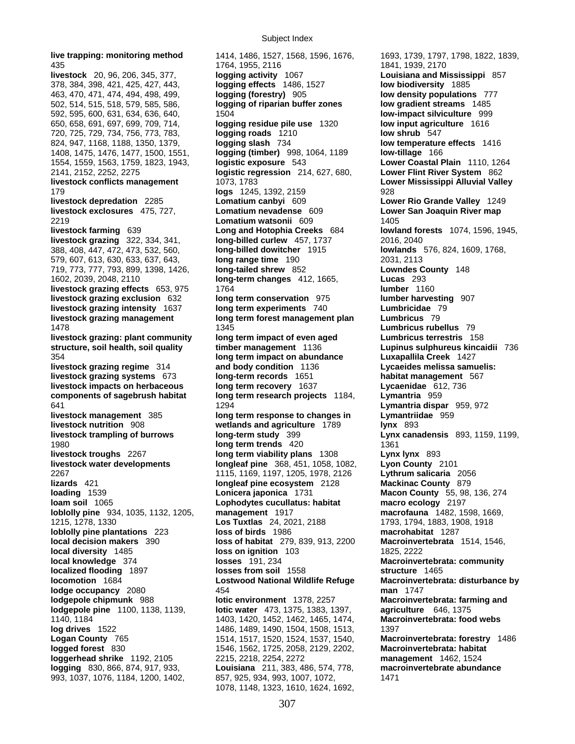**live trapping: monitoring method** 435
**livestock** 20, 96, 206, 345, 377, 378, 384, 398, 421, 425, 427, 443, 463, 470, 471, 474, 494, 498, 499, 502, 514, 515, 518, 579, 585, 586, 592, 595, 600, 631, 634, 636, 640, 650, 658, 691, 697, 699, 709, 714, 720, 725, 729, 734, 756, 773, 783, 824, 947, 1168, 1188, 1350, 1379, 1408, 1475, 1476, 1477, 1500, 1551, 1554, 1559, 1563, 1759, 1823, 1943, 2141, 2152, 2252, 2275
**livestock conflicts management** 179
**livestock depredation** 2285
**livestock exclosures** 475, 727, 2219
**livestock farming** 639
**livestock grazing** 322, 334, 341, 388, 408, 447, 472, 473, 532, 560, 579, 607, 613, 630, 633, 637, 643, 719, 773, 777, 793, 899, 1398, 1426, 1602, 2039, 2048, 2110
**livestock grazing effects** 653, 975
**livestock grazing exclusion** 632
**livestock grazing intensity** 1637
**livestock grazing management** 1478
**livestock grazing: plant community structure, soil health, soil quality** 354
**livestock grazing regime** 314
**livestock grazing systems** 673
**livestock impacts on herbaceous components of sagebrush habitat** 641
**livestock management** 385
**livestock nutrition** 908
**livestock trampling of burrows** 1980
**livestock troughs** 2267
**livestock water developments** 2267
**lizards** 421
**loading** 1539
**loam soil** 1065
**loblolly pine** 934, 1035, 1132, 1205, 1215, 1278, 1330
**loblolly pine plantations** 223
**local decision makers** 390
**local diversity** 1485
**local knowledge** 374
**localized flooding** 1897
**locomotion** 1684
**lodge occupancy** 2080
**lodgepole chipmunk** 988
**lodgepole pine** 1100, 1138, 1139, 1140, 1184
**log drives** 1522
**Logan County** 765
**logged forest** 830
**loggerhead shrike** 1192, 2105
**logging** 830, 866, 874, 917, 933, 993, 1037, 1076, 1184, 1200, 1402, 1414, 1486, 1527, 1568, 1596, 1676, 1764, 1955, 2116
**logging activity** 1067
**logging effects** 1486, 1527
**logging (forestry)** 905
**logging of riparian buffer zones** 1504
**logging residue pile use** 1320
**logging roads** 1210
**logging slash** 734
**logging (timber)** 998, 1064, 1189
**logistic exposure** 543
**logistic regression** 214, 627, 680, 1073, 1783
**logs** 1245, 1392, 2159
**Lomatium canbyi** 609
**Lomatium nevadense** 609
**Lomatium watsonii** 609
**Long and Hotophia Creeks** 684
**long-billed curlew** 457, 1737
**long-billed dowitcher** 1915
**long range time** 190
**long-tailed shrew** 852
**long-term changes** 412, 1665, 1764
**long term conservation** 975
**long term experiments** 740
**long term forest management plan** 1345
**long term impact of even aged timber management** 1136
**long term impact on abundance and body condition** 1136
**long-term records** 1651
**long term recovery** 1637
**long term research projects** 1184, 1294
**long term response to changes in wetlands and agriculture** 1789
**long-term study** 399
**long term trends** 420
**long term viability plans** 1308
**longleaf pine** 368, 451, 1058, 1082, 1115, 1169, 1197, 1205, 1978, 2126
**longleaf pine ecosystem** 2128
**Lonicera japonica** 1731
**Lophodytes cucullatus: habitat management** 1917
**Los Tuxtlas** 24, 2021, 2188
**loss of birds** 1986
**loss of habitat** 279, 839, 913, 2200
**loss on ignition** 103
**losses** 191, 234
**losses from soil** 1558
**Lostwood National Wildlife Refuge** 454
**lotic environment** 1378, 2257
**lotic water** 473, 1375, 1383, 1397, 1403, 1420, 1452, 1462, 1465, 1474, 1486, 1489, 1490, 1504, 1508, 1513, 1514, 1517, 1520, 1524, 1537, 1540, 1546, 1562, 1725, 2058, 2129, 2202, 2215, 2218, 2254, 2272
**Louisiana** 211, 383, 486, 574, 778, 857, 925, 934, 993, 1007, 1072, 1078, 1148, 1323, 1610, 1624, 1692, 1693, 1739, 1797, 1798, 1822, 1839, 1841, 1939, 2170
**Louisiana and Mississippi** 857
**low biodiversity** 1885
**low density populations** 777
**low gradient streams** 1485
**low-impact silviculture** 999
**low input agriculture** 1616
**low shrub** 547
**low temperature effects** 1416
**low-tillage** 166
**Lower Coastal Plain** 1110, 1264
**Lower Flint River System** 862
**Lower Mississippi Alluvial Valley** 928
**Lower Rio Grande Valley** 1249
**Lower San Joaquin River map** 1405
**lowland forests** 1074, 1596, 1945, 2016, 2040
**lowlands** 576, 824, 1609, 1768, 2031, 2113
**Lowndes County** 148
**Lucas** 293
**lumber** 1160
**lumber harvesting** 907
**Lumbricidae** 79
**Lumbricus** 79
**Lumbricus rubellus** 79
**Lumbricus terrestris** 158
**Lupinus sulphureus kincaidii** 736
**Luxapallila Creek** 1427
**Lycaeides melissa samuelis: habitat management** 567
**Lycaenidae** 612, 736
**Lymantria** 959
**Lymantria dispar** 959, 972
**Lymantriidae** 959
**lynx** 893
**Lynx canadensis** 893, 1159, 1199, 1361
**Lynx lynx** 893
**Lyon County** 2101
**Lythrum salicaria** 2056
**Mackinac County** 879
**Macon County** 55, 98, 136, 274
**macro ecology** 2197
**macrofauna** 1482, 1598, 1669, 1793, 1794, 1883, 1908, 1918
**macrohabitat** 1287
**Macroinvertebrata** 1514, 1546, 1825, 2222
**Macroinvertebrata: community structure** 1465
**Macroinvertebrata: disturbance by man** 1747
**Macroinvertebrata: farming and agriculture** 646, 1375
**Macroinvertebrata: food webs** 1397
**Macroinvertebrata: forestry** 1486
**Macroinvertebrata: habitat management** 1462, 1524
**macroinvertebrate abundance** 1471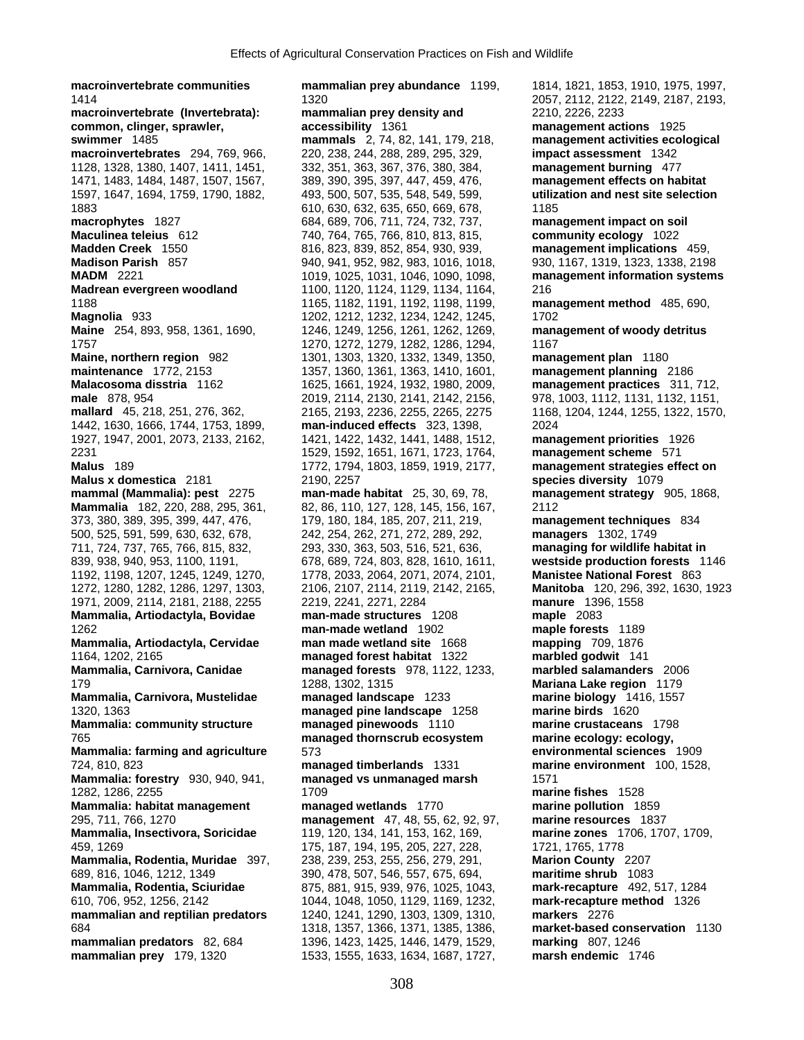**macroinvertebrate communities** 1414
**macroinvertebrate (Invertebrata): common, clinger, sprawler, swimmer** 1485
**macroinvertebrates** 294, 769, 966, 1128, 1328, 1380, 1407, 1411, 1451, 1471, 1483, 1484, 1487, 1507, 1567, 1597, 1647, 1694, 1759, 1790, 1882, 1883
**macrophytes** 1827
**Maculinea teleius** 612
**Madden Creek** 1550
**Madison Parish** 857
**MADM** 2221
**Madrean evergreen woodland** 1188
**Magnolia** 933
**Maine** 254, 893, 958, 1361, 1690, 1757
**Maine, northern region** 982
**maintenance** 1772, 2153
**Malacosoma disstria** 1162
**male** 878, 954
**mallard** 45, 218, 251, 276, 362, 1442, 1630, 1666, 1744, 1753, 1899, 1927, 1947, 2001, 2073, 2133, 2162, 2231
**Malus** 189
**Malus x domestica** 2181
**mammal (Mammalia): pest** 2275
**Mammalia** 182, 220, 288, 295, 361, 373, 380, 389, 395, 399, 447, 476, 500, 525, 591, 599, 630, 632, 678, 711, 724, 737, 765, 766, 815, 832, 839, 938, 940, 953, 1100, 1191, 1192, 1198, 1207, 1245, 1249, 1270, 1272, 1280, 1282, 1286, 1297, 1303, 1971, 2009, 2114, 2181, 2188, 2255
**Mammalia, Artiodactyla, Bovidae** 1262
**Mammalia, Artiodactyla, Cervidae** 1164, 1202, 2165
**Mammalia, Carnivora, Canidae** 179
**Mammalia, Carnivora, Mustelidae** 1320, 1363
**Mammalia: community structure** 765
**Mammalia: farming and agriculture** 724, 810, 823
**Mammalia: forestry** 930, 940, 941, 1282, 1286, 2255
**Mammalia: habitat management** 295, 711, 766, 1270
**Mammalia, Insectivora, Soricidae** 459, 1269
**Mammalia, Rodentia, Muridae** 397, 689, 816, 1046, 1212, 1349
**Mammalia, Rodentia, Sciuridae** 610, 706, 952, 1256, 2142
**mammalian and reptilian predators** 684
**mammalian predators** 82, 684
**mammalian prey** 179, 1320
**mammalian prey abundance** 1199, 1320
**mammalian prey density and accessibility** 1361
**mammals** 2, 74, 82, 141, 179, 218, 220, 238, 244, 288, 289, 295, 329, 332, 351, 363, 367, 376, 380, 384, 389, 390, 395, 397, 447, 459, 476, 493, 500, 507, 535, 548, 549, 599, 610, 630, 632, 635, 650, 669, 678, 684, 689, 706, 711, 724, 732, 737, 740, 764, 765, 766, 810, 813, 815, 816, 823, 839, 852, 854, 930, 939, 940, 941, 952, 982, 983, 1016, 1018, 1019, 1025, 1031, 1046, 1090, 1098, 1100, 1120, 1124, 1129, 1134, 1164, 1165, 1182, 1191, 1192, 1198, 1199, 1202, 1212, 1232, 1234, 1242, 1245, 1246, 1249, 1256, 1261, 1262, 1269, 1270, 1272, 1279, 1282, 1286, 1294, 1301, 1303, 1320, 1332, 1349, 1350, 1357, 1360, 1361, 1363, 1410, 1601, 1625, 1661, 1924, 1932, 1980, 2009, 2019, 2114, 2130, 2141, 2142, 2156, 2165, 2193, 2236, 2255, 2265, 2275
**man-induced effects** 323, 1398, 1421, 1422, 1432, 1441, 1488, 1512, 1529, 1592, 1651, 1671, 1723, 1764, 1772, 1794, 1803, 1859, 1919, 2177, 2190, 2257
**man-made habitat** 25, 30, 69, 78, 82, 86, 110, 127, 128, 145, 156, 167, 179, 180, 184, 185, 207, 211, 219, 242, 254, 262, 271, 272, 289, 292, 293, 330, 363, 503, 516, 521, 636, 678, 689, 724, 803, 828, 1610, 1611, 1778, 2033, 2064, 2071, 2074, 2101, 2106, 2107, 2114, 2119, 2142, 2165, 2219, 2241, 2271, 2284
**man-made structures** 1208
**man-made wetland** 1902
**man made wetland site** 1668
**managed forest habitat** 1322
**managed forests** 978, 1122, 1233, 1288, 1302, 1315
**managed landscape** 1233
**managed pine landscape** 1258
**managed pinewoods** 1110
**managed thornscrub ecosystem** 573
**managed timberlands** 1331
**managed vs unmanaged marsh** 1709
**managed wetlands** 1770
**management** 47, 48, 55, 62, 92, 97, 119, 120, 134, 141, 153, 162, 169, 175, 187, 194, 195, 205, 227, 228, 238, 239, 253, 255, 256, 279, 291, 390, 478, 507, 546, 557, 675, 694, 875, 881, 915, 939, 976, 1025, 1043, 1044, 1048, 1050, 1129, 1169, 1232, 1240, 1241, 1290, 1303, 1309, 1310, 1318, 1357, 1366, 1371, 1385, 1386, 1396, 1423, 1425, 1446, 1479, 1529, 1533, 1555, 1633, 1634, 1687, 1727, 1814, 1821, 1853, 1910, 1975, 1997, 2057, 2112, 2122, 2149, 2187, 2193, 2210, 2226, 2233
**management actions** 1925
**management activities ecological impact assessment** 1342
**management burning** 477
**management effects on habitat utilization and nest site selection** 1185
**management impact on soil community ecology** 1022
**management implications** 459, 930, 1167, 1319, 1323, 1338, 2198
**management information systems** 216
**management method** 485, 690, 1702
**management of woody detritus** 1167
**management plan** 1180
**management planning** 2186
**management practices** 311, 712, 978, 1003, 1112, 1131, 1132, 1151, 1168, 1204, 1244, 1255, 1322, 1570, 2024
**management priorities** 1926
**management scheme** 571
**management strategies effect on species diversity** 1079
**management strategy** 905, 1868, 2112
**management techniques** 834
**managers** 1302, 1749
**managing for wildlife habitat in westside production forests** 1146
**Manistee National Forest** 863
**Manitoba** 120, 296, 392, 1630, 1923
**manure** 1396, 1558
**maple** 2083
**maple forests** 1189
**mapping** 709, 1876
**marbled godwit** 141
**marbled salamanders** 2006
**Mariana Lake region** 1179
**marine biology** 1416, 1557
**marine birds** 1620
**marine crustaceans** 1798
**marine ecology: ecology, environmental sciences** 1909
**marine environment** 100, 1528, 1571
**marine fishes** 1528
**marine pollution** 1859
**marine resources** 1837
**marine zones** 1706, 1707, 1709, 1721, 1765, 1778
**Marion County** 2207
**maritime shrub** 1083
**mark-recapture** 492, 517, 1284
**mark-recapture method** 1326
**markers** 2276
**market-based conservation** 1130
**marking** 807, 1246
**marsh endemic** 1746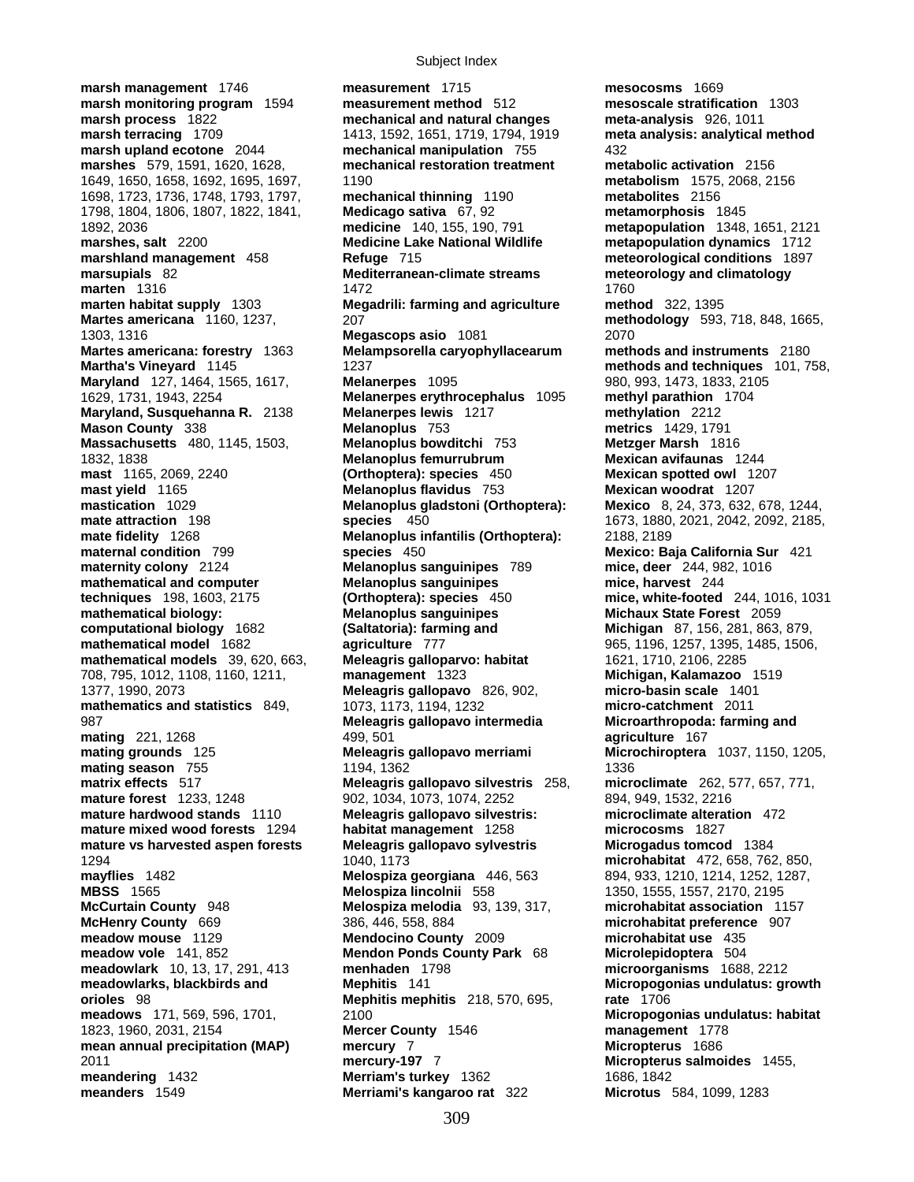**marsh management** 1746
**marsh monitoring program** 1594
**marsh process** 1822
**marsh terracing** 1709
**marsh upland ecotone** 2044
**marshes** 579, 1591, 1620, 1628, 1649, 1650, 1658, 1692, 1695, 1697, 1698, 1723, 1736, 1748, 1793, 1797, 1798, 1804, 1806, 1807, 1822, 1841, 1892, 2036
**marshes, salt** 2200
**marshland management** 458
**marsupials** 82
**marten** 1316
**marten habitat supply** 1303
**Martes americana** 1160, 1237, 1303, 1316
**Martes americana: forestry** 1363
**Martha's Vineyard** 1145
**Maryland** 127, 1464, 1565, 1617, 1629, 1731, 1943, 2254
**Maryland, Susquehanna R.** 2138
**Mason County** 338
**Massachusetts** 480, 1145, 1503, 1832, 1838
**mast** 1165, 2069, 2240
**mast yield** 1165
**mastication** 1029
**mate attraction** 198
**mate fidelity** 1268
**maternal condition** 799
**maternity colony** 2124
**mathematical and computer techniques** 198, 1603, 2175
**mathematical biology: computational biology** 1682
**mathematical model** 1682
**mathematical models** 39, 620, 663, 708, 795, 1012, 1108, 1160, 1211, 1377, 1990, 2073
**mathematics and statistics** 849, 987
**mating** 221, 1268
**mating grounds** 125
**mating season** 755
**matrix effects** 517
**mature forest** 1233, 1248
**mature hardwood stands** 1110
**mature mixed wood forests** 1294
**mature vs harvested aspen forests** 1294
**mayflies** 1482
**MBSS** 1565
**McCurtain County** 948
**McHenry County** 669
**meadow mouse** 1129
**meadow vole** 141, 852
**meadowlark** 10, 13, 17, 291, 413
**meadowlarks, blackbirds and orioles** 98
**meadows** 171, 569, 596, 1701, 1823, 1960, 2031, 2154
**mean annual precipitation (MAP)** 2011
**meandering** 1432
**meanders** 1549
**measurement** 1715
**measurement method** 512
**mechanical and natural changes** 1413, 1592, 1651, 1719, 1794, 1919
**mechanical manipulation** 755
**mechanical restoration treatment** 1190
**mechanical thinning** 1190
**Medicago sativa** 67, 92
**medicine** 140, 155, 190, 791
**Medicine Lake National Wildlife Refuge** 715
**Mediterranean-climate streams** 1472
**Megadrili: farming and agriculture** 207
**Megascops asio** 1081
**Melampsorella caryophyllacearum** 1237
**Melanerpes** 1095
**Melanerpes erythrocephalus** 1095
**Melanerpes lewis** 1217
**Melanoplus** 753
**Melanoplus bowditchi** 753
**Melanoplus femurrubrum (Orthoptera): species** 450
**Melanoplus flavidus** 753
**Melanoplus gladstoni (Orthoptera): species** 450
**Melanoplus infantilis (Orthoptera): species** 450
**Melanoplus sanguinipes** 789
**Melanoplus sanguinipes (Orthoptera): species** 450
**Melanoplus sanguinipes (Saltatoria): farming and agriculture** 777
**Meleagris galloparvo: habitat management** 1323
**Meleagris gallopavo** 826, 902, 1073, 1173, 1194, 1232
**Meleagris gallopavo intermedia** 499, 501
**Meleagris gallopavo merriami** 1194, 1362
**Meleagris gallopavo silvestris** 258, 902, 1034, 1073, 1074, 2252
**Meleagris gallopavo silvestris: habitat management** 1258
**Meleagris gallopavo sylvestris** 1040, 1173
**Melospiza georgiana** 446, 563
**Melospiza lincolnii** 558
**Melospiza melodia** 93, 139, 317, 386, 446, 558, 884
**Mendocino County** 2009
**Mendon Ponds County Park** 68
**menhaden** 1798
**Mephitis** 141
**Mephitis mephitis** 218, 570, 695, 2100
**Mercer County** 1546
**mercury** 7
**mercury-197** 7
**Merriam's turkey** 1362
**Merriami's kangaroo rat** 322
**mesocosms** 1669
**mesoscale stratification** 1303
**meta-analysis** 926, 1011
**meta analysis: analytical method** 432
**metabolic activation** 2156
**metabolism** 1575, 2068, 2156
**metabolites** 2156
**metamorphosis** 1845
**metapopulation** 1348, 1651, 2121
**metapopulation dynamics** 1712
**meteorological conditions** 1897
**meteorology and climatology** 1760
**method** 322, 1395
**methodology** 593, 718, 848, 1665, 2070
**methods and instruments** 2180
**methods and techniques** 101, 758, 980, 993, 1473, 1833, 2105
**methyl parathion** 1704
**methylation** 2212
**metrics** 1429, 1791
**Metzger Marsh** 1816
**Mexican avifaunas** 1244
**Mexican spotted owl** 1207
**Mexican woodrat** 1207
**Mexico** 8, 24, 373, 632, 678, 1244, 1673, 1880, 2021, 2042, 2092, 2185, 2188, 2189
**Mexico: Baja California Sur** 421
**mice, deer** 244, 982, 1016
**mice, harvest** 244
**mice, white-footed** 244, 1016, 1031
**Michaux State Forest** 2059
**Michigan** 87, 156, 281, 863, 879, 965, 1196, 1257, 1395, 1485, 1506, 1621, 1710, 2106, 2285
**Michigan, Kalamazoo** 1519
**micro-basin scale** 1401
**micro-catchment** 2011
**Microarthropoda: farming and agriculture** 167
**Microchiroptera** 1037, 1150, 1205, 1336
**microclimate** 262, 577, 657, 771, 894, 949, 1532, 2216
**microclimate alteration** 472
**microcosms** 1827
**Microgadus tomcod** 1384
**microhabitat** 472, 658, 762, 850, 894, 933, 1210, 1214, 1252, 1287, 1350, 1555, 1557, 2170, 2195
**microhabitat association** 1157
**microhabitat preference** 907
**microhabitat use** 435
**Microlepidoptera** 504
**microorganisms** 1688, 2212
**Micropogonias undulatus: growth rate** 1706
**Micropogonias undulatus: habitat management** 1778
**Micropterus** 1686
**Micropterus salmoides** 1455, 1686, 1842
**Microtus** 584, 1099, 1283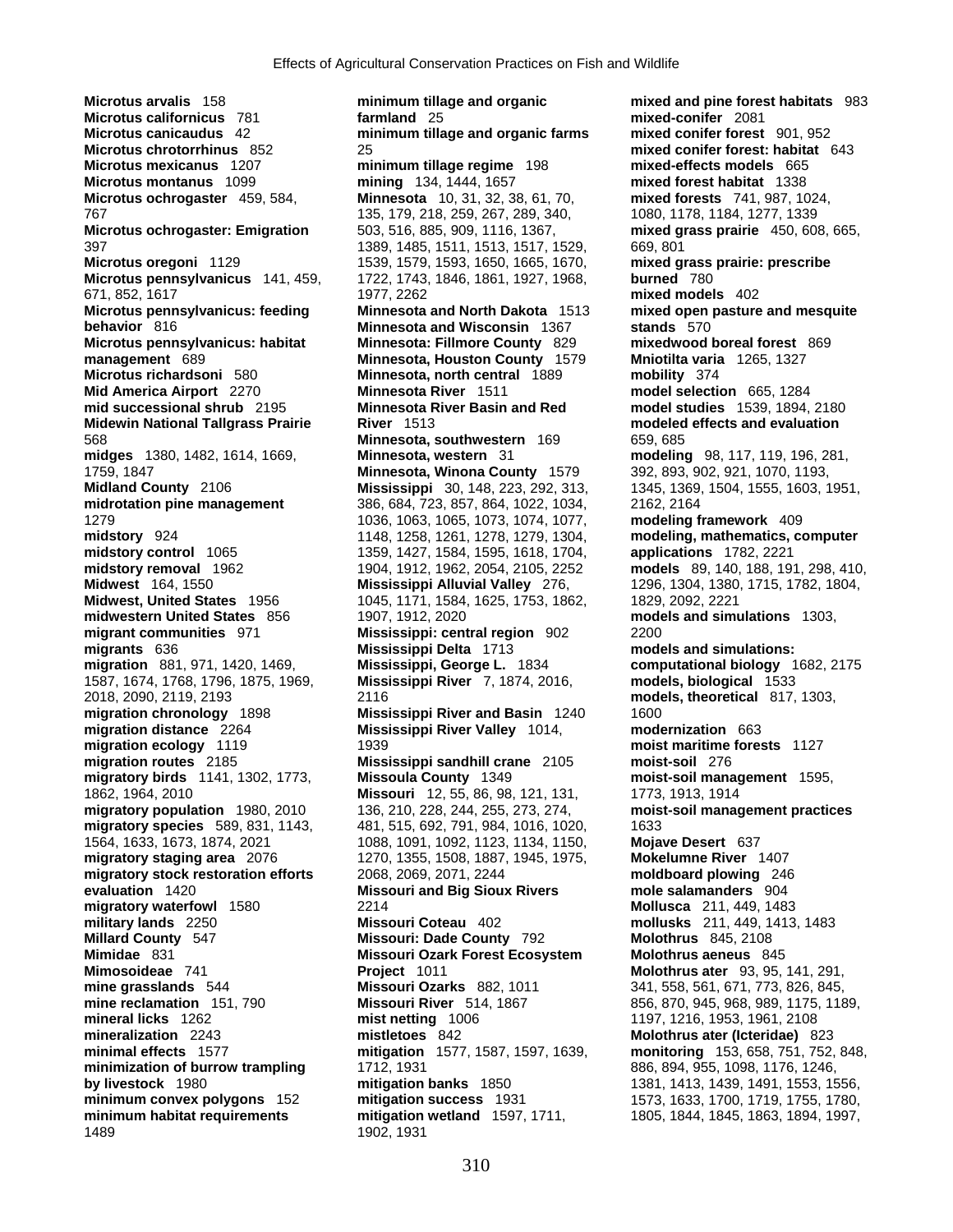**Microtus arvalis** 158
**Microtus californicus** 781
**Microtus canicaudus** 42
**Microtus chrotorrhinus** 852
**Microtus mexicanus** 1207
**Microtus montanus** 1099
**Microtus ochrogaster** 459, 584, 767
**Microtus ochrogaster: Emigration** 397
**Microtus oregoni** 1129
**Microtus pennsylvanicus** 141, 459, 671, 852, 1617
**Microtus pennsylvanicus: feeding behavior** 816
**Microtus pennsylvanicus: habitat management** 689
**Microtus richardsoni** 580
**Mid America Airport** 2270
**mid successional shrub** 2195
**Midewin National Tallgrass Prairie** 568
**midges** 1380, 1482, 1614, 1669, 1759, 1847
**Midland County** 2106
**midrotation pine management** 1279
**midstory** 924
**midstory control** 1065
**midstory removal** 1962
**Midwest** 164, 1550
**Midwest, United States** 1956
**midwestern United States** 856
**migrant communities** 971
**migrants** 636
**migration** 881, 971, 1420, 1469, 1587, 1674, 1768, 1796, 1875, 1969, 2018, 2090, 2119, 2193
**migration chronology** 1898
**migration distance** 2264
**migration ecology** 1119
**migration routes** 2185
**migratory birds** 1141, 1302, 1773, 1862, 1964, 2010
**migratory population** 1980, 2010
**migratory species** 589, 831, 1143, 1564, 1633, 1673, 1874, 2021
**migratory staging area** 2076
**migratory stock restoration efforts evaluation** 1420
**migratory waterfowl** 1580
**military lands** 2250
**Millard County** 547
**Mimidae** 831
**Mimosoideae** 741
**mine grasslands** 544
**mine reclamation** 151, 790
**mineral licks** 1262
**mineralization** 2243
**minimal effects** 1577
**minimization of burrow trampling by livestock** 1980
**minimum convex polygons** 152
**minimum habitat requirements** 1489
**minimum tillage and organic farmland** 25
**minimum tillage and organic farms** 25
**minimum tillage regime** 198
**mining** 134, 1444, 1657
**Minnesota** 10, 31, 32, 38, 61, 70, 135, 179, 218, 259, 267, 289, 340, 503, 516, 885, 909, 1116, 1367, 1389, 1485, 1511, 1513, 1517, 1529, 1539, 1579, 1593, 1650, 1665, 1670, 1722, 1743, 1846, 1861, 1927, 1968, 1977, 2262
**Minnesota and North Dakota** 1513
**Minnesota and Wisconsin** 1367
**Minnesota: Fillmore County** 829
**Minnesota, Houston County** 1579
**Minnesota, north central** 1889
**Minnesota River** 1511
**Minnesota River Basin and Red River** 1513
**Minnesota, southwestern** 169
**Minnesota, western** 31
**Minnesota, Winona County** 1579
**Mississippi** 30, 148, 223, 292, 313, 386, 684, 723, 857, 864, 1022, 1034, 1036, 1063, 1065, 1073, 1074, 1077, 1148, 1258, 1261, 1278, 1279, 1304, 1359, 1427, 1584, 1595, 1618, 1704, 1904, 1912, 1962, 2054, 2105, 2252
**Mississippi Alluvial Valley** 276, 1045, 1171, 1584, 1625, 1753, 1862, 1907, 1912, 2020
**Mississippi: central region** 902
**Mississippi Delta** 1713
**Mississippi, George L.** 1834
**Mississippi River** 7, 1874, 2016, 2116
**Mississippi River and Basin** 1240
**Mississippi River Valley** 1014, 1939
**Mississippi sandhill crane** 2105
**Missoula County** 1349
**Missouri** 12, 55, 86, 98, 121, 131, 136, 210, 228, 244, 255, 273, 274, 481, 515, 692, 791, 984, 1016, 1020, 1088, 1091, 1092, 1123, 1134, 1150, 1270, 1355, 1508, 1887, 1945, 1975, 2068, 2069, 2071, 2244
**Missouri and Big Sioux Rivers** 2214
**Missouri Coteau** 402
**Missouri: Dade County** 792
**Missouri Ozark Forest Ecosystem Project** 1011
**Missouri Ozarks** 882, 1011
**Missouri River** 514, 1867
**mist netting** 1006
**mistletoes** 842
**mitigation** 1577, 1587, 1597, 1639, 1712, 1931
**mitigation banks** 1850
**mitigation success** 1931
**mitigation wetland** 1597, 1711, 1902, 1931
**mixed and pine forest habitats** 983
**mixed-conifer** 2081
**mixed conifer forest** 901, 952
**mixed conifer forest: habitat** 643
**mixed-effects models** 665
**mixed forest habitat** 1338
**mixed forests** 741, 987, 1024, 1080, 1178, 1184, 1277, 1339
**mixed grass prairie** 450, 608, 665, 669, 801
**mixed grass prairie: prescribe burned** 780
**mixed models** 402
**mixed open pasture and mesquite stands** 570
**mixedwood boreal forest** 869
**Mniotilta varia** 1265, 1327
**mobility** 374
**model selection** 665, 1284
**model studies** 1539, 1894, 2180
**modeled effects and evaluation** 659, 685
**modeling** 98, 117, 119, 196, 281, 392, 893, 902, 921, 1070, 1193, 1345, 1369, 1504, 1555, 1603, 1951, 2162, 2164
**modeling framework** 409
**modeling, mathematics, computer applications** 1782, 2221
**models** 89, 140, 188, 191, 298, 410, 1296, 1304, 1380, 1715, 1782, 1804, 1829, 2092, 2221
**models and simulations** 1303, 2200
**models and simulations: computational biology** 1682, 2175
**models, biological** 1533
**models, theoretical** 817, 1303, 1600
**modernization** 663
**moist maritime forests** 1127
**moist-soil** 276
**moist-soil management** 1595, 1773, 1913, 1914
**moist-soil management practices** 1633
**Mojave Desert** 637
**Mokelumne River** 1407
**moldboard plowing** 246
**mole salamanders** 904
**Mollusca** 211, 449, 1483
**mollusks** 211, 449, 1413, 1483
**Molothrus** 845, 2108
**Molothrus aeneus** 845
**Molothrus ater** 93, 95, 141, 291, 341, 558, 561, 671, 773, 826, 845, 856, 870, 945, 968, 989, 1175, 1189, 1197, 1216, 1953, 1961, 2108
**Molothrus ater (Icteridae)** 823
**monitoring** 153, 658, 751, 752, 848, 886, 894, 955, 1098, 1176, 1246, 1381, 1413, 1439, 1491, 1553, 1556, 1573, 1633, 1700, 1719, 1755, 1780, 1805, 1844, 1845, 1863, 1894, 1997,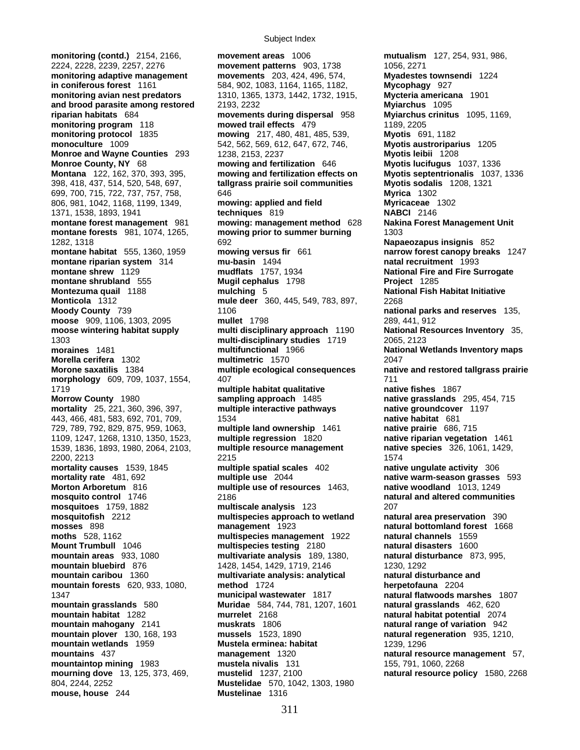**monitoring (contd.)** 2154, 2166, 2224, 2228, 2239, 2257, 2276
**monitoring adaptive management in coniferous forest** 1161
**monitoring avian nest predators and brood parasite among restored riparian habitats** 684
**monitoring program** 118
**monitoring protocol** 1835
**monoculture** 1009
**Monroe and Wayne Counties** 293
**Monroe County, NY** 68
**Montana** 122, 162, 370, 393, 395, 398, 418, 437, 514, 520, 548, 697, 699, 700, 715, 722, 737, 757, 758, 806, 981, 1042, 1168, 1199, 1349, 1371, 1538, 1893, 1941
**montane forest management** 981
**montane forests** 981, 1074, 1265, 1282, 1318
**montane habitat** 555, 1360, 1959
**montane riparian system** 314
**montane shrew** 1129
**montane shrubland** 555
**Montezuma quail** 1188
**Monticola** 1312
**Moody County** 739
**moose** 909, 1106, 1303, 2095
**moose wintering habitat supply** 1303
**moraines** 1481
**Morella cerifera** 1302
**Morone saxatilis** 1384
**morphology** 609, 709, 1037, 1554, 1719
**Morrow County** 1980
**mortality** 25, 221, 360, 396, 397, 443, 466, 481, 583, 692, 701, 709, 729, 789, 792, 829, 875, 959, 1063, 1109, 1247, 1268, 1310, 1350, 1523, 1539, 1836, 1893, 1980, 2064, 2103, 2200, 2213
**mortality causes** 1539, 1845
**mortality rate** 481, 692
**Morton Arboretum** 816
**mosquito control** 1746
**mosquitoes** 1759, 1882
**mosquitofish** 2212
**mosses** 898
**moths** 528, 1162
**Mount Trumbull** 1046
**mountain areas** 933, 1080
**mountain bluebird** 876
**mountain caribou** 1360
**mountain forests** 620, 933, 1080, 1347
**mountain grasslands** 580
**mountain habitat** 1282
**mountain mahogany** 2141
**mountain plover** 130, 168, 193
**mountain wetlands** 1959
**mountains** 437
**mountaintop mining** 1983
**mourning dove** 13, 125, 373, 469, 804, 2244, 2252
**mouse, house** 244
**movement areas** 1006
**movement patterns** 903, 1738
**movements** 203, 424, 496, 574, 584, 902, 1083, 1164, 1165, 1182, 1310, 1365, 1373, 1442, 1732, 1915, 2193, 2232
**movements during dispersal** 958
**mowed trail effects** 479
**mowing** 217, 480, 481, 485, 539, 542, 562, 569, 612, 647, 672, 746, 1238, 2153, 2237
**mowing and fertilization** 646
**mowing and fertilization effects on tallgrass prairie soil communities** 646
**mowing: applied and field techniques** 819
**mowing: management method** 628
**mowing prior to summer burning** 692
**mowing versus fir** 661
**mu-basin** 1494
**mudflats** 1757, 1934
**Mugil cephalus** 1798
**mulching** 5
**mule deer** 360, 445, 549, 783, 897, 1106
**mullet** 1798
**multi disciplinary approach** 1190
**multi-disciplinary studies** 1719
**multifunctional** 1966
**multimetric** 1570
**multiple ecological consequences** 407
**multiple habitat qualitative sampling approach** 1485
**multiple interactive pathways** 1534
**multiple land ownership** 1461
**multiple regression** 1820
**multiple resource management** 2215
**multiple spatial scales** 402
**multiple use** 2044
**multiple use of resources** 1463, 2186
**multiscale analysis** 123
**multispecies approach to wetland management** 1923
**multispecies management** 1922
**multispecies testing** 2180
**multivariate analysis** 189, 1380, 1428, 1454, 1429, 1719, 2146
**multivariate analysis: analytical method** 1724
**municipal wastewater** 1817
**Muridae** 584, 744, 781, 1207, 1601
**murrelet** 2168
**muskrats** 1806
**mussels** 1523, 1890
**Mustela erminea: habitat management** 1320
**mustela nivalis** 131
**mustelid** 1237, 2100
**Mustelidae** 570, 1042, 1303, 1980
**Mustelinae** 1316
**mutualism** 127, 254, 931, 986, 1056, 2271
**Myadestes townsendi** 1224
**Mycophagy** 927
**Mycteria americana** 1901
**Myiarchus** 1095
**Myiarchus crinitus** 1095, 1169, 1189, 2205
**Myotis** 691, 1182
**Myotis austroriparius** 1205
**Myotis leibii** 1208
**Myotis lucifugus** 1037, 1336
**Myotis septentrionalis** 1037, 1336
**Myotis sodalis** 1208, 1321
**Myrica** 1302
**Myricaceae** 1302
**NABCI** 2146
**Nakina Forest Management Unit** 1303
**Napaeozapus insignis** 852
**narrow forest canopy breaks** 1247
**natal recruitment** 1993
**National Fire and Fire Surrogate Project** 1285
**National Fish Habitat Initiative** 2268
**national parks and reserves** 135, 289, 441, 912
**National Resources Inventory** 35, 2065, 2123
**National Wetlands Inventory maps** 2047
**native and restored tallgrass prairie** 711
**native fishes** 1867
**native grasslands** 295, 454, 715
**native groundcover** 1197
**native habitat** 681
**native prairie** 686, 715
**native riparian vegetation** 1461
**native species** 326, 1061, 1429, 1574
**native ungulate activity** 306
**native warm-season grasses** 593
**native woodland** 1013, 1249
**natural and altered communities** 207
**natural area preservation** 390
**natural bottomland forest** 1668
**natural channels** 1559
**natural disasters** 1600
**natural disturbance** 873, 995, 1230, 1292
**natural disturbance and herpetofauna** 2204
**natural flatwoods marshes** 1807
**natural grasslands** 462, 620
**natural habitat potential** 2074
**natural range of variation** 942
**natural regeneration** 935, 1210, 1239, 1296
**natural resource management** 57, 155, 791, 1060, 2268
**natural resource policy** 1580, 2268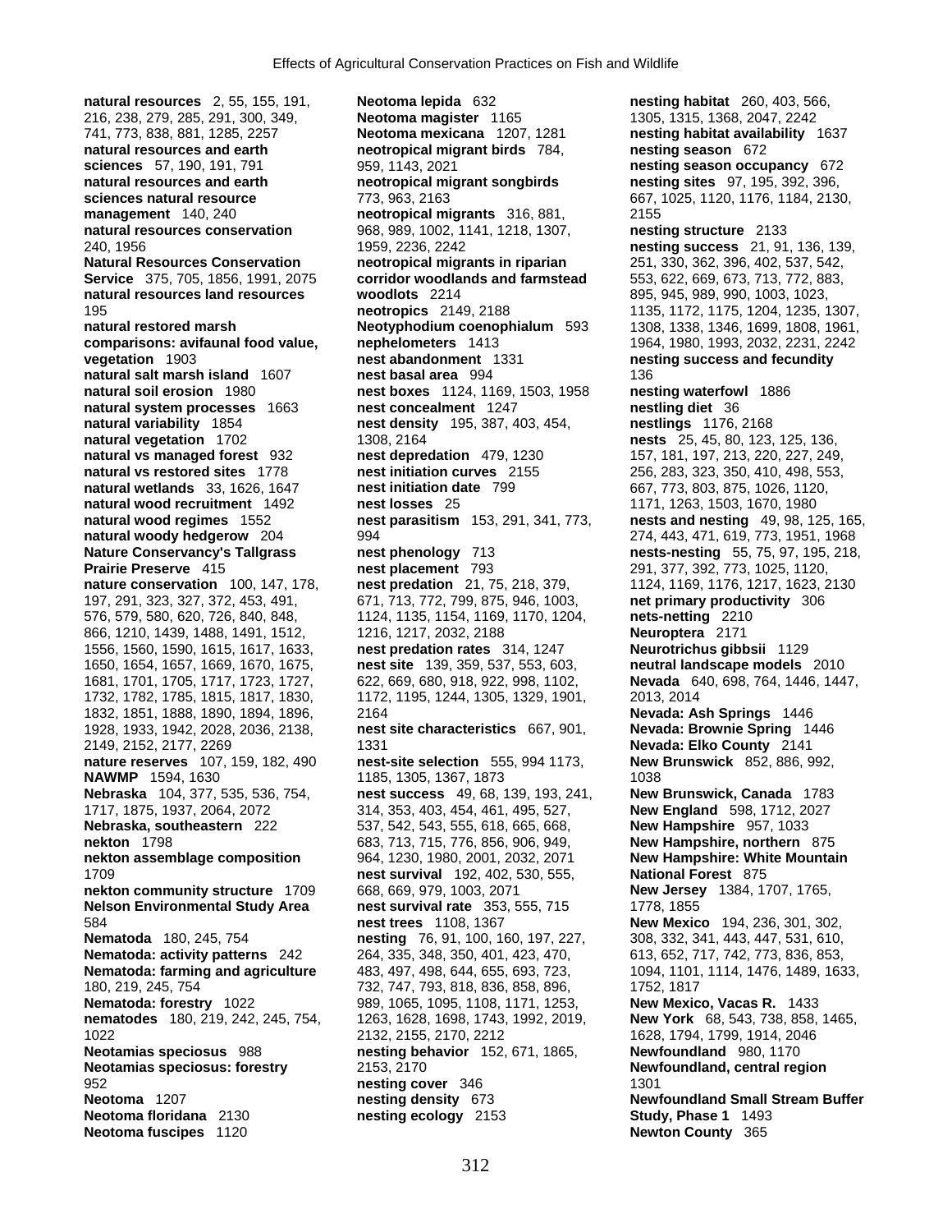**natural resources** 2, 55, 155, 191, 216, 238, 279, 285, 291, 300, 349, 741, 773, 838, 881, 1285, 2257
**natural resources and earth sciences** 57, 190, 191, 791
**natural resources and earth sciences natural resource management** 140, 240
**natural resources conservation** 240, 1956
**Natural Resources Conservation Service** 375, 705, 1856, 1991, 2075
**natural resources land resources** 195
**natural restored marsh comparisons: avifaunal food value, vegetation** 1903
**natural salt marsh island** 1607
**natural soil erosion** 1980
**natural system processes** 1663
**natural variability** 1854
**natural vegetation** 1702
**natural vs managed forest** 932
**natural vs restored sites** 1778
**natural wetlands** 33, 1626, 1647
**natural wood recruitment** 1492
**natural wood regimes** 1552
**natural woody hedgerow** 204
**Nature Conservancy's Tallgrass Prairie Preserve** 415
**nature conservation** 100, 147, 178, 197, 291, 323, 327, 372, 453, 491, 576, 579, 580, 620, 726, 840, 848, 866, 1210, 1439, 1488, 1491, 1512, 1556, 1560, 1590, 1615, 1617, 1633, 1650, 1654, 1657, 1669, 1670, 1675, 1681, 1701, 1705, 1717, 1723, 1727, 1732, 1782, 1785, 1815, 1817, 1830, 1832, 1851, 1888, 1890, 1894, 1896, 1928, 1933, 1942, 2028, 2036, 2138, 2149, 2152, 2177, 2269
**nature reserves** 107, 159, 182, 490
**NAWMP** 1594, 1630
**Nebraska** 104, 377, 535, 536, 754, 1717, 1875, 1937, 2064, 2072
**Nebraska, southeastern** 222
**nekton** 1798
**nekton assemblage composition** 1709
**nekton community structure** 1709
**Nelson Environmental Study Area** 584
**Nematoda** 180, 245, 754
**Nematoda: activity patterns** 242
**Nematoda: farming and agriculture** 180, 219, 245, 754
**Nematoda: forestry** 1022
**nematodes** 180, 219, 242, 245, 754, 1022
**Neotamias speciosus** 988
**Neotamias speciosus: forestry** 952
**Neotoma** 1207
**Neotoma floridana** 2130
**Neotoma fuscipes** 1120
**Neotoma lepida** 632
**Neotoma magister** 1165
**Neotoma mexicana** 1207, 1281
**neotropical migrant birds** 784, 959, 1143, 2021
**neotropical migrant songbirds** 773, 963, 2163
**neotropical migrants** 316, 881, 968, 989, 1002, 1141, 1218, 1307, 1959, 2236, 2242
**neotropical migrants in riparian corridor woodlands and farmstead woodlots** 2214
**neotropics** 2149, 2188
**Neotyphodium coenophialum** 593
**nephelometers** 1413
**nest abandonment** 1331
**nest basal area** 994
**nest boxes** 1124, 1169, 1503, 1958
**nest concealment** 1247
**nest density** 195, 387, 403, 454, 1308, 2164
**nest depredation** 479, 1230
**nest initiation curves** 2155
**nest initiation date** 799
**nest losses** 25
**nest parasitism** 153, 291, 341, 773, 994
**nest phenology** 713
**nest placement** 793
**nest predation** 21, 75, 218, 379, 671, 713, 772, 799, 875, 946, 1003, 1124, 1135, 1154, 1169, 1170, 1204, 1216, 1217, 2032, 2188
**nest predation rates** 314, 1247
**nest site** 139, 359, 537, 553, 603, 622, 669, 680, 918, 922, 998, 1102, 1172, 1195, 1244, 1305, 1329, 1901, 2164
**nest site characteristics** 667, 901, 1331
**nest-site selection** 555, 994 1173, 1185, 1305, 1367, 1873
**nest success** 49, 68, 139, 193, 241, 314, 353, 403, 454, 461, 495, 527, 537, 542, 543, 555, 618, 665, 668, 683, 713, 715, 776, 856, 906, 949, 964, 1230, 1980, 2001, 2032, 2071
**nest survival** 192, 402, 530, 555, 668, 669, 979, 1003, 2071
**nest survival rate** 353, 555, 715
**nest trees** 1108, 1367
**nesting** 76, 91, 100, 160, 197, 227, 264, 335, 348, 350, 401, 423, 470, 483, 497, 498, 644, 655, 693, 723, 732, 747, 793, 818, 836, 858, 896, 989, 1065, 1095, 1108, 1171, 1253, 1263, 1628, 1698, 1743, 1992, 2019, 2132, 2155, 2170, 2212
**nesting behavior** 152, 671, 1865, 2153, 2170
**nesting cover** 346
**nesting density** 673
**nesting ecology** 2153
**nesting habitat** 260, 403, 566, 1305, 1315, 1368, 2047, 2242
**nesting habitat availability** 1637
**nesting season** 672
**nesting season occupancy** 672
**nesting sites** 97, 195, 392, 396, 667, 1025, 1120, 1176, 1184, 2130, 2155
**nesting structure** 2133
**nesting success** 21, 91, 136, 139, 251, 330, 362, 396, 402, 537, 542, 553, 622, 669, 673, 713, 772, 883, 895, 945, 989, 990, 1003, 1023, 1135, 1172, 1175, 1204, 1235, 1307, 1308, 1338, 1346, 1699, 1808, 1961, 1964, 1980, 1993, 2032, 2231, 2242
**nesting success and fecundity** 136
**nesting waterfowl** 1886
**nestling diet** 36
**nestlings** 1176, 2168
**nests** 25, 45, 80, 123, 125, 136, 157, 181, 197, 213, 220, 227, 249, 256, 283, 323, 350, 410, 498, 553, 667, 773, 803, 875, 1026, 1120, 1171, 1263, 1503, 1670, 1980
**nests and nesting** 49, 98, 125, 165, 274, 443, 471, 619, 773, 951, 1968
**nests-nesting** 55, 75, 97, 195, 218, 291, 377, 392, 773, 1025, 1120, 1124, 1169, 1176, 1217, 1623, 2130
**net primary productivity** 306
**nets-netting** 2210
**Neuroptera** 2171
**Neurotrichus gibbsii** 1129
**neutral landscape models** 2010
**Nevada** 640, 698, 764, 1446, 1447, 2013, 2014
**Nevada: Ash Springs** 1446
**Nevada: Brownie Spring** 1446
**Nevada: Elko County** 2141
**New Brunswick** 852, 886, 992, 1038
**New Brunswick, Canada** 1783
**New England** 598, 1712, 2027
**New Hampshire** 957, 1033
**New Hampshire, northern** 875
**New Hampshire: White Mountain National Forest** 875
**New Jersey** 1384, 1707, 1765, 1778, 1855
**New Mexico** 194, 236, 301, 302, 308, 332, 341, 443, 447, 531, 610, 613, 652, 717, 742, 773, 836, 853, 1094, 1101, 1114, 1476, 1489, 1633, 1752, 1817
**New Mexico, Vacas R.** 1433
**New York** 68, 543, 738, 858, 1465, 1628, 1794, 1799, 1914, 2046
**Newfoundland** 980, 1170
**Newfoundland, central region** 1301
**Newfoundland Small Stream Buffer Study, Phase 1** 1493
**Newton County** 365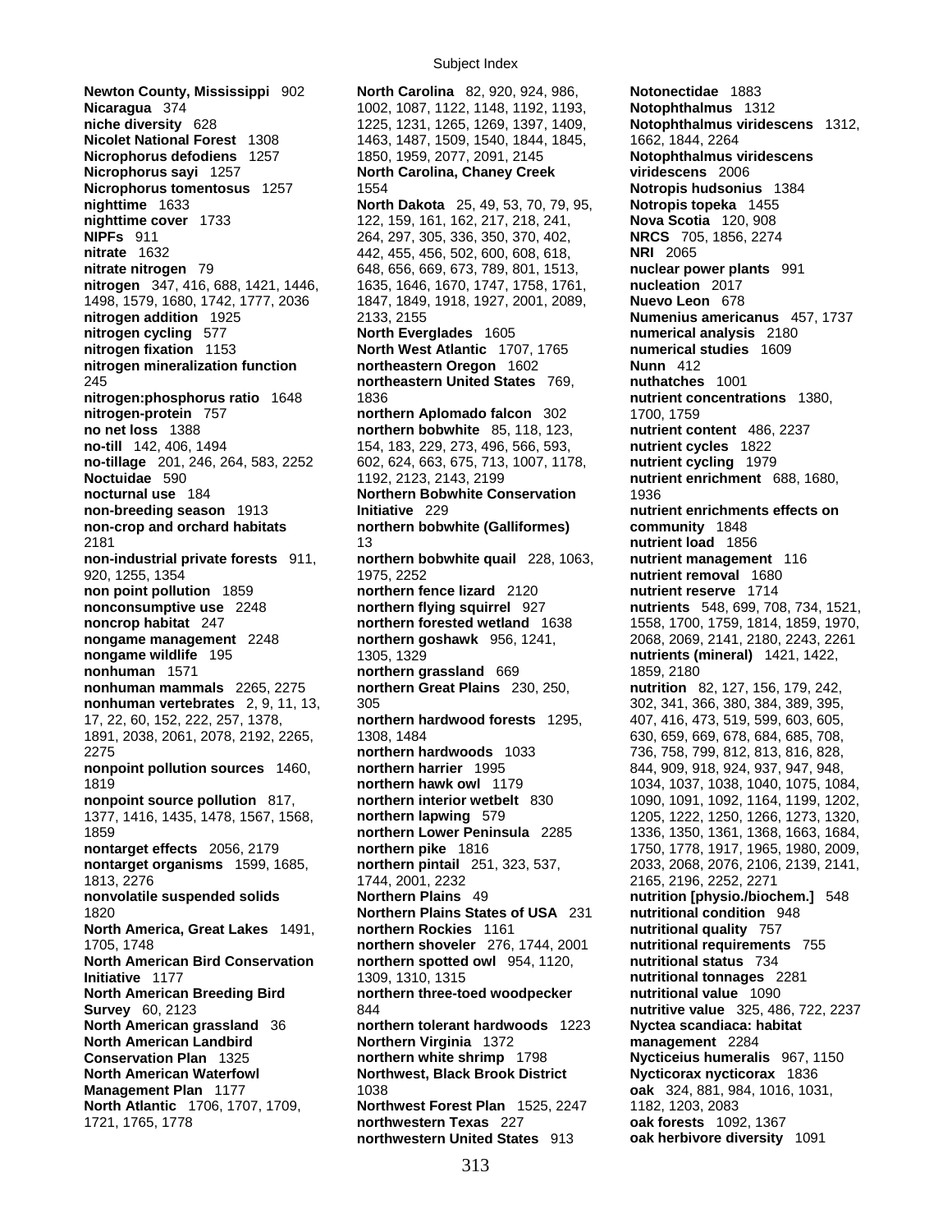**Newton County, Mississippi** 902
**Nicaragua** 374
**niche diversity** 628
**Nicolet National Forest** 1308
**Nicrophorus defodiens** 1257
**Nicrophorus sayi** 1257
**Nicrophorus tomentosus** 1257
**nighttime** 1633
**nighttime cover** 1733
**NIPFs** 911
**nitrate** 1632
**nitrate nitrogen** 79
**nitrogen** 347, 416, 688, 1421, 1446, 1498, 1579, 1680, 1742, 1777, 2036
**nitrogen addition** 1925
**nitrogen cycling** 577
**nitrogen fixation** 1153
**nitrogen mineralization function** 245
**nitrogen:phosphorus ratio** 1648
**nitrogen-protein** 757
**no net loss** 1388
**no-till** 142, 406, 1494
**no-tillage** 201, 246, 264, 583, 2252
**Noctuidae** 590
**nocturnal use** 184
**non-breeding season** 1913
**non-crop and orchard habitats** 2181
**non-industrial private forests** 911, 920, 1255, 1354
**non point pollution** 1859
**nonconsumptive use** 2248
**noncrop habitat** 247
**nongame management** 2248
**nongame wildlife** 195
**nonhuman** 1571
**nonhuman mammals** 2265, 2275
**nonhuman vertebrates** 2, 9, 11, 13, 17, 22, 60, 152, 222, 257, 1378, 1891, 2038, 2061, 2078, 2192, 2265, 2275
**nonpoint pollution sources** 1460, 1819
**nonpoint source pollution** 817, 1377, 1416, 1435, 1478, 1567, 1568, 1859
**nontarget effects** 2056, 2179
**nontarget organisms** 1599, 1685, 1813, 2276
**nonvolatile suspended solids** 1820
**North America, Great Lakes** 1491, 1705, 1748
**North American Bird Conservation Initiative** 1177
**North American Breeding Bird Survey** 60, 2123
**North American grassland** 36
**North American Landbird Conservation Plan** 1325
**North American Waterfowl Management Plan** 1177
**North Atlantic** 1706, 1707, 1709, 1721, 1765, 1778
**North Carolina** 82, 920, 924, 986, 1002, 1087, 1122, 1148, 1192, 1193, 1225, 1231, 1265, 1269, 1397, 1409, 1463, 1487, 1509, 1540, 1844, 1845, 1850, 1959, 2077, 2091, 2145
**North Carolina, Chaney Creek** 1554
**North Dakota** 25, 49, 53, 70, 79, 95, 122, 159, 161, 162, 217, 218, 241, 264, 297, 305, 336, 350, 370, 402, 442, 455, 456, 502, 600, 608, 618, 648, 656, 669, 673, 789, 801, 1513, 1635, 1646, 1670, 1747, 1758, 1761, 1847, 1849, 1918, 1927, 2001, 2089, 2133, 2155
**North Everglades** 1605
**North West Atlantic** 1707, 1765
**northeastern Oregon** 1602
**northeastern United States** 769, 1836
**northern Aplomado falcon** 302
**northern bobwhite** 85, 118, 123, 154, 183, 229, 273, 496, 566, 593, 602, 624, 663, 675, 713, 1007, 1178, 1192, 2123, 2143, 2199
**Northern Bobwhite Conservation Initiative** 229
**northern bobwhite (Galliformes)** 13
**northern bobwhite quail** 228, 1063, 1975, 2252
**northern fence lizard** 2120
**northern flying squirrel** 927
**northern forested wetland** 1638
**northern goshawk** 956, 1241, 1305, 1329
**northern grassland** 669
**northern Great Plains** 230, 250, 305
**northern hardwood forests** 1295, 1308, 1484
**northern hardwoods** 1033
**northern harrier** 1995
**northern hawk owl** 1179
**northern interior wetbelt** 830
**northern lapwing** 579
**northern Lower Peninsula** 2285
**northern pike** 1816
**northern pintail** 251, 323, 537, 1744, 2001, 2232
**Northern Plains** 49
**Northern Plains States of USA** 231
**northern Rockies** 1161
**northern shoveler** 276, 1744, 2001
**northern spotted owl** 954, 1120, 1309, 1310, 1315
**northern three-toed woodpecker** 844
**northern tolerant hardwoods** 1223
**Northern Virginia** 1372
**northern white shrimp** 1798
**Northwest, Black Brook District** 1038
**Northwest Forest Plan** 1525, 2247
**northwestern Texas** 227
**northwestern United States** 913
**Notonectidae** 1883
**Notophthalmus** 1312
**Notophthalmus viridescens** 1312, 1662, 1844, 2264
**Notophthalmus viridescens viridescens** 2006
**Notropis hudsonius** 1384
**Notropis topeka** 1455
**Nova Scotia** 120, 908
**NRCS** 705, 1856, 2274
**NRI** 2065
**nuclear power plants** 991
**nucleation** 2017
**Nuevo Leon** 678
**Numenius americanus** 457, 1737
**numerical analysis** 2180
**numerical studies** 1609
**Nunn** 412
**nuthatches** 1001
**nutrient concentrations** 1380, 1700, 1759
**nutrient content** 486, 2237
**nutrient cycles** 1822
**nutrient cycling** 1979
**nutrient enrichment** 688, 1680, 1936
**nutrient enrichments effects on community** 1848
**nutrient load** 1856
**nutrient management** 116
**nutrient removal** 1680
**nutrient reserve** 1714
**nutrients** 548, 699, 708, 734, 1521, 1558, 1700, 1759, 1814, 1859, 1970, 2068, 2069, 2141, 2180, 2243, 2261
**nutrients (mineral)** 1421, 1422, 1859, 2180
**nutrition** 82, 127, 156, 179, 242, 302, 341, 366, 380, 384, 389, 395, 407, 416, 473, 519, 599, 603, 605, 630, 659, 669, 678, 684, 685, 708, 736, 758, 799, 812, 813, 816, 828, 844, 909, 918, 924, 937, 947, 948, 1034, 1037, 1038, 1040, 1075, 1084, 1090, 1091, 1092, 1164, 1199, 1202, 1205, 1222, 1250, 1266, 1273, 1320, 1336, 1350, 1361, 1368, 1663, 1684, 1750, 1778, 1917, 1965, 1980, 2009, 2033, 2068, 2076, 2106, 2139, 2141, 2165, 2196, 2252, 2271
**nutrition [physio./biochem.]** 548
**nutritional condition** 948
**nutritional quality** 757
**nutritional requirements** 755
**nutritional status** 734
**nutritional tonnages** 2281
**nutritional value** 1090
**nutritive value** 325, 486, 722, 2237
**Nyctea scandiaca: habitat management** 2284
**Nycticeius humeralis** 967, 1150
**Nycticorax nycticorax** 1836
**oak** 324, 881, 984, 1016, 1031, 1182, 1203, 2083
**oak forests** 1092, 1367
**oak herbivore diversity** 1091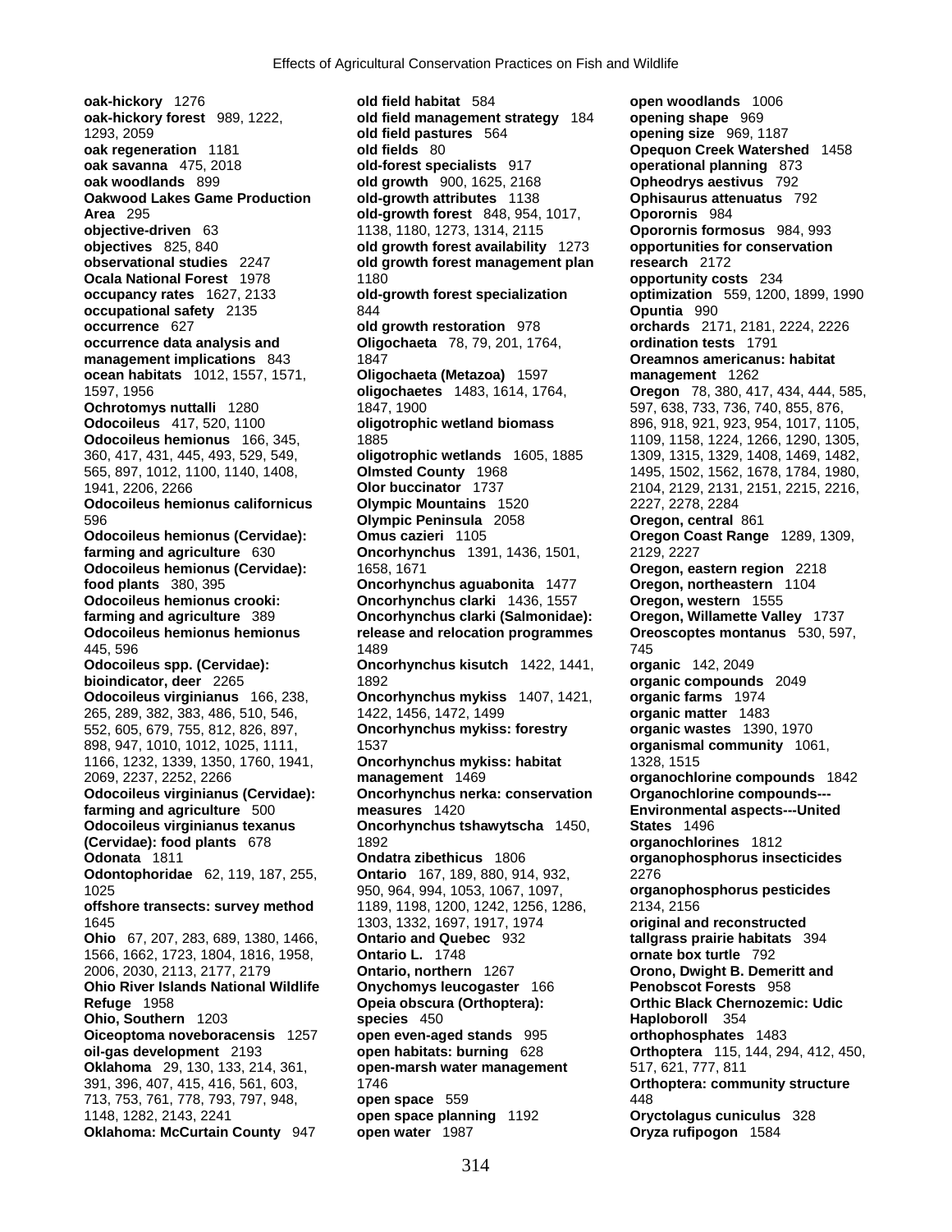**oak-hickory** 1276
**oak-hickory forest** 989, 1222, 1293, 2059
**oak regeneration** 1181
**oak savanna** 475, 2018
**oak woodlands** 899
**Oakwood Lakes Game Production Area** 295
**objective-driven** 63
**objectives** 825, 840
**observational studies** 2247
**Ocala National Forest** 1978
**occupancy rates** 1627, 2133
**occupational safety** 2135
**occurrence** 627
**occurrence data analysis and management implications** 843
**ocean habitats** 1012, 1557, 1571, 1597, 1956
**Ochrotomys nuttalli** 1280
**Odocoileus** 417, 520, 1100
**Odocoileus hemionus** 166, 345, 360, 417, 431, 445, 493, 529, 549, 565, 897, 1012, 1100, 1140, 1408, 1941, 2206, 2266
**Odocoileus hemionus californicus** 596
**Odocoileus hemionus (Cervidae): farming and agriculture** 630
**Odocoileus hemionus (Cervidae): food plants** 380, 395
**Odocoileus hemionus crooki: farming and agriculture** 389
**Odocoileus hemionus hemionus** 445, 596
**Odocoileus spp. (Cervidae): bioindicator, deer** 2265
**Odocoileus virginianus** 166, 238, 265, 289, 382, 383, 486, 510, 546, 552, 605, 679, 755, 812, 826, 897, 898, 947, 1010, 1012, 1025, 1111, 1166, 1232, 1339, 1350, 1760, 1941, 2069, 2237, 2252, 2266
**Odocoileus virginianus (Cervidae): farming and agriculture** 500
**Odocoileus virginianus texanus (Cervidae): food plants** 678
**Odonata** 1811
**Odontophoridae** 62, 119, 187, 255, 1025
**offshore transects: survey method** 1645
**Ohio** 67, 207, 283, 689, 1380, 1466, 1566, 1662, 1723, 1804, 1816, 1958, 2006, 2030, 2113, 2177, 2179
**Ohio River Islands National Wildlife Refuge** 1958
**Ohio, Southern** 1203
**Oiceoptoma noveboracensis** 1257
**oil-gas development** 2193
**Oklahoma** 29, 130, 133, 214, 361, 391, 396, 407, 415, 416, 561, 603, 713, 753, 761, 778, 793, 797, 948, 1148, 1282, 2143, 2241
**Oklahoma: McCurtain County** 947
**old field habitat** 584
**old field management strategy** 184
**old field pastures** 564
**old fields** 80
**old-forest specialists** 917
**old growth** 900, 1625, 2168
**old-growth attributes** 1138
**old-growth forest** 848, 954, 1017, 1138, 1180, 1273, 1314, 2115
**old growth forest availability** 1273
**old growth forest management plan** 1180
**old-growth forest specialization** 844
**old growth restoration** 978
**Oligochaeta** 78, 79, 201, 1764, 1847
**Oligochaeta (Metazoa)** 1597
**oligochaetes** 1483, 1614, 1764, 1847, 1900
**oligotrophic wetland biomass** 1885
**oligotrophic wetlands** 1605, 1885
**Olmsted County** 1968
**Olor buccinator** 1737
**Olympic Mountains** 1520
**Olympic Peninsula** 2058
**Omus cazieri** 1105
**Oncorhynchus** 1391, 1436, 1501, 1658, 1671
**Oncorhynchus aguabonita** 1477
**Oncorhynchus clarki** 1436, 1557
**Oncorhynchus clarki (Salmonidae): release and relocation programmes** 1489
**Oncorhynchus kisutch** 1422, 1441, 1892
**Oncorhynchus mykiss** 1407, 1421, 1422, 1456, 1472, 1499
**Oncorhynchus mykiss: forestry** 1537
**Oncorhynchus mykiss: habitat management** 1469
**Oncorhynchus nerka: conservation measures** 1420
**Oncorhynchus tshawytscha** 1450, 1892
**Ondatra zibethicus** 1806
**Ontario** 167, 189, 880, 914, 932, 950, 964, 994, 1053, 1067, 1097, 1189, 1198, 1200, 1242, 1256, 1286, 1303, 1332, 1697, 1917, 1974
**Ontario and Quebec** 932
**Ontario L.** 1748
**Ontario, northern** 1267
**Onychomys leucogaster** 166
**Opeia obscura (Orthoptera): species** 450
**open even-aged stands** 995
**open habitats: burning** 628
**open-marsh water management** 1746
**open space** 559
**open space planning** 1192
**open water** 1987
**open woodlands** 1006
**opening shape** 969
**opening size** 969, 1187
**Opequon Creek Watershed** 1458
**operational planning** 873
**Opheodrys aestivus** 792
**Ophisaurus attenuatus** 792
**Oporornis** 984
**Oporornis formosus** 984, 993
**opportunities for conservation research** 2172
**opportunity costs** 234
**optimization** 559, 1200, 1899, 1990
**Opuntia** 990
**orchards** 2171, 2181, 2224, 2226
**ordination tests** 1791
**Oreamnos americanus: habitat management** 1262
**Oregon** 78, 380, 417, 434, 444, 585, 597, 638, 733, 736, 740, 855, 876, 896, 918, 921, 923, 954, 1017, 1105, 1109, 1158, 1224, 1266, 1290, 1305, 1309, 1315, 1329, 1408, 1469, 1482, 1495, 1502, 1562, 1678, 1784, 1980, 2104, 2129, 2131, 2151, 2215, 2216, 2227, 2278, 2284
**Oregon, central** 861
**Oregon Coast Range** 1289, 1309, 2129, 2227
**Oregon, eastern region** 2218
**Oregon, northeastern** 1104
**Oregon, western** 1555
**Oregon, Willamette Valley** 1737
**Oreoscoptes montanus** 530, 597, 745
**organic** 142, 2049
**organic compounds** 2049
**organic farms** 1974
**organic matter** 1483
**organic wastes** 1390, 1970
**organismal community** 1061, 1328, 1515
**organochlorine compounds** 1842
**Organochlorine compounds---Environmental aspects---United States** 1496
**organochlorines** 1812
**organophosphorus insecticides** 2276
**organophosphorus pesticides** 2134, 2156
**original and reconstructed tallgrass prairie habitats** 394
**ornate box turtle** 792
**Orono, Dwight B. Demeritt and Penobscot Forests** 958
**Orthic Black Chernozemic: Udic Haploboroll** 354
**orthophosphates** 1483
**Orthoptera** 115, 144, 294, 412, 450, 517, 621, 777, 811
**Orthoptera: community structure** 448
**Oryctolagus cuniculus** 328
**Oryza rufipogon** 1584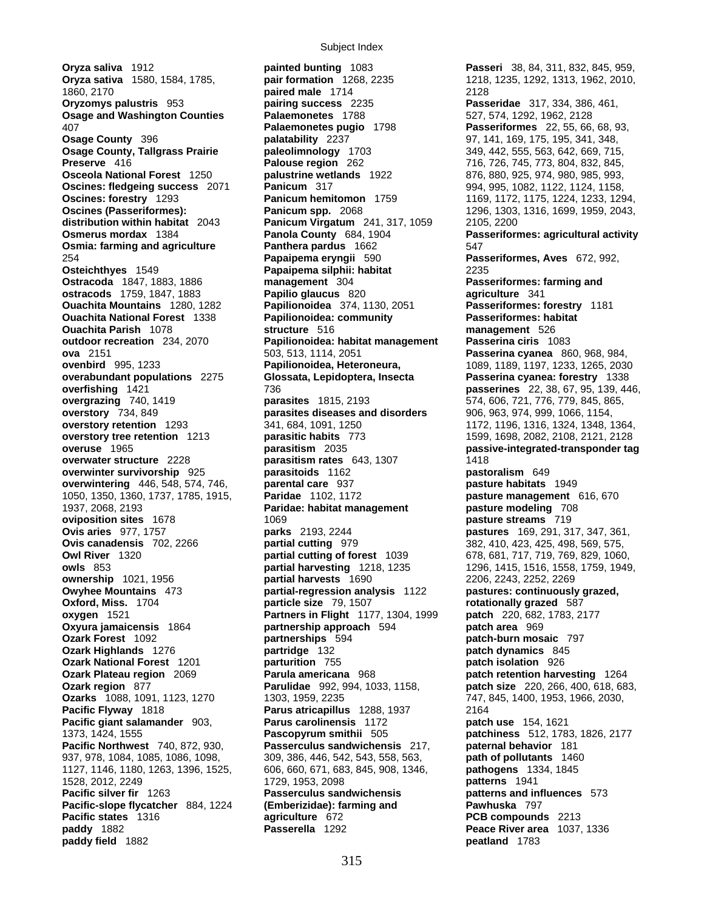**Oryza saliva** 1912
**Oryza sativa** 1580, 1584, 1785, 1860, 2170
**Oryzomys palustris** 953
**Osage and Washington Counties** 407
**Osage County** 396
**Osage County, Tallgrass Prairie Preserve** 416
**Osceola National Forest** 1250
**Oscines: fledgeing success** 2071
**Oscines: forestry** 1293
**Oscines (Passeriformes): distribution within habitat** 2043
**Osmerus mordax** 1384
**Osmia: farming and agriculture** 254
**Osteichthyes** 1549
**Ostracoda** 1847, 1883, 1886
**ostracods** 1759, 1847, 1883
**Ouachita Mountains** 1280, 1282
**Ouachita National Forest** 1338
**Ouachita Parish** 1078
**outdoor recreation** 234, 2070
**ova** 2151
**ovenbird** 995, 1233
**overabundant populations** 2275
**overfishing** 1421
**overgrazing** 740, 1419
**overstory** 734, 849
**overstory retention** 1293
**overstory tree retention** 1213
**overuse** 1965
**overwater structure** 2228
**overwinter survivorship** 925
**overwintering** 446, 548, 574, 746, 1050, 1350, 1360, 1737, 1785, 1915, 1937, 2068, 2193
**oviposition sites** 1678
**Ovis aries** 977, 1757
**Ovis canadensis** 702, 2266
**Owl River** 1320
**owls** 853
**ownership** 1021, 1956
**Owyhee Mountains** 473
**Oxford, Miss.** 1704
**oxygen** 1521
**Oxyura jamaicensis** 1864
**Ozark Forest** 1092
**Ozark Highlands** 1276
**Ozark National Forest** 1201
**Ozark Plateau region** 2069
**Ozark region** 877
**Ozarks** 1088, 1091, 1123, 1270
**Pacific Flyway** 1818
**Pacific giant salamander** 903, 1373, 1424, 1555
**Pacific Northwest** 740, 872, 930, 937, 978, 1084, 1085, 1086, 1098, 1127, 1146, 1180, 1263, 1396, 1525, 1528, 2012, 2249
**Pacific silver fir** 1263
**Pacific-slope flycatcher** 884, 1224
**Pacific states** 1316
**paddy** 1882
**paddy field** 1882
**painted bunting** 1083
**pair formation** 1268, 2235
**paired male** 1714
**pairing success** 2235
**Palaemonetes** 1788
**Palaemonetes pugio** 1798
**palatability** 2237
**paleolimnology** 1703
**Palouse region** 262
**palustrine wetlands** 1922
**Panicum** 317
**Panicum hemitomon** 1759
**Panicum spp.** 2068
**Panicum Virgatum** 241, 317, 1059
**Panola County** 684, 1904
**Panthera pardus** 1662
**Papaipema eryngii** 590
**Papaipema silphii: habitat management** 304
**Papilio glaucus** 820
**Papilionoidea** 374, 1130, 2051
**Papilionoidea: community structure** 516
**Papilionoidea: habitat management** 503, 513, 1114, 2051
**Papilionoidea, Heteroneura, Glossata, Lepidoptera, Insecta** 736
**parasites** 1815, 2193
**parasites diseases and disorders** 341, 684, 1091, 1250
**parasitic habits** 773
**parasitism** 2035
**parasitism rates** 643, 1307
**parasitoids** 1162
**parental care** 937
**Paridae** 1102, 1172
**Paridae: habitat management** 1069
**parks** 2193, 2244
**partial cutting** 979
**partial cutting of forest** 1039
**partial harvesting** 1218, 1235
**partial harvests** 1690
**partial-regression analysis** 1122
**particle size** 79, 1507
**Partners in Flight** 1177, 1304, 1999
**partnership approach** 594
**partnerships** 594
**partridge** 132
**parturition** 755
**Parula americana** 968
**Parulidae** 992, 994, 1033, 1158, 1303, 1959, 2235
**Parus atricapillus** 1288, 1937
**Parus carolinensis** 1172
**Pascopyrum smithii** 505
**Passerculus sandwichensis** 217, 309, 386, 446, 542, 543, 558, 563, 606, 660, 671, 683, 845, 908, 1346, 1729, 1953, 2098
**Passerculus sandwichensis (Emberizidae): farming and agriculture** 672
**Passerella** 1292
**Passeri** 38, 84, 311, 832, 845, 959, 1218, 1235, 1292, 1313, 1962, 2010, 2128
**Passeridae** 317, 334, 386, 461, 527, 574, 1292, 1962, 2128
**Passeriformes** 22, 55, 66, 68, 93, 97, 141, 169, 175, 195, 341, 348, 349, 442, 555, 563, 642, 669, 715, 716, 726, 745, 773, 804, 832, 845, 876, 880, 925, 974, 980, 985, 993, 994, 995, 1082, 1122, 1124, 1158, 1169, 1172, 1175, 1224, 1233, 1294, 1296, 1303, 1316, 1699, 1959, 2043, 2105, 2200
**Passeriformes: agricultural activity** 547
**Passeriformes, Aves** 672, 992, 2235
**Passeriformes: farming and agriculture** 341
**Passeriformes: forestry** 1181
**Passeriformes: habitat management** 526
**Passerina ciris** 1083
**Passerina cyanea** 860, 968, 984, 1089, 1189, 1197, 1233, 1265, 2030
**Passerina cyanea: forestry** 1338
**passerines** 22, 38, 67, 95, 139, 446, 574, 606, 721, 776, 779, 845, 865, 906, 963, 974, 999, 1066, 1154, 1172, 1196, 1316, 1324, 1348, 1364, 1599, 1698, 2082, 2108, 2121, 2128
**passive-integrated-transponder tag** 1418
**pastoralism** 649
**pasture habitats** 1949
**pasture management** 616, 670
**pasture modeling** 708
**pasture streams** 719
**pastures** 169, 291, 317, 347, 361, 382, 410, 423, 425, 498, 569, 575, 678, 681, 717, 719, 769, 829, 1060, 1296, 1415, 1516, 1558, 1759, 1949, 2206, 2243, 2252, 2269
**pastures: continuously grazed, rotationally grazed** 587
**patch** 220, 682, 1783, 2177
**patch area** 969
**patch-burn mosaic** 797
**patch dynamics** 845
**patch isolation** 926
**patch retention harvesting** 1264
**patch size** 220, 266, 400, 618, 683, 747, 845, 1400, 1953, 1966, 2030, 2164
**patch use** 154, 1621
**patchiness** 512, 1783, 1826, 2177
**paternal behavior** 181
**path of pollutants** 1460
**pathogens** 1334, 1845
**patterns** 1941
**patterns and influences** 573
**Pawhuska** 797
**PCB compounds** 2213
**Peace River area** 1037, 1336
**peatland** 1783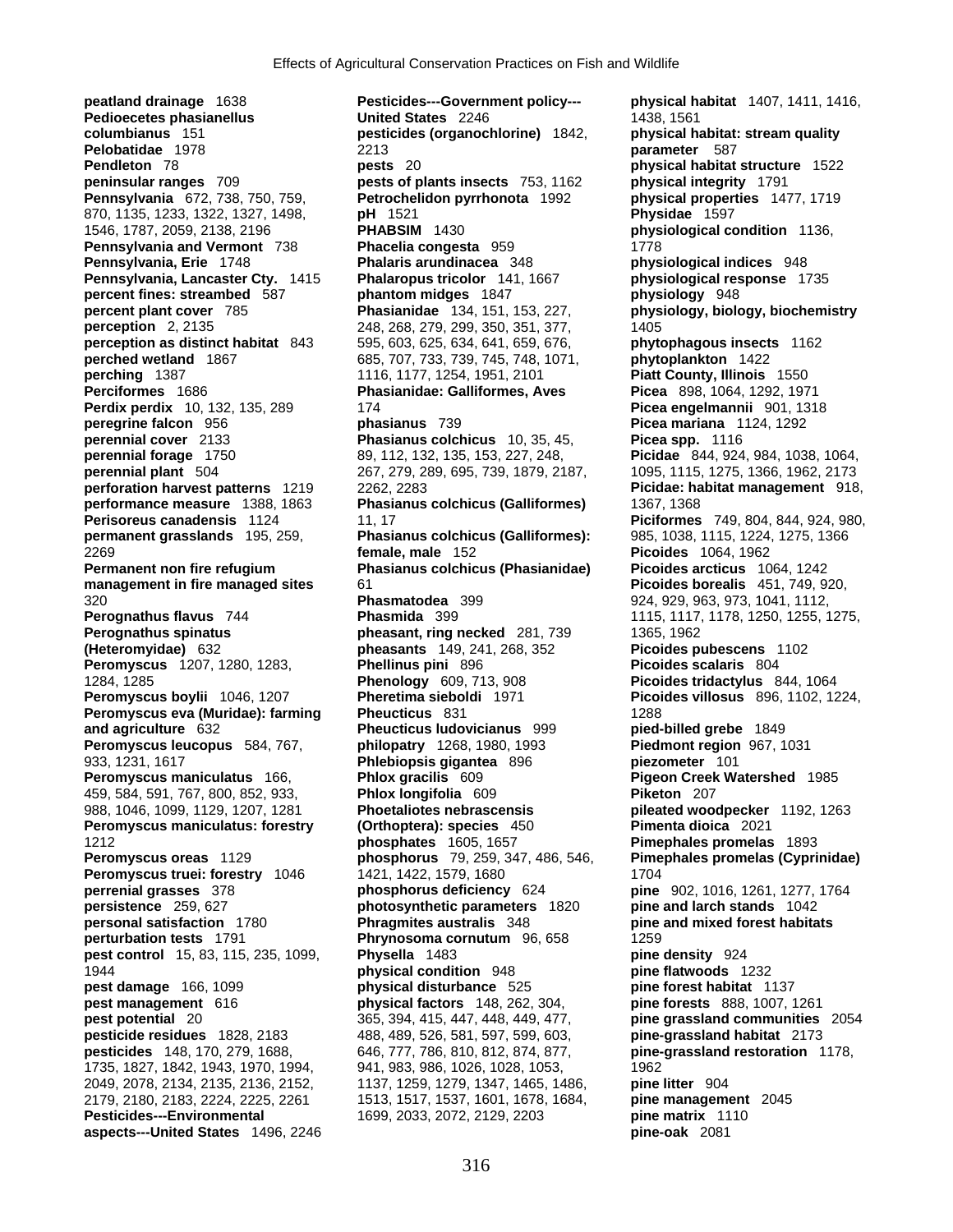**peatland drainage** 1638
**Pedioecetes phasianellus columbianus** 151
**Pelobatidae** 1978
**Pendleton** 78
**peninsular ranges** 709
**Pennsylvania** 672, 738, 750, 759, 870, 1135, 1233, 1322, 1327, 1498, 1546, 1787, 2059, 2138, 2196
**Pennsylvania and Vermont** 738
**Pennsylvania, Erie** 1748
**Pennsylvania, Lancaster Cty.** 1415
**percent fines: streambed** 587
**percent plant cover** 785
**perception** 2, 2135
**perception as distinct habitat** 843
**perched wetland** 1867
**perching** 1387
**Perciformes** 1686
**Perdix perdix** 10, 132, 135, 289
**peregrine falcon** 956
**perennial cover** 2133
**perennial forage** 1750
**perennial plant** 504
**perforation harvest patterns** 1219
**performance measure** 1388, 1863
**Perisoreus canadensis** 1124
**permanent grasslands** 195, 259, 2269
**Permanent non fire refugium management in fire managed sites** 320
**Perognathus flavus** 744
**Perognathus spinatus (Heteromyidae)** 632
**Peromyscus** 1207, 1280, 1283, 1284, 1285
**Peromyscus boylii** 1046, 1207
**Peromyscus eva (Muridae): farming and agriculture** 632
**Peromyscus leucopus** 584, 767, 933, 1231, 1617
**Peromyscus maniculatus** 166, 459, 584, 591, 767, 800, 852, 933, 988, 1046, 1099, 1129, 1207, 1281
**Peromyscus maniculatus: forestry** 1212
**Peromyscus oreas** 1129
**Peromyscus truei: forestry** 1046
**perrenial grasses** 378
**persistence** 259, 627
**personal satisfaction** 1780
**perturbation tests** 1791
**pest control** 15, 83, 115, 235, 1099, 1944
**pest damage** 166, 1099
**pest management** 616
**pest potential** 20
**pesticide residues** 1828, 2183
**pesticides** 148, 170, 279, 1688, 1735, 1827, 1842, 1943, 1970, 1994, 2049, 2078, 2134, 2135, 2136, 2152, 2179, 2180, 2183, 2224, 2225, 2261
**Pesticides---Environmental aspects---United States** 1496, 2246
**Pesticides---Government policy---United States** 2246
**pesticides (organochlorine)** 1842, 2213
**pests** 20
**pests of plants insects** 753, 1162
**Petrochelidon pyrrhonota** 1992
**pH** 1521
**PHABSIM** 1430
**Phacelia congesta** 959
**Phalaris arundinacea** 348
**Phalaropus tricolor** 141, 1667
**phantom midges** 1847
**Phasianidae** 134, 151, 153, 227, 248, 268, 279, 299, 350, 351, 377, 595, 603, 625, 634, 641, 659, 676, 685, 707, 733, 739, 745, 748, 1071, 1116, 1177, 1254, 1951, 2101
**Phasianidae: Galliformes, Aves** 174
**phasianus** 739
**Phasianus colchicus** 10, 35, 45, 89, 112, 132, 135, 153, 227, 248, 267, 279, 289, 695, 739, 1879, 2187, 2262, 2283
**Phasianus colchicus (Galliformes)** 11, 17
**Phasianus colchicus (Galliformes): female, male** 152
**Phasianus colchicus (Phasianidae)** 61
**Phasmatodea** 399
**Phasmida** 399
**pheasant, ring necked** 281, 739
**pheasants** 149, 241, 268, 352
**Phellinus pini** 896
**Phenology** 609, 713, 908
**Pheretima sieboldi** 1971
**Pheucticus** 831
**Pheucticus ludovicianus** 999
**philopatry** 1268, 1980, 1993
**Phlebiopsis gigantea** 896
**Phlox gracilis** 609
**Phlox longifolia** 609
**Phoetaliotes nebrascensis (Orthoptera): species** 450
**phosphates** 1605, 1657
**phosphorus** 79, 259, 347, 486, 546, 1421, 1422, 1579, 1680
**phosphorus deficiency** 624
**photosynthetic parameters** 1820
**Phragmites australis** 348
**Phrynosoma cornutum** 96, 658
**Physella** 1483
**physical condition** 948
**physical disturbance** 525
**physical factors** 148, 262, 304, 365, 394, 415, 447, 448, 449, 477, 488, 489, 526, 581, 597, 599, 603, 646, 777, 786, 810, 812, 874, 877, 941, 983, 986, 1026, 1028, 1053, 1137, 1259, 1279, 1347, 1465, 1486, 1513, 1517, 1537, 1601, 1678, 1684, 1699, 2033, 2072, 2129, 2203
**physical habitat** 1407, 1411, 1416, 1438, 1561
**physical habitat: stream quality parameter** 587
**physical habitat structure** 1522
**physical integrity** 1791
**physical properties** 1477, 1719
**Physidae** 1597
**physiological condition** 1136, 1778
**physiological indices** 948
**physiological response** 1735
**physiology** 948
**physiology, biology, biochemistry** 1405
**phytophagous insects** 1162
**phytoplankton** 1422
**Piatt County, Illinois** 1550
**Picea** 898, 1064, 1292, 1971
**Picea engelmannii** 901, 1318
**Picea mariana** 1124, 1292
**Picea spp.** 1116
**Picidae** 844, 924, 984, 1038, 1064, 1095, 1115, 1275, 1366, 1962, 2173
**Picidae: habitat management** 918, 1367, 1368
**Piciformes** 749, 804, 844, 924, 980, 985, 1038, 1115, 1224, 1275, 1366
**Picoides** 1064, 1962
**Picoides arcticus** 1064, 1242
**Picoides borealis** 451, 749, 920, 924, 929, 963, 973, 1041, 1112, 1115, 1117, 1178, 1250, 1255, 1275, 1365, 1962
**Picoides pubescens** 1102
**Picoides scalaris** 804
**Picoides tridactylus** 844, 1064
**Picoides villosus** 896, 1102, 1224, 1288
**pied-billed grebe** 1849
**Piedmont region** 967, 1031
**piezometer** 101
**Pigeon Creek Watershed** 1985
**Piketon** 207
**pileated woodpecker** 1192, 1263
**Pimenta dioica** 2021
**Pimephales promelas** 1893
**Pimephales promelas (Cyprinidae)** 1704
**pine** 902, 1016, 1261, 1277, 1764
**pine and larch stands** 1042
**pine and mixed forest habitats** 1259
**pine density** 924
**pine flatwoods** 1232
**pine forest habitat** 1137
**pine forests** 888, 1007, 1261
**pine grassland communities** 2054
**pine-grassland habitat** 2173
**pine-grassland restoration** 1178, 1962
**pine litter** 904
**pine management** 2045
**pine matrix** 1110
**pine-oak** 2081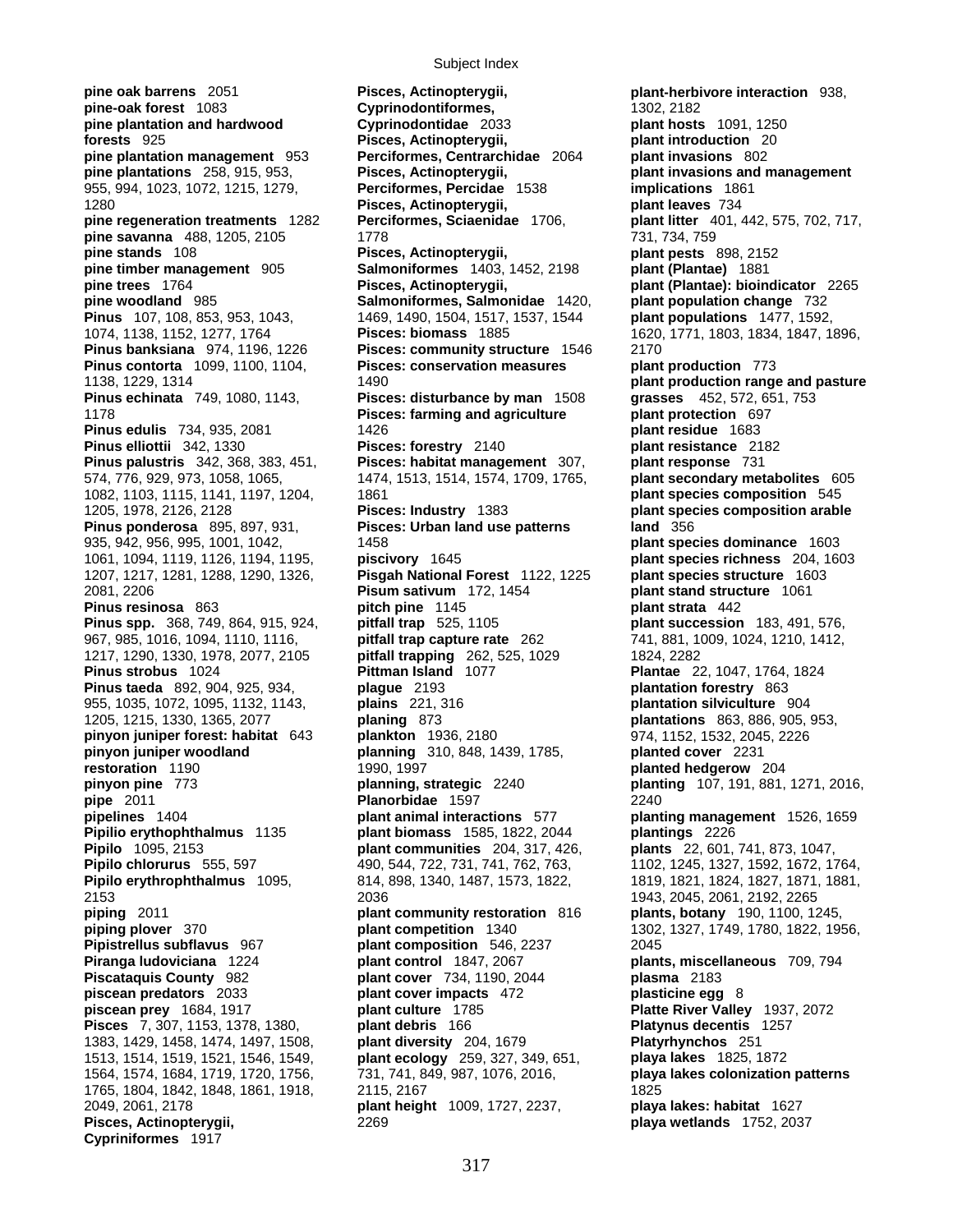**pine oak barrens** 2051
**pine-oak forest** 1083
**pine plantation and hardwood forests** 925
**pine plantation management** 953
**pine plantations** 258, 915, 953, 955, 994, 1023, 1072, 1215, 1279, 1280
**pine regeneration treatments** 1282
**pine savanna** 488, 1205, 2105
**pine stands** 108
**pine timber management** 905
**pine trees** 1764
**pine woodland** 985
**Pinus** 107, 108, 853, 953, 1043, 1074, 1138, 1152, 1277, 1764
**Pinus banksiana** 974, 1196, 1226
**Pinus contorta** 1099, 1100, 1104, 1138, 1229, 1314
**Pinus echinata** 749, 1080, 1143, 1178
**Pinus edulis** 734, 935, 2081
**Pinus elliottii** 342, 1330
**Pinus palustris** 342, 368, 383, 451, 574, 776, 929, 973, 1058, 1065, 1082, 1103, 1115, 1141, 1197, 1204, 1205, 1978, 2126, 2128
**Pinus ponderosa** 895, 897, 931, 935, 942, 956, 995, 1001, 1042, 1061, 1094, 1119, 1126, 1194, 1195, 1207, 1217, 1281, 1288, 1290, 1326, 2081, 2206
**Pinus resinosa** 863
**Pinus spp.** 368, 749, 864, 915, 924, 967, 985, 1016, 1094, 1110, 1116, 1217, 1290, 1330, 1978, 2077, 2105
**Pinus strobus** 1024
**Pinus taeda** 892, 904, 925, 934, 955, 1035, 1072, 1095, 1132, 1143, 1205, 1215, 1330, 1365, 2077
**pinyon juniper forest: habitat** 643
**pinyon juniper woodland restoration** 1190
**pinyon pine** 773
**pipe** 2011
**pipelines** 1404
**Pipilio erythophthalmus** 1135
**Pipilo** 1095, 2153
**Pipilo chlorurus** 555, 597
**Pipilo erythrophthalmus** 1095, 2153
**piping** 2011
**piping plover** 370
**Pipistrellus subflavus** 967
**Piranga ludoviciana** 1224
**Piscataquis County** 982
**piscean predators** 2033
**piscean prey** 1684, 1917
**Pisces** 7, 307, 1153, 1378, 1380, 1383, 1429, 1458, 1474, 1497, 1508, 1513, 1514, 1519, 1521, 1546, 1549, 1564, 1574, 1684, 1719, 1720, 1756, 1765, 1804, 1842, 1848, 1861, 1918, 2049, 2061, 2178
**Pisces, Actinopterygii, Cypriniformes** 1917
**Pisces, Actinopterygii, Cyprinodontiformes, Cyprinodontidae** 2033
**Pisces, Actinopterygii, Perciformes, Centrarchidae** 2064
**Pisces, Actinopterygii, Perciformes, Percidae** 1538
**Pisces, Actinopterygii, Perciformes, Sciaenidae** 1706, 1778
**Pisces, Actinopterygii, Salmoniformes** 1403, 1452, 2198
**Pisces, Actinopterygii, Salmoniformes, Salmonidae** 1420, 1469, 1490, 1504, 1517, 1537, 1544
**Pisces: biomass** 1885
**Pisces: community structure** 1546
**Pisces: conservation measures** 1490
**Pisces: disturbance by man** 1508
**Pisces: farming and agriculture** 1426
**Pisces: forestry** 2140
**Pisces: habitat management** 307, 1474, 1513, 1514, 1574, 1709, 1765, 1861
**Pisces: Industry** 1383
**Pisces: Urban land use patterns** 1458
**piscivory** 1645
**Pisgah National Forest** 1122, 1225
**Pisum sativum** 172, 1454
**pitch pine** 1145
**pitfall trap** 525, 1105
**pitfall trap capture rate** 262
**pitfall trapping** 262, 525, 1029
**Pittman Island** 1077
**plague** 2193
**plains** 221, 316
**planing** 873
**plankton** 1936, 2180
**planning** 310, 848, 1439, 1785, 1990, 1997
**planning, strategic** 2240
**Planorbidae** 1597
**plant animal interactions** 577
**plant biomass** 1585, 1822, 2044
**plant communities** 204, 317, 426, 490, 544, 722, 731, 741, 762, 763, 814, 898, 1340, 1487, 1573, 1822, 2036
**plant community restoration** 816
**plant competition** 1340
**plant composition** 546, 2237
**plant control** 1847, 2067
**plant cover** 734, 1190, 2044
**plant cover impacts** 472
**plant culture** 1785
**plant debris** 166
**plant diversity** 204, 1679
**plant ecology** 259, 327, 349, 651, 731, 741, 849, 987, 1076, 2016, 2115, 2167
**plant height** 1009, 1727, 2237, 2269
**plant-herbivore interaction** 938, 1302, 2182
**plant hosts** 1091, 1250
**plant introduction** 20
**plant invasions** 802
**plant invasions and management implications** 1861
**plant leaves** 734
**plant litter** 401, 442, 575, 702, 717, 731, 734, 759
**plant pests** 898, 2152
**plant (Plantae)** 1881
**plant (Plantae): bioindicator** 2265
**plant population change** 732
**plant populations** 1477, 1592, 1620, 1771, 1803, 1834, 1847, 1896, 2170
**plant production** 773
**plant production range and pasture grasses** 452, 572, 651, 753
**plant protection** 697
**plant residue** 1683
**plant resistance** 2182
**plant response** 731
**plant secondary metabolites** 605
**plant species composition** 545
**plant species composition arable land** 356
**plant species dominance** 1603
**plant species richness** 204, 1603
**plant species structure** 1603
**plant stand structure** 1061
**plant strata** 442
**plant succession** 183, 491, 576, 741, 881, 1009, 1024, 1210, 1412, 1824, 2282
**Plantae** 22, 1047, 1764, 1824
**plantation forestry** 863
**plantation silviculture** 904
**plantations** 863, 886, 905, 953, 974, 1152, 1532, 2045, 2226
**planted cover** 2231
**planted hedgerow** 204
**planting** 107, 191, 881, 1271, 2016, 2240
**planting management** 1526, 1659
**plantings** 2226
**plants** 22, 601, 741, 873, 1047, 1102, 1245, 1327, 1592, 1672, 1764, 1819, 1821, 1824, 1827, 1871, 1881, 1943, 2045, 2061, 2192, 2265
**plants, botany** 190, 1100, 1245, 1302, 1327, 1749, 1780, 1822, 1956, 2045
**plants, miscellaneous** 709, 794
**plasma** 2183
**plasticine egg** 8
**Platte River Valley** 1937, 2072
**Platynus decentis** 1257
**Platyrhynchos** 251
**playa lakes** 1825, 1872
**playa lakes colonization patterns** 1825
**playa lakes: habitat** 1627
**playa wetlands** 1752, 2037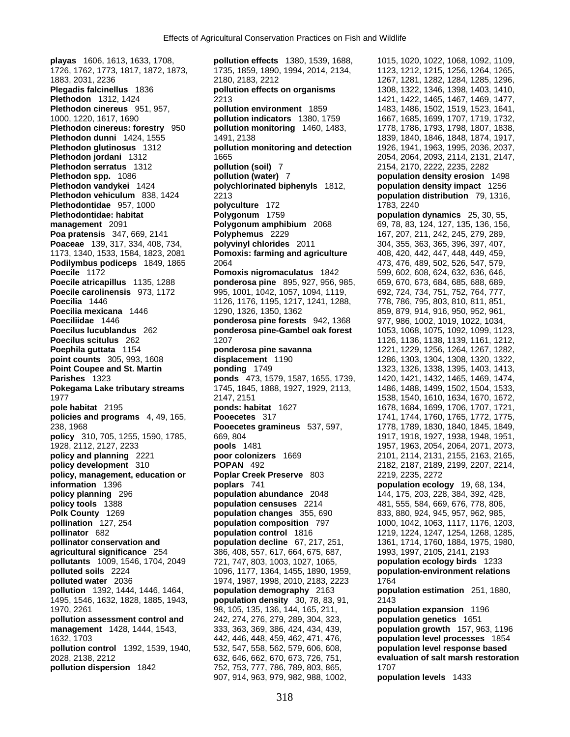**playas** 1606, 1613, 1633, 1708, 1726, 1762, 1773, 1817, 1872, 1873, 1883, 2031, 2236
**Plegadis falcinellus** 1836
**Plethodon** 1312, 1424
**Plethodon cinereus** 951, 957, 1000, 1220, 1617, 1690
**Plethodon cinereus: forestry** 950
**Plethodon dunni** 1424, 1555
**Plethodon glutinosus** 1312
**Plethodon jordani** 1312
**Plethodon serratus** 1312
**Plethodon spp.** 1086
**Plethodon vandykei** 1424
**Plethodon vehiculum** 838, 1424
**Plethodontidae** 957, 1000
**Plethodontidae: habitat management** 2091
**Poa pratensis** 347, 669, 2141
**Poaceae** 139, 317, 334, 408, 734, 1173, 1340, 1533, 1584, 1823, 2081
**Podilymbus podiceps** 1849, 1865
**Poecile** 1172
**Poecile atricapillus** 1135, 1288
**Poecile carolinensis** 973, 1172
**Poecilia** 1446
**Poecilia mexicana** 1446
**Poeciliidae** 1446
**Poecilus lucublandus** 262
**Poecilus scitulus** 262
**Poephila guttata** 1154
**point counts** 305, 993, 1608
**Point Coupee and St. Martin Parishes** 1323
**Pokegama Lake tributary streams** 1977
**pole habitat** 2195
**policies and programs** 4, 49, 165, 238, 1968
**policy** 310, 705, 1255, 1590, 1785, 1928, 2112, 2127, 2233
**policy and planning** 2221
**policy development** 310
**policy, management, education or information** 1396
**policy planning** 296
**policy tools** 1388
**Polk County** 1269
**pollination** 127, 254
**pollinator** 682
**pollinator conservation and agricultural significance** 254
**pollutants** 1009, 1546, 1704, 2049
**polluted soils** 2224
**polluted water** 2036
**pollution** 1392, 1444, 1446, 1464, 1495, 1546, 1632, 1828, 1885, 1943, 1970, 2261
**pollution assessment control and management** 1428, 1444, 1543, 1632, 1703
**pollution control** 1392, 1539, 1940, 2028, 2138, 2212
**pollution dispersion** 1842
**pollution effects** 1380, 1539, 1688, 1735, 1859, 1890, 1994, 2014, 2134, 2180, 2183, 2212
**pollution effects on organisms** 2213
**pollution environment** 1859
**pollution indicators** 1380, 1759
**pollution monitoring** 1460, 1483, 1491, 2138
**pollution monitoring and detection** 1665
**pollution (soil)** 7
**pollution (water)** 7
**polychlorinated biphenyls** 1812, 2213
**polyculture** 172
**Polygonum** 1759
**Polygonum amphibium** 2068
**Polyphemus** 2229
**polyvinyl chlorides** 2011
**Pomoxis: farming and agriculture** 2064
**Pomoxis nigromaculatus** 1842
**ponderosa pine** 895, 927, 956, 985, 995, 1001, 1042, 1057, 1094, 1119, 1126, 1176, 1195, 1217, 1241, 1288, 1290, 1326, 1350, 1362
**ponderosa pine forests** 942, 1368
**ponderosa pine-Gambel oak forest** 1207
**ponderosa pine savanna** 1190
**ponding** 1749
**ponds** 473, 1579, 1587, 1655, 1739, 1745, 1845, 1888, 1927, 1929, 2113, 2147, 2151
**ponds: habitat** 1627
**Pooecetes** 317
**Pooecetes gramineus** 537, 597, 669, 804
**pools** 1481
**poor colonizers** 1669
**POPAN** 492
**Poplar Creek Preserve** 803
**poplars** 741
**population abundance** 2048
**population censuses** 2214
**population changes** 355, 690
**population composition** 797
**population control** 1816
**population decline** 67, 217, 251, 386, 408, 557, 617, 664, 675, 687, 721, 747, 803, 1003, 1027, 1065, 1096, 1177, 1364, 1455, 1890, 1959, 1974, 1987, 1998, 2010, 2183, 2223
**population demography** 2163
**population density** 30, 78, 83, 91, 98, 105, 135, 136, 144, 165, 211, 242, 274, 276, 279, 289, 304, 323, 333, 363, 369, 386, 424, 434, 439, 442, 446, 448, 459, 462, 471, 476, 532, 547, 558, 562, 579, 606, 608, 632, 646, 662, 670, 673, 726, 751, 752, 753, 777, 786, 789, 803, 865, 907, 914, 963, 979, 982, 988, 1002, 1015, 1020, 1022, 1068, 1092, 1109, 1123, 1212, 1215, 1256, 1264, 1265, 1267, 1281, 1282, 1284, 1285, 1296, 1308, 1322, 1346, 1398, 1403, 1410, 1421, 1422, 1465, 1467, 1469, 1477, 1483, 1486, 1502, 1519, 1523, 1641, 1667, 1685, 1699, 1707, 1719, 1732, 1778, 1786, 1793, 1798, 1807, 1838, 1839, 1840, 1846, 1848, 1874, 1917, 1926, 1941, 1963, 1995, 2036, 2037, 2054, 2064, 2093, 2114, 2131, 2147, 2154, 2170, 2222, 2235, 2282
**population density erosion** 1498
**population density impact** 1256
**population distribution** 79, 1316, 1783, 2240
**population dynamics** 25, 30, 55, 69, 78, 83, 124, 127, 135, 136, 156, 167, 207, 211, 242, 245, 279, 289, 304, 355, 363, 365, 396, 397, 407, 408, 420, 442, 447, 448, 449, 459, 473, 476, 489, 502, 526, 547, 579, 599, 602, 608, 624, 632, 636, 646, 659, 670, 673, 684, 685, 688, 689, 692, 724, 734, 751, 752, 764, 777, 778, 786, 795, 803, 810, 811, 851, 859, 879, 914, 916, 950, 952, 961, 977, 986, 1002, 1019, 1022, 1034, 1053, 1068, 1075, 1092, 1099, 1123, 1126, 1136, 1138, 1139, 1161, 1212, 1221, 1229, 1256, 1264, 1267, 1282, 1286, 1303, 1304, 1308, 1320, 1322, 1323, 1326, 1338, 1395, 1403, 1413, 1420, 1421, 1432, 1465, 1469, 1474, 1486, 1488, 1499, 1502, 1504, 1533, 1538, 1540, 1610, 1634, 1670, 1672, 1678, 1684, 1699, 1706, 1707, 1721, 1741, 1744, 1760, 1765, 1772, 1775, 1778, 1789, 1830, 1840, 1845, 1849, 1917, 1918, 1927, 1938, 1948, 1951, 1957, 1963, 2054, 2064, 2071, 2073, 2101, 2114, 2131, 2155, 2163, 2165, 2182, 2187, 2189, 2199, 2207, 2214, 2219, 2235, 2272
**population ecology** 19, 68, 134, 144, 175, 203, 228, 384, 392, 428, 481, 555, 584, 669, 676, 778, 806, 833, 880, 924, 945, 957, 962, 985, 1000, 1042, 1063, 1117, 1176, 1203, 1219, 1224, 1247, 1254, 1268, 1285, 1361, 1714, 1760, 1884, 1975, 1980, 1993, 1997, 2105, 2141, 2193
**population ecology birds** 1233
**population-environment relations** 1764
**population estimation** 251, 1880, 2143
**population expansion** 1196
**population genetics** 1651
**population growth** 157, 963, 1196
**population level processes** 1854
**population level response based evaluation of salt marsh restoration** 1707
**population levels** 1433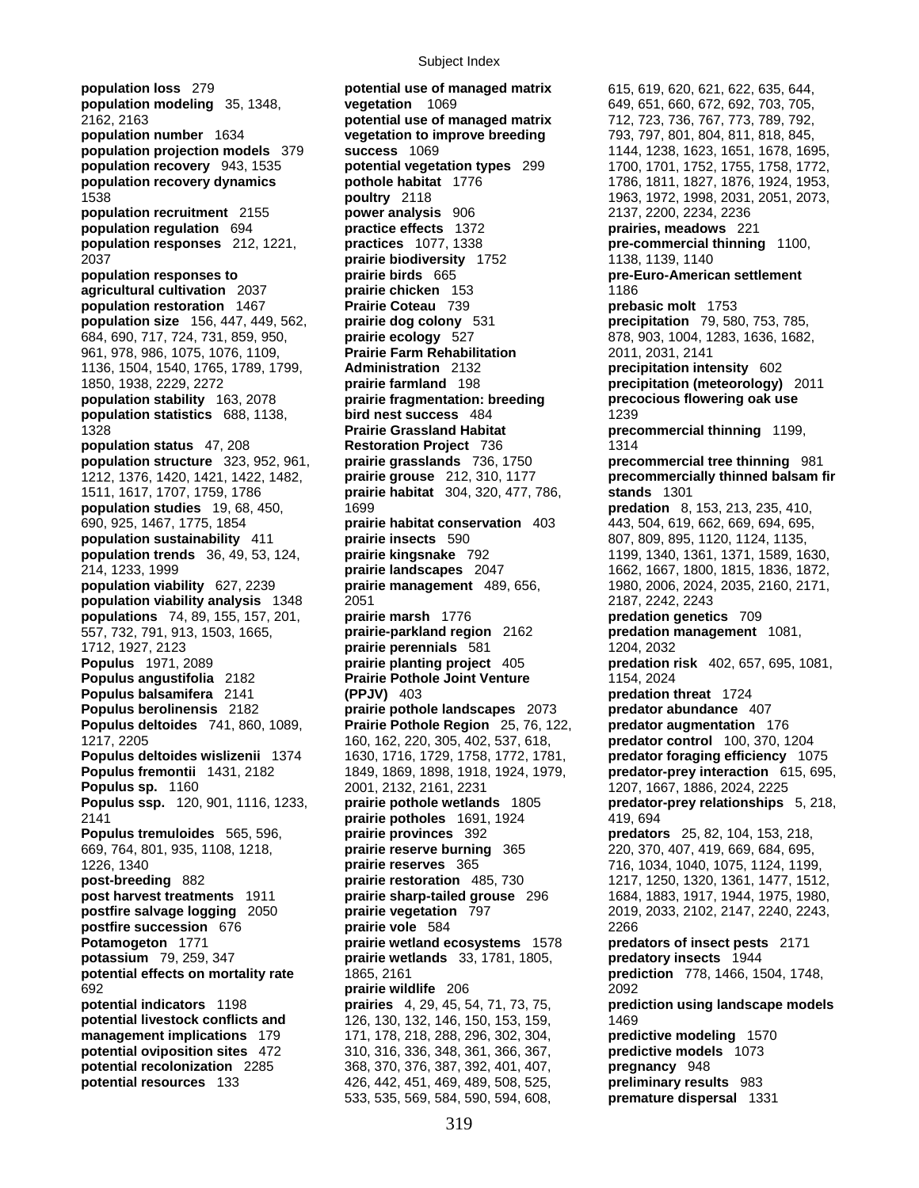**population loss** 279
**population modeling** 35, 1348, 2162, 2163
**population number** 1634
**population projection models** 379
**population recovery** 943, 1535
**population recovery dynamics** 1538
**population recruitment** 2155
**population regulation** 694
**population responses** 212, 1221, 2037
**population responses to agricultural cultivation** 2037
**population restoration** 1467
**population size** 156, 447, 449, 562, 684, 690, 717, 724, 731, 859, 950, 961, 978, 986, 1075, 1076, 1109, 1136, 1504, 1540, 1765, 1789, 1799, 1850, 1938, 2229, 2272
**population stability** 163, 2078
**population statistics** 688, 1138, 1328
**population status** 47, 208
**population structure** 323, 952, 961, 1212, 1376, 1420, 1421, 1422, 1482, 1511, 1617, 1707, 1759, 1786
**population studies** 19, 68, 450, 690, 925, 1467, 1775, 1854
**population sustainability** 411
**population trends** 36, 49, 53, 124, 214, 1233, 1999
**population viability** 627, 2239
**population viability analysis** 1348
**populations** 74, 89, 155, 157, 201, 557, 732, 791, 913, 1503, 1665, 1712, 1927, 2123
**Populus** 1971, 2089
**Populus angustifolia** 2182
**Populus balsamifera** 2141
**Populus berolinensis** 2182
**Populus deltoides** 741, 860, 1089, 1217, 2205
**Populus deltoides wislizenii** 1374
**Populus fremontii** 1431, 2182
**Populus sp.** 1160
**Populus ssp.** 120, 901, 1116, 1233, 2141
**Populus tremuloides** 565, 596, 669, 764, 801, 935, 1108, 1218, 1226, 1340
**post-breeding** 882
**post harvest treatments** 1911
**postfire salvage logging** 2050
**postfire succession** 676
**Potamogeton** 1771
**potassium** 79, 259, 347
**potential effects on mortality rate** 692
**potential indicators** 1198
**potential livestock conflicts and management implications** 179
**potential oviposition sites** 472
**potential recolonization** 2285
**potential resources** 133
**potential use of managed matrix vegetation** 1069
**potential use of managed matrix vegetation to improve breeding success** 1069
**potential vegetation types** 299
**pothole habitat** 1776
**poultry** 2118
**power analysis** 906
**practice effects** 1372
**practices** 1077, 1338
**prairie biodiversity** 1752
**prairie birds** 665
**prairie chicken** 153
**Prairie Coteau** 739
**prairie dog colony** 531
**prairie ecology** 527
**Prairie Farm Rehabilitation Administration** 2132
**prairie farmland** 198
**prairie fragmentation: breeding bird nest success** 484
**Prairie Grassland Habitat Restoration Project** 736
**prairie grasslands** 736, 1750
**prairie grouse** 212, 310, 1177
**prairie habitat** 304, 320, 477, 786, 1699
**prairie habitat conservation** 403
**prairie insects** 590
**prairie kingsnake** 792
**prairie landscapes** 2047
**prairie management** 489, 656, 2051
**prairie marsh** 1776
**prairie-parkland region** 2162
**prairie perennials** 581
**prairie planting project** 405
**Prairie Pothole Joint Venture (PPJV)** 403
**prairie pothole landscapes** 2073
**Prairie Pothole Region** 25, 76, 122, 160, 162, 220, 305, 402, 537, 618, 1630, 1716, 1729, 1758, 1772, 1781, 1849, 1869, 1898, 1918, 1924, 1979, 2001, 2132, 2161, 2231
**prairie pothole wetlands** 1805
**prairie potholes** 1691, 1924
**prairie provinces** 392
**prairie reserve burning** 365
**prairie reserves** 365
**prairie restoration** 485, 730
**prairie sharp-tailed grouse** 296
**prairie vegetation** 797
**prairie vole** 584
**prairie wetland ecosystems** 1578
**prairie wetlands** 33, 1781, 1805, 1865, 2161
**prairie wildlife** 206
**prairies** 4, 29, 45, 54, 71, 73, 75, 126, 130, 132, 146, 150, 153, 159, 171, 178, 218, 288, 296, 302, 304, 310, 316, 336, 348, 361, 366, 367, 368, 370, 376, 387, 392, 401, 407, 426, 442, 451, 469, 489, 508, 525, 533, 535, 569, 584, 590, 594, 608, 615, 619, 620, 621, 622, 635, 644, 649, 651, 660, 672, 692, 703, 705, 712, 723, 736, 767, 773, 789, 792, 793, 797, 801, 804, 811, 818, 845, 1144, 1238, 1623, 1651, 1678, 1695, 1700, 1701, 1752, 1755, 1758, 1772, 1786, 1811, 1827, 1876, 1924, 1953, 1963, 1972, 1998, 2031, 2051, 2073, 2137, 2200, 2234, 2236
**prairies, meadows** 221
**pre-commercial thinning** 1100, 1138, 1139, 1140
**pre-Euro-American settlement** 1186
**prebasic molt** 1753
**precipitation** 79, 580, 753, 785, 878, 903, 1004, 1283, 1636, 1682, 2011, 2031, 2141
**precipitation intensity** 602
**precipitation (meteorology)** 2011
**precocious flowering oak use** 1239
**precommercial thinning** 1199, 1314
**precommercial tree thinning** 981
**precommercially thinned balsam fir stands** 1301
**predation** 8, 153, 213, 235, 410, 443, 504, 619, 662, 669, 694, 695, 807, 809, 895, 1120, 1124, 1135, 1199, 1340, 1361, 1371, 1589, 1630, 1662, 1667, 1800, 1815, 1836, 1872, 1980, 2006, 2024, 2035, 2160, 2171, 2187, 2242, 2243
**predation genetics** 709
**predation management** 1081, 1204, 2032
**predation risk** 402, 657, 695, 1081, 1154, 2024
**predation threat** 1724
**predator abundance** 407
**predator augmentation** 176
**predator control** 100, 370, 1204
**predator foraging efficiency** 1075
**predator-prey interaction** 615, 695, 1207, 1667, 1886, 2024, 2225
**predator-prey relationships** 5, 218, 419, 694
**predators** 25, 82, 104, 153, 218, 220, 370, 407, 419, 669, 684, 695, 716, 1034, 1040, 1075, 1124, 1199, 1217, 1250, 1320, 1361, 1477, 1512, 1684, 1883, 1917, 1944, 1975, 1980, 2019, 2033, 2102, 2147, 2240, 2243, 2266
**predators of insect pests** 2171
**predatory insects** 1944
**prediction** 778, 1466, 1504, 1748, 2092
**prediction using landscape models** 1469
**predictive modeling** 1570
**predictive models** 1073
**pregnancy** 948
**preliminary results** 983
**premature dispersal** 1331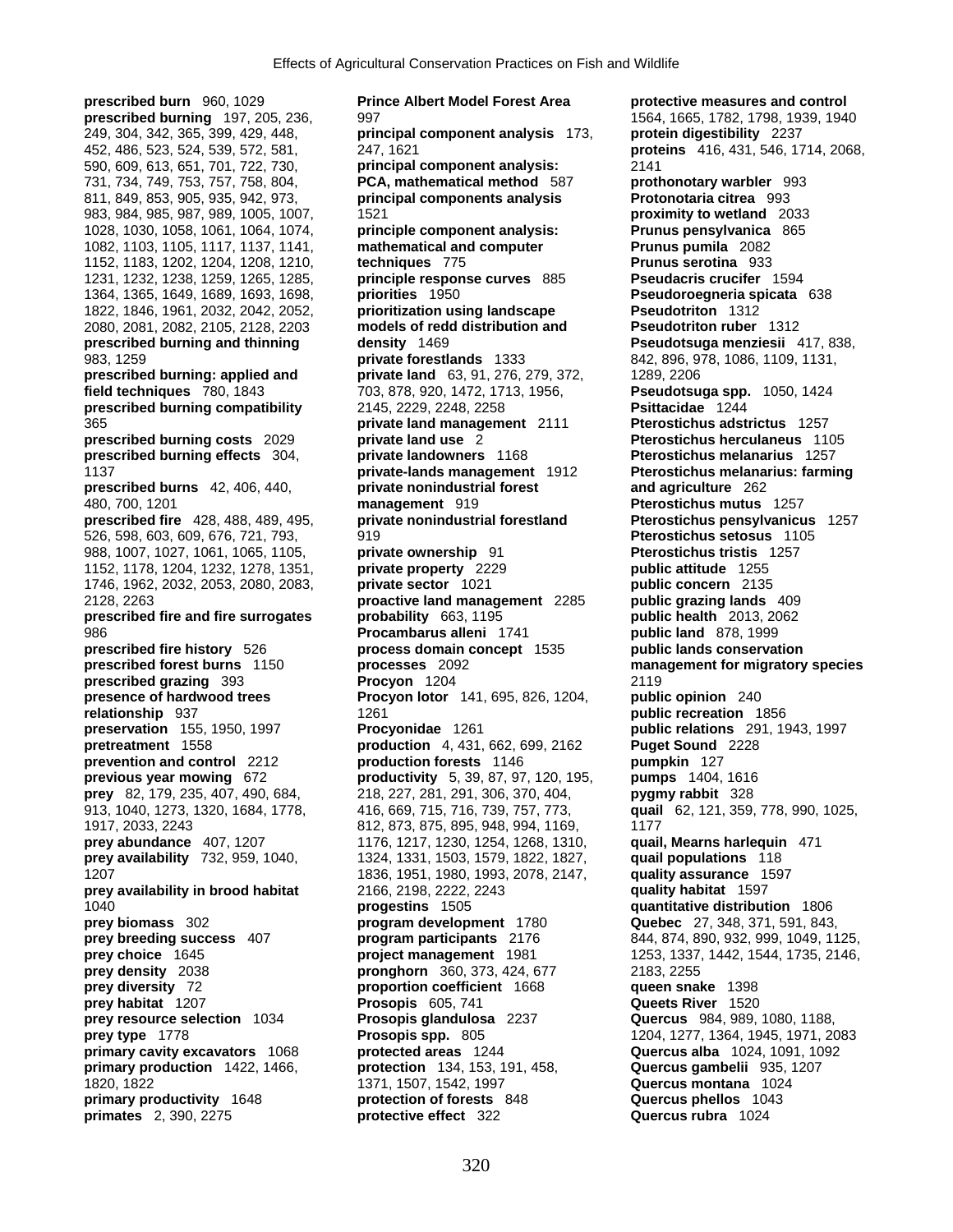**prescribed burn** 960, 1029
**prescribed burning** 197, 205, 236, 249, 304, 342, 365, 399, 429, 448, 452, 486, 523, 524, 539, 572, 581, 590, 609, 613, 651, 701, 722, 730, 731, 734, 749, 753, 757, 758, 804, 811, 849, 853, 905, 935, 942, 973, 983, 984, 985, 987, 989, 1005, 1007, 1028, 1030, 1058, 1061, 1064, 1074, 1082, 1103, 1105, 1117, 1137, 1141, 1152, 1183, 1202, 1204, 1208, 1210, 1231, 1232, 1238, 1259, 1265, 1285, 1364, 1365, 1649, 1689, 1693, 1698, 1822, 1846, 1961, 2032, 2042, 2052, 2080, 2081, 2082, 2105, 2128, 2203
**prescribed burning and thinning** 983, 1259
**prescribed burning: applied and field techniques** 780, 1843
**prescribed burning compatibility** 365
**prescribed burning costs** 2029
**prescribed burning effects** 304, 1137
**prescribed burns** 42, 406, 440, 480, 700, 1201
**prescribed fire** 428, 488, 489, 495, 526, 598, 603, 609, 676, 721, 793, 988, 1007, 1027, 1061, 1065, 1105, 1152, 1178, 1204, 1232, 1278, 1351, 1746, 1962, 2032, 2053, 2080, 2083, 2128, 2263
**prescribed fire and fire surrogates** 986
**prescribed fire history** 526
**prescribed forest burns** 1150
**prescribed grazing** 393
**presence of hardwood trees relationship** 937
**preservation** 155, 1950, 1997
**pretreatment** 1558
**prevention and control** 2212
**previous year mowing** 672
**prey** 82, 179, 235, 407, 490, 684, 913, 1040, 1273, 1320, 1684, 1778, 1917, 2033, 2243
**prey abundance** 407, 1207
**prey availability** 732, 959, 1040, 1207
**prey availability in brood habitat** 1040
**prey biomass** 302
**prey breeding success** 407
**prey choice** 1645
**prey density** 2038
**prey diversity** 72
**prey habitat** 1207
**prey resource selection** 1034
**prey type** 1778
**primary cavity excavators** 1068
**primary production** 1422, 1466, 1820, 1822
**primary productivity** 1648
**primates** 2, 390, 2275
**Prince Albert Model Forest Area** 997
**principal component analysis** 173, 247, 1621
**principal component analysis: PCA, mathematical method** 587
**principal components analysis** 1521
**principle component analysis: mathematical and computer techniques** 775
**principle response curves** 885
**priorities** 1950
**prioritization using landscape models of redd distribution and density** 1469
**private forestlands** 1333
**private land** 63, 91, 276, 279, 372, 703, 878, 920, 1472, 1713, 1956, 2145, 2229, 2248, 2258
**private land management** 2111
**private land use** 2
**private landowners** 1168
**private-lands management** 1912
**private nonindustrial forest management** 919
**private nonindustrial forestland** 919
**private ownership** 91
**private property** 2229
**private sector** 1021
**proactive land management** 2285
**probability** 663, 1195
**Procambarus alleni** 1741
**process domain concept** 1535
**processes** 2092
**Procyon** 1204
**Procyon lotor** 141, 695, 826, 1204, 1261
**Procyonidae** 1261
**production** 4, 431, 662, 699, 2162
**production forests** 1146
**productivity** 5, 39, 87, 97, 120, 195, 218, 227, 281, 291, 306, 370, 404, 416, 669, 715, 716, 739, 757, 773, 812, 873, 875, 895, 948, 994, 1169, 1176, 1217, 1230, 1254, 1268, 1310, 1324, 1331, 1503, 1579, 1822, 1827, 1836, 1951, 1980, 1993, 2078, 2147, 2166, 2198, 2222, 2243
**progestins** 1505
**program development** 1780
**program participants** 2176
**project management** 1981
**pronghorn** 360, 373, 424, 677
**proportion coefficient** 1668
**Prosopis** 605, 741
**Prosopis glandulosa** 2237
**Prosopis spp.** 805
**protected areas** 1244
**protection** 134, 153, 191, 458, 1371, 1507, 1542, 1997
**protection of forests** 848
**protective effect** 322
**protective measures and control** 1564, 1665, 1782, 1798, 1939, 1940
**protein digestibility** 2237
**proteins** 416, 431, 546, 1714, 2068, 2141
**prothonotary warbler** 993
**Protonotaria citrea** 993
**proximity to wetland** 2033
**Prunus pensylvanica** 865
**Prunus pumila** 2082
**Prunus serotina** 933
**Pseudacris crucifer** 1594
**Pseudoroegneria spicata** 638
**Pseudotriton** 1312
**Pseudotriton ruber** 1312
**Pseudotsuga menziesii** 417, 838, 842, 896, 978, 1086, 1109, 1131, 1289, 2206
**Pseudotsuga spp.** 1050, 1424
**Psittacidae** 1244
**Pterostichus adstrictus** 1257
**Pterostichus herculaneus** 1105
**Pterostichus melanarius** 1257
**Pterostichus melanarius: farming and agriculture** 262
**Pterostichus mutus** 1257
**Pterostichus pensylvanicus** 1257
**Pterostichus setosus** 1105
**Pterostichus tristis** 1257
**public attitude** 1255
**public concern** 2135
**public grazing lands** 409
**public health** 2013, 2062
**public land** 878, 1999
**public lands conservation management for migratory species** 2119
**public opinion** 240
**public recreation** 1856
**public relations** 291, 1943, 1997
**Puget Sound** 2228
**pumpkin** 127
**pumps** 1404, 1616
**pygmy rabbit** 328
**quail** 62, 121, 359, 778, 990, 1025, 1177
**quail, Mearns harlequin** 471
**quail populations** 118
**quality assurance** 1597
**quality habitat** 1597
**quantitative distribution** 1806
**Quebec** 27, 348, 371, 591, 843, 844, 874, 890, 932, 999, 1049, 1125, 1253, 1337, 1442, 1544, 1735, 2146, 2183, 2255
**queen snake** 1398
**Queets River** 1520
**Quercus** 984, 989, 1080, 1188, 1204, 1277, 1364, 1945, 1971, 2083
**Quercus alba** 1024, 1091, 1092
**Quercus gambelii** 935, 1207
**Quercus montana** 1024
**Quercus phellos** 1043
**Quercus rubra** 1024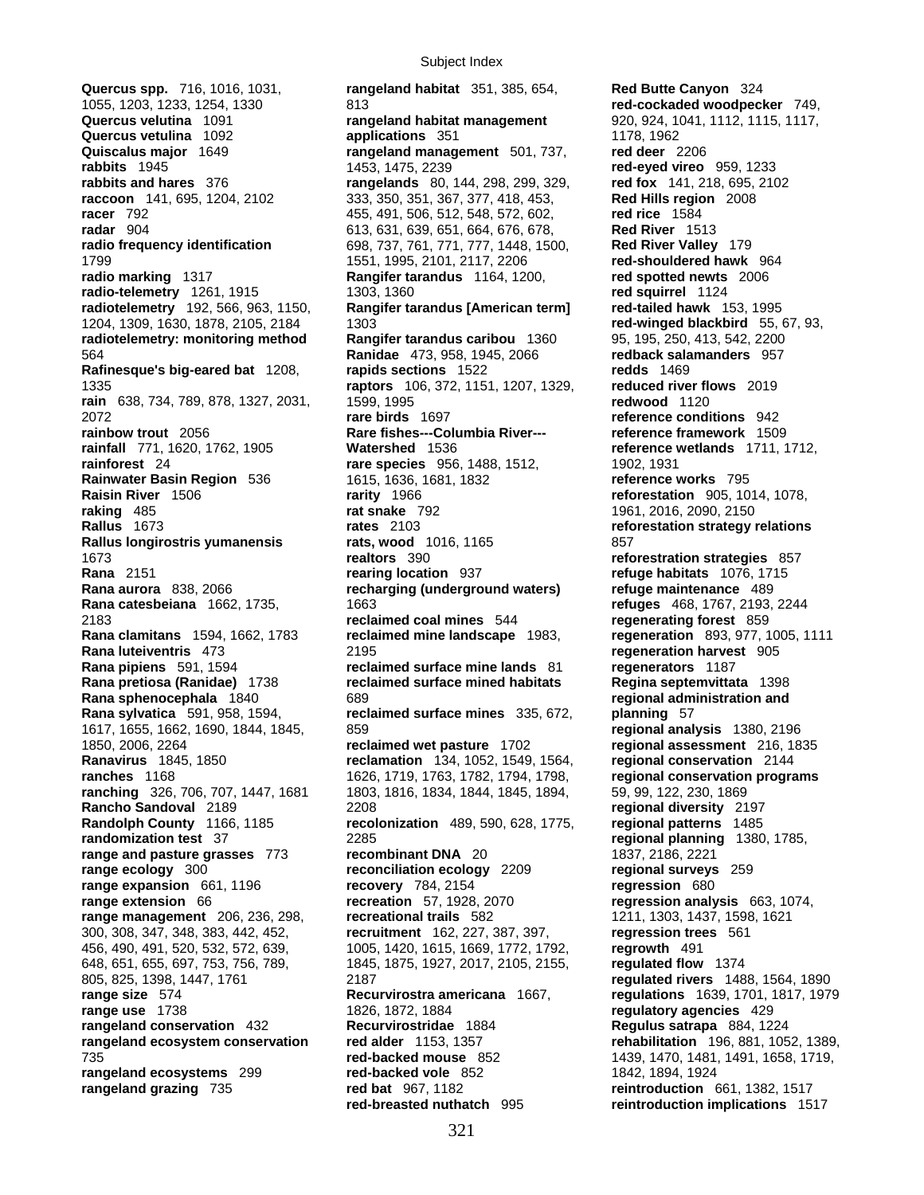**Quercus spp.** 716, 1016, 1031, 1055, 1203, 1233, 1254, 1330
**Quercus velutina** 1091
**Quercus vetulina** 1092
**Quiscalus major** 1649
**rabbits** 1945
**rabbits and hares** 376
**raccoon** 141, 695, 1204, 2102
**racer** 792
**radar** 904
**radio frequency identification** 1799
**radio marking** 1317
**radio-telemetry** 1261, 1915
**radiotelemetry** 192, 566, 963, 1150, 1204, 1309, 1630, 1878, 2105, 2184
**radiotelemetry: monitoring method** 564
**Rafinesque's big-eared bat** 1208, 1335
**rain** 638, 734, 789, 878, 1327, 2031, 2072
**rainbow trout** 2056
**rainfall** 771, 1620, 1762, 1905
**rainforest** 24
**Rainwater Basin Region** 536
**Raisin River** 1506
**raking** 485
**Rallus** 1673
**Rallus longirostris yumanensis** 1673
**Rana** 2151
**Rana aurora** 838, 2066
**Rana catesbeiana** 1662, 1735, 2183
**Rana clamitans** 1594, 1662, 1783
**Rana luteiventris** 473
**Rana pipiens** 591, 1594
**Rana pretiosa (Ranidae)** 1738
**Rana sphenocephala** 1840
**Rana sylvatica** 591, 958, 1594, 1617, 1655, 1662, 1690, 1844, 1845, 1850, 2006, 2264
**Ranavirus** 1845, 1850
**ranches** 1168
**ranching** 326, 706, 707, 1447, 1681
**Rancho Sandoval** 2189
**Randolph County** 1166, 1185
**randomization test** 37
**range and pasture grasses** 773
**range ecology** 300
**range expansion** 661, 1196
**range extension** 66
**range management** 206, 236, 298, 300, 308, 347, 348, 383, 442, 452, 456, 490, 491, 520, 532, 572, 639, 648, 651, 655, 697, 753, 756, 789, 805, 825, 1398, 1447, 1761
**range size** 574
**range use** 1738
**rangeland conservation** 432
**rangeland ecosystem conservation** 735
**rangeland ecosystems** 299
**rangeland grazing** 735
**rangeland habitat** 351, 385, 654, 813
**rangeland habitat management applications** 351
**rangeland management** 501, 737, 1453, 1475, 2239
**rangelands** 80, 144, 298, 299, 329, 333, 350, 351, 367, 377, 418, 453, 455, 491, 506, 512, 548, 572, 602, 613, 631, 639, 651, 664, 676, 678, 698, 737, 761, 771, 777, 1448, 1500, 1551, 1995, 2101, 2117, 2206
**Rangifer tarandus** 1164, 1200, 1303, 1360
**Rangifer tarandus [American term]** 1303
**Rangifer tarandus caribou** 1360
**Ranidae** 473, 958, 1945, 2066
**rapids sections** 1522
**raptors** 106, 372, 1151, 1207, 1329, 1599, 1995
**rare birds** 1697
**Rare fishes---Columbia River---Watershed** 1536
**rare species** 956, 1488, 1512, 1615, 1636, 1681, 1832
**rarity** 1966
**rat snake** 792
**rates** 2103
**rats, wood** 1016, 1165
**realtors** 390
**rearing location** 937
**recharging (underground waters)** 1663
**reclaimed coal mines** 544
**reclaimed mine landscape** 1983, 2195
**reclaimed surface mine lands** 81
**reclaimed surface mined habitats** 689
**reclaimed surface mines** 335, 672, 859
**reclaimed wet pasture** 1702
**reclamation** 134, 1052, 1549, 1564, 1626, 1719, 1763, 1782, 1794, 1798, 1803, 1816, 1834, 1844, 1845, 1894, 2208
**recolonization** 489, 590, 628, 1775, 2285
**recombinant DNA** 20
**reconciliation ecology** 2209
**recovery** 784, 2154
**recreation** 57, 1928, 2070
**recreational trails** 582
**recruitment** 162, 227, 387, 397, 1005, 1420, 1615, 1669, 1772, 1792, 1845, 1875, 1927, 2017, 2105, 2155, 2187
**Recurvirostra americana** 1667, 1826, 1872, 1884
**Recurvirostridae** 1884
**red alder** 1153, 1357
**red-backed mouse** 852
**red-backed vole** 852
**red bat** 967, 1182
**red-breasted nuthatch** 995
**Red Butte Canyon** 324
**red-cockaded woodpecker** 749, 920, 924, 1041, 1112, 1115, 1117, 1178, 1962
**red deer** 2206
**red-eyed vireo** 959, 1233
**red fox** 141, 218, 695, 2102
**Red Hills region** 2008
**red rice** 1584
**Red River** 1513
**Red River Valley** 179
**red-shouldered hawk** 964
**red spotted newts** 2006
**red squirrel** 1124
**red-tailed hawk** 153, 1995
**red-winged blackbird** 55, 67, 93, 95, 195, 250, 413, 542, 2200
**redback salamanders** 957
**redds** 1469
**reduced river flows** 2019
**redwood** 1120
**reference conditions** 942
**reference framework** 1509
**reference wetlands** 1711, 1712, 1902, 1931
**reference works** 795
**reforestation** 905, 1014, 1078, 1961, 2016, 2090, 2150
**reforestation strategy relations** 857
**reforestration strategies** 857
**refuge habitats** 1076, 1715
**refuge maintenance** 489
**refuges** 468, 1767, 2193, 2244
**regenerating forest** 859
**regeneration** 893, 977, 1005, 1111
**regeneration harvest** 905
**regenerators** 1187
**Regina septemvittata** 1398
**regional administration and planning** 57
**regional analysis** 1380, 2196
**regional assessment** 216, 1835
**regional conservation** 2144
**regional conservation programs** 59, 99, 122, 230, 1869
**regional diversity** 2197
**regional patterns** 1485
**regional planning** 1380, 1785, 1837, 2186, 2221
**regional surveys** 259
**regression** 680
**regression analysis** 663, 1074, 1211, 1303, 1437, 1598, 1621
**regression trees** 561
**regrowth** 491
**regulated flow** 1374
**regulated rivers** 1488, 1564, 1890
**regulations** 1639, 1701, 1817, 1979
**regulatory agencies** 429
**Regulus satrapa** 884, 1224
**rehabilitation** 196, 881, 1052, 1389, 1439, 1470, 1481, 1491, 1658, 1719, 1842, 1894, 1924
**reintroduction** 661, 1382, 1517
**reintroduction implications** 1517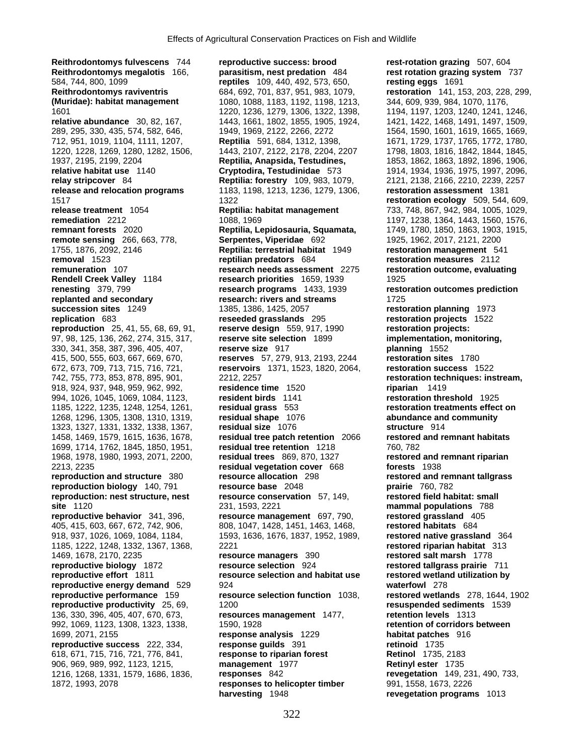**Reithrodontomys fulvescens** 744
**Reithrodontomys megalotis** 166, 584, 744, 800, 1099
**Reithrodontomys raviventris (Muridae): habitat management** 1601
**relative abundance** 30, 82, 167, 289, 295, 330, 435, 574, 582, 646, 712, 951, 1019, 1104, 1111, 1207, 1220, 1228, 1269, 1280, 1282, 1506, 1937, 2195, 2199, 2204
**relative habitat use** 1140
**relay stripcover** 84
**release and relocation programs** 1517
**release treatment** 1054
**remediation** 2212
**remnant forests** 2020
**remote sensing** 266, 663, 778, 1755, 1876, 2092, 2146
**removal** 1523
**remuneration** 107
**Rendell Creek Valley** 1184
**renesting** 379, 799
**replanted and secondary succession sites** 1249
**replication** 683
**reproduction** 25, 41, 55, 68, 69, 91, 97, 98, 125, 136, 262, 274, 315, 317, 330, 341, 358, 387, 396, 405, 407, 415, 500, 555, 603, 667, 669, 670, 672, 673, 709, 713, 715, 716, 721, 742, 755, 773, 853, 878, 895, 901, 918, 924, 937, 948, 959, 962, 992, 994, 1026, 1045, 1069, 1084, 1123, 1185, 1222, 1235, 1248, 1254, 1261, 1268, 1296, 1305, 1308, 1310, 1319, 1323, 1327, 1331, 1332, 1338, 1367, 1458, 1469, 1579, 1615, 1636, 1678, 1699, 1714, 1762, 1845, 1850, 1951, 1968, 1978, 1980, 1993, 2071, 2200, 2213, 2235
**reproduction and structure** 380
**reproduction biology** 140, 791
**reproduction: nest structure, nest site** 1120
**reproductive behavior** 341, 396, 405, 415, 603, 667, 672, 742, 906, 918, 937, 1026, 1069, 1084, 1184, 1185, 1222, 1248, 1332, 1367, 1368, 1469, 1678, 2170, 2235
**reproductive biology** 1872
**reproductive effort** 1811
**reproductive energy demand** 529
**reproductive performance** 159
**reproductive productivity** 25, 69, 136, 330, 396, 405, 407, 670, 673, 992, 1069, 1123, 1308, 1323, 1338, 1699, 2071, 2155
**reproductive success** 222, 334, 618, 671, 715, 716, 721, 776, 841, 906, 969, 989, 992, 1123, 1215, 1216, 1268, 1331, 1579, 1686, 1836, 1872, 1993, 2078
**reproductive success: brood parasitism, nest predation** 484
**reptiles** 109, 440, 492, 573, 650, 684, 692, 701, 837, 951, 983, 1079, 1080, 1088, 1183, 1192, 1198, 1213, 1220, 1236, 1279, 1306, 1322, 1398, 1443, 1661, 1802, 1855, 1905, 1924, 1949, 1969, 2122, 2266, 2272
**Reptilia** 591, 684, 1312, 1398, 1443, 2107, 2122, 2178, 2204, 2207
**Reptilia, Anapsida, Testudines, Cryptodira, Testudinidae** 573
**Reptilia: forestry** 109, 983, 1079, 1183, 1198, 1213, 1236, 1279, 1306, 1322
**Reptilia: habitat management** 1088, 1969
**Reptilia, Lepidosauria, Squamata, Serpentes, Viperidae** 692
**Reptilia: terrestrial habitat** 1949
**reptilian predators** 684
**research needs assessment** 2275
**research priorities** 1659, 1939
**research programs** 1433, 1939
**research: rivers and streams** 1385, 1386, 1425, 2057
**reseeded grasslands** 295
**reserve design** 559, 917, 1990
**reserve site selection** 1899
**reserve size** 917
**reserves** 57, 279, 913, 2193, 2244
**reservoirs** 1371, 1523, 1820, 2064, 2212, 2257
**residence time** 1520
**resident birds** 1141
**residual grass** 553
**residual shape** 1076
**residual size** 1076
**residual tree patch retention** 2066
**residual tree retention** 1218
**residual trees** 869, 870, 1327
**residual vegetation cover** 668
**resource allocation** 298
**resource base** 2048
**resource conservation** 57, 149, 231, 1593, 2221
**resource management** 697, 790, 808, 1047, 1428, 1451, 1463, 1468, 1593, 1636, 1676, 1837, 1952, 1989, 2221
**resource managers** 390
**resource selection** 924
**resource selection and habitat use** 924
**resource selection function** 1038, 1200
**resources management** 1477, 1590, 1928
**response analysis** 1229
**response guilds** 391
**response to riparian forest management** 1977
**responses** 842
**responses to helicopter timber harvesting** 1948
**rest-rotation grazing** 507, 604
**rest rotation grazing system** 737
**resting eggs** 1691
**restoration** 141, 153, 203, 228, 299, 344, 609, 939, 984, 1070, 1176, 1194, 1197, 1203, 1240, 1241, 1246, 1421, 1422, 1468, 1491, 1497, 1509, 1564, 1590, 1601, 1619, 1665, 1669, 1671, 1729, 1737, 1765, 1772, 1780, 1798, 1803, 1816, 1842, 1844, 1845, 1853, 1862, 1863, 1892, 1896, 1906, 1914, 1934, 1936, 1975, 1997, 2096, 2121, 2138, 2166, 2210, 2239, 2257
**restoration assessment** 1381
**restoration ecology** 509, 544, 609, 733, 748, 867, 942, 984, 1005, 1029, 1197, 1238, 1364, 1443, 1560, 1576, 1749, 1780, 1850, 1863, 1903, 1915, 1925, 1962, 2017, 2121, 2200
**restoration management** 541
**restoration measures** 2112
**restoration outcome, evaluating** 1925
**restoration outcomes prediction** 1725
**restoration planning** 1973
**restoration projects** 1522
**restoration projects: implementation, monitoring, planning** 1552
**restoration sites** 1780
**restoration success** 1522
**restoration techniques: instream, riparian** 1419
**restoration threshold** 1925
**restoration treatments effect on abundance and community structure** 914
**restored and remnant habitats** 760, 782
**restored and remnant riparian forests** 1938
**restored and remnant tallgrass prairie** 760, 782
**restored field habitat: small mammal populations** 788
**restored grassland** 405
**restored habitats** 684
**restored native grassland** 364
**restored riparian habitat** 313
**restored salt marsh** 1778
**restored tallgrass prairie** 711
**restored wetland utilization by waterfowl** 278
**restored wetlands** 278, 1644, 1902
**resuspended sediments** 1539
**retention levels** 1313
**retention of corridors between habitat patches** 916
**retinoid** 1735
**Retinol** 1735, 2183
**Retinyl ester** 1735
**revegetation** 149, 231, 490, 733, 991, 1558, 1673, 2226
**revegetation programs** 1013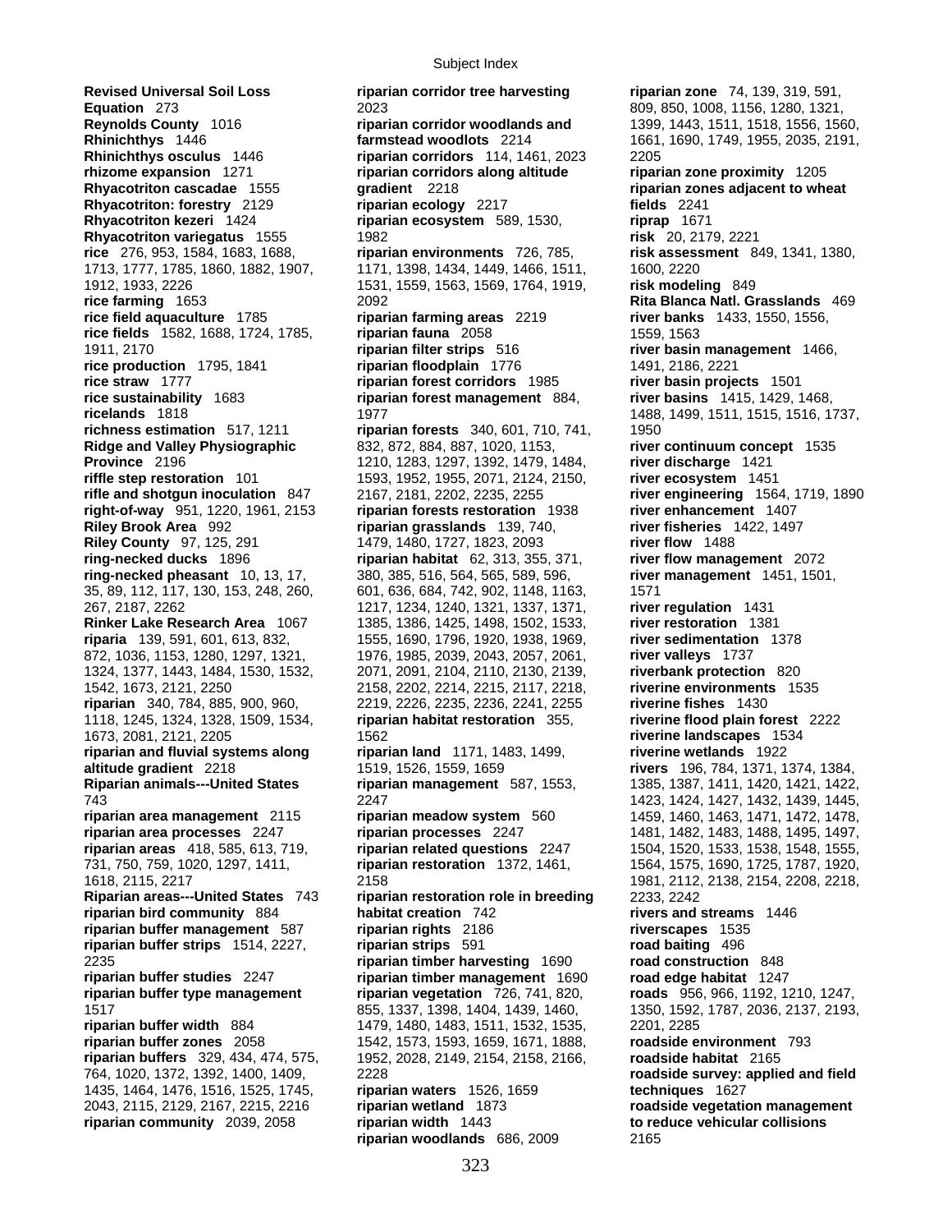**Revised Universal Soil Loss Equation** 273
**Reynolds County** 1016
**Rhinichthys** 1446
**Rhinichthys osculus** 1446
**rhizome expansion** 1271
**Rhyacotriton cascadae** 1555
**Rhyacotriton: forestry** 2129
**Rhyacotriton kezeri** 1424
**Rhyacotriton variegatus** 1555
**rice** 276, 953, 1584, 1683, 1688, 1713, 1777, 1785, 1860, 1882, 1907, 1912, 1933, 2226
**rice farming** 1653
**rice field aquaculture** 1785
**rice fields** 1582, 1688, 1724, 1785, 1911, 2170
**rice production** 1795, 1841
**rice straw** 1777
**rice sustainability** 1683
**ricelands** 1818
**richness estimation** 517, 1211
**Ridge and Valley Physiographic Province** 2196
**riffle step restoration** 101
**rifle and shotgun inoculation** 847
**right-of-way** 951, 1220, 1961, 2153
**Riley Brook Area** 992
**Riley County** 97, 125, 291
**ring-necked ducks** 1896
**ring-necked pheasant** 10, 13, 17, 35, 89, 112, 117, 130, 153, 248, 260, 267, 2187, 2262
**Rinker Lake Research Area** 1067
**riparia** 139, 591, 601, 613, 832, 872, 1036, 1153, 1280, 1297, 1321, 1324, 1377, 1443, 1484, 1530, 1532, 1542, 1673, 2121, 2250
**riparian** 340, 784, 885, 900, 960, 1118, 1245, 1324, 1328, 1509, 1534, 1673, 2081, 2121, 2205
**riparian and fluvial systems along altitude gradient** 2218
**Riparian animals---United States** 743
**riparian area management** 2115
**riparian area processes** 2247
**riparian areas** 418, 585, 613, 719, 731, 750, 759, 1020, 1297, 1411, 1618, 2115, 2217
**Riparian areas---United States** 743
**riparian bird community** 884
**riparian buffer management** 587
**riparian buffer strips** 1514, 2227, 2235
**riparian buffer studies** 2247
**riparian buffer type management** 1517
**riparian buffer width** 884
**riparian buffer zones** 2058
**riparian buffers** 329, 434, 474, 575, 764, 1020, 1372, 1392, 1400, 1409, 1435, 1464, 1476, 1516, 1525, 1745, 2043, 2115, 2129, 2167, 2215, 2216
**riparian community** 2039, 2058
**riparian corridor tree harvesting** 2023
**riparian corridor woodlands and farmstead woodlots** 2214
**riparian corridors** 114, 1461, 2023
**riparian corridors along altitude gradient** 2218
**riparian ecology** 2217
**riparian ecosystem** 589, 1530, 1982
**riparian environments** 726, 785, 1171, 1398, 1434, 1449, 1466, 1511, 1531, 1559, 1563, 1569, 1764, 1919, 2092
**riparian farming areas** 2219
**riparian fauna** 2058
**riparian filter strips** 516
**riparian floodplain** 1776
**riparian forest corridors** 1985
**riparian forest management** 884, 1977
**riparian forests** 340, 601, 710, 741, 832, 872, 884, 887, 1020, 1153, 1210, 1283, 1297, 1392, 1479, 1484, 1593, 1952, 1955, 2071, 2124, 2150, 2167, 2181, 2202, 2235, 2255
**riparian forests restoration** 1938
**riparian grasslands** 139, 740, 1479, 1480, 1727, 1823, 2093
**riparian habitat** 62, 313, 355, 371, 380, 385, 516, 564, 565, 589, 596, 601, 636, 684, 742, 902, 1148, 1163, 1217, 1234, 1240, 1321, 1337, 1371, 1385, 1386, 1425, 1498, 1502, 1533, 1555, 1690, 1796, 1920, 1938, 1969, 1976, 1985, 2039, 2043, 2057, 2061, 2071, 2091, 2104, 2110, 2130, 2139, 2158, 2202, 2214, 2215, 2117, 2218, 2219, 2226, 2235, 2236, 2241, 2255
**riparian habitat restoration** 355, 1562
**riparian land** 1171, 1483, 1499, 1519, 1526, 1559, 1659
**riparian management** 587, 1553, 2247
**riparian meadow system** 560
**riparian processes** 2247
**riparian related questions** 2247
**riparian restoration** 1372, 1461, 2158
**riparian restoration role in breeding habitat creation** 742
**riparian rights** 2186
**riparian strips** 591
**riparian timber harvesting** 1690
**riparian timber management** 1690
**riparian vegetation** 726, 741, 820, 855, 1337, 1398, 1404, 1439, 1460, 1479, 1480, 1483, 1511, 1532, 1535, 1542, 1573, 1593, 1659, 1671, 1888, 1952, 2028, 2149, 2154, 2158, 2166, 2228
**riparian waters** 1526, 1659
**riparian wetland** 1873
**riparian width** 1443
**riparian woodlands** 686, 2009
**riparian zone** 74, 139, 319, 591, 809, 850, 1008, 1156, 1280, 1321, 1399, 1443, 1511, 1518, 1556, 1560, 1661, 1690, 1749, 1955, 2035, 2191, 2205
**riparian zone proximity** 1205
**riparian zones adjacent to wheat fields** 2241
**riprap** 1671
**risk** 20, 2179, 2221
**risk assessment** 849, 1341, 1380, 1600, 2220
**risk modeling** 849
**Rita Blanca Natl. Grasslands** 469
**river banks** 1433, 1550, 1556, 1559, 1563
**river basin management** 1466, 1491, 2186, 2221
**river basin projects** 1501
**river basins** 1415, 1429, 1468, 1488, 1499, 1511, 1515, 1516, 1737, 1950
**river continuum concept** 1535
**river discharge** 1421
**river ecosystem** 1451
**river engineering** 1564, 1719, 1890
**river enhancement** 1407
**river fisheries** 1422, 1497
**river flow** 1488
**river flow management** 2072
**river management** 1451, 1501, 1571
**river regulation** 1431
**river restoration** 1381
**river sedimentation** 1378
**river valleys** 1737
**riverbank protection** 820
**riverine environments** 1535
**riverine fishes** 1430
**riverine flood plain forest** 2222
**riverine landscapes** 1534
**riverine wetlands** 1922
**rivers** 196, 784, 1371, 1374, 1384, 1385, 1387, 1411, 1420, 1421, 1422, 1423, 1424, 1427, 1432, 1439, 1445, 1459, 1460, 1463, 1471, 1472, 1478, 1481, 1482, 1483, 1488, 1495, 1497, 1504, 1520, 1533, 1538, 1548, 1555, 1564, 1575, 1690, 1725, 1787, 1920, 1981, 2112, 2138, 2154, 2208, 2218, 2233, 2242
**rivers and streams** 1446
**riverscapes** 1535
**road baiting** 496
**road construction** 848
**road edge habitat** 1247
**roads** 956, 966, 1192, 1210, 1247, 1350, 1592, 1787, 2036, 2137, 2193, 2201, 2285
**roadside environment** 793
**roadside habitat** 2165
**roadside survey: applied and field techniques** 1627
**roadside vegetation management to reduce vehicular collisions** 2165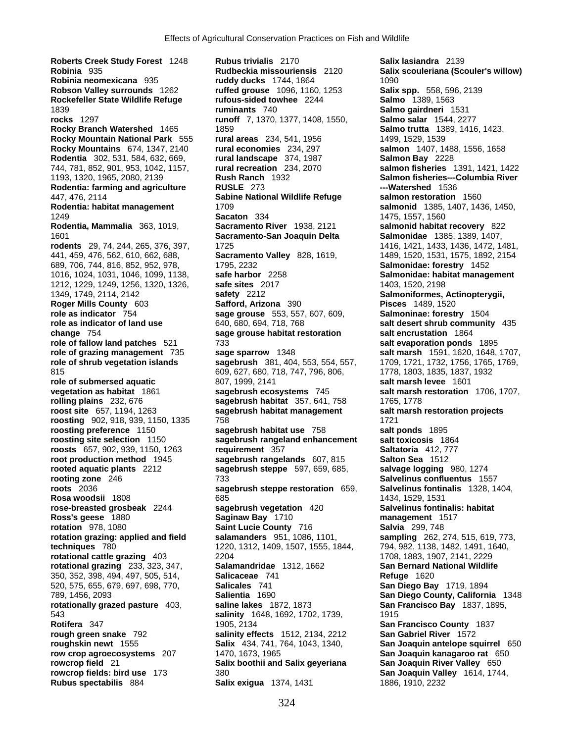**Roberts Creek Study Forest** 1248
**Robinia** 935
**Robinia neomexicana** 935
**Robson Valley surrounds** 1262
**Rockefeller State Wildlife Refuge** 1839
**rocks** 1297
**Rocky Branch Watershed** 1465
**Rocky Mountain National Park** 555
**Rocky Mountains** 674, 1347, 2140
**Rodentia** 302, 531, 584, 632, 669, 744, 781, 852, 901, 953, 1042, 1157, 1193, 1320, 1965, 2080, 2139
**Rodentia: farming and agriculture** 447, 476, 2114
**Rodentia: habitat management** 1249
**Rodentia, Mammalia** 363, 1019, 1601
**rodents** 29, 74, 244, 265, 376, 397, 441, 459, 476, 562, 610, 662, 688, 689, 706, 744, 816, 852, 952, 978, 1016, 1024, 1031, 1046, 1099, 1138, 1212, 1229, 1249, 1256, 1320, 1326, 1349, 1749, 2114, 2142
**Roger Mills County** 603
**role as indicator** 754
**role as indicator of land use change** 754
**role of fallow land patches** 521
**role of grazing management** 735
**role of shrub vegetation islands** 815
**role of submersed aquatic vegetation as habitat** 1861
**rolling plains** 232, 676
**roost site** 657, 1194, 1263
**roosting** 902, 918, 939, 1150, 1335
**roosting preference** 1150
**roosting site selection** 1150
**roosts** 657, 902, 939, 1150, 1263
**root production method** 1945
**rooted aquatic plants** 2212
**rooting zone** 246
**roots** 2036
**Rosa woodsii** 1808
**rose-breasted grosbeak** 2244
**Ross's geese** 1880
**rotation** 978, 1080
**rotation grazing: applied and field techniques** 780
**rotational cattle grazing** 403
**rotational grazing** 233, 323, 347, 350, 352, 398, 494, 497, 505, 514, 520, 575, 655, 679, 697, 698, 770, 789, 1456, 2093
**rotationally grazed pasture** 403, 543
**Rotifera** 347
**rough green snake** 792
**roughskin newt** 1555
**row crop agroecosystems** 207
**rowcrop field** 21
**rowcrop fields: bird use** 173
**Rubus spectabilis** 884
**Rubus trivialis** 2170
**Rudbeckia missouriensis** 2120
**ruddy ducks** 1744, 1864
**ruffed grouse** 1096, 1160, 1253
**rufous-sided towhee** 2244
**ruminants** 740
**runoff** 7, 1370, 1377, 1408, 1550, 1859
**rural areas** 234, 541, 1956
**rural economies** 234, 297
**rural landscape** 374, 1987
**rural recreation** 234, 2070
**Rush Ranch** 1932
**RUSLE** 273
**Sabine National Wildlife Refuge** 1709
**Sacaton** 334
**Sacramento River** 1938, 2121
**Sacramento-San Joaquin Delta** 1725
**Sacramento Valley** 828, 1619, 1795, 2232
**safe harbor** 2258
**safe sites** 2017
**safety** 2212
**Safford, Arizona** 390
**sage grouse** 553, 557, 607, 609, 640, 680, 694, 718, 768
**sage grouse habitat restoration** 733
**sage sparrow** 1348
**sagebrush** 381, 404, 553, 554, 557, 609, 627, 680, 718, 747, 796, 806, 807, 1999, 2141
**sagebrush ecosystems** 745
**sagebrush habitat** 357, 641, 758
**sagebrush habitat management** 758
**sagebrush habitat use** 758
**sagebrush rangeland enhancement requirement** 357
**sagebrush rangelands** 607, 815
**sagebrush steppe** 597, 659, 685, 733
**sagebrush steppe restoration** 659, 685
**sagebrush vegetation** 420
**Saginaw Bay** 1710
**Saint Lucie County** 716
**salamanders** 951, 1086, 1101, 1220, 1312, 1409, 1507, 1555, 1844, 2204
**Salamandridae** 1312, 1662
**Salicaceae** 741
**Salicales** 741
**Salientia** 1690
**saline lakes** 1872, 1873
**salinity** 1648, 1692, 1702, 1739, 1905, 2134
**salinity effects** 1512, 2134, 2212
**Salix** 434, 741, 764, 1043, 1340, 1470, 1673, 1965
**Salix boothii and Salix geyeriana** 380
**Salix exigua** 1374, 1431
**Salix lasiandra** 2139
**Salix scouleriana (Scouler's willow)** 1090
**Salix spp.** 558, 596, 2139
**Salmo** 1389, 1563
**Salmo gairdneri** 1531
**Salmo salar** 1544, 2277
**Salmo trutta** 1389, 1416, 1423, 1499, 1529, 1539
**salmon** 1407, 1488, 1556, 1658
**Salmon Bay** 2228
**salmon fisheries** 1391, 1421, 1422
**Salmon fisheries---Columbia River ---Watershed** 1536
**salmon restoration** 1560
**salmonid** 1385, 1407, 1436, 1450, 1475, 1557, 1560
**salmonid habitat recovery** 822
**Salmonidae** 1385, 1389, 1407, 1416, 1421, 1433, 1436, 1472, 1481, 1489, 1520, 1531, 1575, 1892, 2154
**Salmonidae: forestry** 1452
**Salmonidae: habitat management** 1403, 1520, 2198
**Salmoniformes, Actinopterygii, Pisces** 1489, 1520
**Salmoninae: forestry** 1504
**salt desert shrub community** 435
**salt encrustation** 1864
**salt evaporation ponds** 1895
**salt marsh** 1591, 1620, 1648, 1707, 1709, 1721, 1732, 1756, 1765, 1769, 1778, 1803, 1835, 1837, 1932
**salt marsh levee** 1601
**salt marsh restoration** 1706, 1707, 1765, 1778
**salt marsh restoration projects** 1721
**salt ponds** 1895
**salt toxicosis** 1864
**Saltatoria** 412, 777
**Salton Sea** 1512
**salvage logging** 980, 1274
**Salvelinus confluentus** 1557
**Salvelinus fontinalis** 1328, 1404, 1434, 1529, 1531
**Salvelinus fontinalis: habitat management** 1517
**Salvia** 299, 748
**sampling** 262, 274, 515, 619, 773, 794, 982, 1138, 1482, 1491, 1640, 1708, 1883, 1907, 2141, 2229
**San Bernard National Wildlife Refuge** 1620
**San Diego Bay** 1719, 1894
**San Diego County, California** 1348
**San Francisco Bay** 1837, 1895, 1915
**San Francisco County** 1837
**San Gabriel River** 1572
**San Joaquin antelope squirrel** 650
**San Joaquin kanagaroo rat** 650
**San Joaquin River Valley** 650
**San Joaquin Valley** 1614, 1744, 1886, 1910, 2232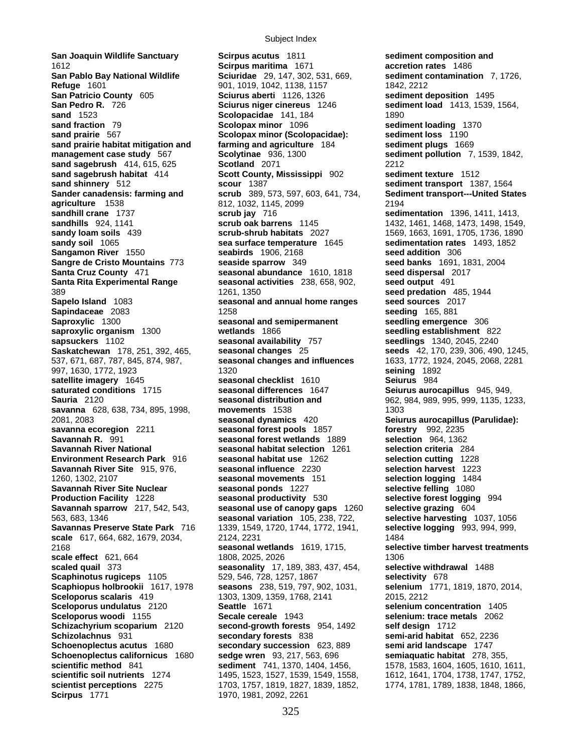**San Joaquin Wildlife Sanctuary** 1612
**San Pablo Bay National Wildlife Refuge** 1601
**San Patricio County** 605
**San Pedro R.** 726
**sand** 1523
**sand fraction** 79
**sand prairie** 567
**sand prairie habitat mitigation and management case study** 567
**sand sagebrush** 414, 615, 625
**sand sagebrush habitat** 414
**sand shinnery** 512
**Sander canadensis: farming and agriculture** 1538
**sandhill crane** 1737
**sandhills** 924, 1141
**sandy loam soils** 439
**sandy soil** 1065
**Sangamon River** 1550
**Sangre de Cristo Mountains** 773
**Santa Cruz County** 471
**Santa Rita Experimental Range** 389
**Sapelo Island** 1083
**Sapindaceae** 2083
**Saproxylic** 1300
**saproxylic organism** 1300
**sapsuckers** 1102
**Saskatchewan** 178, 251, 392, 465, 537, 671, 687, 787, 845, 874, 987, 997, 1630, 1772, 1923
**satellite imagery** 1645
**saturated conditions** 1715
**Sauria** 2120
**savanna** 628, 638, 734, 895, 1998, 2081, 2083
**savanna ecoregion** 2211
**Savannah R.** 991
**Savannah River National Environment Research Park** 916
**Savannah River Site** 915, 976, 1260, 1302, 2107
**Savannah River Site Nuclear Production Facility** 1228
**Savannah sparrow** 217, 542, 543, 563, 683, 1346
**Savannas Preserve State Park** 716
**scale** 617, 664, 682, 1679, 2034, 2168
**scale effect** 621, 664
**scaled quail** 373
**Scaphinotus rugiceps** 1105
**Scaphiopus holbrookii** 1617, 1978
**Sceloporus scalaris** 419
**Sceloporus undulatus** 2120
**Sceloporus woodi** 1155
**Schizachyrium scoparium** 2120
**Schizolachnus** 931
**Schoenoplectus acutus** 1680
**Schoenoplectus californicus** 1680
**scientific method** 841
**scientific soil nutrients** 1274
**scientist perceptions** 2275
**Scirpus** 1771
**Scirpus acutus** 1811
**Scirpus maritima** 1671
**Sciuridae** 29, 147, 302, 531, 669, 901, 1019, 1042, 1138, 1157
**Sciurus aberti** 1126, 1326
**Sciurus niger cinereus** 1246
**Scolopacidae** 141, 184
**Scolopax minor** 1096
**Scolopax minor (Scolopacidae): farming and agriculture** 184
**Scolytinae** 936, 1300
**Scotland** 2071
**Scott County, Mississippi** 902
**scour** 1387
**scrub** 389, 573, 597, 603, 641, 734, 812, 1032, 1145, 2099
**scrub jay** 716
**scrub oak barrens** 1145
**scrub-shrub habitats** 2027
**sea surface temperature** 1645
**seabirds** 1906, 2168
**seaside sparrow** 349
**seasonal abundance** 1610, 1818
**seasonal activities** 238, 658, 902, 1261, 1350
**seasonal and annual home ranges** 1258
**seasonal and semipermanent wetlands** 1866
**seasonal availability** 757
**seasonal changes** 25
**seasonal changes and influences** 1320
**seasonal checklist** 1610
**seasonal differences** 1647
**seasonal distribution and movements** 1538
**seasonal dynamics** 420
**seasonal forest pools** 1857
**seasonal forest wetlands** 1889
**seasonal habitat selection** 1261
**seasonal habitat use** 1262
**seasonal influence** 2230
**seasonal movements** 151
**seasonal ponds** 1227
**seasonal productivity** 530
**seasonal use of canopy gaps** 1260
**seasonal variation** 105, 238, 722, 1339, 1549, 1720, 1744, 1772, 1941, 2124, 2231
**seasonal wetlands** 1619, 1715, 1808, 2025, 2026
**seasonality** 17, 189, 383, 437, 454, 529, 546, 728, 1257, 1867
**seasons** 238, 519, 797, 902, 1031, 1303, 1309, 1359, 1768, 2141
**Seattle** 1671
**Secale cereale** 1943
**second-growth forests** 954, 1492
**secondary forests** 838
**secondary succession** 623, 889
**sedge wren** 93, 217, 563, 696
**sediment** 741, 1370, 1404, 1456, 1495, 1523, 1527, 1539, 1549, 1558, 1703, 1757, 1819, 1827, 1839, 1852, 1970, 1981, 2092, 2261
**sediment composition and accretion rates** 1486
**sediment contamination** 7, 1726, 1842, 2212
**sediment deposition** 1495
**sediment load** 1413, 1539, 1564, 1890
**sediment loading** 1370
**sediment loss** 1190
**sediment plugs** 1669
**sediment pollution** 7, 1539, 1842, 2212
**sediment texture** 1512
**sediment transport** 1387, 1564
**Sediment transport---United States** 2194
**sedimentation** 1396, 1411, 1413, 1432, 1461, 1468, 1473, 1498, 1549, 1569, 1663, 1691, 1705, 1736, 1890
**sedimentation rates** 1493, 1852
**seed addition** 306
**seed banks** 1691, 1831, 2004
**seed dispersal** 2017
**seed output** 491
**seed predation** 485, 1944
**seed sources** 2017
**seeding** 165, 881
**seedling emergence** 306
**seedling establishment** 822
**seedlings** 1340, 2045, 2240
**seeds** 42, 170, 239, 306, 490, 1245, 1633, 1772, 1924, 2045, 2068, 2281
**seining** 1892
**Seiurus** 984
**Seiurus aurocapillus** 945, 949, 962, 984, 989, 995, 999, 1135, 1233, 1303
**Seiurus aurocapillus (Parulidae): forestry** 992, 2235
**selection** 964, 1362
**selection criteria** 284
**selection cutting** 1228
**selection harvest** 1223
**selection logging** 1484
**selective felling** 1080
**selective forest logging** 994
**selective grazing** 604
**selective harvesting** 1037, 1056
**selective logging** 993, 994, 999, 1484
**selective timber harvest treatments** 1306
**selective withdrawal** 1488
**selectivity** 678
**selenium** 1771, 1819, 1870, 2014, 2015, 2212
**selenium concentration** 1405
**selenium: trace metals** 2062
**self design** 1712
**semi-arid habitat** 652, 2236
**semi arid landscape** 1747
**semiaquatic habitat** 278, 355, 1578, 1583, 1604, 1605, 1610, 1611, 1612, 1641, 1704, 1738, 1747, 1752, 1774, 1781, 1789, 1838, 1848, 1866,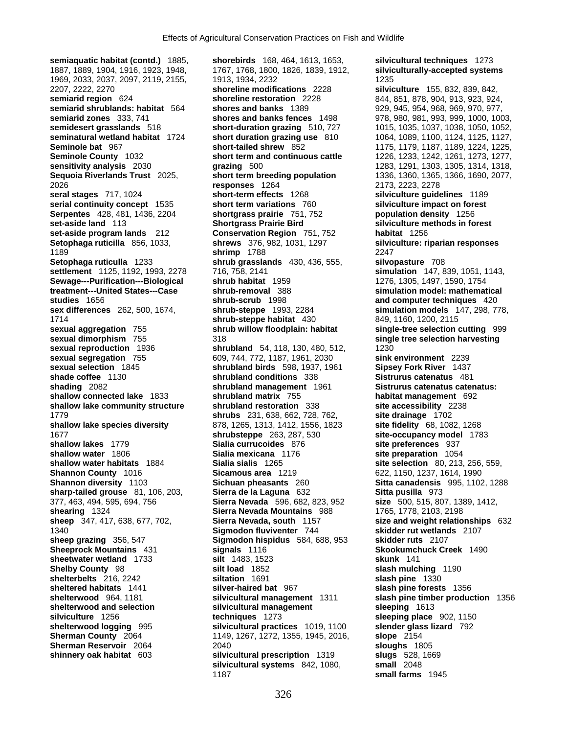**semiaquatic habitat (contd.)** 1885, 1887, 1889, 1904, 1916, 1923, 1948, 1969, 2033, 2037, 2097, 2119, 2155, 2207, 2222, 2270
**semiarid region** 624
**semiarid shrublands: habitat** 564
**semiarid zones** 333, 741
**semidesert grasslands** 518
**seminatural wetland habitat** 1724
**Seminole bat** 967
**Seminole County** 1032
**sensitivity analysis** 2030
**Sequoia Riverlands Trust** 2025, 2026
**seral stages** 717, 1024
**serial continuity concept** 1535
**Serpentes** 428, 481, 1436, 2204
**set-aside land** 113
**set-aside program lands** 212
**Setophaga ruticilla** 856, 1033, 1189
**Setophaga ruticulla** 1233
**settlement** 1125, 1192, 1993, 2278
**Sewage---Purification---Biological treatment---United States---Case studies** 1656
**sex differences** 262, 500, 1674, 1714
**sexual aggregation** 755
**sexual dimorphism** 755
**sexual reproduction** 1936
**sexual segregation** 755
**sexual selection** 1845
**shade coffee** 1130
**shading** 2082
**shallow connected lake** 1833
**shallow lake community structure** 1779
**shallow lake species diversity** 1677
**shallow lakes** 1779
**shallow water** 1806
**shallow water habitats** 1884
**Shannon County** 1016
**Shannon diversity** 1103
**sharp-tailed grouse** 81, 106, 203, 377, 463, 494, 595, 694, 756
**shearing** 1324
**sheep** 347, 417, 638, 677, 702, 1340
**sheep grazing** 356, 547
**Sheeprock Mountains** 431
**sheetwater wetland** 1733
**Shelby County** 98
**shelterbelts** 216, 2242
**sheltered habitats** 1441
**shelterwood** 964, 1181
**shelterwood and selection silviculture** 1256
**shelterwood logging** 995
**Sherman County** 2064
**Sherman Reservoir** 2064
**shinnery oak habitat** 603
**shorebirds** 168, 464, 1613, 1653, 1767, 1768, 1800, 1826, 1839, 1912, 1913, 1934, 2232
**shoreline modifications** 2228
**shoreline restoration** 2228
**shores and banks** 1389
**shores and banks fences** 1498
**short-duration grazing** 510, 727
**short duration grazing use** 810
**short-tailed shrew** 852
**short term and continuous cattle grazing** 500
**short term breeding population responses** 1264
**short-term effects** 1268
**short term variations** 760
**shortgrass prairie** 751, 752
**Shortgrass Prairie Bird Conservation Region** 751, 752
**shrews** 376, 982, 1031, 1297
**shrimp** 1788
**shrub grasslands** 430, 436, 555, 716, 758, 2141
**shrub habitat** 1959
**shrub-removal** 388
**shrub-scrub** 1998
**shrub-steppe** 1993, 2284
**shrub-steppe habitat** 430
**shrub willow floodplain: habitat** 318
**shrubland** 54, 118, 130, 480, 512, 609, 744, 772, 1187, 1961, 2030
**shrubland birds** 598, 1937, 1961
**shrubland conditions** 338
**shrubland management** 1961
**shrubland matrix** 755
**shrubland restoration** 338
**shrubs** 231, 638, 662, 728, 762, 878, 1265, 1313, 1412, 1556, 1823
**shrubsteppe** 263, 287, 530
**Sialia currucoides** 876
**Sialia mexicana** 1176
**Sialia sialis** 1265
**Sicamous area** 1219
**Sichuan pheasants** 260
**Sierra de la Laguna** 632
**Sierra Nevada** 596, 682, 823, 952
**Sierra Nevada Mountains** 988
**Sierra Nevada, south** 1157
**Sigmodon fluviventer** 744
**Sigmodon hispidus** 584, 688, 953
**signals** 1116
**silt** 1483, 1523
**silt load** 1852
**siltation** 1691
**silver-haired bat** 967
**silvicultural management** 1311
**silvicultural management techniques** 1273
**silvicultural practices** 1019, 1100, 1149, 1267, 1272, 1355, 1945, 2016, 2040
**silvicultural prescription** 1319
**silvicultural systems** 842, 1080, 1187
**silvicultural techniques** 1273
**silviculturally-accepted systems** 1235
**silviculture** 155, 832, 839, 842, 844, 851, 878, 904, 913, 923, 924, 929, 945, 954, 968, 969, 970, 977, 978, 980, 981, 993, 999, 1000, 1003, 1015, 1035, 1037, 1038, 1050, 1052, 1064, 1089, 1100, 1124, 1125, 1127, 1175, 1179, 1187, 1189, 1224, 1225, 1226, 1233, 1242, 1261, 1273, 1277, 1283, 1291, 1303, 1305, 1314, 1318, 1336, 1360, 1365, 1366, 1690, 2077, 2173, 2223, 2278
**silviculture guidelines** 1189
**silviculture impact on forest population density** 1256
**silviculture methods in forest habitat** 1256
**silviculture: riparian responses** 2247
**silvopasture** 708
**simulation** 147, 839, 1051, 1143, 1276, 1305, 1497, 1590, 1754
**simulation model: mathematical and computer techniques** 420
**simulation models** 147, 298, 778, 849, 1160, 1200, 2115
**single-tree selection cutting** 999
**single tree selection harvesting** 1230
**sink environment** 2239
**Sipsey Fork River** 1437
**Sistrurus catenatus** 481
**Sistrurus catenatus catenatus: habitat management** 692
**site accessibility** 2238
**site drainage** 1702
**site fidelity** 68, 1082, 1268
**site-occupancy model** 1783
**site preferences** 937
**site preparation** 1054
**site selection** 80, 213, 256, 559, 622, 1150, 1237, 1614, 1990
**Sitta canadensis** 995, 1102, 1288
**Sitta pusilla** 973
**size** 500, 515, 807, 1389, 1412, 1765, 1778, 2103, 2198
**size and weight relationships** 632
**skidder rut wetlands** 2107
**skidder ruts** 2107
**Skookumchuck Creek** 1490
**skunk** 141
**slash mulching** 1190
**slash pine** 1330
**slash pine forests** 1356
**slash pine timber production** 1356
**sleeping** 1613
**sleeping place** 902, 1150
**slender glass lizard** 792
**slope** 2154
**sloughs** 1805
**slugs** 528, 1669
**small** 2048
**small farms** 1945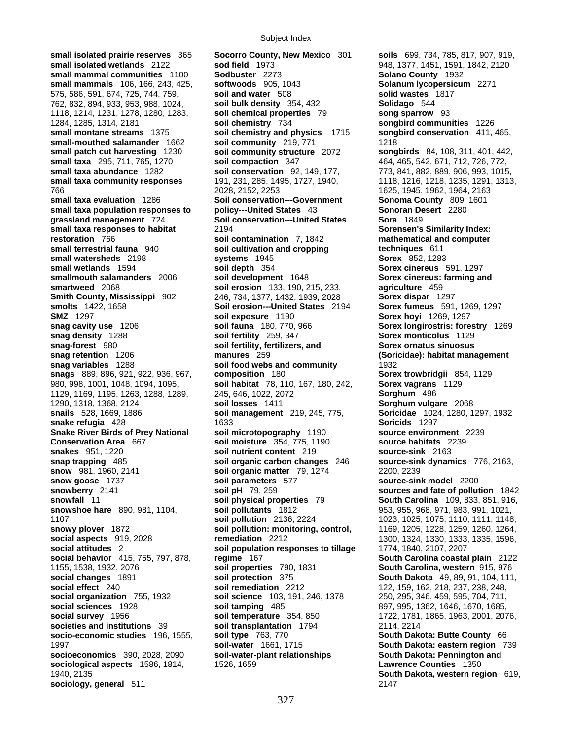**small isolated prairie reserves** 365
**small isolated wetlands** 2122
**small mammal communities** 1100
**small mammals** 106, 166, 243, 425, 575, 586, 591, 674, 725, 744, 759, 762, 832, 894, 933, 953, 988, 1024, 1118, 1214, 1231, 1278, 1280, 1283, 1284, 1285, 1314, 2181
**small montane streams** 1375
**small-mouthed salamander** 1662
**small patch cut harvesting** 1230
**small taxa** 295, 711, 765, 1270
**small taxa abundance** 1282
**small taxa community responses** 766
**small taxa evaluation** 1286
**small taxa population responses to grassland management** 724
**small taxa responses to habitat restoration** 766
**small terrestrial fauna** 940
**small watersheds** 2198
**small wetlands** 1594
**smallmouth salamanders** 2006
**smartweed** 2068
**Smith County, Mississippi** 902
**smolts** 1422, 1658
**SMZ** 1297
**snag cavity use** 1206
**snag density** 1288
**snag-forest** 980
**snag retention** 1206
**snag variables** 1288
**snags** 889, 896, 921, 922, 936, 967, 980, 998, 1001, 1048, 1094, 1095, 1129, 1169, 1195, 1263, 1288, 1289, 1290, 1318, 1368, 2124
**snails** 528, 1669, 1886
**snake refugia** 428
**Snake River Birds of Prey National Conservation Area** 667
**snakes** 951, 1220
**snap trapping** 485
**snow** 981, 1960, 2141
**snow goose** 1737
**snowberry** 2141
**snowfall** 11
**snowshoe hare** 890, 981, 1104, 1107
**snowy plover** 1872
**social aspects** 919, 2028
**social attitudes** 2
**social behavior** 415, 755, 797, 878, 1155, 1538, 1932, 2076
**social changes** 1891
**social effect** 240
**social organization** 755, 1932
**social sciences** 1928
**social survey** 1956
**societies and institutions** 39
**socio-economic studies** 196, 1555, 1997
**socioeconomics** 390, 2028, 2090
**sociological aspects** 1586, 1814, 1940, 2135
**sociology, general** 511
**Socorro County, New Mexico** 301
**sod field** 1973
**Sodbuster** 2273
**softwoods** 905, 1043
**soil and water** 508
**soil bulk density** 354, 432
**soil chemical properties** 79
**soil chemistry** 734
**soil chemistry and physics** 1715
**soil community** 219, 771
**soil community structure** 2072
**soil compaction** 347
**soil conservation** 92, 149, 177, 191, 231, 285, 1495, 1727, 1940, 2028, 2152, 2253
**Soil conservation---Government policy---United States** 43
**Soil conservation---United States** 2194
**soil contamination** 7, 1842
**soil cultivation and cropping systems** 1945
**soil depth** 354
**soil development** 1648
**soil erosion** 133, 190, 215, 233, 246, 734, 1377, 1432, 1939, 2028
**Soil erosion---United States** 2194
**soil exposure** 1190
**soil fauna** 180, 770, 966
**soil fertility** 259, 347
**soil fertility, fertilizers, and manures** 259
**soil food webs and community composition** 180
**soil habitat** 78, 110, 167, 180, 242, 245, 646, 1022, 2072
**soil losses** 1411
**soil management** 219, 245, 775, 1633
**soil microtopography** 1190
**soil moisture** 354, 775, 1190
**soil nutrient content** 219
**soil organic carbon changes** 246
**soil organic matter** 79, 1274
**soil parameters** 577
**soil pH** 79, 259
**soil physical properties** 79
**soil pollutants** 1812
**soil pollution** 2136, 2224
**soil pollution: monitoring, control, remediation** 2212
**soil population responses to tillage regime** 167
**soil properties** 790, 1831
**soil protection** 375
**soil remediation** 2212
**soil science** 103, 191, 246, 1378
**soil tamping** 485
**soil temperature** 354, 850
**soil transplantation** 1794
**soil type** 763, 770
**soil-water** 1661, 1715
**soil-water-plant relationships** 1526, 1659
**soils** 699, 734, 785, 817, 907, 919, 948, 1377, 1451, 1591, 1842, 2120
**Solano County** 1932
**Solanum lycopersicum** 2271
**solid wastes** 1817
**Solidago** 544
**song sparrow** 93
**songbird communities** 1226
**songbird conservation** 411, 465, 1218
**songbirds** 84, 108, 311, 401, 442, 464, 465, 542, 671, 712, 726, 772, 773, 841, 882, 889, 906, 993, 1015, 1118, 1216, 1218, 1235, 1291, 1313, 1625, 1945, 1962, 1964, 2163
**Sonoma County** 809, 1601
**Sonoran Desert** 2280
**Sora** 1849
**Sorensen's Similarity Index: mathematical and computer techniques** 611
**Sorex** 852, 1283
**Sorex cinereus** 591, 1297
**Sorex cinereus: farming and agriculture** 459
**Sorex dispar** 1297
**Sorex fumeus** 591, 1269, 1297
**Sorex hoyi** 1269, 1297
**Sorex longirostris: forestry** 1269
**Sorex monticolus** 1129
**Sorex ornatus sinuosus (Soricidae): habitat management** 1932
**Sorex trowbridgii** 854, 1129
**Sorex vagrans** 1129
**Sorghum** 496
**Sorghum vulgare** 2068
**Soricidae** 1024, 1280, 1297, 1932
**Soricids** 1297
**source environment** 2239
**source habitats** 2239
**source-sink** 2163
**source-sink dynamics** 776, 2163, 2200, 2239
**source-sink model** 2200
**sources and fate of pollution** 1842
**South Carolina** 109, 833, 851, 916, 953, 955, 968, 971, 983, 991, 1021, 1023, 1025, 1075, 1110, 1111, 1148, 1169, 1205, 1228, 1259, 1260, 1264, 1300, 1324, 1330, 1333, 1335, 1596, 1774, 1840, 2107, 2207
**South Carolina coastal plain** 2122
**South Carolina, western** 915, 976
**South Dakota** 49, 89, 91, 104, 111, 122, 159, 162, 218, 237, 238, 248, 250, 295, 346, 459, 595, 704, 711, 897, 995, 1362, 1646, 1670, 1685, 1722, 1781, 1865, 1963, 2001, 2076, 2114, 2214
**South Dakota: Butte County** 66
**South Dakota: eastern region** 739
**South Dakota: Pennington and Lawrence Counties** 1350
**South Dakota, western region** 619, 2147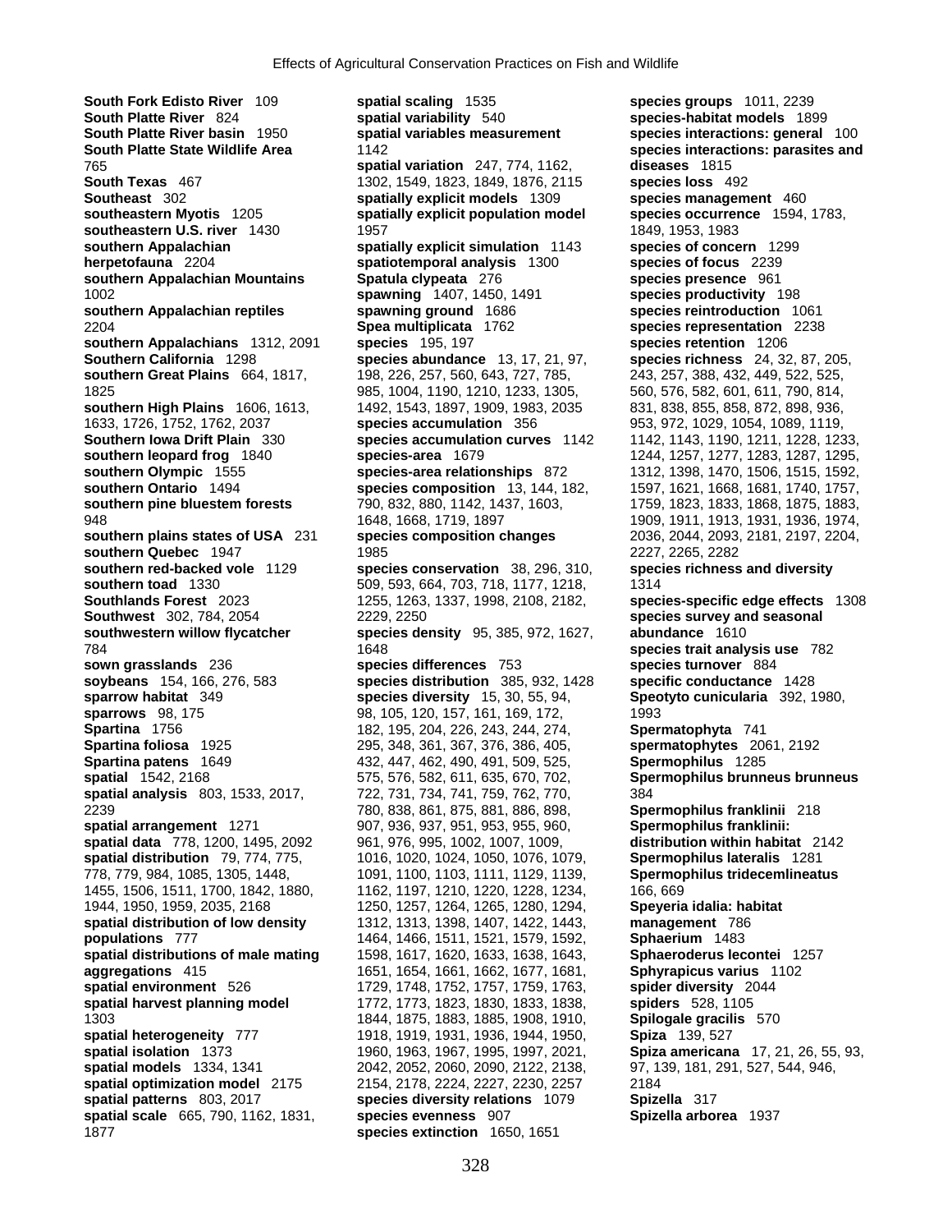**South Fork Edisto River** 109
**South Platte River** 824
**South Platte River basin** 1950
**South Platte State Wildlife Area** 765
**South Texas** 467
**Southeast** 302
**southeastern Myotis** 1205
**southeastern U.S. river** 1430
**southern Appalachian herpetofauna** 2204
**southern Appalachian Mountains** 1002
**southern Appalachian reptiles** 2204
**southern Appalachians** 1312, 2091
**Southern California** 1298
**southern Great Plains** 664, 1817, 1825
**southern High Plains** 1606, 1613, 1633, 1726, 1752, 1762, 2037
**Southern Iowa Drift Plain** 330
**southern leopard frog** 1840
**southern Olympic** 1555
**southern Ontario** 1494
**southern pine bluestem forests** 948
**southern plains states of USA** 231
**southern Quebec** 1947
**southern red-backed vole** 1129
**southern toad** 1330
**Southlands Forest** 2023
**Southwest** 302, 784, 2054
**southwestern willow flycatcher** 784
**sown grasslands** 236
**soybeans** 154, 166, 276, 583
**sparrow habitat** 349
**sparrows** 98, 175
**Spartina** 1756
**Spartina foliosa** 1925
**Spartina patens** 1649
**spatial** 1542, 2168
**spatial analysis** 803, 1533, 2017, 2239
**spatial arrangement** 1271
**spatial data** 778, 1200, 1495, 2092
**spatial distribution** 79, 774, 775, 778, 779, 984, 1085, 1305, 1448, 1455, 1506, 1511, 1700, 1842, 1880, 1944, 1950, 1959, 2035, 2168
**spatial distribution of low density populations** 777
**spatial distributions of male mating aggregations** 415
**spatial environment** 526
**spatial harvest planning model** 1303
**spatial heterogeneity** 777
**spatial isolation** 1373
**spatial models** 1334, 1341
**spatial optimization model** 2175
**spatial patterns** 803, 2017
**spatial scale** 665, 790, 1162, 1831, 1877
**spatial scaling** 1535
**spatial variability** 540
**spatial variables measurement** 1142
**spatial variation** 247, 774, 1162, 1302, 1549, 1823, 1849, 1876, 2115
**spatially explicit models** 1309
**spatially explicit population model** 1957
**spatially explicit simulation** 1143
**spatiotemporal analysis** 1300
**Spatula clypeata** 276
**spawning** 1407, 1450, 1491
**spawning ground** 1686
**Spea multiplicata** 1762
**species** 195, 197
**species abundance** 13, 17, 21, 97, 198, 226, 257, 560, 643, 727, 785, 985, 1004, 1190, 1210, 1233, 1305, 1492, 1543, 1897, 1909, 1983, 2035
**species accumulation** 356
**species accumulation curves** 1142
**species-area** 1679
**species-area relationships** 872
**species composition** 13, 144, 182, 790, 832, 880, 1142, 1437, 1603, 1648, 1668, 1719, 1897
**species composition changes** 1985
**species conservation** 38, 296, 310, 509, 593, 664, 703, 718, 1177, 1218, 1255, 1263, 1337, 1998, 2108, 2182, 2229, 2250
**species density** 95, 385, 972, 1627, 1648
**species differences** 753
**species distribution** 385, 932, 1428
**species diversity** 15, 30, 55, 94, 98, 105, 120, 157, 161, 169, 172, 182, 195, 204, 226, 243, 244, 274, 295, 348, 361, 367, 376, 386, 405, 432, 447, 462, 490, 491, 509, 525, 575, 576, 582, 611, 635, 670, 702, 722, 731, 734, 741, 759, 762, 770, 780, 838, 861, 875, 881, 886, 898, 907, 936, 937, 951, 953, 955, 960, 961, 976, 995, 1002, 1007, 1009, 1016, 1020, 1024, 1050, 1076, 1079, 1091, 1100, 1103, 1111, 1129, 1139, 1162, 1197, 1210, 1220, 1228, 1234, 1250, 1257, 1264, 1265, 1280, 1294, 1312, 1313, 1398, 1407, 1422, 1443, 1464, 1466, 1511, 1521, 1579, 1592, 1598, 1617, 1620, 1633, 1638, 1643, 1651, 1654, 1661, 1662, 1677, 1681, 1729, 1748, 1752, 1757, 1759, 1763, 1772, 1773, 1823, 1830, 1833, 1838, 1844, 1875, 1883, 1885, 1908, 1910, 1918, 1919, 1931, 1936, 1944, 1950, 1960, 1963, 1967, 1995, 1997, 2021, 2042, 2052, 2060, 2090, 2122, 2138, 2154, 2178, 2224, 2227, 2230, 2257
**species diversity relations** 1079
**species evenness** 907
**species extinction** 1650, 1651
**species groups** 1011, 2239
**species-habitat models** 1899
**species interactions: general** 100
**species interactions: parasites and diseases** 1815
**species loss** 492
**species management** 460
**species occurrence** 1594, 1783, 1849, 1953, 1983
**species of concern** 1299
**species of focus** 2239
**species presence** 961
**species productivity** 198
**species reintroduction** 1061
**species representation** 2238
**species retention** 1206
**species richness** 24, 32, 87, 205, 243, 257, 388, 432, 449, 522, 525, 560, 576, 582, 601, 611, 790, 814, 831, 838, 855, 858, 872, 898, 936, 953, 972, 1029, 1054, 1089, 1119, 1142, 1143, 1190, 1211, 1228, 1233, 1244, 1257, 1277, 1283, 1287, 1295, 1312, 1398, 1470, 1506, 1515, 1592, 1597, 1621, 1668, 1681, 1740, 1757, 1759, 1823, 1833, 1868, 1875, 1883, 1909, 1911, 1913, 1931, 1936, 1974, 2036, 2044, 2093, 2181, 2197, 2204, 2227, 2265, 2282
**species richness and diversity** 1314
**species-specific edge effects** 1308
**species survey and seasonal abundance** 1610
**species trait analysis use** 782
**species turnover** 884
**specific conductance** 1428
**Speotyto cunicularia** 392, 1980, 1993
**Spermatophyta** 741
**spermatophytes** 2061, 2192
**Spermophilus** 1285
**Spermophilus brunneus brunneus** 384
**Spermophilus franklinii** 218
**Spermophilus franklinii: distribution within habitat** 2142
**Spermophilus lateralis** 1281
**Spermophilus tridecemlineatus** 166, 669
**Speyeria idalia: habitat management** 786
**Sphaerium** 1483
**Sphaeroderus lecontei** 1257
**Sphyrapicus varius** 1102
**spider diversity** 2044
**spiders** 528, 1105
**Spilogale gracilis** 570
**Spiza** 139, 527
**Spiza americana** 17, 21, 26, 55, 93, 97, 139, 181, 291, 527, 544, 946, 2184
**Spizella** 317
**Spizella arborea** 1937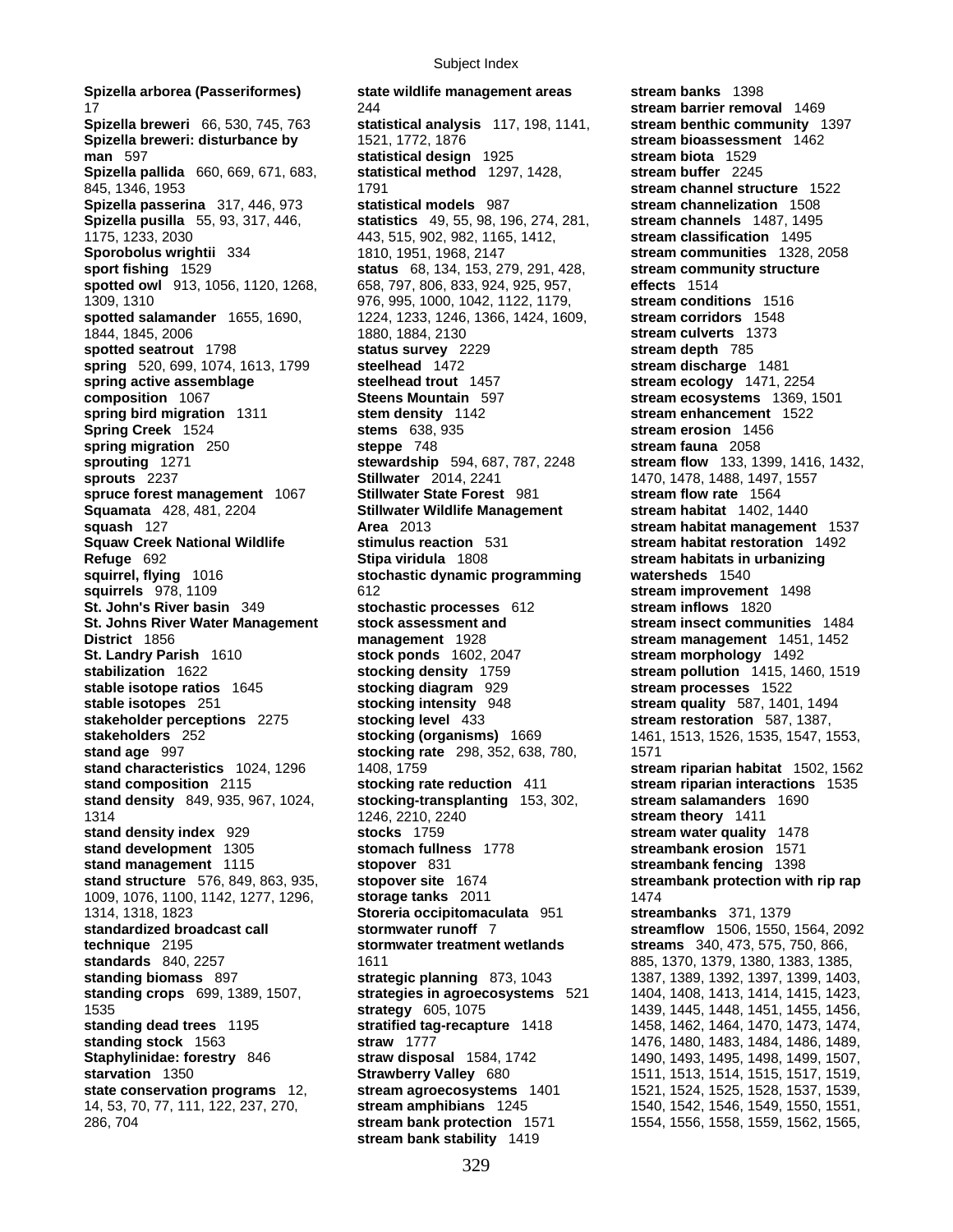**Spizella arborea (Passeriformes)** 17
**Spizella breweri** 66, 530, 745, 763
**Spizella breweri: disturbance by man** 597
**Spizella pallida** 660, 669, 671, 683, 845, 1346, 1953
**Spizella passerina** 317, 446, 973
**Spizella pusilla** 55, 93, 317, 446, 1175, 1233, 2030
**Sporobolus wrightii** 334
**sport fishing** 1529
**spotted owl** 913, 1056, 1120, 1268, 1309, 1310
**spotted salamander** 1655, 1690, 1844, 1845, 2006
**spotted seatrout** 1798
**spring** 520, 699, 1074, 1613, 1799
**spring active assemblage composition** 1067
**spring bird migration** 1311
**Spring Creek** 1524
**spring migration** 250
**sprouting** 1271
**sprouts** 2237
**spruce forest management** 1067
**Squamata** 428, 481, 2204
**squash** 127
**Squaw Creek National Wildlife Refuge** 692
**squirrel, flying** 1016
**squirrels** 978, 1109
**St. John's River basin** 349
**St. Johns River Water Management District** 1856
**St. Landry Parish** 1610
**stabilization** 1622
**stable isotope ratios** 1645
**stable isotopes** 251
**stakeholder perceptions** 2275
**stakeholders** 252
**stand age** 997
**stand characteristics** 1024, 1296
**stand composition** 2115
**stand density** 849, 935, 967, 1024, 1314
**stand density index** 929
**stand development** 1305
**stand management** 1115
**stand structure** 576, 849, 863, 935, 1009, 1076, 1100, 1142, 1277, 1296, 1314, 1318, 1823
**standardized broadcast call technique** 2195
**standards** 840, 2257
**standing biomass** 897
**standing crops** 699, 1389, 1507, 1535
**standing dead trees** 1195
**standing stock** 1563
**Staphylinidae: forestry** 846
**starvation** 1350
**state conservation programs** 12, 14, 53, 70, 77, 111, 122, 237, 270, 286, 704
**state wildlife management areas** 244
**statistical analysis** 117, 198, 1141, 1521, 1772, 1876
**statistical design** 1925
**statistical method** 1297, 1428, 1791
**statistical models** 987
**statistics** 49, 55, 98, 196, 274, 281, 443, 515, 902, 982, 1165, 1412, 1810, 1951, 1968, 2147
**status** 68, 134, 153, 279, 291, 428, 658, 797, 806, 833, 924, 925, 957, 976, 995, 1000, 1042, 1122, 1179, 1224, 1233, 1246, 1366, 1424, 1609, 1880, 1884, 2130
**status survey** 2229
**steelhead** 1472
**steelhead trout** 1457
**Steens Mountain** 597
**stem density** 1142
**stems** 638, 935
**steppe** 748
**stewardship** 594, 687, 787, 2248
**Stillwater** 2014, 2241
**Stillwater State Forest** 981
**Stillwater Wildlife Management Area** 2013
**stimulus reaction** 531
**Stipa viridula** 1808
**stochastic dynamic programming** 612
**stochastic processes** 612
**stock assessment and management** 1928
**stock ponds** 1602, 2047
**stocking density** 1759
**stocking diagram** 929
**stocking intensity** 948
**stocking level** 433
**stocking (organisms)** 1669
**stocking rate** 298, 352, 638, 780, 1408, 1759
**stocking rate reduction** 411
**stocking-transplanting** 153, 302, 1246, 2210, 2240
**stocks** 1759
**stomach fullness** 1778
**stopover** 831
**stopover site** 1674
**storage tanks** 2011
**Storeria occipitomaculata** 951
**stormwater runoff** 7
**stormwater treatment wetlands** 1611
**strategic planning** 873, 1043
**strategies in agroecosystems** 521
**strategy** 605, 1075
**stratified tag-recapture** 1418
**straw** 1777
**straw disposal** 1584, 1742
**Strawberry Valley** 680
**stream agroecosystems** 1401
**stream amphibians** 1245
**stream bank protection** 1571
**stream bank stability** 1419
**stream banks** 1398
**stream barrier removal** 1469
**stream benthic community** 1397
**stream bioassessment** 1462
**stream biota** 1529
**stream buffer** 2245
**stream channel structure** 1522
**stream channelization** 1508
**stream channels** 1487, 1495
**stream classification** 1495
**stream communities** 1328, 2058
**stream community structure effects** 1514
**stream conditions** 1516
**stream corridors** 1548
**stream culverts** 1373
**stream depth** 785
**stream discharge** 1481
**stream ecology** 1471, 2254
**stream ecosystems** 1369, 1501
**stream enhancement** 1522
**stream erosion** 1456
**stream fauna** 2058
**stream flow** 133, 1399, 1416, 1432, 1470, 1478, 1488, 1497, 1557
**stream flow rate** 1564
**stream habitat** 1402, 1440
**stream habitat management** 1537
**stream habitat restoration** 1492
**stream habitats in urbanizing watersheds** 1540
**stream improvement** 1498
**stream inflows** 1820
**stream insect communities** 1484
**stream management** 1451, 1452
**stream morphology** 1492
**stream pollution** 1415, 1460, 1519
**stream processes** 1522
**stream quality** 587, 1401, 1494
**stream restoration** 587, 1387, 1461, 1513, 1526, 1535, 1547, 1553, 1571
**stream riparian habitat** 1502, 1562
**stream riparian interactions** 1535
**stream salamanders** 1690
**stream theory** 1411
**stream water quality** 1478
**streambank erosion** 1571
**streambank fencing** 1398
**streambank protection with rip rap** 1474
**streambanks** 371, 1379
**streamflow** 1506, 1550, 1564, 2092
**streams** 340, 473, 575, 750, 866, 885, 1370, 1379, 1380, 1383, 1385, 1387, 1389, 1392, 1397, 1399, 1403, 1404, 1408, 1413, 1414, 1415, 1423, 1439, 1445, 1448, 1451, 1455, 1456, 1458, 1462, 1464, 1470, 1473, 1474, 1476, 1480, 1483, 1484, 1486, 1489, 1490, 1493, 1495, 1498, 1499, 1507, 1511, 1513, 1514, 1515, 1517, 1519, 1521, 1524, 1525, 1528, 1537, 1539, 1540, 1542, 1546, 1549, 1550, 1551, 1554, 1556, 1558, 1559, 1562, 1565,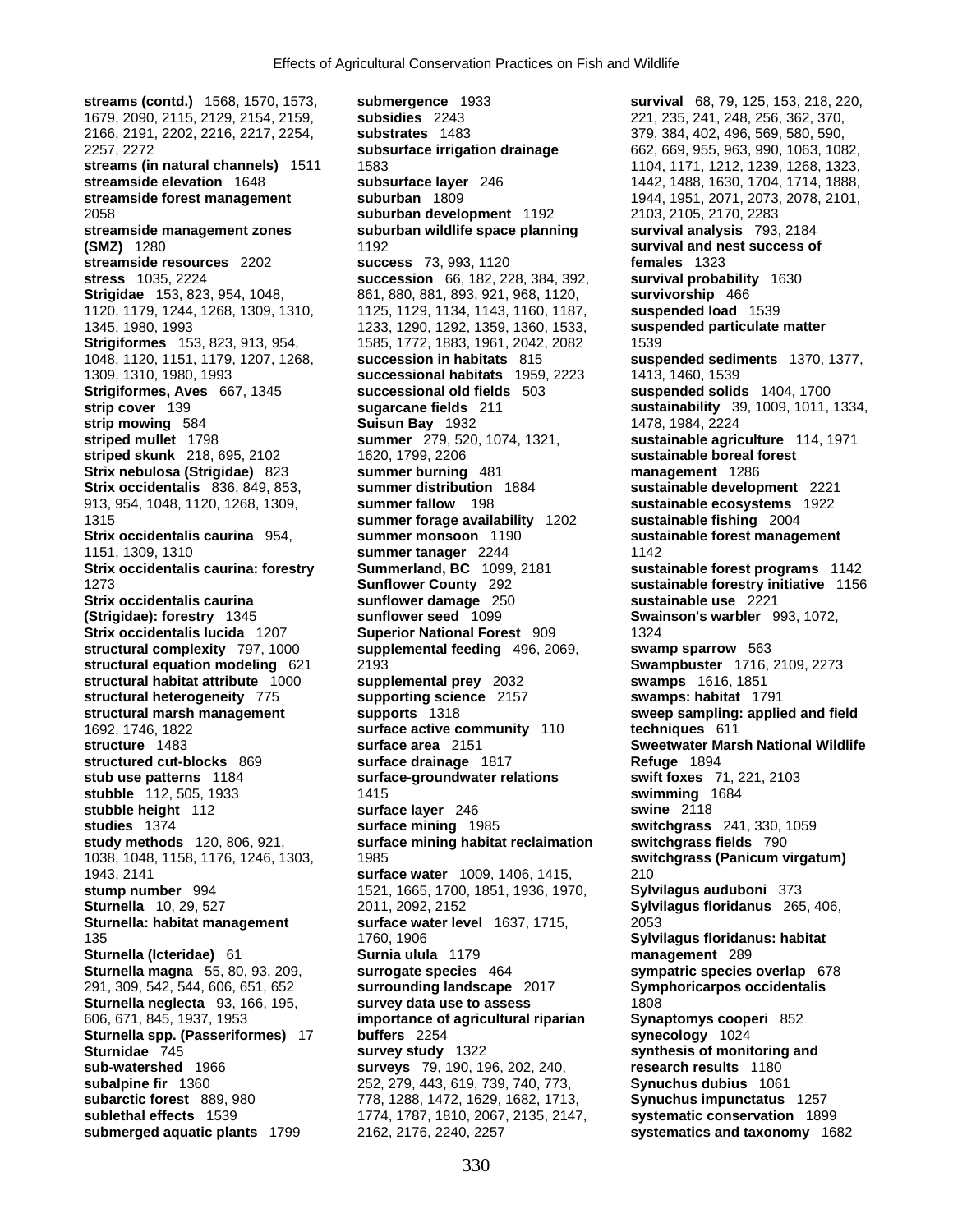**streams (contd.)** 1568, 1570, 1573, 1679, 2090, 2115, 2129, 2154, 2159, 2166, 2191, 2202, 2216, 2217, 2254, 2257, 2272
**streams (in natural channels)** 1511
**streamside elevation** 1648
**streamside forest management** 2058
**streamside management zones (SMZ)** 1280
**streamside resources** 2202
**stress** 1035, 2224
**Strigidae** 153, 823, 954, 1048, 1120, 1179, 1244, 1268, 1309, 1310, 1345, 1980, 1993
**Strigiformes** 153, 823, 913, 954, 1048, 1120, 1151, 1179, 1207, 1268, 1309, 1310, 1980, 1993
**Strigiformes, Aves** 667, 1345
**strip cover** 139
**strip mowing** 584
**striped mullet** 1798
**striped skunk** 218, 695, 2102
**Strix nebulosa (Strigidae)** 823
**Strix occidentalis** 836, 849, 853, 913, 954, 1048, 1120, 1268, 1309, 1315
**Strix occidentalis caurina** 954, 1151, 1309, 1310
**Strix occidentalis caurina: forestry** 1273
**Strix occidentalis caurina (Strigidae): forestry** 1345
**Strix occidentalis lucida** 1207
**structural complexity** 797, 1000
**structural equation modeling** 621
**structural habitat attribute** 1000
**structural heterogeneity** 775
**structural marsh management** 1692, 1746, 1822
**structure** 1483
**structured cut-blocks** 869
**stub use patterns** 1184
**stubble** 112, 505, 1933
**stubble height** 112
**studies** 1374
**study methods** 120, 806, 921, 1038, 1048, 1158, 1176, 1246, 1303, 1943, 2141
**stump number** 994
**Sturnella** 10, 29, 527
**Sturnella: habitat management** 135
**Sturnella (Icteridae)** 61
**Sturnella magna** 55, 80, 93, 209, 291, 309, 542, 544, 606, 651, 652
**Sturnella neglecta** 93, 166, 195, 606, 671, 845, 1937, 1953
**Sturnella spp. (Passeriformes)** 17
**Sturnidae** 745
**sub-watershed** 1966
**subalpine fir** 1360
**subarctic forest** 889, 980
**sublethal effects** 1539
**submerged aquatic plants** 1799
**submergence** 1933
**subsidies** 2243
**substrates** 1483
**subsurface irrigation drainage** 1583
**subsurface layer** 246
**suburban** 1809
**suburban development** 1192
**suburban wildlife space planning** 1192
**success** 73, 993, 1120
**succession** 66, 182, 228, 384, 392, 861, 880, 881, 893, 921, 968, 1120, 1125, 1129, 1134, 1143, 1160, 1187, 1233, 1290, 1292, 1359, 1360, 1533, 1585, 1772, 1883, 1961, 2042, 2082
**succession in habitats** 815
**successional habitats** 1959, 2223
**successional old fields** 503
**sugarcane fields** 211
**Suisun Bay** 1932
**summer** 279, 520, 1074, 1321, 1620, 1799, 2206
**summer burning** 481
**summer distribution** 1884
**summer fallow** 198
**summer forage availability** 1202
**summer monsoon** 1190
**summer tanager** 2244
**Summerland, BC** 1099, 2181
**Sunflower County** 292
**sunflower damage** 250
**sunflower seed** 1099
**Superior National Forest** 909
**supplemental feeding** 496, 2069, 2193
**supplemental prey** 2032
**supporting science** 2157
**supports** 1318
**surface active community** 110
**surface area** 2151
**surface drainage** 1817
**surface-groundwater relations** 1415
**surface layer** 246
**surface mining** 1985
**surface mining habitat reclaimation** 1985
**surface water** 1009, 1406, 1415, 1521, 1665, 1700, 1851, 1936, 1970, 2011, 2092, 2152
**surface water level** 1637, 1715, 1760, 1906
**Surnia ulula** 1179
**surrogate species** 464
**surrounding landscape** 2017
**survey data use to assess importance of agricultural riparian buffers** 2254
**survey study** 1322
**surveys** 79, 190, 196, 202, 240, 252, 279, 443, 619, 739, 740, 773, 778, 1288, 1472, 1629, 1682, 1713, 1774, 1787, 1810, 2067, 2135, 2147, 2162, 2176, 2240, 2257
**survival** 68, 79, 125, 153, 218, 220, 221, 235, 241, 248, 256, 362, 370, 379, 384, 402, 496, 569, 580, 590, 662, 669, 955, 963, 990, 1063, 1082, 1104, 1171, 1212, 1239, 1268, 1323, 1442, 1488, 1630, 1704, 1714, 1888, 1944, 1951, 2071, 2073, 2078, 2101, 2103, 2105, 2170, 2283
**survival analysis** 793, 2184
**survival and nest success of females** 1323
**survival probability** 1630
**survivorship** 466
**suspended load** 1539
**suspended particulate matter** 1539
**suspended sediments** 1370, 1377, 1413, 1460, 1539
**suspended solids** 1404, 1700
**sustainability** 39, 1009, 1011, 1334, 1478, 1984, 2224
**sustainable agriculture** 114, 1971
**sustainable boreal forest management** 1286
**sustainable development** 2221
**sustainable ecosystems** 1922
**sustainable fishing** 2004
**sustainable forest management** 1142
**sustainable forest programs** 1142
**sustainable forestry initiative** 1156
**sustainable use** 2221
**Swainson's warbler** 993, 1072, 1324
**swamp sparrow** 563
**Swampbuster** 1716, 2109, 2273
**swamps** 1616, 1851
**swamps: habitat** 1791
**sweep sampling: applied and field techniques** 611
**Sweetwater Marsh National Wildlife Refuge** 1894
**swift foxes** 71, 221, 2103
**swimming** 1684
**swine** 2118
**switchgrass** 241, 330, 1059
**switchgrass fields** 790
**switchgrass (Panicum virgatum)** 210
**Sylvilagus auduboni** 373
**Sylvilagus floridanus** 265, 406, 2053
**Sylvilagus floridanus: habitat management** 289
**sympatric species overlap** 678
**Symphoricarpos occidentalis** 1808
**Synaptomys cooperi** 852
**synecology** 1024
**synthesis of monitoring and research results** 1180
**Synuchus dubius** 1061
**Synuchus impunctatus** 1257
**systematic conservation** 1899
**systematics and taxonomy** 1682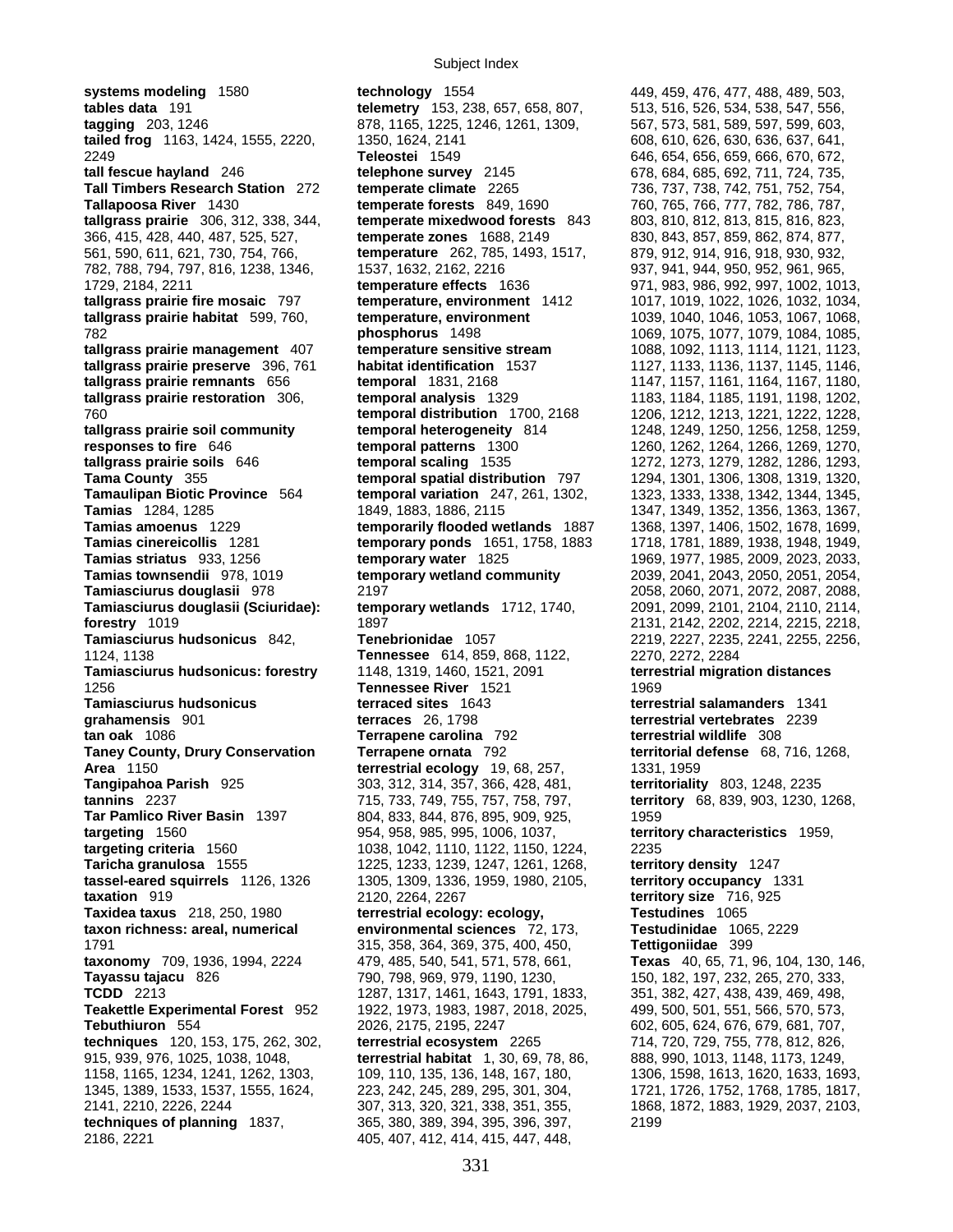**systems modeling** 1580
**tables data** 191
**tagging** 203, 1246
**tailed frog** 1163, 1424, 1555, 2220, 2249
**tall fescue hayland** 246
**Tall Timbers Research Station** 272
**Tallapoosa River** 1430
**tallgrass prairie** 306, 312, 338, 344, 366, 415, 428, 440, 487, 525, 527, 561, 590, 611, 621, 730, 754, 766, 782, 788, 794, 797, 816, 1238, 1346, 1729, 2184, 2211
**tallgrass prairie fire mosaic** 797
**tallgrass prairie habitat** 599, 760, 782
**tallgrass prairie management** 407
**tallgrass prairie preserve** 396, 761
**tallgrass prairie remnants** 656
**tallgrass prairie restoration** 306, 760
**tallgrass prairie soil community responses to fire** 646
**tallgrass prairie soils** 646
**Tama County** 355
**Tamaulipan Biotic Province** 564
**Tamias** 1284, 1285
**Tamias amoenus** 1229
**Tamias cinereicollis** 1281
**Tamias striatus** 933, 1256
**Tamias townsendii** 978, 1019
**Tamiasciurus douglasii** 978
**Tamiasciurus douglasii (Sciuridae): forestry** 1019
**Tamiasciurus hudsonicus** 842, 1124, 1138
**Tamiasciurus hudsonicus: forestry** 1256
**Tamiasciurus hudsonicus grahamensis** 901
**tan oak** 1086
**Taney County, Drury Conservation Area** 1150
**Tangipahoa Parish** 925
**tannins** 2237
**Tar Pamlico River Basin** 1397
**targeting** 1560
**targeting criteria** 1560
**Taricha granulosa** 1555
**tassel-eared squirrels** 1126, 1326
**taxation** 919
**Taxidea taxus** 218, 250, 1980
**taxon richness: areal, numerical** 1791
**taxonomy** 709, 1936, 1994, 2224
**Tayassu tajacu** 826
**TCDD** 2213
**Teakettle Experimental Forest** 952
**Tebuthiuron** 554
**techniques** 120, 153, 175, 262, 302, 915, 939, 976, 1025, 1038, 1048, 1158, 1165, 1234, 1241, 1262, 1303, 1345, 1389, 1533, 1537, 1555, 1624, 2141, 2210, 2226, 2244
**techniques of planning** 1837, 2186, 2221
**technology** 1554
**telemetry** 153, 238, 657, 658, 807, 878, 1165, 1225, 1246, 1261, 1309, 1350, 1624, 2141
**Teleostei** 1549
**telephone survey** 2145
**temperate climate** 2265
**temperate forests** 849, 1690
**temperate mixedwood forests** 843
**temperate zones** 1688, 2149
**temperature** 262, 785, 1493, 1517, 1537, 1632, 2162, 2216
**temperature effects** 1636
**temperature, environment** 1412
**temperature, environment phosphorus** 1498
**temperature sensitive stream habitat identification** 1537
**temporal** 1831, 2168
**temporal analysis** 1329
**temporal distribution** 1700, 2168
**temporal heterogeneity** 814
**temporal patterns** 1300
**temporal scaling** 1535
**temporal spatial distribution** 797
**temporal variation** 247, 261, 1302, 1849, 1883, 1886, 2115
**temporarily flooded wetlands** 1887
**temporary ponds** 1651, 1758, 1883
**temporary water** 1825
**temporary wetland community** 2197
**temporary wetlands** 1712, 1740, 1897
**Tenebrionidae** 1057
**Tennessee** 614, 859, 868, 1122, 1148, 1319, 1460, 1521, 2091
**Tennessee River** 1521
**terraced sites** 1643
**terraces** 26, 1798
**Terrapene carolina** 792
**Terrapene ornata** 792
**terrestrial ecology** 19, 68, 257, 303, 312, 314, 357, 366, 428, 481, 715, 733, 749, 755, 757, 758, 797, 804, 833, 844, 876, 895, 909, 925, 954, 958, 985, 995, 1006, 1037, 1038, 1042, 1110, 1122, 1150, 1224, 1225, 1233, 1239, 1247, 1261, 1268, 1305, 1309, 1336, 1959, 1980, 2105, 2120, 2264, 2267
**terrestrial ecology: ecology, environmental sciences** 72, 173, 315, 358, 364, 369, 375, 400, 450, 479, 485, 540, 541, 571, 578, 661, 790, 798, 969, 979, 1190, 1230, 1287, 1317, 1461, 1643, 1791, 1833, 1922, 1973, 1983, 1987, 2018, 2025, 2026, 2175, 2195, 2247
**terrestrial ecosystem** 2265
**terrestrial habitat** 1, 30, 69, 78, 86, 109, 110, 135, 136, 148, 167, 180, 223, 242, 245, 289, 295, 301, 304, 307, 313, 320, 321, 338, 351, 355, 365, 380, 389, 394, 395, 396, 397, 405, 407, 412, 414, 415, 447, 448, 449, 459, 476, 477, 488, 489, 503, 513, 516, 526, 534, 538, 547, 556, 567, 573, 581, 589, 597, 599, 603, 608, 610, 626, 630, 636, 637, 641, 646, 654, 656, 659, 666, 670, 672, 678, 684, 685, 692, 711, 724, 735, 736, 737, 738, 742, 751, 752, 754, 760, 765, 766, 777, 782, 786, 787, 803, 810, 812, 813, 815, 816, 823, 830, 843, 857, 859, 862, 874, 877, 879, 912, 914, 916, 918, 930, 932, 937, 941, 944, 950, 952, 961, 965, 971, 983, 986, 992, 997, 1002, 1013, 1017, 1019, 1022, 1026, 1032, 1034, 1039, 1040, 1046, 1053, 1067, 1068, 1069, 1075, 1077, 1079, 1084, 1085, 1088, 1092, 1113, 1114, 1121, 1123, 1127, 1133, 1136, 1137, 1145, 1146, 1147, 1157, 1161, 1164, 1167, 1180, 1183, 1184, 1185, 1191, 1198, 1202, 1206, 1212, 1213, 1221, 1222, 1228, 1248, 1249, 1250, 1256, 1258, 1259, 1260, 1262, 1264, 1266, 1269, 1270, 1272, 1273, 1279, 1282, 1286, 1293, 1294, 1301, 1306, 1308, 1319, 1320, 1323, 1333, 1338, 1342, 1344, 1345, 1347, 1349, 1352, 1356, 1363, 1367, 1368, 1397, 1406, 1502, 1678, 1699, 1718, 1781, 1889, 1938, 1948, 1949, 1969, 1977, 1985, 2009, 2023, 2033, 2039, 2041, 2043, 2050, 2051, 2054, 2058, 2060, 2071, 2072, 2087, 2088, 2091, 2099, 2101, 2104, 2110, 2114, 2131, 2142, 2202, 2214, 2215, 2218, 2219, 2227, 2235, 2241, 2255, 2256, 2270, 2272, 2284
**terrestrial migration distances** 1969
**terrestrial salamanders** 1341
**terrestrial vertebrates** 2239
**terrestrial wildlife** 308
**territorial defense** 68, 716, 1268, 1331, 1959
**territoriality** 803, 1248, 2235
**territory** 68, 839, 903, 1230, 1268, 1959
**territory characteristics** 1959, 2235
**territory density** 1247
**territory occupancy** 1331
**territory size** 716, 925
**Testudines** 1065
**Testudinidae** 1065, 2229
**Tettigoniidae** 399
**Texas** 40, 65, 71, 96, 104, 130, 146, 150, 182, 197, 232, 265, 270, 333, 351, 382, 427, 438, 439, 469, 498, 499, 500, 501, 551, 566, 570, 573, 602, 605, 624, 676, 679, 681, 707, 714, 720, 729, 755, 778, 812, 826, 888, 990, 1013, 1148, 1173, 1249, 1306, 1598, 1613, 1620, 1633, 1693, 1721, 1726, 1752, 1768, 1785, 1817, 1868, 1872, 1883, 1929, 2037, 2103, 2199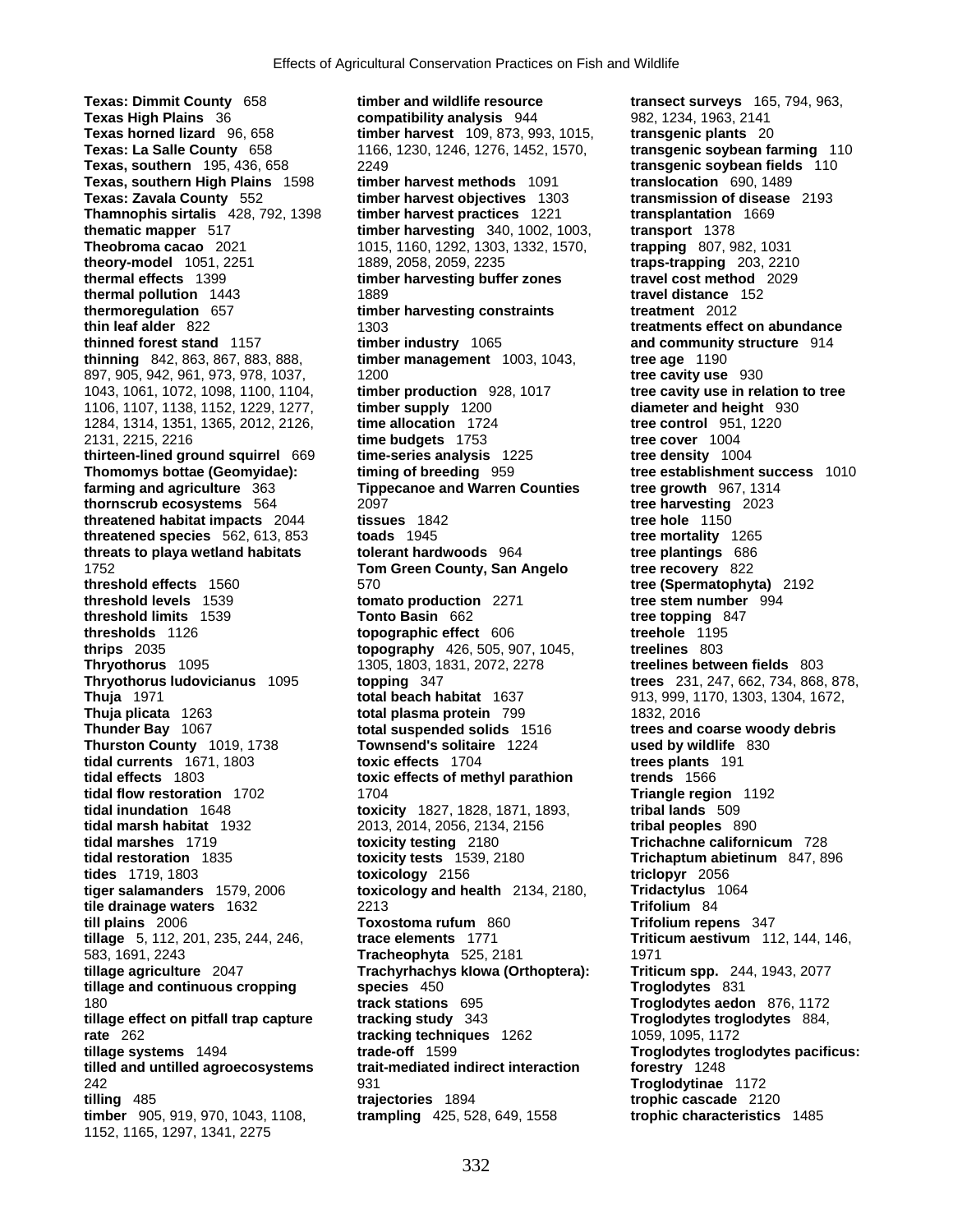**Texas: Dimmit County** 658
**Texas High Plains** 36
**Texas horned lizard** 96, 658
**Texas: La Salle County** 658
**Texas, southern** 195, 436, 658
**Texas, southern High Plains** 1598
**Texas: Zavala County** 552
**Thamnophis sirtalis** 428, 792, 1398
**thematic mapper** 517
**Theobroma cacao** 2021
**theory-model** 1051, 2251
**thermal effects** 1399
**thermal pollution** 1443
**thermoregulation** 657
**thin leaf alder** 822
**thinned forest stand** 1157
**thinning** 842, 863, 867, 883, 888, 897, 905, 942, 961, 973, 978, 1037, 1043, 1061, 1072, 1098, 1100, 1104, 1106, 1107, 1138, 1152, 1229, 1277, 1284, 1314, 1351, 1365, 2012, 2126, 2131, 2215, 2216
**thirteen-lined ground squirrel** 669
**Thomomys bottae (Geomyidae): farming and agriculture** 363
**thornscrub ecosystems** 564
**threatened habitat impacts** 2044
**threatened species** 562, 613, 853
**threats to playa wetland habitats** 1752
**threshold effects** 1560
**threshold levels** 1539
**threshold limits** 1539
**thresholds** 1126
**thrips** 2035
**Thryothorus** 1095
**Thryothorus ludovicianus** 1095
**Thuja** 1971
**Thuja plicata** 1263
**Thunder Bay** 1067
**Thurston County** 1019, 1738
**tidal currents** 1671, 1803
**tidal effects** 1803
**tidal flow restoration** 1702
**tidal inundation** 1648
**tidal marsh habitat** 1932
**tidal marshes** 1719
**tidal restoration** 1835
**tides** 1719, 1803
**tiger salamanders** 1579, 2006
**tile drainage waters** 1632
**till plains** 2006
**tillage** 5, 112, 201, 235, 244, 246, 583, 1691, 2243
**tillage agriculture** 2047
**tillage and continuous cropping** 180
**tillage effect on pitfall trap capture rate** 262
**tillage systems** 1494
**tilled and untilled agroecosystems** 242
**tilling** 485
**timber** 905, 919, 970, 1043, 1108, 1152, 1165, 1297, 1341, 2275
**timber and wildlife resource compatibility analysis** 944
**timber harvest** 109, 873, 993, 1015, 1166, 1230, 1246, 1276, 1452, 1570, 2249
**timber harvest methods** 1091
**timber harvest objectives** 1303
**timber harvest practices** 1221
**timber harvesting** 340, 1002, 1003, 1015, 1160, 1292, 1303, 1332, 1570, 1889, 2058, 2059, 2235
**timber harvesting buffer zones** 1889
**timber harvesting constraints** 1303
**timber industry** 1065
**timber management** 1003, 1043, 1200
**timber production** 928, 1017
**timber supply** 1200
**time allocation** 1724
**time budgets** 1753
**time-series analysis** 1225
**timing of breeding** 959
**Tippecanoe and Warren Counties** 2097
**tissues** 1842
**toads** 1945
**tolerant hardwoods** 964
**Tom Green County, San Angelo** 570
**tomato production** 2271
**Tonto Basin** 662
**topographic effect** 606
**topography** 426, 505, 907, 1045, 1305, 1803, 1831, 2072, 2278
**topping** 347
**total beach habitat** 1637
**total plasma protein** 799
**total suspended solids** 1516
**Townsend's solitaire** 1224
**toxic effects** 1704
**toxic effects of methyl parathion** 1704
**toxicity** 1827, 1828, 1871, 1893, 2013, 2014, 2056, 2134, 2156
**toxicity testing** 2180
**toxicity tests** 1539, 2180
**toxicology** 2156
**toxicology and health** 2134, 2180, 2213
**Toxostoma rufum** 860
**trace elements** 1771
**Tracheophyta** 525, 2181
**Trachyrhachys kiowa (Orthoptera): species** 450
**track stations** 695
**tracking study** 343
**tracking techniques** 1262
**trade-off** 1599
**trait-mediated indirect interaction** 931
**trajectories** 1894
**trampling** 425, 528, 649, 1558
**transect surveys** 165, 794, 963, 982, 1234, 1963, 2141
**transgenic plants** 20
**transgenic soybean farming** 110
**transgenic soybean fields** 110
**translocation** 690, 1489
**transmission of disease** 2193
**transplantation** 1669
**transport** 1378
**trapping** 807, 982, 1031
**traps-trapping** 203, 2210
**travel cost method** 2029
**travel distance** 152
**treatment** 2012
**treatments effect on abundance and community structure** 914
**tree age** 1190
**tree cavity use** 930
**tree cavity use in relation to tree diameter and height** 930
**tree control** 951, 1220
**tree cover** 1004
**tree density** 1004
**tree establishment success** 1010
**tree growth** 967, 1314
**tree harvesting** 2023
**tree hole** 1150
**tree mortality** 1265
**tree plantings** 686
**tree recovery** 822
**tree (Spermatophyta)** 2192
**tree stem number** 994
**tree topping** 847
**treehole** 1195
**treelines** 803
**treelines between fields** 803
**trees** 231, 247, 662, 734, 868, 878, 913, 999, 1170, 1303, 1304, 1672, 1832, 2016
**trees and coarse woody debris used by wildlife** 830
**trees plants** 191
**trends** 1566
**Triangle region** 1192
**tribal lands** 509
**tribal peoples** 890
**Trichachne californicum** 728
**Trichaptum abietinum** 847, 896
**triclopyr** 2056
**Tridactylus** 1064
**Trifolium** 84
**Trifolium repens** 347
**Triticum aestivum** 112, 144, 146, 1971
**Triticum spp.** 244, 1943, 2077
**Troglodytes** 831
**Troglodytes aedon** 876, 1172
**Troglodytes troglodytes** 884, 1059, 1095, 1172
**Troglodytes troglodytes pacificus: forestry** 1248
**Troglodytinae** 1172
**trophic cascade** 2120
**trophic characteristics** 1485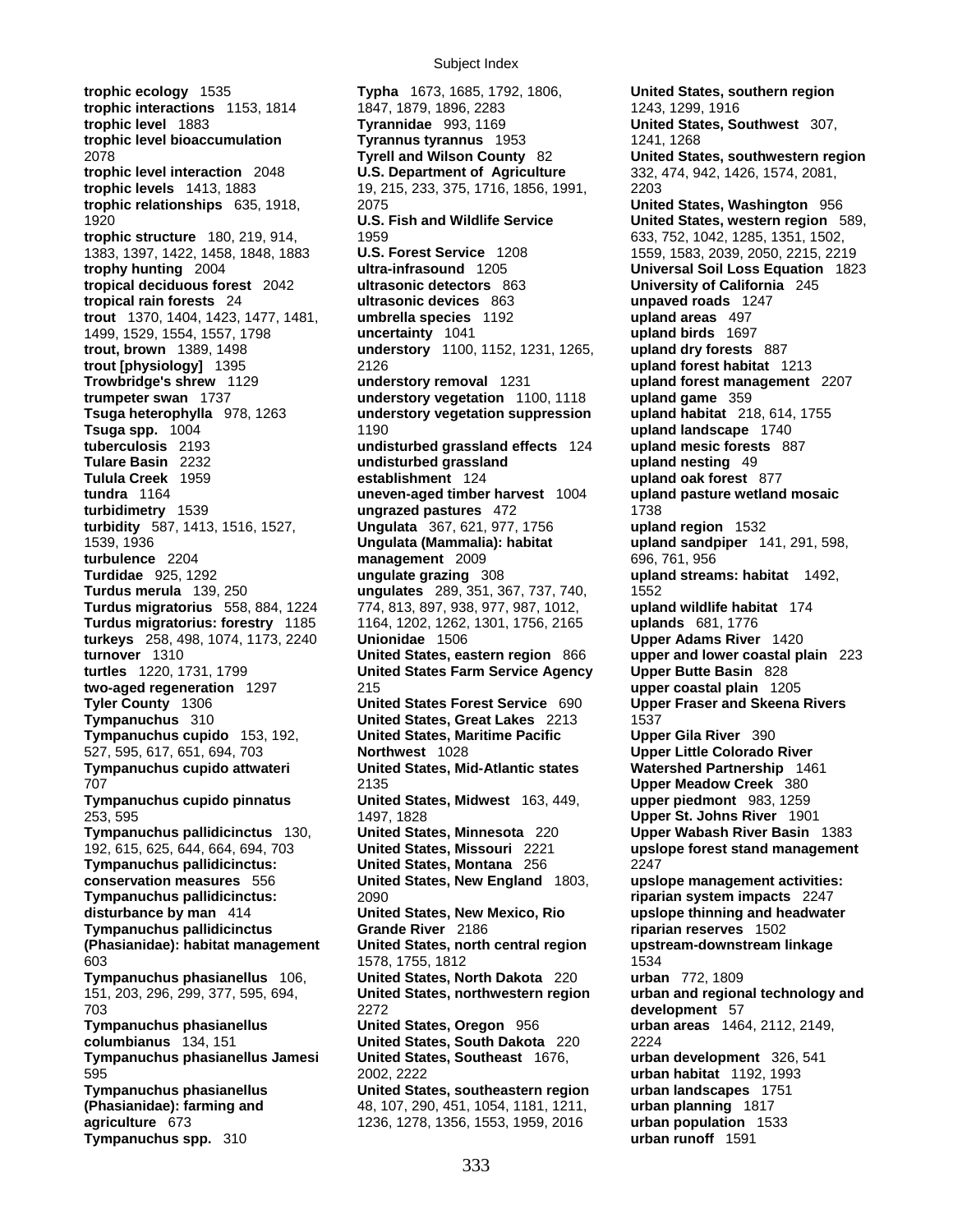**trophic ecology** 1535
**trophic interactions** 1153, 1814
**trophic level** 1883
**trophic level bioaccumulation** 2078
**trophic level interaction** 2048
**trophic levels** 1413, 1883
**trophic relationships** 635, 1918, 1920
**trophic structure** 180, 219, 914, 1383, 1397, 1422, 1458, 1848, 1883
**trophy hunting** 2004
**tropical deciduous forest** 2042
**tropical rain forests** 24
**trout** 1370, 1404, 1423, 1477, 1481, 1499, 1529, 1554, 1557, 1798
**trout, brown** 1389, 1498
**trout [physiology]** 1395
**Trowbridge's shrew** 1129
**trumpeter swan** 1737
**Tsuga heterophylla** 978, 1263
**Tsuga spp.** 1004
**tuberculosis** 2193
**Tulare Basin** 2232
**Tulula Creek** 1959
**tundra** 1164
**turbidimetry** 1539
**turbidity** 587, 1413, 1516, 1527, 1539, 1936
**turbulence** 2204
**Turdidae** 925, 1292
**Turdus merula** 139, 250
**Turdus migratorius** 558, 884, 1224
**Turdus migratorius: forestry** 1185
**turkeys** 258, 498, 1074, 1173, 2240
**turnover** 1310
**turtles** 1220, 1731, 1799
**two-aged regeneration** 1297
**Tyler County** 1306
**Tympanuchus** 310
**Tympanuchus cupido** 153, 192, 527, 595, 617, 651, 694, 703
**Tympanuchus cupido attwateri** 707
**Tympanuchus cupido pinnatus** 253, 595
**Tympanuchus pallidicinctus** 130, 192, 615, 625, 644, 664, 694, 703
**Tympanuchus pallidicinctus: conservation measures** 556
**Tympanuchus pallidicinctus: disturbance by man** 414
**Tympanuchus pallidicinctus (Phasianidae): habitat management** 603
**Tympanuchus phasianellus** 106, 151, 203, 296, 299, 377, 595, 694, 703
**Tympanuchus phasianellus columbianus** 134, 151
**Tympanuchus phasianellus Jamesi** 595
**Tympanuchus phasianellus (Phasianidae): farming and agriculture** 673
**Tympanuchus spp.** 310
**Typha** 1673, 1685, 1792, 1806, 1847, 1879, 1896, 2283
**Tyrannidae** 993, 1169
**Tyrannus tyrannus** 1953
**Tyrell and Wilson County** 82
**U.S. Department of Agriculture** 19, 215, 233, 375, 1716, 1856, 1991, 2075
**U.S. Fish and Wildlife Service** 1959
**U.S. Forest Service** 1208
**ultra-infrasound** 1205
**ultrasonic detectors** 863
**ultrasonic devices** 863
**umbrella species** 1192
**uncertainty** 1041
**understory** 1100, 1152, 1231, 1265, 2126
**understory removal** 1231
**understory vegetation** 1100, 1118
**understory vegetation suppression** 1190
**undisturbed grassland effects** 124
**undisturbed grassland establishment** 124
**uneven-aged timber harvest** 1004
**ungrazed pastures** 472
**Ungulata** 367, 621, 977, 1756
**Ungulata (Mammalia): habitat management** 2009
**ungulate grazing** 308
**ungulates** 289, 351, 367, 737, 740, 774, 813, 897, 938, 977, 987, 1012, 1164, 1202, 1262, 1301, 1756, 2165
**Unionidae** 1506
**United States, eastern region** 866
**United States Farm Service Agency** 215
**United States Forest Service** 690
**United States, Great Lakes** 2213
**United States, Maritime Pacific Northwest** 1028
**United States, Mid-Atlantic states** 2135
**United States, Midwest** 163, 449, 1497, 1828
**United States, Minnesota** 220
**United States, Missouri** 2221
**United States, Montana** 256
**United States, New England** 1803, 2090
**United States, New Mexico, Rio Grande River** 2186
**United States, north central region** 1578, 1755, 1812
**United States, North Dakota** 220
**United States, northwestern region** 2272
**United States, Oregon** 956
**United States, South Dakota** 220
**United States, Southeast** 1676, 2002, 2222
**United States, southeastern region** 48, 107, 290, 451, 1054, 1181, 1211, 1236, 1278, 1356, 1553, 1959, 2016
**United States, southern region** 1243, 1299, 1916
**United States, Southwest** 307, 1241, 1268
**United States, southwestern region** 332, 474, 942, 1426, 1574, 2081, 2203
**United States, Washington** 956
**United States, western region** 589, 633, 752, 1042, 1285, 1351, 1502, 1559, 1583, 2039, 2050, 2215, 2219
**Universal Soil Loss Equation** 1823
**University of California** 245
**unpaved roads** 1247
**upland areas** 497
**upland birds** 1697
**upland dry forests** 887
**upland forest habitat** 1213
**upland forest management** 2207
**upland game** 359
**upland habitat** 218, 614, 1755
**upland landscape** 1740
**upland mesic forests** 887
**upland nesting** 49
**upland oak forest** 877
**upland pasture wetland mosaic** 1738
**upland region** 1532
**upland sandpiper** 141, 291, 598, 696, 761, 956
**upland streams: habitat** 1492, 1552
**upland wildlife habitat** 174
**uplands** 681, 1776
**Upper Adams River** 1420
**upper and lower coastal plain** 223
**Upper Butte Basin** 828
**upper coastal plain** 1205
**Upper Fraser and Skeena Rivers** 1537
**Upper Gila River** 390
**Upper Little Colorado River Watershed Partnership** 1461
**Upper Meadow Creek** 380
**upper piedmont** 983, 1259
**Upper St. Johns River** 1901
**Upper Wabash River Basin** 1383
**upslope forest stand management** 2247
**upslope management activities: riparian system impacts** 2247
**upslope thinning and headwater riparian reserves** 1502
**upstream-downstream linkage** 1534
**urban** 772, 1809
**urban and regional technology and development** 57
**urban areas** 1464, 2112, 2149, 2224
**urban development** 326, 541
**urban habitat** 1192, 1993
**urban landscapes** 1751
**urban planning** 1817
**urban population** 1533
**urban runoff** 1591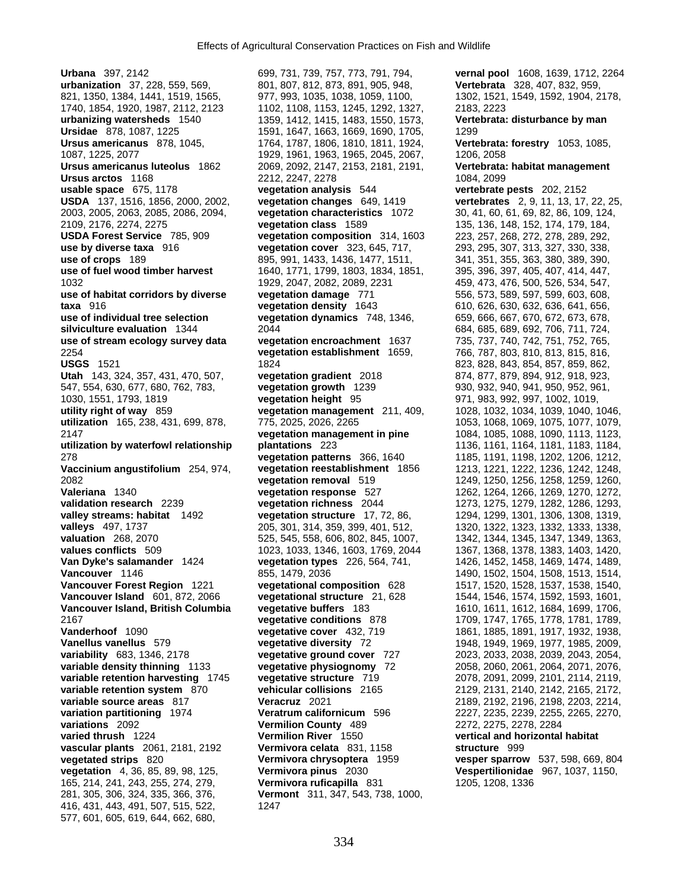**Urbana** 397, 2142
**urbanization** 37, 228, 559, 569, 821, 1350, 1384, 1441, 1519, 1565, 1740, 1854, 1920, 1987, 2112, 2123
**urbanizing watersheds** 1540
**Ursidae** 878, 1087, 1225
**Ursus americanus** 878, 1045, 1087, 1225, 2077
**Ursus americanus luteolus** 1862
**Ursus arctos** 1168
**usable space** 675, 1178
**USDA** 137, 1516, 1856, 2000, 2002, 2003, 2005, 2063, 2085, 2086, 2094, 2109, 2176, 2274, 2275
**USDA Forest Service** 785, 909
**use by diverse taxa** 916
**use of crops** 189
**use of fuel wood timber harvest** 1032
**use of habitat corridors by diverse taxa** 916
**use of individual tree selection silviculture evaluation** 1344
**use of stream ecology survey data** 2254
**USGS** 1521
**Utah** 143, 324, 357, 431, 470, 507, 547, 554, 630, 677, 680, 762, 783, 1030, 1551, 1793, 1819
**utility right of way** 859
**utilization** 165, 238, 431, 699, 878, 2147
**utilization by waterfowl relationship** 278
**Vaccinium angustifolium** 254, 974, 2082
**Valeriana** 1340
**validation research** 2239
**valley streams: habitat** 1492
**valleys** 497, 1737
**valuation** 268, 2070
**values conflicts** 509
**Van Dyke's salamander** 1424
**Vancouver** 1146
**Vancouver Forest Region** 1221
**Vancouver Island** 601, 872, 2066
**Vancouver Island, British Columbia** 2167
**Vanderhoof** 1090
**Vanellus vanellus** 579
**variability** 683, 1346, 2178
**variable density thinning** 1133
**variable retention harvesting** 1745
**variable retention system** 870
**variable source areas** 817
**variation partitioning** 1974
**variations** 2092
**varied thrush** 1224
**vascular plants** 2061, 2181, 2192
**vegetated strips** 820
**vegetation** 4, 36, 85, 89, 98, 125, 165, 214, 241, 243, 255, 274, 279, 281, 305, 306, 324, 335, 366, 376, 416, 431, 443, 491, 507, 515, 522, 577, 601, 605, 619, 644, 662, 680, 699, 731, 739, 757, 773, 791, 794, 801, 807, 812, 873, 891, 905, 948, 977, 993, 1035, 1038, 1059, 1100, 1102, 1108, 1153, 1245, 1292, 1327, 1359, 1412, 1415, 1483, 1550, 1573, 1591, 1647, 1663, 1669, 1690, 1705, 1764, 1787, 1806, 1810, 1811, 1924, 1929, 1961, 1963, 1965, 2045, 2067, 2069, 2092, 2147, 2153, 2181, 2191, 2212, 2247, 2278
**vegetation analysis** 544
**vegetation changes** 649, 1419
**vegetation characteristics** 1072
**vegetation class** 1589
**vegetation composition** 314, 1603
**vegetation cover** 323, 645, 717, 895, 991, 1433, 1436, 1477, 1511, 1640, 1771, 1799, 1803, 1834, 1851, 1929, 2047, 2082, 2089, 2231
**vegetation damage** 771
**vegetation density** 1643
**vegetation dynamics** 748, 1346, 2044
**vegetation encroachment** 1637
**vegetation establishment** 1659, 1824
**vegetation gradient** 2018
**vegetation growth** 1239
**vegetation height** 95
**vegetation management** 211, 409, 775, 2025, 2026, 2265
**vegetation management in pine plantations** 223
**vegetation patterns** 366, 1640
**vegetation reestablishment** 1856
**vegetation removal** 519
**vegetation response** 527
**vegetation richness** 2044
**vegetation structure** 17, 72, 86, 205, 301, 314, 359, 399, 401, 512, 525, 545, 558, 606, 802, 845, 1007, 1023, 1033, 1346, 1603, 1769, 2044
**vegetation types** 226, 564, 741, 855, 1479, 2036
**vegetational composition** 628
**vegetational structure** 21, 628
**vegetative buffers** 183
**vegetative conditions** 878
**vegetative cover** 432, 719
**vegetative diversity** 72
**vegetative ground cover** 727
**vegetative physiognomy** 72
**vegetative structure** 719
**vehicular collisions** 2165
**Veracruz** 2021
**Veratrum californicum** 596
**Vermilion County** 489
**Vermilion River** 1550
**Vermivora celata** 831, 1158
**Vermivora chrysoptera** 1959
**Vermivora pinus** 2030
**Vermivora ruficapilla** 831
**Vermont** 311, 347, 543, 738, 1000, 1247
**vernal pool** 1608, 1639, 1712, 2264
**Vertebrata** 328, 407, 832, 959, 1302, 1521, 1549, 1592, 1904, 2178, 2183, 2223
**Vertebrata: disturbance by man** 1299
**Vertebrata: forestry** 1053, 1085, 1206, 2058
**Vertebrata: habitat management** 1084, 2099
**vertebrate pests** 202, 2152
**vertebrates** 2, 9, 11, 13, 17, 22, 25, 30, 41, 60, 61, 69, 82, 86, 109, 124, 135, 136, 148, 152, 174, 179, 184, 223, 257, 268, 272, 278, 289, 292, 293, 295, 307, 313, 327, 330, 338, 341, 351, 355, 363, 380, 389, 390, 395, 396, 397, 405, 407, 414, 447, 459, 473, 476, 500, 526, 534, 547, 556, 573, 589, 597, 599, 603, 608, 610, 626, 630, 632, 636, 641, 656, 659, 666, 667, 670, 672, 673, 678, 684, 685, 689, 692, 706, 711, 724, 735, 737, 740, 742, 751, 752, 765, 766, 787, 803, 810, 813, 815, 816, 823, 828, 843, 854, 857, 859, 862, 874, 877, 879, 894, 912, 918, 923, 930, 932, 940, 941, 950, 952, 961, 971, 983, 992, 997, 1002, 1019, 1028, 1032, 1034, 1039, 1040, 1046, 1053, 1068, 1069, 1075, 1077, 1079, 1084, 1085, 1088, 1090, 1113, 1123, 1136, 1161, 1164, 1181, 1183, 1184, 1185, 1191, 1198, 1202, 1206, 1212, 1213, 1221, 1222, 1236, 1242, 1248, 1249, 1250, 1256, 1258, 1259, 1260, 1262, 1264, 1266, 1269, 1270, 1272, 1273, 1275, 1279, 1282, 1286, 1293, 1294, 1299, 1301, 1306, 1308, 1319, 1320, 1322, 1323, 1332, 1333, 1338, 1342, 1344, 1345, 1347, 1349, 1363, 1367, 1368, 1378, 1383, 1403, 1420, 1426, 1452, 1458, 1469, 1474, 1489, 1490, 1502, 1504, 1508, 1513, 1514, 1517, 1520, 1528, 1537, 1538, 1540, 1544, 1546, 1574, 1592, 1593, 1601, 1610, 1611, 1612, 1684, 1699, 1706, 1709, 1747, 1765, 1778, 1781, 1789, 1861, 1885, 1891, 1917, 1932, 1938, 1948, 1949, 1969, 1977, 1985, 2009, 2023, 2033, 2038, 2039, 2043, 2054, 2058, 2060, 2061, 2064, 2071, 2076, 2078, 2091, 2099, 2101, 2114, 2119, 2129, 2131, 2140, 2142, 2165, 2172, 2189, 2192, 2196, 2198, 2203, 2214, 2227, 2235, 2239, 2255, 2265, 2270, 2272, 2275, 2278, 2284
**vertical and horizontal habitat structure** 999
**vesper sparrow** 537, 598, 669, 804
**Vespertilionidae** 967, 1037, 1150, 1205, 1208, 1336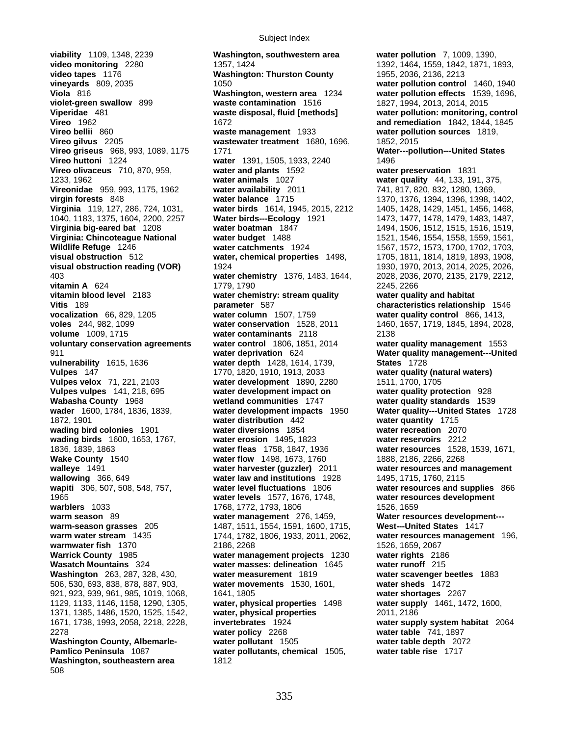**viability** 1109, 1348, 2239
**video monitoring** 2280
**video tapes** 1176
**vineyards** 809, 2035
**Viola** 816
**violet-green swallow** 899
**Viperidae** 481
**Vireo** 1962
**Vireo bellii** 860
**Vireo gilvus** 2205
**Vireo griseus** 968, 993, 1089, 1175
**Vireo huttoni** 1224
**Vireo olivaceus** 710, 870, 959, 1233, 1962
**Vireonidae** 959, 993, 1175, 1962
**virgin forests** 848
**Virginia** 119, 127, 286, 724, 1031, 1040, 1183, 1375, 1604, 2200, 2257
**Virginia big-eared bat** 1208
**Virginia: Chincoteague National Wildlife Refuge** 1246
**visual obstruction** 512
**visual obstruction reading (VOR)** 403
**vitamin A** 624
**vitamin blood level** 2183
**Vitis** 189
**vocalization** 66, 829, 1205
**voles** 244, 982, 1099
**volume** 1009, 1715
**voluntary conservation agreements** 911
**vulnerability** 1615, 1636
**Vulpes** 147
**Vulpes velox** 71, 221, 2103
**Vulpes vulpes** 141, 218, 695
**Wabasha County** 1968
**wader** 1600, 1784, 1836, 1839, 1872, 1901
**wading bird colonies** 1901
**wading birds** 1600, 1653, 1767, 1836, 1839, 1863
**Wake County** 1540
**walleye** 1491
**wallowing** 366, 649
**wapiti** 306, 507, 508, 548, 757, 1965
**warblers** 1033
**warm season** 89
**warm-season grasses** 205
**warm water stream** 1435
**warmwater fish** 1370
**Warrick County** 1985
**Wasatch Mountains** 324
**Washington** 263, 287, 328, 430, 506, 530, 693, 838, 878, 887, 903, 921, 923, 939, 961, 985, 1019, 1068, 1129, 1133, 1146, 1158, 1290, 1305, 1371, 1385, 1486, 1520, 1525, 1542, 1671, 1738, 1993, 2058, 2218, 2228, 2278
**Washington County, Albemarle-Pamlico Peninsula** 1087
**Washington, southeastern area** 508
**Washington, southwestern area** 1357, 1424
**Washington: Thurston County** 1050
**Washington, western area** 1234
**waste contamination** 1516
**waste disposal, fluid [methods]** 1672
**waste management** 1933
**wastewater treatment** 1680, 1696, 1771
**water** 1391, 1505, 1933, 2240
**water and plants** 1592
**water animals** 1027
**water availability** 2011
**water balance** 1715
**water birds** 1614, 1945, 2015, 2212
**Water birds---Ecology** 1921
**water boatman** 1847
**water budget** 1488
**water catchments** 1924
**water, chemical properties** 1498, 1924
**water chemistry** 1376, 1483, 1644, 1779, 1790
**water chemistry: stream quality parameter** 587
**water column** 1507, 1759
**water conservation** 1528, 2011
**water contaminants** 2118
**water control** 1806, 1851, 2014
**water deprivation** 624
**water depth** 1428, 1614, 1739, 1770, 1820, 1910, 1913, 2033
**water development** 1890, 2280
**water development impact on wetland communities** 1747
**water development impacts** 1950
**water distribution** 442
**water diversions** 1854
**water erosion** 1495, 1823
**water fleas** 1758, 1847, 1936
**water flow** 1498, 1673, 1760
**water harvester (guzzler)** 2011
**water law and institutions** 1928
**water level fluctuations** 1806
**water levels** 1577, 1676, 1748, 1768, 1772, 1793, 1806
**water management** 276, 1459, 1487, 1511, 1554, 1591, 1600, 1715, 1744, 1782, 1806, 1933, 2011, 2062, 2186, 2268
**water management projects** 1230
**water masses: delineation** 1645
**water measurement** 1819
**water movements** 1530, 1601, 1641, 1805
**water, physical properties** 1498
**water, physical properties invertebrates** 1924
**water policy** 2268
**water pollutant** 1505
**water pollutants, chemical** 1505, 1812
**water pollution** 7, 1009, 1390, 1392, 1464, 1559, 1842, 1871, 1893, 1955, 2036, 2136, 2213
**water pollution control** 1460, 1940
**water pollution effects** 1539, 1696, 1827, 1994, 2013, 2014, 2015
**water pollution: monitoring, control and remediation** 1842, 1844, 1845
**water pollution sources** 1819, 1852, 2015
**Water---pollution---United States** 1496
**water preservation** 1831
**water quality** 44, 133, 191, 375, 741, 817, 820, 832, 1280, 1369, 1370, 1376, 1394, 1396, 1398, 1402, 1405, 1428, 1429, 1451, 1456, 1468, 1473, 1477, 1478, 1479, 1483, 1487, 1494, 1506, 1512, 1515, 1516, 1519, 1521, 1546, 1554, 1558, 1559, 1561, 1567, 1572, 1573, 1700, 1702, 1703, 1705, 1811, 1814, 1819, 1893, 1908, 1930, 1970, 2013, 2014, 2025, 2026, 2028, 2036, 2070, 2135, 2179, 2212, 2245, 2266
**water quality and habitat characteristics relationship** 1546
**water quality control** 866, 1413, 1460, 1657, 1719, 1845, 1894, 2028, 2138
**water quality management** 1553
**Water quality management---United States** 1728
**water quality (natural waters)** 1511, 1700, 1705
**water quality protection** 928
**water quality standards** 1539
**Water quality---United States** 1728
**water quantity** 1715
**water recreation** 2070
**water reservoirs** 2212
**water resources** 1528, 1539, 1671, 1888, 2186, 2266, 2268
**water resources and management** 1495, 1715, 1760, 2115
**water resources and supplies** 866
**water resources development** 1526, 1659
**Water resources development---West---United States** 1417
**water resources management** 196, 1526, 1659, 2067
**water rights** 2186
**water runoff** 215
**water scavenger beetles** 1883
**water sheds** 1472
**water shortages** 2267
**water supply** 1461, 1472, 1600, 2011, 2186
**water supply system habitat** 2064
**water table** 741, 1897
**water table depth** 2072
**water table rise** 1717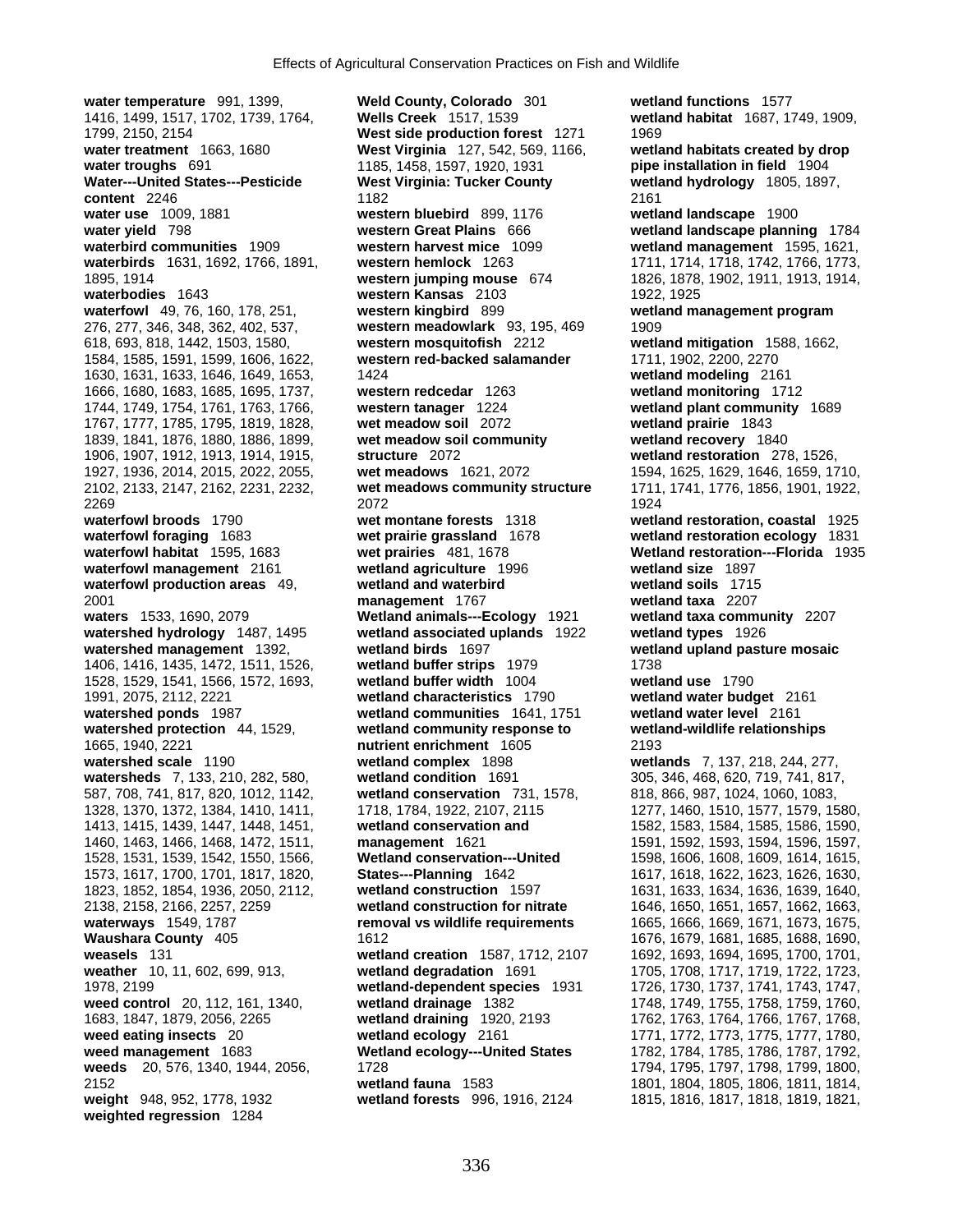**water temperature** 991, 1399, 1416, 1499, 1517, 1702, 1739, 1764, 1799, 2150, 2154
**water treatment** 1663, 1680
**water troughs** 691
**Water---United States---Pesticide content** 2246
**water use** 1009, 1881
**water yield** 798
**waterbird communities** 1909
**waterbirds** 1631, 1692, 1766, 1891, 1895, 1914
**waterbodies** 1643
**waterfowl** 49, 76, 160, 178, 251, 276, 277, 346, 348, 362, 402, 537, 618, 693, 818, 1442, 1503, 1580, 1584, 1585, 1591, 1599, 1606, 1622, 1630, 1631, 1633, 1646, 1649, 1653, 1666, 1680, 1683, 1685, 1695, 1737, 1744, 1749, 1754, 1761, 1763, 1766, 1767, 1777, 1785, 1795, 1819, 1828, 1839, 1841, 1876, 1880, 1886, 1899, 1906, 1907, 1912, 1913, 1914, 1915, 1927, 1936, 2014, 2015, 2022, 2055, 2102, 2133, 2147, 2162, 2231, 2232, 2269
**waterfowl broods** 1790
**waterfowl foraging** 1683
**waterfowl habitat** 1595, 1683
**waterfowl management** 2161
**waterfowl production areas** 49, 2001
**waters** 1533, 1690, 2079
**watershed hydrology** 1487, 1495
**watershed management** 1392, 1406, 1416, 1435, 1472, 1511, 1526, 1528, 1529, 1541, 1566, 1572, 1693, 1991, 2075, 2112, 2221
**watershed ponds** 1987
**watershed protection** 44, 1529, 1665, 1940, 2221
**watershed scale** 1190
**watersheds** 7, 133, 210, 282, 580, 587, 708, 741, 817, 820, 1012, 1142, 1328, 1370, 1372, 1384, 1410, 1411, 1413, 1415, 1439, 1447, 1448, 1451, 1460, 1463, 1466, 1468, 1472, 1511, 1528, 1531, 1539, 1542, 1550, 1566, 1573, 1617, 1700, 1701, 1817, 1820, 1823, 1852, 1854, 1936, 2050, 2112, 2138, 2158, 2166, 2257, 2259
**waterways** 1549, 1787
**Waushara County** 405
**weasels** 131
**weather** 10, 11, 602, 699, 913, 1978, 2199
**weed control** 20, 112, 161, 1340, 1683, 1847, 1879, 2056, 2265
**weed eating insects** 20
**weed management** 1683
**weeds** 20, 576, 1340, 1944, 2056, 2152
**weight** 948, 952, 1778, 1932
**weighted regression** 1284
**Weld County, Colorado** 301
**Wells Creek** 1517, 1539
**West side production forest** 1271
**West Virginia** 127, 542, 569, 1166, 1185, 1458, 1597, 1920, 1931
**West Virginia: Tucker County** 1182
**western bluebird** 899, 1176
**western Great Plains** 666
**western harvest mice** 1099
**western hemlock** 1263
**western jumping mouse** 674
**western Kansas** 2103
**western kingbird** 899
**western meadowlark** 93, 195, 469
**western mosquitofish** 2212
**western red-backed salamander** 1424
**western redcedar** 1263
**western tanager** 1224
**wet meadow soil** 2072
**wet meadow soil community structure** 2072
**wet meadows** 1621, 2072
**wet meadows community structure** 2072
**wet montane forests** 1318
**wet prairie grassland** 1678
**wet prairies** 481, 1678
**wetland agriculture** 1996
**wetland and waterbird management** 1767
**Wetland animals---Ecology** 1921
**wetland associated uplands** 1922
**wetland birds** 1697
**wetland buffer strips** 1979
**wetland buffer width** 1004
**wetland characteristics** 1790
**wetland communities** 1641, 1751
**wetland community response to nutrient enrichment** 1605
**wetland complex** 1898
**wetland condition** 1691
**wetland conservation** 731, 1578, 1718, 1784, 1922, 2107, 2115
**wetland conservation and management** 1621
**Wetland conservation---United States---Planning** 1642
**wetland construction** 1597
**wetland construction for nitrate removal vs wildlife requirements** 1612
**wetland creation** 1587, 1712, 2107
**wetland degradation** 1691
**wetland-dependent species** 1931
**wetland drainage** 1382
**wetland draining** 1920, 2193
**wetland ecology** 2161
**Wetland ecology---United States** 1728
**wetland fauna** 1583
**wetland forests** 996, 1916, 2124
**wetland functions** 1577
**wetland habitat** 1687, 1749, 1909, 1969
**wetland habitats created by drop pipe installation in field** 1904
**wetland hydrology** 1805, 1897, 2161
**wetland landscape** 1900
**wetland landscape planning** 1784
**wetland management** 1595, 1621, 1711, 1714, 1718, 1742, 1766, 1773, 1826, 1878, 1902, 1911, 1913, 1914, 1922, 1925
**wetland management program** 1909
**wetland mitigation** 1588, 1662, 1711, 1902, 2200, 2270
**wetland modeling** 2161
**wetland monitoring** 1712
**wetland plant community** 1689
**wetland prairie** 1843
**wetland recovery** 1840
**wetland restoration** 278, 1526, 1594, 1625, 1629, 1646, 1659, 1710, 1711, 1741, 1776, 1856, 1901, 1922, 1924
**wetland restoration, coastal** 1925
**wetland restoration ecology** 1831
**Wetland restoration---Florida** 1935
**wetland size** 1897
**wetland soils** 1715
**wetland taxa** 2207
**wetland taxa community** 2207
**wetland types** 1926
**wetland upland pasture mosaic** 1738
**wetland use** 1790
**wetland water budget** 2161
**wetland water level** 2161
**wetland-wildlife relationships** 2193
**wetlands** 7, 137, 218, 244, 277, 305, 346, 468, 620, 719, 741, 817, 818, 866, 987, 1024, 1060, 1083, 1277, 1460, 1510, 1577, 1579, 1580, 1582, 1583, 1584, 1585, 1586, 1590, 1591, 1592, 1593, 1594, 1596, 1597, 1598, 1606, 1608, 1609, 1614, 1615, 1617, 1618, 1622, 1623, 1626, 1630, 1631, 1633, 1634, 1636, 1639, 1640, 1646, 1650, 1651, 1657, 1662, 1663, 1665, 1666, 1669, 1671, 1673, 1675, 1676, 1679, 1681, 1685, 1688, 1690, 1692, 1693, 1694, 1695, 1700, 1701, 1705, 1708, 1717, 1719, 1722, 1723, 1726, 1730, 1737, 1741, 1743, 1747, 1748, 1749, 1755, 1758, 1759, 1760, 1762, 1763, 1764, 1766, 1767, 1768, 1771, 1772, 1773, 1775, 1777, 1780, 1782, 1784, 1785, 1786, 1787, 1792, 1794, 1795, 1797, 1798, 1799, 1800, 1801, 1804, 1805, 1806, 1811, 1814, 1815, 1816, 1817, 1818, 1819, 1821,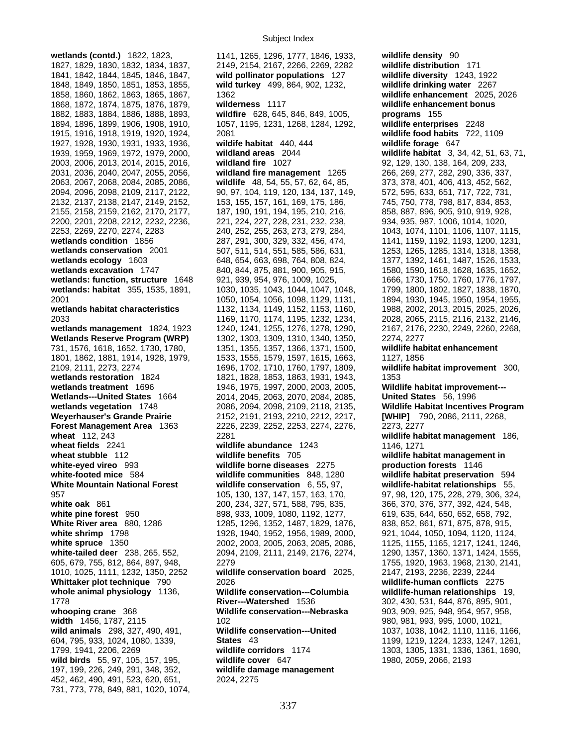**wetlands (contd.)** 1822, 1823, 1827, 1829, 1830, 1832, 1834, 1837, 1841, 1842, 1844, 1845, 1846, 1847, 1848, 1849, 1850, 1851, 1853, 1855, 1858, 1860, 1862, 1863, 1865, 1867, 1868, 1872, 1874, 1875, 1876, 1879, 1882, 1883, 1884, 1886, 1888, 1893, 1894, 1896, 1899, 1906, 1908, 1910, 1915, 1916, 1918, 1919, 1920, 1924, 1927, 1928, 1930, 1931, 1933, 1936, 1939, 1959, 1969, 1972, 1979, 2000, 2003, 2006, 2013, 2014, 2015, 2016, 2031, 2036, 2040, 2047, 2055, 2056, 2063, 2067, 2068, 2084, 2085, 2086, 2094, 2096, 2098, 2109, 2117, 2122, 2132, 2137, 2138, 2147, 2149, 2152, 2155, 2158, 2159, 2162, 2170, 2177, 2200, 2201, 2208, 2212, 2232, 2236, 2253, 2269, 2270, 2274, 2283
**wetlands condition** 1856
**wetlands conservation** 2001
**wetlands ecology** 1603
**wetlands excavation** 1747
**wetlands: function, structure** 1648
**wetlands: habitat** 355, 1535, 1891, 2001
**wetlands habitat characteristics** 2033
**wetlands management** 1824, 1923
**Wetlands Reserve Program (WRP)** 731, 1576, 1618, 1652, 1730, 1780, 1801, 1862, 1881, 1914, 1928, 1979, 2109, 2111, 2273, 2274
**wetlands restoration** 1824
**wetlands treatment** 1696
**Wetlands---United States** 1664
**wetlands vegetation** 1748
**Weyerhauser's Grande Prairie Forest Management Area** 1363
**wheat** 112, 243
**wheat fields** 2241
**wheat stubble** 112
**white-eyed vireo** 993
**white-footed mice** 584
**White Mountain National Forest** 957
**white oak** 861
**white pine forest** 950
**White River area** 880, 1286
**white shrimp** 1798
**white spruce** 1350
**white-tailed deer** 238, 265, 552, 605, 679, 755, 812, 864, 897, 948, 1010, 1025, 1111, 1232, 1350, 2252
**Whittaker plot technique** 790
**whole animal physiology** 1136, 1778
**whooping crane** 368
**width** 1456, 1787, 2115
**wild animals** 298, 327, 490, 491, 604, 795, 933, 1024, 1080, 1339, 1799, 1941, 2206, 2269
**wild birds** 55, 97, 105, 157, 195, 197, 199, 226, 249, 291, 348, 352, 452, 462, 490, 491, 523, 620, 651, 731, 773, 778, 849, 881, 1020, 1074, 1141, 1265, 1296, 1777, 1846, 1933, 2149, 2154, 2167, 2266, 2269, 2282
**wild pollinator populations** 127
**wild turkey** 499, 864, 902, 1232, 1362
**wilderness** 1117
**wildfire** 628, 645, 846, 849, 1005, 1057, 1195, 1231, 1268, 1284, 1292, 2081
**wildife habitat** 440, 444
**wildland areas** 2044
**wildland fire** 1027
**wildland fire management** 1265
**wildlife** 48, 54, 55, 57, 62, 64, 85, 90, 97, 104, 119, 120, 134, 137, 149, 153, 155, 157, 161, 169, 175, 186, 187, 190, 191, 194, 195, 210, 216, 221, 224, 227, 228, 231, 232, 238, 240, 252, 255, 263, 273, 279, 284, 287, 291, 300, 329, 332, 456, 474, 507, 511, 514, 551, 585, 586, 631, 648, 654, 663, 698, 764, 808, 824, 840, 844, 875, 881, 900, 905, 915, 921, 939, 954, 976, 1009, 1025, 1030, 1035, 1043, 1044, 1047, 1048, 1050, 1054, 1056, 1098, 1129, 1131, 1132, 1134, 1149, 1152, 1153, 1160, 1169, 1170, 1174, 1195, 1232, 1234, 1240, 1241, 1255, 1276, 1278, 1290, 1302, 1303, 1309, 1310, 1340, 1350, 1351, 1355, 1357, 1366, 1371, 1500, 1533, 1555, 1579, 1597, 1615, 1663, 1696, 1702, 1710, 1760, 1797, 1809, 1821, 1828, 1853, 1863, 1931, 1943, 1946, 1975, 1997, 2000, 2003, 2005, 2014, 2045, 2063, 2070, 2084, 2085, 2086, 2094, 2098, 2109, 2118, 2135, 2152, 2191, 2193, 2210, 2212, 2217, 2226, 2239, 2252, 2253, 2274, 2276, 2281
**wildlife abundance** 1243
**wildlife benefits** 705
**wildlife borne diseases** 2275
**wildlife communities** 848, 1280
**wildlife conservation** 6, 55, 97, 105, 130, 137, 147, 157, 163, 170, 200, 234, 327, 571, 588, 795, 835, 898, 933, 1009, 1080, 1192, 1277, 1285, 1296, 1352, 1487, 1829, 1876, 1928, 1940, 1952, 1956, 1989, 2000, 2002, 2003, 2005, 2063, 2085, 2086, 2094, 2109, 2111, 2149, 2176, 2274, 2279
**wildlife conservation board** 2025, 2026
**Wildlife conservation---Columbia River---Watershed** 1536
**Wildlife conservation---Nebraska** 102
**Wildlife conservation---United States** 43
**wildlife corridors** 1174
**wildlife cover** 647
**wildlife damage management** 2024, 2275
**wildlife density** 90
**wildlife distribution** 171
**wildlife diversity** 1243, 1922
**wildlife drinking water** 2267
**wildlife enhancement** 2025, 2026
**wildlife enhancement bonus programs** 155
**wildlife enterprises** 2248
**wildlife food habits** 722, 1109
**wildlife forage** 647
**wildlife habitat** 3, 34, 42, 51, 63, 71, 92, 129, 130, 138, 164, 209, 233, 266, 269, 277, 282, 290, 336, 337, 373, 378, 401, 406, 413, 452, 562, 572, 595, 633, 651, 717, 722, 731, 745, 750, 778, 798, 817, 834, 853, 858, 887, 896, 905, 910, 919, 928, 934, 935, 987, 1006, 1014, 1020, 1043, 1074, 1101, 1106, 1107, 1115, 1141, 1159, 1192, 1193, 1200, 1231, 1253, 1265, 1285, 1314, 1318, 1358, 1377, 1392, 1461, 1487, 1526, 1533, 1580, 1590, 1618, 1628, 1635, 1652, 1666, 1730, 1750, 1760, 1776, 1797, 1799, 1800, 1802, 1827, 1838, 1870, 1894, 1930, 1945, 1950, 1954, 1955, 1988, 2002, 2013, 2015, 2025, 2026, 2028, 2065, 2115, 2116, 2132, 2146, 2167, 2176, 2230, 2249, 2260, 2268, 2274, 2277
**wildlife habitat enhancement** 1127, 1856
**wildlife habitat improvement** 300, 1353
**Wildlife habitat improvement---United States** 56, 1996
**Wildlife Habitat Incentives Program [WHIP]** 790, 2086, 2111, 2268, 2273, 2277
**wildlife habitat management** 186, 1146, 1271
**wildlife habitat management in production forests** 1146
**wildlife habitat preservation** 594
**wildlife-habitat relationships** 55, 97, 98, 120, 175, 228, 279, 306, 324, 366, 370, 376, 377, 392, 424, 548, 619, 635, 644, 650, 652, 658, 792, 838, 852, 861, 871, 875, 878, 915, 921, 1044, 1050, 1094, 1120, 1124, 1125, 1155, 1165, 1217, 1241, 1246, 1290, 1357, 1360, 1371, 1424, 1555, 1755, 1920, 1963, 1968, 2130, 2141, 2147, 2193, 2236, 2239, 2244
**wildlife-human conflicts** 2275
**wildlife-human relationships** 19, 302, 430, 531, 844, 876, 895, 901, 903, 909, 925, 948, 954, 957, 958, 980, 981, 993, 995, 1000, 1021, 1037, 1038, 1042, 1110, 1116, 1166, 1199, 1219, 1224, 1233, 1247, 1261, 1303, 1305, 1331, 1336, 1361, 1690, 1980, 2059, 2066, 2193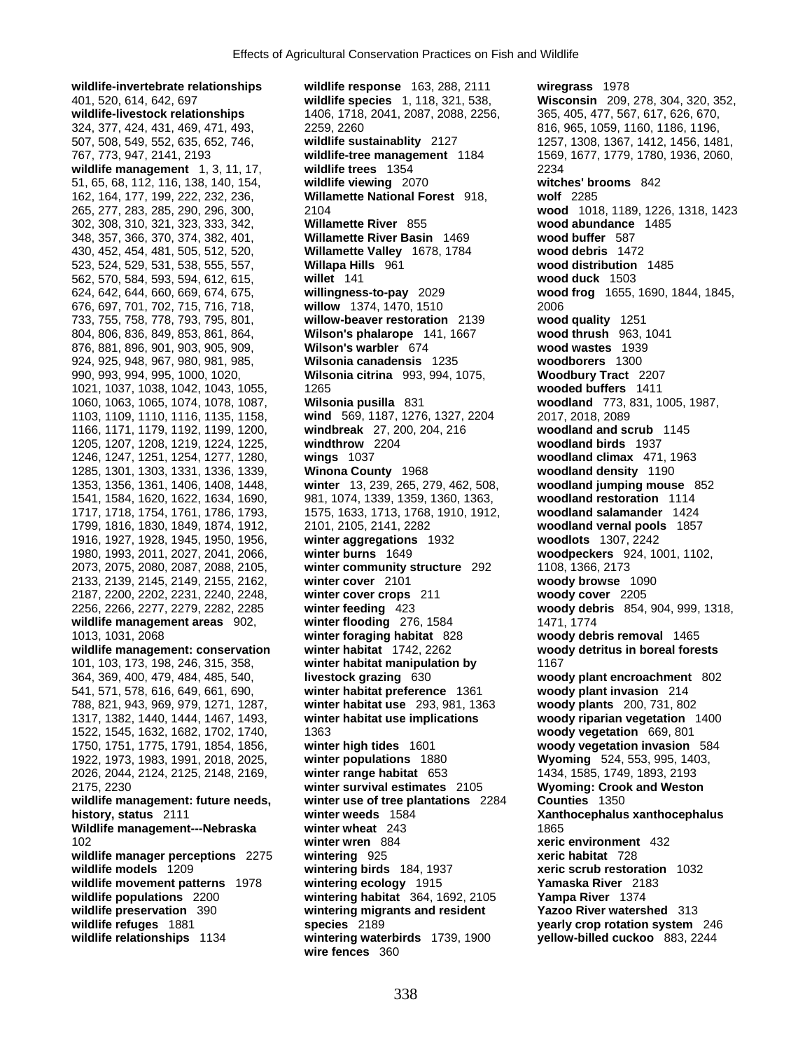**wildlife-invertebrate relationships** 401, 520, 614, 642, 697
**wildlife-livestock relationships** 324, 377, 424, 431, 469, 471, 493, 507, 508, 549, 552, 635, 652, 746, 767, 773, 947, 2141, 2193
**wildlife management** 1, 3, 11, 17, 51, 65, 68, 112, 116, 138, 140, 154, 162, 164, 177, 199, 222, 232, 236, 265, 277, 283, 285, 290, 296, 300, 302, 308, 310, 321, 323, 333, 342, 348, 357, 366, 370, 374, 382, 401, 430, 452, 454, 481, 505, 512, 520, 523, 524, 529, 531, 538, 555, 557, 562, 570, 584, 593, 594, 612, 615, 624, 642, 644, 660, 669, 674, 675, 676, 697, 701, 702, 715, 716, 718, 733, 755, 758, 778, 793, 795, 801, 804, 806, 836, 849, 853, 861, 864, 876, 881, 896, 901, 903, 905, 909, 924, 925, 948, 967, 980, 981, 985, 990, 993, 994, 995, 1000, 1020, 1021, 1037, 1038, 1042, 1043, 1055, 1060, 1063, 1065, 1074, 1078, 1087, 1103, 1109, 1110, 1116, 1135, 1158, 1166, 1171, 1179, 1192, 1199, 1200, 1205, 1207, 1208, 1219, 1224, 1225, 1246, 1247, 1251, 1254, 1277, 1280, 1285, 1301, 1303, 1331, 1336, 1339, 1353, 1356, 1361, 1406, 1408, 1448, 1541, 1584, 1620, 1622, 1634, 1690, 1717, 1718, 1754, 1761, 1786, 1793, 1799, 1816, 1830, 1849, 1874, 1912, 1916, 1927, 1928, 1945, 1950, 1956, 1980, 1993, 2011, 2027, 2041, 2066, 2073, 2075, 2080, 2087, 2088, 2105, 2133, 2139, 2145, 2149, 2155, 2162, 2187, 2200, 2202, 2231, 2240, 2248, 2256, 2266, 2277, 2279, 2282, 2285
**wildlife management areas** 902, 1013, 1031, 2068
**wildlife management: conservation** 101, 103, 173, 198, 246, 315, 358, 364, 369, 400, 479, 484, 485, 540, 541, 571, 578, 616, 649, 661, 690, 788, 821, 943, 969, 979, 1271, 1287, 1317, 1382, 1440, 1444, 1467, 1493, 1522, 1545, 1632, 1682, 1702, 1740, 1750, 1751, 1775, 1791, 1854, 1856, 1922, 1973, 1983, 1991, 2018, 2025, 2026, 2044, 2124, 2125, 2148, 2169, 2175, 2230
**wildlife management: future needs, history, status** 2111
**Wildlife management---Nebraska** 102
**wildlife manager perceptions** 2275
**wildlife models** 1209
**wildlife movement patterns** 1978
**wildlife populations** 2200
**wildlife preservation** 390
**wildlife refuges** 1881
**wildlife relationships** 1134
**wildlife response** 163, 288, 2111
**wildlife species** 1, 118, 321, 538, 1406, 1718, 2041, 2087, 2088, 2256, 2259, 2260
**wildlife sustainablity** 2127
**wildlife-tree management** 1184
**wildlife trees** 1354
**wildlife viewing** 2070
**Willamette National Forest** 918, 2104
**Willamette River** 855
**Willamette River Basin** 1469
**Willamette Valley** 1678, 1784
**Willapa Hills** 961
**willet** 141
**willingness-to-pay** 2029
**willow** 1374, 1470, 1510
**willow-beaver restoration** 2139
**Wilson's phalarope** 141, 1667
**Wilson's warbler** 674
**Wilsonia canadensis** 1235
**Wilsonia citrina** 993, 994, 1075, 1265
**Wilsonia pusilla** 831
**wind** 569, 1187, 1276, 1327, 2204
**windbreak** 27, 200, 204, 216
**windthrow** 2204
**wings** 1037
**Winona County** 1968
**winter** 13, 239, 265, 279, 462, 508, 981, 1074, 1339, 1359, 1360, 1363, 1575, 1633, 1713, 1768, 1910, 1912, 2101, 2105, 2141, 2282
**winter aggregations** 1932
**winter burns** 1649
**winter community structure** 292
**winter cover** 2101
**winter cover crops** 211
**winter feeding** 423
**winter flooding** 276, 1584
**winter foraging habitat** 828
**winter habitat** 1742, 2262
**winter habitat manipulation by livestock grazing** 630
**winter habitat preference** 1361
**winter habitat use** 293, 981, 1363
**winter habitat use implications** 1363
**winter high tides** 1601
**winter populations** 1880
**winter range habitat** 653
**winter survival estimates** 2105
**winter use of tree plantations** 2284
**winter weeds** 1584
**winter wheat** 243
**winter wren** 884
**wintering** 925
**wintering birds** 184, 1937
**wintering ecology** 1915
**wintering habitat** 364, 1692, 2105
**wintering migrants and resident species** 2189
**wintering waterbirds** 1739, 1900
**wire fences** 360
**wiregrass** 1978
**Wisconsin** 209, 278, 304, 320, 352, 365, 405, 477, 567, 617, 626, 670, 816, 965, 1059, 1160, 1186, 1196, 1257, 1308, 1367, 1412, 1456, 1481, 1569, 1677, 1779, 1780, 1936, 2060, 2234
**witches' brooms** 842
**wolf** 2285
**wood** 1018, 1189, 1226, 1318, 1423
**wood abundance** 1485
**wood buffer** 587
**wood debris** 1472
**wood distribution** 1485
**wood duck** 1503
**wood frog** 1655, 1690, 1844, 1845, 2006
**wood quality** 1251
**wood thrush** 963, 1041
**wood wastes** 1939
**woodborers** 1300
**Woodbury Tract** 2207
**wooded buffers** 1411
**woodland** 773, 831, 1005, 1987, 2017, 2018, 2089
**woodland and scrub** 1145
**woodland birds** 1937
**woodland climax** 471, 1963
**woodland density** 1190
**woodland jumping mouse** 852
**woodland restoration** 1114
**woodland salamander** 1424
**woodland vernal pools** 1857
**woodlots** 1307, 2242
**woodpeckers** 924, 1001, 1102, 1108, 1366, 2173
**woody browse** 1090
**woody cover** 2205
**woody debris** 854, 904, 999, 1318, 1471, 1774
**woody debris removal** 1465
**woody detritus in boreal forests** 1167
**woody plant encroachment** 802
**woody plant invasion** 214
**woody plants** 200, 731, 802
**woody riparian vegetation** 1400
**woody vegetation** 669, 801
**woody vegetation invasion** 584
**Wyoming** 524, 553, 995, 1403, 1434, 1585, 1749, 1893, 2193
**Wyoming: Crook and Weston Counties** 1350
**Xanthocephalus xanthocephalus** 1865
**xeric environment** 432
**xeric habitat** 728
**xeric scrub restoration** 1032
**Yamaska River** 2183
**Yampa River** 1374
**Yazoo River watershed** 313
**yearly crop rotation system** 246
**yellow-billed cuckoo** 883, 2244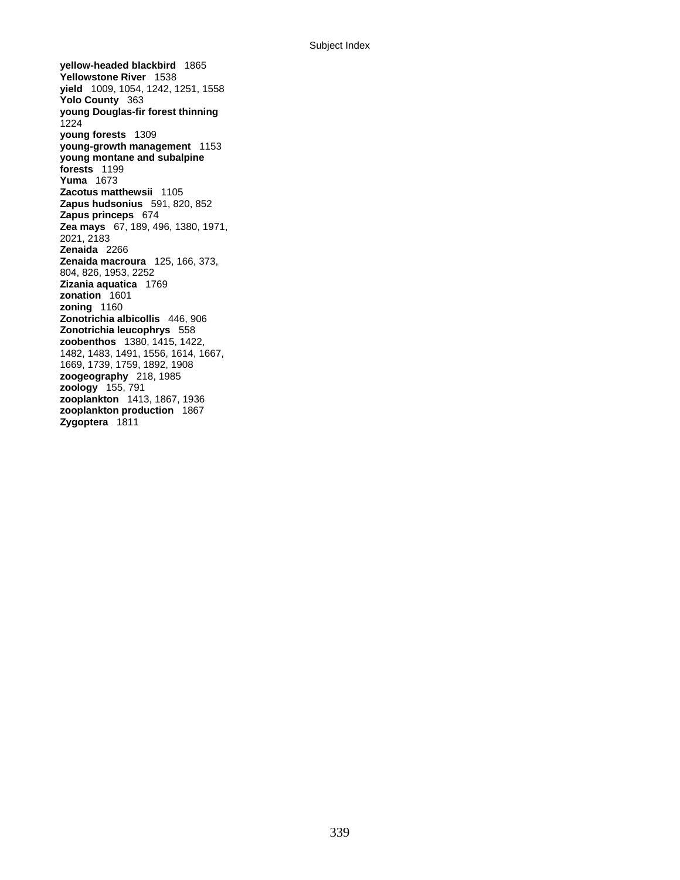**yellow-headed blackbird** 1865
**Yellowstone River** 1538
**yield** 1009, 1054, 1242, 1251, 1558
**Yolo County** 363
**young Douglas-fir forest thinning** 1224
**young forests** 1309
**young-growth management** 1153
**young montane and subalpine forests** 1199
**Yuma** 1673
**Zacotus matthewsii** 1105
**Zapus hudsonius** 591, 820, 852
**Zapus princeps** 674
**Zea mays** 67, 189, 496, 1380, 1971, 2021, 2183
**Zenaida** 2266
**Zenaida macroura** 125, 166, 373, 804, 826, 1953, 2252
**Zizania aquatica** 1769
**zonation** 1601
**zoning** 1160
**Zonotrichia albicollis** 446, 906
**Zonotrichia leucophrys** 558
**zoobenthos** 1380, 1415, 1422, 1482, 1483, 1491, 1556, 1614, 1667, 1669, 1739, 1759, 1892, 1908
**zoogeography** 218, 1985
**zoology** 155, 791
**zooplankton** 1413, 1867, 1936
**zooplankton production** 1867
**Zygoptera** 1811